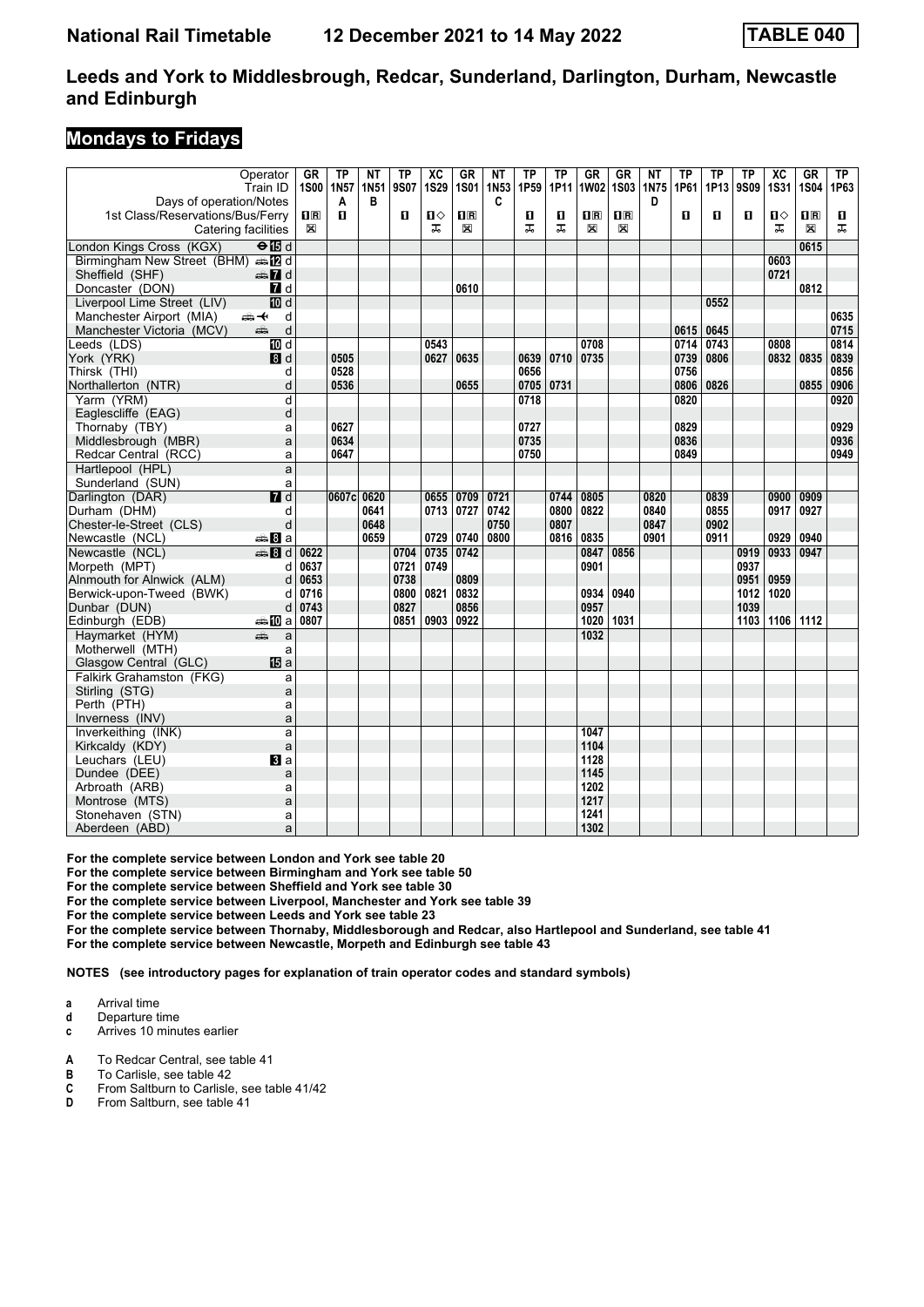# National Rail Timetable 12 December 2021 to 14 May 2022 TABLE 040

## Leeds and York to Middlesbrough, Redcar, Sunderland, Darlington, Durham, Newcastle and Edinburgh

### Mondays to Fridays

| Operator | | GR | TP | NT | TP | XC | GR | NT | TP | TP | GR | GR | NT | TP | TP | TP | XC | GR | TP |
|---|---|---|---|---|---|---|---|---|---|---|---|---|---|---|---|---|---|---|---|
| Train ID | | 1S00 | 1N57 | 1N51 | 9S07 | 1S29 | 1S01 | 1N53 | 1P59 | 1P11 | 1W02 | 1S03 | 1N75 | 1P61 | 1P13 | 9S09 | 1S31 | 1S04 | 1P63 |
| Days of operation/Notes | | | A | B | | | | C | | | | | D | | | | | | |
| 1st Class/Reservations/Bus/Ferry | | 1R | 1 | | 1 | 1◇ | 1R | | 1 | 1 | 1R | 1R | | 1 | 1 | 1 | 1◇ | 1R | 1 |
| Catering facilities | | ✕ | | | | ⚹ | ✕ | | ⚹ | ⚹ | ✕ | ✕ | | | | | ⚹ | ✕ | ⚹ |
| London Kings Cross (KGX) | ⊖15 d | | | | | | | | | | | | | | | | | 0615 | |
| Birmingham New Street (BHM) | 12 d | | | | | | | | | | | | | | | | 0603 | | |
| Sheffield (SHF) | 7 d | | | | | | | | | | | | | | | | 0721 | | |
| Doncaster (DON) | 7 d | | | | | | 0610 | | | | | | | | | | | 0812 | |
| Liverpool Lime Street (LIV) | 10 d | | | | | | | | | | | | | | 0552 | | | | |
| Manchester Airport (MIA) | ✈ d | | | | | | | | | | | | | | | | | | 0635 |
| Manchester Victoria (MCV) | d | | | | | | | | | | | | | 0615 | 0645 | | | | 0715 |
| Leeds (LDS) | 10 d | | | | | 0543 | | | | | 0708 | | | 0714 | 0743 | | 0808 | | 0814 |
| York (YRK) | 8 d | | 0505 | | | 0627 | 0635 | | 0639 | 0710 | 0735 | | | 0739 | 0806 | | 0832 | 0835 | 0839 |
| Thirsk (THI) | d | | 0528 | | | | | | 0656 | | | | | 0756 | | | | | 0856 |
| Northallerton (NTR) | d | | 0536 | | | | 0655 | | 0705 | 0731 | | | | 0806 | 0826 | | | 0855 | 0906 |
| Yarm (YRM) | d | | | | | | | | 0718 | | | | | 0820 | | | | | 0920 |
| Eaglescliffe (EAG) | d | | | | | | | | | | | | | | | | | | |
| Thornaby (TBY) | a | | 0627 | | | | | | 0727 | | | | | 0829 | | | | | 0929 |
| Middlesbrough (MBR) | a | | 0634 | | | | | | 0735 | | | | | 0836 | | | | | 0936 |
| Redcar Central (RCC) | a | | 0647 | | | | | | 0750 | | | | | 0849 | | | | | 0949 |
| Hartlepool (HPL) | a | | | | | | | | | | | | | | | | | | |
| Sunderland (SUN) | a | | | | | | | | | | | | | | | | | | |
| Darlington (DAR) | 7 d | | 0607c | 0620 | | 0655 | 0709 | 0721 | | 0744 | 0805 | | 0820 | | 0839 | | 0900 | 0909 | |
| Durham (DHM) | d | | | 0641 | | 0713 | 0727 | 0742 | | 0800 | 0822 | | 0840 | | 0855 | | 0917 | 0927 | |
| Chester-le-Street (CLS) | d | | | 0648 | | | | 0750 | | 0807 | | | 0847 | | 0902 | | | | |
| Newcastle (NCL) | 8 a | | | 0659 | | 0729 | 0740 | 0800 | | 0816 | 0835 | | 0901 | | 0911 | | 0929 | 0940 | |
| Newcastle (NCL) | 8 d | 0622 | | | 0704 | 0735 | 0742 | | | | 0847 | 0856 | | | | 0919 | 0933 | 0947 | |
| Morpeth (MPT) | d | 0637 | | | 0721 | 0749 | | | | | 0901 | | | | | 0937 | | | |
| Alnmouth for Alnwick (ALM) | d | 0653 | | | 0738 | | 0809 | | | | | | | | | 0951 | 0959 | | |
| Berwick-upon-Tweed (BWK) | d | 0716 | | | 0800 | 0821 | 0832 | | | | 0934 | 0940 | | | | 1012 | 1020 | | |
| Dunbar (DUN) | d | 0743 | | | 0827 | | 0856 | | | | 0957 | | | | | 1039 | | | |
| Edinburgh (EDB) | 10 a | 0807 | | | 0851 | 0903 | 0922 | | | | 1020 | 1031 | | | | 1103 | 1106 | 1112 | |
| Haymarket (HYM) | a | | | | | | | | | | 1032 | | | | | | | | |
| Motherwell (MTH) | a | | | | | | | | | | | | | | | | | | |
| Glasgow Central (GLC) | 15 a | | | | | | | | | | | | | | | | | | |
| Falkirk Grahamston (FKG) | a | | | | | | | | | | | | | | | | | | |
| Stirling (STG) | a | | | | | | | | | | | | | | | | | | |
| Perth (PTH) | a | | | | | | | | | | | | | | | | | | |
| Inverness (INV) | a | | | | | | | | | | | | | | | | | | |
| Inverkeithing (INK) | a | | | | | | | | | | 1047 | | | | | | | | |
| Kirkcaldy (KDY) | a | | | | | | | | | | 1104 | | | | | | | | |
| Leuchars (LEU) | 3 a | | | | | | | | | | 1128 | | | | | | | | |
| Dundee (DEE) | a | | | | | | | | | | 1145 | | | | | | | | |
| Arbroath (ARB) | a | | | | | | | | | | 1202 | | | | | | | | |
| Montrose (MTS) | a | | | | | | | | | | 1217 | | | | | | | | |
| Stonehaven (STN) | a | | | | | | | | | | 1241 | | | | | | | | |
| Aberdeen (ABD) | a | | | | | | | | | | 1302 | | | | | | | | |

**For the complete service between London and York see table 20**
**For the complete service between Birmingham and York see table 50**
**For the complete service between Sheffield and York see table 30**
**For the complete service between Liverpool, Manchester and York see table 39**
**For the complete service between Leeds and York see table 23**
**For the complete service between Thornaby, Middlesborough and Redcar, also Hartlepool and Sunderland, see table 41**
**For the complete service between Newcastle, Morpeth and Edinburgh see table 43**

**NOTES (see introductory pages for explanation of train operator codes and standard symbols)**

- **a** Arrival time
- **d** Departure time
- **c** Arrives 10 minutes earlier

- **A** To Redcar Central, see table 41
- **B** To Carlisle, see table 42
- **C** From Saltburn to Carlisle, see table 41/42
- **D** From Saltburn, see table 41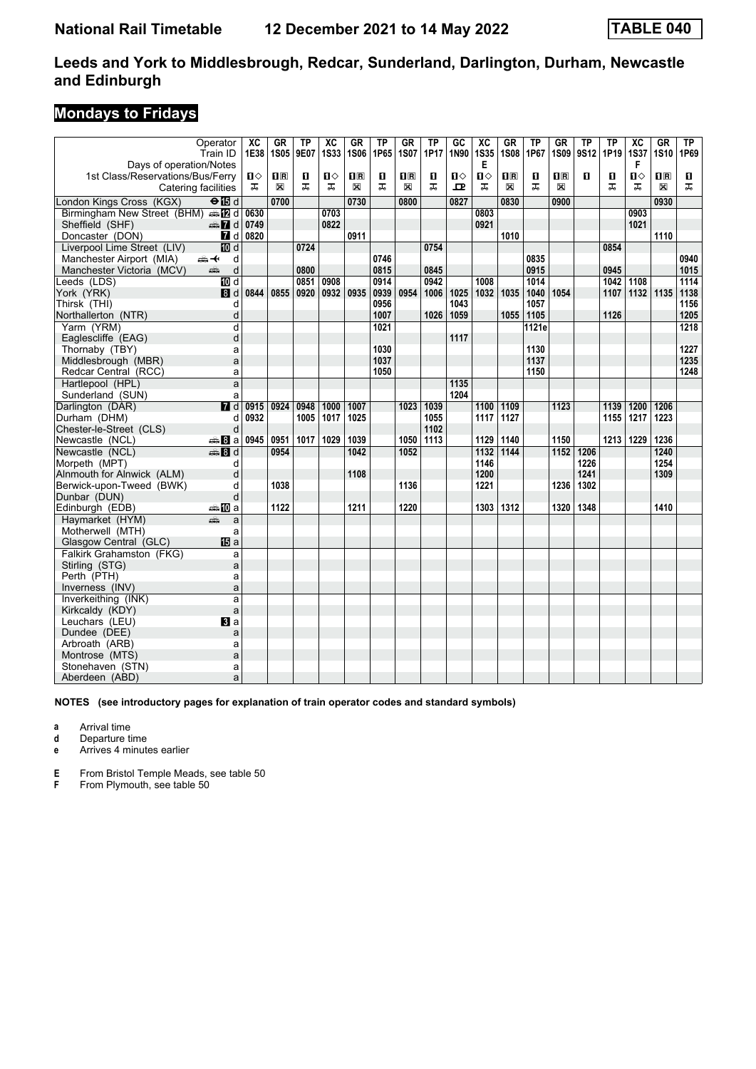National Rail Timetable 12 December 2021 to 14 May 2022 TABLE 040

# Leeds and York to Middlesbrough, Redcar, Sunderland, Darlington, Durham, Newcastle and Edinburgh

## Mondays to Fridays

| Operator | | XC | GR | TP | XC | GR | TP | GR | TP | GC | XC | GR | TP | GR | TP | TP | XC | GR | TP |
|---|---|---|---|---|---|---|---|---|---|---|---|---|---|---|---|---|---|---|---|
| Train ID | | 1E38 | 1S05 | 9E07 | 1S33 | 1S06 | 1P65 | 1S07 | 1P17 | 1N90 | 1S35 | 1S08 | 1P67 | 1S09 | 9S12 | 1P19 | 1S37 | 1S10 | 1P69 |
| Days of operation/Notes | | | | | | | | | | | E | | | | | | F | | |
| 1st Class/Reservations/Bus/Ferry | | 1◇ | 1R | 1 | 1◇ | 1R | 1 | 1R | 1 | 1◇ | 1◇ | 1R | 1 | 1R | 1 | 1 | 1◇ | 1R | 1 |
| Catering facilities | | ⊼ | ☒ | ⊼ | ⊼ | ☒ | ⊼ | ☒ | ⊼ | ⊡ | ⊼ | ☒ | ⊼ | ☒ | | ⊼ | ⊼ | ☒ | ⊼ |
| London Kings Cross (KGX) | 15 d | | 0700 | | | 0730 | | 0800 | | 0827 | | 0830 | | 0900 | | | | 0930 | |
| Birmingham New Street (BHM) | 12 d | 0630 | | | 0703 | | | | | | 0803 | | | | | | 0903 | | |
| Sheffield (SHF) | 7 d | 0749 | | | 0822 | | | | | | 0921 | | | | | | 1021 | | |
| Doncaster (DON) | 7 d | 0820 | | | | 0911 | | | | | | 1010 | | | | | | 1110 | |
| Liverpool Lime Street (LIV) | 10 d | | | 0724 | | | | | 0754 | | | | | | | 0854 | | | |
| Manchester Airport (MIA) | d | | | | | | 0746 | | | | | | 0835 | | | | | | 0940 |
| Manchester Victoria (MCV) | d | | | 0800 | | | 0815 | | 0845 | | | | 0915 | | | 0945 | | | 1015 |
| Leeds (LDS) | 10 d | | | 0851 | 0908 | | 0914 | | 0942 | | 1008 | | 1014 | | | 1042 | 1108 | | 1114 |
| York (YRK) | 8 d | 0844 | 0855 | 0920 | 0932 | 0935 | 0939 | 0954 | 1006 | 1025 | 1032 | 1035 | 1040 | 1054 | | 1107 | 1132 | 1135 | 1138 |
| Thirsk (THI) | d | | | | | | 0956 | | | 1043 | | | 1057 | | | | | | 1156 |
| Northallerton (NTR) | d | | | | | | 1007 | | 1026 | 1059 | | 1055 | 1105 | | | 1126 | | | 1205 |
| Yarm (YRM) | d | | | | | | 1021 | | | | | | 1121e | | | | | | 1218 |
| Eaglescliffe (EAG) | d | | | | | | | | | 1117 | | | | | | | | | |
| Thornaby (TBY) | a | | | | | | 1030 | | | | | | 1130 | | | | | | 1227 |
| Middlesbrough (MBR) | a | | | | | | 1037 | | | | | | 1137 | | | | | | 1235 |
| Redcar Central (RCC) | a | | | | | | 1050 | | | | | | 1150 | | | | | | 1248 |
| Hartlepool (HPL) | a | | | | | | | | | 1135 | | | | | | | | | |
| Sunderland (SUN) | a | | | | | | | | | 1204 | | | | | | | | | |
| Darlington (DAR) | 7 d | 0915 | 0924 | 0948 | 1000 | 1007 | | 1023 | 1039 | | 1100 | 1109 | | 1123 | | 1139 | 1200 | 1206 | |
| Durham (DHM) | d | 0932 | | 1005 | 1017 | 1025 | | | 1055 | | 1117 | 1127 | | | | 1155 | 1217 | 1223 | |
| Chester-le-Street (CLS) | d | | | | | | | | 1102 | | | | | | | | | | |
| Newcastle (NCL) | 8 a | 0945 | 0951 | 1017 | 1029 | 1039 | | 1050 | 1113 | | 1129 | 1140 | | 1150 | | 1213 | 1229 | 1236 | |
| Newcastle (NCL) | 8 d | | 0954 | | | 1042 | | 1052 | | | 1132 | 1144 | | 1152 | 1206 | | | 1240 | |
| Morpeth (MPT) | d | | | | | | | | | | 1146 | | | | 1226 | | | 1254 | |
| Alnmouth for Alnwick (ALM) | d | | | | | 1108 | | | | | 1200 | | | | 1241 | | | 1309 | |
| Berwick-upon-Tweed (BWK) | d | | 1038 | | | | | 1136 | | | 1221 | | | 1236 | 1302 | | | | |
| Dunbar (DUN) | d | | | | | | | | | | | | | | | | | | |
| Edinburgh (EDB) | 10 a | | 1122 | | | 1211 | | 1220 | | | 1303 | 1312 | | 1320 | 1348 | | | 1410 | |
| Haymarket (HYM) | a | | | | | | | | | | | | | | | | | | |
| Motherwell (MTH) | a | | | | | | | | | | | | | | | | | | |
| Glasgow Central (GLC) | 15 a | | | | | | | | | | | | | | | | | | |
| Falkirk Grahamston (FKG) | a | | | | | | | | | | | | | | | | | | |
| Stirling (STG) | a | | | | | | | | | | | | | | | | | | |
| Perth (PTH) | a | | | | | | | | | | | | | | | | | | |
| Inverness (INV) | a | | | | | | | | | | | | | | | | | | |
| Inverkeithing (INK) | a | | | | | | | | | | | | | | | | | | |
| Kirkcaldy (KDY) | a | | | | | | | | | | | | | | | | | | |
| Leuchars (LEU) | 3 a | | | | | | | | | | | | | | | | | | |
| Dundee (DEE) | a | | | | | | | | | | | | | | | | | | |
| Arbroath (ARB) | a | | | | | | | | | | | | | | | | | | |
| Montrose (MTS) | a | | | | | | | | | | | | | | | | | | |
| Stonehaven (STN) | a | | | | | | | | | | | | | | | | | | |
| Aberdeen (ABD) | a | | | | | | | | | | | | | | | | | | |

**NOTES (see introductory pages for explanation of train operator codes and standard symbols)**

**a** Arrival time
**d** Departure time
**e** Arrives 4 minutes earlier

**E** From Bristol Temple Meads, see table 50
**F** From Plymouth, see table 50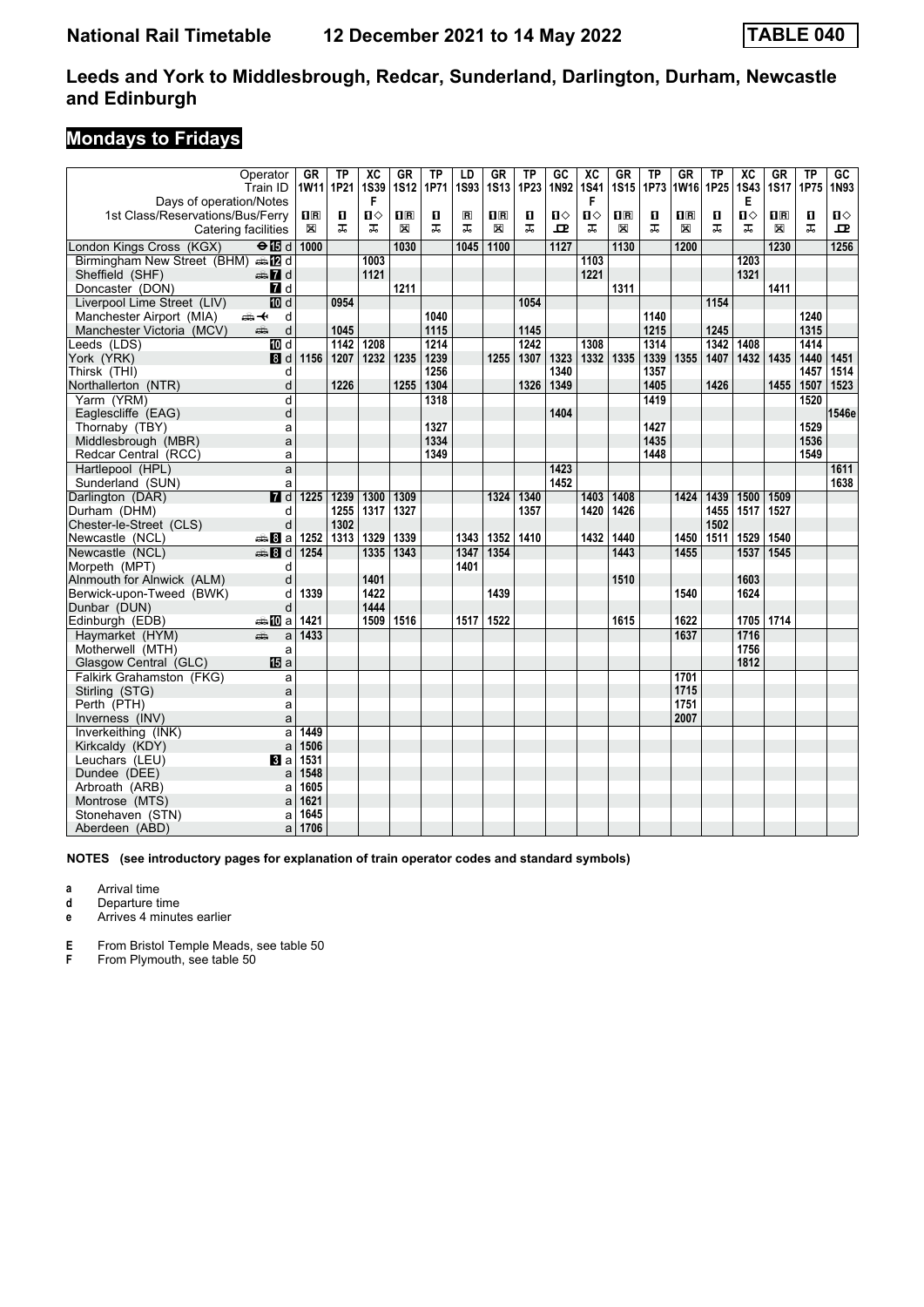# National Rail Timetable 12 December 2021 to 14 May 2022 TABLE 040

## Leeds and York to Middlesbrough, Redcar, Sunderland, Darlington, Durham, Newcastle and Edinburgh

## Mondays to Fridays

| Operator | | GR | TP | XC | GR | TP | LD | GR | TP | GC | XC | GR | TP | GR | TP | XC | GR | TP | GC |
|---|---|---|---|---|---|---|---|---|---|---|---|---|---|---|---|---|---|---|---|
| Train ID | | 1W11 | 1P21 | 1S39 | 1S12 | 1P71 | 1S93 | 1S13 | 1P23 | 1N92 | 1S41 | 1S15 | 1P73 | 1W16 | 1P25 | 1S43 | 1S17 | 1P75 | 1N93 |
| Days of operation/Notes | | | | F | | | | | | | F | | | | | E | | | |
| 1st Class/Reservations/Bus/Ferry | | 1R | 1 | 1◇ | 1R | 1 | R | 1R | 1 | 1◇ | 1◇ | 1R | 1 | 1R | 1 | 1◇ | 1R | 1 | 1◇ |
| Catering facilities | | ☒ | ♿ | ♿ | ☒ | ♿ | ♿ | ☒ | ♿ | ⊡ | ♿ | ☒ | ♿ | ☒ | ♿ | ♿ | ☒ | ♿ | ⊡ |
| London Kings Cross (KGX) | ⊖15 d | 1000 | | | 1030 | | 1045 | 1100 | | 1127 | | 1130 | | 1200 | | | 1230 | | 1256 |
| Birmingham New Street (BHM) | 12 d | | | 1003 | | | | | | | 1103 | | | | | 1203 | | | |
| Sheffield (SHF) | 7 d | | | 1121 | | | | | | | 1221 | | | | | 1321 | | | |
| Doncaster (DON) | 7 d | | | | 1211 | | | | | | | 1311 | | | | | 1411 | | |
| Liverpool Lime Street (LIV) | 10 d | | 0954 | | | | | | 1054 | | | | | | 1154 | | | | |
| Manchester Airport (MIA) | d | | | | | 1040 | | | | | | | 1140 | | | | | 1240 | |
| Manchester Victoria (MCV) | d | | 1045 | | | 1115 | | | 1145 | | | | 1215 | | 1245 | | | 1315 | |
| Leeds (LDS) | 10 d | | 1142 | 1208 | | 1214 | | | 1242 | | 1308 | | 1314 | | 1342 | 1408 | | 1414 | |
| York (YRK) | 8 d | 1156 | 1207 | 1232 | 1235 | 1239 | | 1255 | 1307 | 1323 | 1332 | 1335 | 1339 | 1355 | 1407 | 1432 | 1435 | 1440 | 1451 |
| Thirsk (THI) | d | | | | | 1256 | | | | 1340 | | | 1357 | | | | | 1457 | 1514 |
| Northallerton (NTR) | d | | 1226 | | 1255 | 1304 | | | 1326 | 1349 | | | 1405 | | 1426 | | 1455 | 1507 | 1523 |
| Yarm (YRM) | d | | | | | 1318 | | | | | | | 1419 | | | | | 1520 | |
| Eaglescliffe (EAG) | d | | | | | | | | | 1404 | | | | | | | | | 1546e |
| Thornaby (TBY) | a | | | | | 1327 | | | | | | | 1427 | | | | | 1529 | |
| Middlesbrough (MBR) | a | | | | | 1334 | | | | | | | 1435 | | | | | 1536 | |
| Redcar Central (RCC) | a | | | | | 1349 | | | | | | | 1448 | | | | | 1549 | |
| Hartlepool (HPL) | a | | | | | | | | | 1423 | | | | | | | | | 1611 |
| Sunderland (SUN) | a | | | | | | | | | 1452 | | | | | | | | | 1638 |
| Darlington (DAR) | 7 d | 1225 | 1239 | 1300 | 1309 | | | 1324 | 1340 | | 1403 | 1408 | | 1424 | 1439 | 1500 | 1509 | | |
| Durham (DHM) | d | | 1255 | 1317 | 1327 | | | | 1357 | | 1420 | 1426 | | | 1455 | 1517 | 1527 | | |
| Chester-le-Street (CLS) | d | | 1302 | | | | | | | | | | | | 1502 | | | | |
| Newcastle (NCL) | 8 a | 1252 | 1313 | 1329 | 1339 | | 1343 | 1352 | 1410 | | 1432 | 1440 | | 1450 | 1511 | 1529 | 1540 | | |
| Newcastle (NCL) | 8 d | 1254 | | 1335 | 1343 | | 1347 | 1354 | | | | 1443 | | 1455 | | 1537 | 1545 | | |
| Morpeth (MPT) | d | | | | | | 1401 | | | | | | | | | | | | |
| Alnmouth for Alnwick (ALM) | d | | | 1401 | | | | | | | | 1510 | | | | 1603 | | | |
| Berwick-upon-Tweed (BWK) | d | 1339 | | 1422 | | | | 1439 | | | | | | 1540 | | 1624 | | | |
| Dunbar (DUN) | d | | | 1444 | | | | | | | | | | | | | | | |
| Edinburgh (EDB) | 10 a | 1421 | | 1509 | 1516 | | 1517 | 1522 | | | | 1615 | | 1622 | | 1705 | 1714 | | |
| Haymarket (HYM) | a | 1433 | | | | | | | | | | | | 1637 | | 1716 | | | |
| Motherwell (MTH) | a | | | | | | | | | | | | | | | 1756 | | | |
| Glasgow Central (GLC) | 15 a | | | | | | | | | | | | | | | 1812 | | | |
| Falkirk Grahamston (FKG) | a | | | | | | | | | | | | | 1701 | | | | | |
| Stirling (STG) | a | | | | | | | | | | | | | 1715 | | | | | |
| Perth (PTH) | a | | | | | | | | | | | | | 1751 | | | | | |
| Inverness (INV) | a | | | | | | | | | | | | | 2007 | | | | | |
| Inverkeithing (INK) | a | 1449 | | | | | | | | | | | | | | | | | |
| Kirkcaldy (KDY) | a | 1506 | | | | | | | | | | | | | | | | | |
| Leuchars (LEU) | 3 a | 1531 | | | | | | | | | | | | | | | | | |
| Dundee (DEE) | a | 1548 | | | | | | | | | | | | | | | | | |
| Arbroath (ARB) | a | 1605 | | | | | | | | | | | | | | | | | |
| Montrose (MTS) | a | 1621 | | | | | | | | | | | | | | | | | |
| Stonehaven (STN) | a | 1645 | | | | | | | | | | | | | | | | | |
| Aberdeen (ABD) | a | 1706 | | | | | | | | | | | | | | | | | |

**NOTES (see introductory pages for explanation of train operator codes and standard symbols)**

- **a** Arrival time
- **d** Departure time
- **e** Arrives 4 minutes earlier

- **E** From Bristol Temple Meads, see table 50
- **F** From Plymouth, see table 50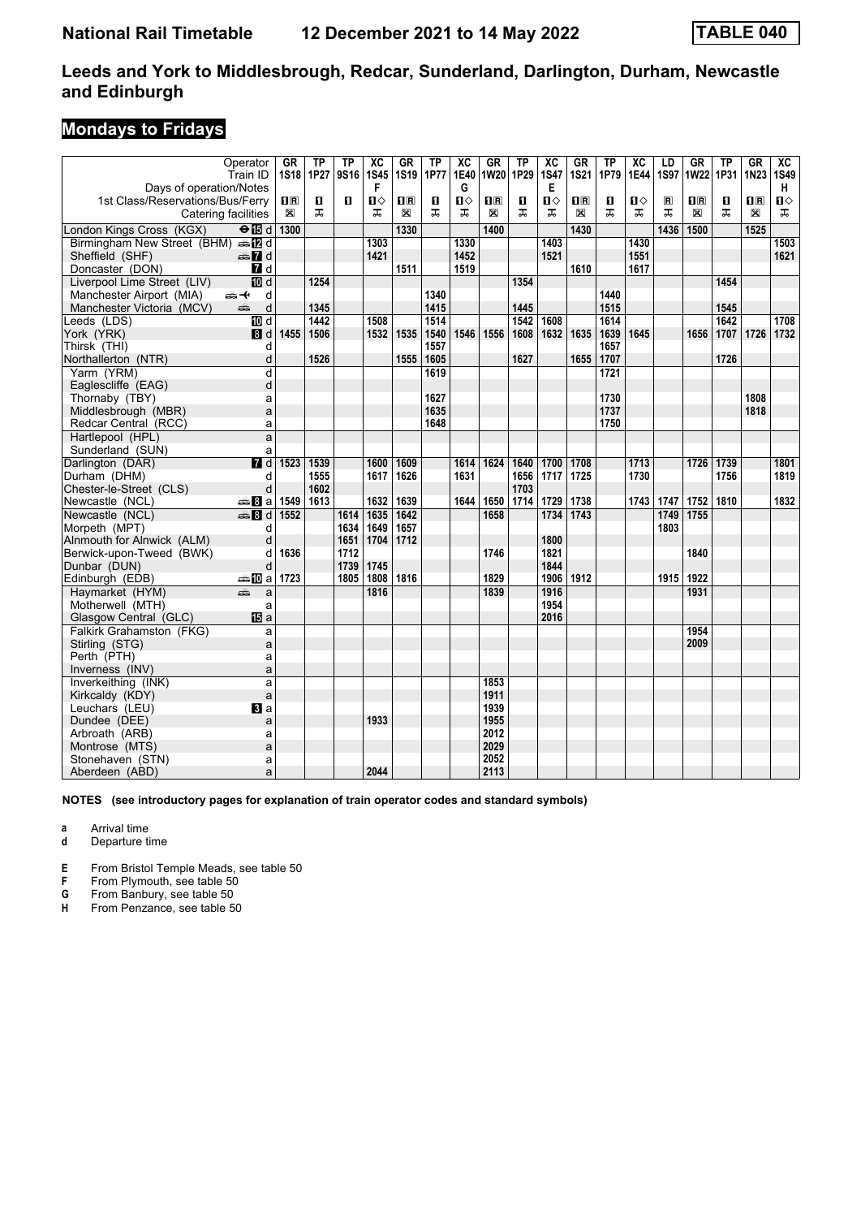# National Rail Timetable 12 December 2021 to 14 May 2022 TABLE 040

## Leeds and York to Middlesbrough, Redcar, Sunderland, Darlington, Durham, Newcastle and Edinburgh

## Mondays to Fridays

| Operator | | GR | TP | TP | XC | GR | TP | XC | GR | TP | XC | GR | TP | XC | LD | GR | TP | GR | XC |
|---|---|---|---|---|---|---|---|---|---|---|---|---|---|---|---|---|---|---|---|
| Train ID | | 1S18 | 1P27 | 9S16 | 1S45 | 1S19 | 1P77 | 1E40 | 1W20 | 1P29 | 1S47 | 1S21 | 1P79 | 1E44 | 1S97 | 1W22 | 1P31 | 1N23 | 1S49 |
| Days of operation/Notes | | | | | F | | | G | | | E | | | | | | | | H |
| 1st Class/Reservations/Bus/Ferry | | 1R | 1 | 1 | 1◇ | 1R | 1 | 1◇ | 1R | 1 | 1◇ | 1R | 1 | 1◇ | R | 1R | 1 | 1R | 1◇ |
| Catering facilities | | ⊠ | ⊼ | | ⊼ | ⊠ | ⊼ | ⊼ | ⊠ | ⊼ | ⊼ | ⊠ | ⊼ | ⊼ | ⊼ | ⊠ | ⊼ | ⊠ | ⊼ |
| London Kings Cross (KGX) ⊖15 | d | 1300 | | | | 1330 | | | 1400 | | | 1430 | | | 1436 | 1500 | | 1525 | |
| Birmingham New Street (BHM) 12 | d | | | | 1303 | | | 1330 | | | 1403 | | | 1430 | | | | | 1503 |
| Sheffield (SHF) 7 | d | | | | 1421 | | | 1452 | | | 1521 | | | 1551 | | | | | 1621 |
| Doncaster (DON) 7 | d | | | | | 1511 | | 1519 | | | | 1610 | | 1617 | | | | | |
| Liverpool Lime Street (LIV) 10 | d | | 1254 | | | | | | | 1354 | | | | | | | 1454 | | |
| Manchester Airport (MIA) | d | | | | | | 1340 | | | | | | 1440 | | | | | | |
| Manchester Victoria (MCV) | d | | 1345 | | | | 1415 | | | 1445 | | | 1515 | | | | 1545 | | |
| Leeds (LDS) 10 | d | | 1442 | | 1508 | | 1514 | | | 1542 | 1608 | | 1614 | | | | 1642 | | 1708 |
| York (YRK) 8 | d | 1455 | 1506 | | 1532 | 1535 | 1540 | 1546 | 1556 | 1608 | 1632 | 1635 | 1639 | 1645 | | 1656 | 1707 | 1726 | 1732 |
| Thirsk (THI) | d | | | | | | 1557 | | | | | | 1657 | | | | | | |
| Northallerton (NTR) | d | | 1526 | | | 1555 | 1605 | | | 1627 | | 1655 | 1707 | | | | 1726 | | |
| Yarm (YRM) | d | | | | | | 1619 | | | | | | 1721 | | | | | | |
| Eaglescliffe (EAG) | d | | | | | | | | | | | | | | | | | | |
| Thornaby (TBY) | a | | | | | | 1627 | | | | | | 1730 | | | | | 1808 | |
| Middlesbrough (MBR) | a | | | | | | 1635 | | | | | | 1737 | | | | | 1818 | |
| Redcar Central (RCC) | a | | | | | | 1648 | | | | | | 1750 | | | | | | |
| Hartlepool (HPL) | a | | | | | | | | | | | | | | | | | | |
| Sunderland (SUN) | a | | | | | | | | | | | | | | | | | | |
| Darlington (DAR) 7 | d | 1523 | 1539 | | 1600 | 1609 | | 1614 | 1624 | 1640 | 1700 | 1708 | | 1713 | | 1726 | 1739 | | 1801 |
| Durham (DHM) | d | | 1555 | | 1617 | 1626 | | 1631 | | 1656 | 1717 | 1725 | | 1730 | | | 1756 | | 1819 |
| Chester-le-Street (CLS) | d | | 1602 | | | | | | | 1703 | | | | | | | | | |
| Newcastle (NCL) 8 | a | 1549 | 1613 | | 1632 | 1639 | | 1644 | 1650 | 1714 | 1729 | 1738 | | 1743 | 1747 | 1752 | 1810 | | 1832 |
| Newcastle (NCL) 8 | d | 1552 | | 1614 | 1635 | 1642 | | | 1658 | | 1734 | 1743 | | | 1749 | 1755 | | | |
| Morpeth (MPT) | d | | | 1634 | 1649 | 1657 | | | | | | | | | 1803 | | | | |
| Alnmouth for Alnwick (ALM) | d | | | 1651 | 1704 | 1712 | | | | | 1800 | | | | | | | | |
| Berwick-upon-Tweed (BWK) | d | 1636 | | 1712 | | | | | 1746 | | 1821 | | | | | 1840 | | | |
| Dunbar (DUN) | d | | | 1739 | 1745 | | | | | | 1844 | | | | | | | | |
| Edinburgh (EDB) 10 | a | 1723 | | 1805 | 1808 | 1816 | | | 1829 | | 1906 | 1912 | | | 1915 | 1922 | | | |
| Haymarket (HYM) | a | | | | 1816 | | | | 1839 | | 1916 | | | | | 1931 | | | |
| Motherwell (MTH) | a | | | | | | | | | | 1954 | | | | | | | | |
| Glasgow Central (GLC) 15 | a | | | | | | | | | | 2016 | | | | | | | | |
| Falkirk Grahamston (FKG) | a | | | | | | | | | | | | | | | 1954 | | | |
| Stirling (STG) | a | | | | | | | | | | | | | | | 2009 | | | |
| Perth (PTH) | a | | | | | | | | | | | | | | | | | | |
| Inverness (INV) | a | | | | | | | | | | | | | | | | | | |
| Inverkeithing (INK) | a | | | | | | | | 1853 | | | | | | | | | | |
| Kirkcaldy (KDY) | a | | | | | | | | 1911 | | | | | | | | | | |
| Leuchars (LEU) 3 | a | | | | | | | | 1939 | | | | | | | | | | |
| Dundee (DEE) | a | | | | 1933 | | | | 1955 | | | | | | | | | | |
| Arbroath (ARB) | a | | | | | | | | 2012 | | | | | | | | | | |
| Montrose (MTS) | a | | | | | | | | 2029 | | | | | | | | | | |
| Stonehaven (STN) | a | | | | | | | | 2052 | | | | | | | | | | |
| Aberdeen (ABD) | a | | | | 2044 | | | | 2113 | | | | | | | | | | |

**NOTES (see introductory pages for explanation of train operator codes and standard symbols)**

**a** Arrival time
**d** Departure time

**E** From Bristol Temple Meads, see table 50
**F** From Plymouth, see table 50
**G** From Banbury, see table 50
**H** From Penzance, see table 50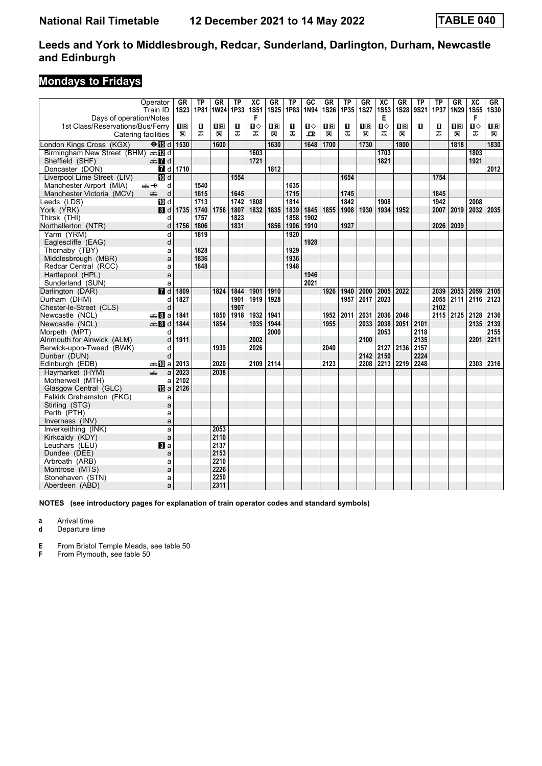# National Rail Timetable 12 December 2021 to 14 May 2022 TABLE 040

## Leeds and York to Middlesbrough, Redcar, Sunderland, Darlington, Durham, Newcastle and Edinburgh

### Mondays to Fridays

| Operator | | GR | TP | GR | TP | XC | GR | TP | GC | GR | TP | GR | XC | GR | TP | TP | GR | XC | GR |
|---|---|---|---|---|---|---|---|---|---|---|---|---|---|---|---|---|---|---|---|
| Train ID | | 1S23 | 1P81 | 1W24 | 1P33 | 1S51 | 1S25 | 1P83 | 1N94 | 1S26 | 1P35 | 1S27 | 1S53 | 1S28 | 9S21 | 1P37 | 1N29 | 1S55 | 1S30 |
| Days of operation/Notes | | | | | | F | | | | | | | E | | | | | F | |
| 1st Class/Reservations/Bus/Ferry | | 1R | 1 | 1R | 1 | 1◇ | 1R | 1 | 1◇ | 1R | 1 | 1R | 1◇ | 1R | 1 | 1 | 1R | 1◇ | 1R |
| Catering facilities | | ✕ | ⚭ | ✕ | ⚭ | ⚭ | ✕ | ⚭ | 🍴 | ✕ | ⚭ | ✕ | ⚭ | ✕ | | ⚭ | ✕ | ⚭ | ✕ |
| London Kings Cross (KGX) | 15 d | 1530 | | 1600 | | | 1630 | | 1648 | 1700 | | 1730 | | 1800 | | | 1818 | | 1830 |
| Birmingham New Street (BHM) | 12 d | | | | | 1603 | | | | | | | 1703 | | | | | 1803 | |
| Sheffield (SHF) | 7 d | | | | | 1721 | | | | | | | 1821 | | | | | 1921 | |
| Doncaster (DON) | 7 d | 1710 | | | | | 1812 | | | | | | | | | | | | 2012 |
| Liverpool Lime Street (LIV) | 10 d | | | | 1554 | | | | | | 1654 | | | | | 1754 | | | |
| Manchester Airport (MIA) | d | | 1540 | | | | | 1635 | | | | | | | | | | | |
| Manchester Victoria (MCV) | d | | 1615 | | 1645 | | | 1715 | | | 1745 | | | | | 1845 | | | |
| Leeds (LDS) | 10 d | | 1713 | | 1742 | 1808 | | 1814 | | | 1842 | | 1908 | | | 1942 | | 2008 | |
| York (YRK) | 8 d | 1735 | 1740 | 1756 | 1807 | 1832 | 1835 | 1839 | 1845 | 1855 | 1908 | 1930 | 1934 | 1952 | | 2007 | 2019 | 2032 | 2035 |
| Thirsk (THI) | d | | 1757 | | 1823 | | | 1858 | 1902 | | | | | | | | | | |
| Northallerton (NTR) | d | 1756 | 1806 | | 1831 | | 1856 | 1906 | 1910 | | 1927 | | | | | 2026 | 2039 | | |
| Yarm (YRM) | d | | 1819 | | | | | 1920 | | | | | | | | | | | |
| Eaglescliffe (EAG) | d | | | | | | | | 1928 | | | | | | | | | | |
| Thornaby (TBY) | a | | 1828 | | | | | 1929 | | | | | | | | | | | |
| Middlesbrough (MBR) | a | | 1836 | | | | | 1936 | | | | | | | | | | | |
| Redcar Central (RCC) | a | | 1848 | | | | | 1948 | | | | | | | | | | | |
| Hartlepool (HPL) | a | | | | | | | | 1946 | | | | | | | | | | |
| Sunderland (SUN) | a | | | | | | | | 2021 | | | | | | | | | | |
| Darlington (DAR) | 7 d | 1809 | | 1824 | 1844 | 1901 | 1910 | | | 1926 | 1940 | 2000 | 2005 | 2022 | | 2039 | 2053 | 2059 | 2105 |
| Durham (DHM) | d | 1827 | | | 1901 | 1919 | 1928 | | | | 1957 | 2017 | 2023 | | | 2055 | 2111 | 2116 | 2123 |
| Chester-le-Street (CLS) | d | | | | 1907 | | | | | | | | | | | 2102 | | | |
| Newcastle (NCL) | 8 a | 1841 | | 1850 | 1918 | 1932 | 1941 | | | 1952 | 2011 | 2031 | 2036 | 2048 | | 2115 | 2125 | 2128 | 2136 |
| Newcastle (NCL) | 8 d | 1844 | | 1854 | | 1935 | 1944 | | | 1955 | | 2033 | 2038 | 2051 | 2101 | | | 2135 | 2139 |
| Morpeth (MPT) | d | | | | | | 2000 | | | | | | 2053 | | 2118 | | | | 2155 |
| Alnmouth for Alnwick (ALM) | d | 1911 | | | | 2002 | | | | | | 2100 | | | 2135 | | | 2201 | 2211 |
| Berwick-upon-Tweed (BWK) | d | | | 1939 | | 2026 | | | | 2040 | | | 2127 | 2136 | 2157 | | | | |
| Dunbar (DUN) | d | | | | | | | | | | | 2142 | 2150 | | 2224 | | | | |
| Edinburgh (EDB) | 10 a | 2013 | | 2020 | | 2109 | 2114 | | | 2123 | | 2208 | 2213 | 2219 | 2248 | | | 2303 | 2316 |
| Haymarket (HYM) | a | 2023 | | 2038 | | | | | | | | | | | | | | | |
| Motherwell (MTH) | a | 2102 | | | | | | | | | | | | | | | | | |
| Glasgow Central (GLC) | 15 a | 2126 | | | | | | | | | | | | | | | | | |
| Falkirk Grahamston (FKG) | a | | | | | | | | | | | | | | | | | | |
| Stirling (STG) | a | | | | | | | | | | | | | | | | | | |
| Perth (PTH) | a | | | | | | | | | | | | | | | | | | |
| Inverness (INV) | a | | | | | | | | | | | | | | | | | | |
| Inverkeithing (INK) | a | | | 2053 | | | | | | | | | | | | | | | |
| Kirkcaldy (KDY) | a | | | 2110 | | | | | | | | | | | | | | | |
| Leuchars (LEU) | 3 a | | | 2137 | | | | | | | | | | | | | | | |
| Dundee (DEE) | a | | | 2153 | | | | | | | | | | | | | | | |
| Arbroath (ARB) | a | | | 2210 | | | | | | | | | | | | | | | |
| Montrose (MTS) | a | | | 2226 | | | | | | | | | | | | | | | |
| Stonehaven (STN) | a | | | 2250 | | | | | | | | | | | | | | | |
| Aberdeen (ABD) | a | | | 2311 | | | | | | | | | | | | | | | |

**NOTES (see introductory pages for explanation of train operator codes and standard symbols)**

**a** Arrival time
**d** Departure time

**E** From Bristol Temple Meads, see table 50
**F** From Plymouth, see table 50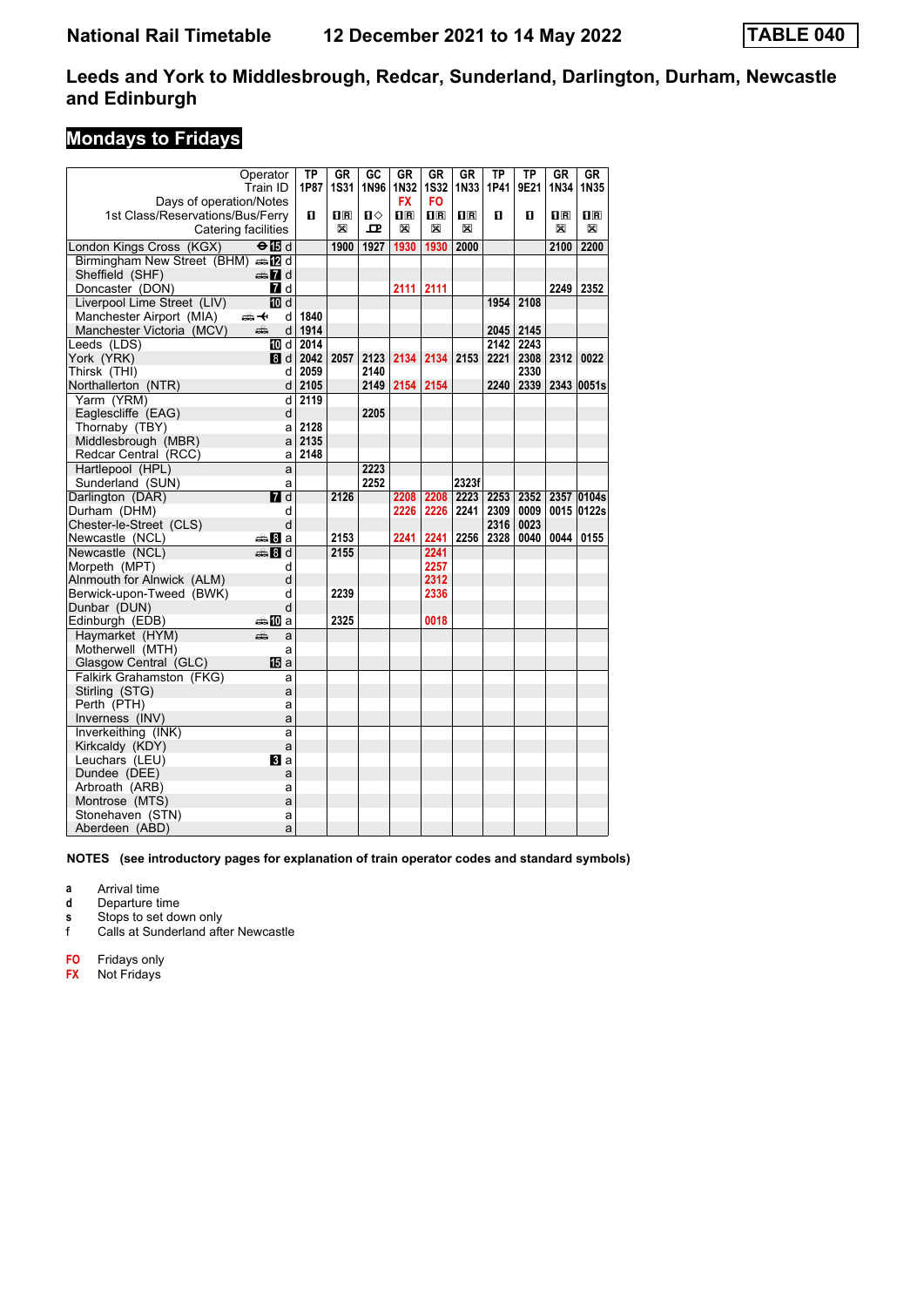# National Rail Timetable 12 December 2021 to 14 May 2022 TABLE 040

## Leeds and York to Middlesbrough, Redcar, Sunderland, Darlington, Durham, Newcastle and Edinburgh

### Mondays to Fridays

| Operator | | TP | GR | GC | GR | GR | GR | TP | TP | GR | GR |
|---|---|---|---|---|---|---|---|---|---|---|---|
| Train ID | | 1P87 | 1S31 | 1N96 | 1N32 | 1S32 | 1N33 | 1P41 | 9E21 | 1N34 | 1N35 |
| Days of operation/Notes | | | | | FX | FO | | | | | |
| 1st Class/Reservations/Bus/Ferry | | ■ | ■R | ■◇ | ■R | ■R | ■R | ■ | ■ | ■R | ■R |
| Catering facilities | | | ☒ | ᗜ | ☒ | ☒ | ☒ | | | ☒ | ☒ |
| London Kings Cross (KGX) | ⊖15 d | | 1900 | 1927 | 1930 | 1930 | 2000 | | | 2100 | 2200 |
| Birmingham New Street (BHM) | 🚌12 d | | | | | | | | | | |
| Sheffield (SHF) | 🚌7 d | | | | | | | | | | |
| Doncaster (DON) | 7 d | | | | 2111 | 2111 | | | | 2249 | 2352 |
| Liverpool Lime Street (LIV) | 10 d | | | | | | | 1954 | 2108 | | |
| Manchester Airport (MIA) | 🚌✈ d | 1840 | | | | | | | | | |
| Manchester Victoria (MCV) | 🚌 d | 1914 | | | | | | 2045 | 2145 | | |
| Leeds (LDS) | 10 d | 2014 | | | | | | 2142 | 2243 | | |
| York (YRK) | 8 d | 2042 | 2057 | 2123 | 2134 | 2134 | 2153 | 2221 | 2308 | 2312 | 0022 |
| Thirsk (THI) | d | 2059 | | 2140 | | | | | 2330 | | |
| Northallerton (NTR) | d | 2105 | | 2149 | 2154 | 2154 | | 2240 | 2339 | 2343 | 0051s |
| Yarm (YRM) | d | 2119 | | | | | | | | | |
| Eaglescliffe (EAG) | d | | | 2205 | | | | | | | |
| Thornaby (TBY) | a | 2128 | | | | | | | | | |
| Middlesbrough (MBR) | a | 2135 | | | | | | | | | |
| Redcar Central (RCC) | a | 2148 | | | | | | | | | |
| Hartlepool (HPL) | a | | | 2223 | | | | | | | |
| Sunderland (SUN) | a | | | 2252 | | | 2323f | | | | |
| Darlington (DAR) | 7 d | | 2126 | | 2208 | 2208 | 2223 | 2253 | 2352 | 2357 | 0104s |
| Durham (DHM) | d | | | | 2226 | 2226 | 2241 | 2309 | 0009 | 0015 | 0122s |
| Chester-le-Street (CLS) | d | | | | | | | 2316 | 0023 | | |
| Newcastle (NCL) | 🚌8 a | | 2153 | | 2241 | 2241 | 2256 | 2328 | 0040 | 0044 | 0155 |
| Newcastle (NCL) | 🚌8 d | | 2155 | | | 2241 | | | | | |
| Morpeth (MPT) | d | | | | | 2257 | | | | | |
| Alnmouth for Alnwick (ALM) | d | | | | | 2312 | | | | | |
| Berwick-upon-Tweed (BWK) | d | | 2239 | | | 2336 | | | | | |
| Dunbar (DUN) | d | | | | | | | | | | |
| Edinburgh (EDB) | 🚌10 a | | 2325 | | | 0018 | | | | | |
| Haymarket (HYM) | 🚌 a | | | | | | | | | | |
| Motherwell (MTH) | a | | | | | | | | | | |
| Glasgow Central (GLC) | 15 a | | | | | | | | | | |
| Falkirk Grahamston (FKG) | a | | | | | | | | | | |
| Stirling (STG) | a | | | | | | | | | | |
| Perth (PTH) | a | | | | | | | | | | |
| Inverness (INV) | a | | | | | | | | | | |
| Inverkeithing (INK) | a | | | | | | | | | | |
| Kirkcaldy (KDY) | a | | | | | | | | | | |
| Leuchars (LEU) | 3 a | | | | | | | | | | |
| Dundee (DEE) | a | | | | | | | | | | |
| Arbroath (ARB) | a | | | | | | | | | | |
| Montrose (MTS) | a | | | | | | | | | | |
| Stonehaven (STN) | a | | | | | | | | | | |
| Aberdeen (ABD) | a | | | | | | | | | | |

**NOTES (see introductory pages for explanation of train operator codes and standard symbols)**

- **a** Arrival time
- **d** Departure time
- **s** Stops to set down only
- **f** Calls at Sunderland after Newcastle

- **FO** Fridays only
- **FX** Not Fridays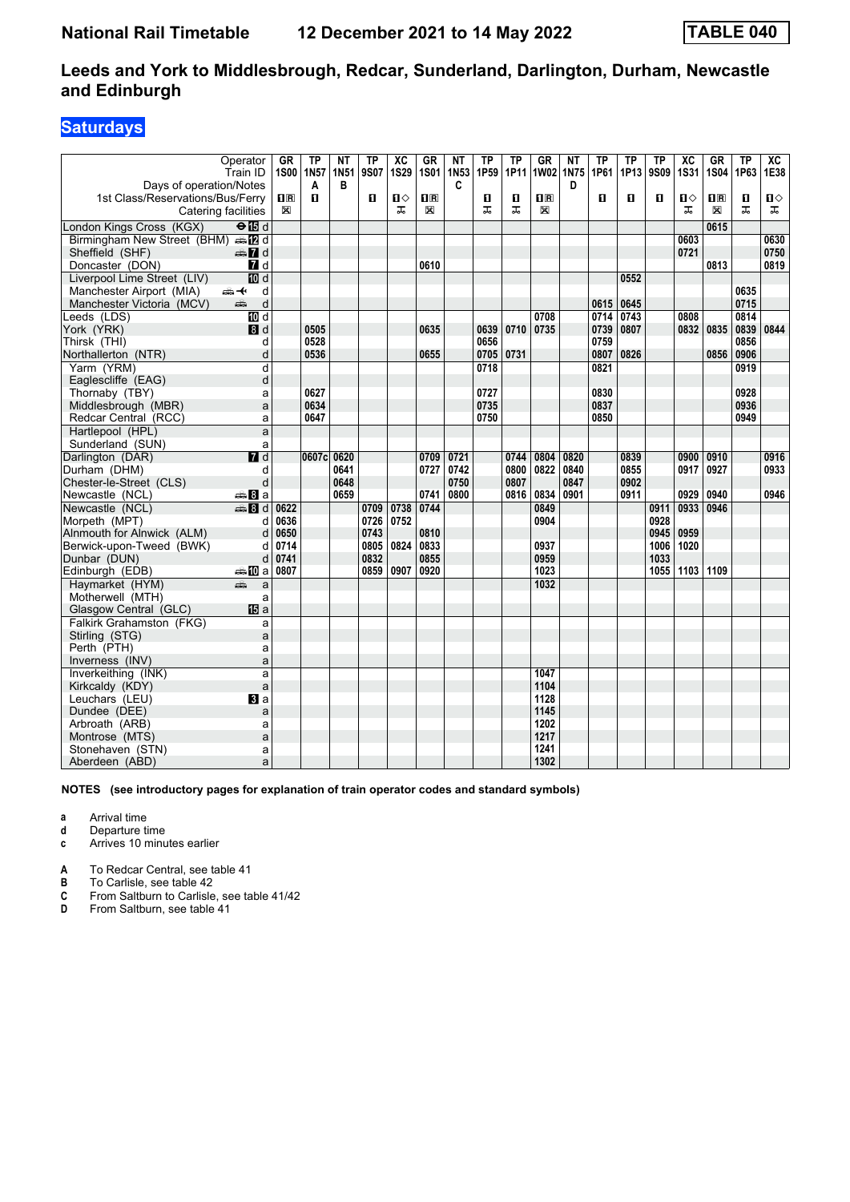# National Rail Timetable 12 December 2021 to 14 May 2022 TABLE 040

## Leeds and York to Middlesbrough, Redcar, Sunderland, Darlington, Durham, Newcastle and Edinburgh

### Saturdays

| Operator | | GR | TP | NT | TP | XC | GR | NT | TP | TP | GR | NT | TP | TP | TP | XC | GR | TP | XC |
|---|---|---|---|---|---|---|---|---|---|---|---|---|---|---|---|---|---|---|---|
| Train ID | | 1S00 | 1N57 | 1N51 | 9S07 | 1S29 | 1S01 | 1N53 | 1P59 | 1P11 | 1W02 | 1N75 | 1P61 | 1P13 | 9S09 | 1S31 | 1S04 | 1P63 | 1E38 |
| Days of operation/Notes | | | A | B | | | | C | | | | D | | | | | | | |
| 1st Class/Reservations/Bus/Ferry | | 1R | 1 | | 1 | 1◇ | 1R | | 1 | 1 | 1R | | 1 | 1 | 1 | 1◇ | 1R | 1 | 1◇ |
| Catering facilities | | ⊠ | | | | ⚻ | ⊠ | | ⚻ | ⚻ | ⊠ | | | | | ⚻ | ⊠ | ⚻ | ⚻ |
| London Kings Cross (KGX) | 15 d | | | | | | | | | | | | | | | | 0615 | | |
| Birmingham New Street (BHM) | 12 d | | | | | | | | | | | | | | | 0603 | | | 0630 |
| Sheffield (SHF) | 7 d | | | | | | | | | | | | | | | 0721 | | | 0750 |
| Doncaster (DON) | 7 d | | | | | | 0610 | | | | | | | | | | 0813 | | 0819 |
| Liverpool Lime Street (LIV) | 10 d | | | | | | | | | | | | | 0552 | | | | | |
| Manchester Airport (MIA) | d | | | | | | | | | | | | | | | | | 0635 | |
| Manchester Victoria (MCV) | d | | | | | | | | | | | | 0615 | 0645 | | | | 0715 | |
| Leeds (LDS) | 10 d | | | | | | | | | | 0708 | | 0714 | 0743 | | 0808 | | 0814 | |
| York (YRK) | 8 d | | 0505 | | | | 0635 | | 0639 | 0710 | 0735 | | 0739 | 0807 | | 0832 | 0835 | 0839 | 0844 |
| Thirsk (THI) | d | | 0528 | | | | | | 0656 | | | | 0759 | | | | | 0856 | |
| Northallerton (NTR) | d | | 0536 | | | | 0655 | | 0705 | 0731 | | | 0807 | 0826 | | | 0856 | 0906 | |
| Yarm (YRM) | d | | | | | | | | 0718 | | | | 0821 | | | | | 0919 | |
| Eaglescliffe (EAG) | d | | | | | | | | | | | | | | | | | | |
| Thornaby (TBY) | a | | 0627 | | | | | | 0727 | | | | 0830 | | | | | 0928 | |
| Middlesbrough (MBR) | a | | 0634 | | | | | | 0735 | | | | 0837 | | | | | 0936 | |
| Redcar Central (RCC) | a | | 0647 | | | | | | 0750 | | | | 0850 | | | | | 0949 | |
| Hartlepool (HPL) | a | | | | | | | | | | | | | | | | | | |
| Sunderland (SUN) | a | | | | | | | | | | | | | | | | | | |
| Darlington (DAR) | 7 d | | 0607c | 0620 | | | 0709 | 0721 | | 0744 | 0804 | 0820 | | 0839 | | 0900 | 0910 | | 0916 |
| Durham (DHM) | d | | | 0641 | | | 0727 | 0742 | | 0800 | 0822 | 0840 | | 0855 | | 0917 | 0927 | | 0933 |
| Chester-le-Street (CLS) | d | | | 0648 | | | | 0750 | | 0807 | | 0847 | | 0902 | | | | | |
| Newcastle (NCL) | 8 a | | | 0659 | | | 0741 | 0800 | | 0816 | 0834 | 0901 | | 0911 | | 0929 | 0940 | | 0946 |
| Newcastle (NCL) | 8 d | 0622 | | | 0709 | 0738 | 0744 | | | | 0849 | | | | 0911 | 0933 | 0946 | | |
| Morpeth (MPT) | d | 0636 | | | 0726 | 0752 | | | | | 0904 | | | | 0928 | | | | |
| Alnmouth for Alnwick (ALM) | d | 0650 | | | 0743 | | 0810 | | | | | | | | 0945 | 0959 | | | |
| Berwick-upon-Tweed (BWK) | d | 0714 | | | 0805 | 0824 | 0833 | | | | 0937 | | | | 1006 | 1020 | | | |
| Dunbar (DUN) | d | 0741 | | | 0832 | | 0855 | | | | 0959 | | | | 1033 | | | | |
| Edinburgh (EDB) | 10 a | 0807 | | | 0859 | 0907 | 0920 | | | | 1023 | | | | 1055 | 1103 | 1109 | | |
| Haymarket (HYM) | a | | | | | | | | | | 1032 | | | | | | | | |
| Motherwell (MTH) | a | | | | | | | | | | | | | | | | | | |
| Glasgow Central (GLC) | 15 a | | | | | | | | | | | | | | | | | | |
| Falkirk Grahamston (FKG) | a | | | | | | | | | | | | | | | | | | |
| Stirling (STG) | a | | | | | | | | | | | | | | | | | | |
| Perth (PTH) | a | | | | | | | | | | | | | | | | | | |
| Inverness (INV) | a | | | | | | | | | | | | | | | | | | |
| Inverkeithing (INK) | a | | | | | | | | | | 1047 | | | | | | | | |
| Kirkcaldy (KDY) | a | | | | | | | | | | 1104 | | | | | | | | |
| Leuchars (LEU) | 3 a | | | | | | | | | | 1128 | | | | | | | | |
| Dundee (DEE) | a | | | | | | | | | | 1145 | | | | | | | | |
| Arbroath (ARB) | a | | | | | | | | | | 1202 | | | | | | | | |
| Montrose (MTS) | a | | | | | | | | | | 1217 | | | | | | | | |
| Stonehaven (STN) | a | | | | | | | | | | 1241 | | | | | | | | |
| Aberdeen (ABD) | a | | | | | | | | | | 1302 | | | | | | | | |

**NOTES (see introductory pages for explanation of train operator codes and standard symbols)**

- **a** Arrival time
- **d** Departure time
- **c** Arrives 10 minutes earlier

- **A** To Redcar Central, see table 41
- **B** To Carlisle, see table 42
- **C** From Saltburn to Carlisle, see table 41/42
- **D** From Saltburn, see table 41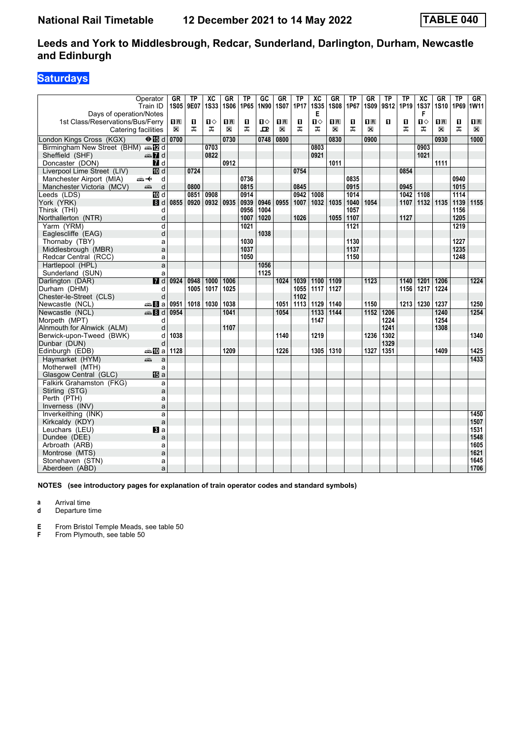# National Rail Timetable 12 December 2021 to 14 May 2022 TABLE 040

## Leeds and York to Middlesbrough, Redcar, Sunderland, Darlington, Durham, Newcastle and Edinburgh

### Saturdays

| Operator | | GR | TP | XC | GR | TP | GC | GR | TP | XC | GR | TP | GR | TP | TP | XC | GR | TP | GR |
|---|---|---|---|---|---|---|---|---|---|---|---|---|---|---|---|---|---|---|---|
| Train ID | | 1S05 | 9E07 | 1S33 | 1S06 | 1P65 | 1N90 | 1S07 | 1P17 | 1S35 | 1S08 | 1P67 | 1S09 | 9S12 | 1P19 | 1S37 | 1S10 | 1P69 | 1W11 |
| Days of operation/Notes | | | | | | | | | | E | | | | | | F | | | |
| 1st Class/Reservations/Bus/Ferry | | ■R | ■ | ■◇ | ■R | ■ | ■◇ | ■R | ■ | ■◇ | ■R | ■ | ■R | ■ | ■ | ■◇ | ■R | ■ | ■R |
| Catering facilities | | ☒ | ⚲ | ⚲ | ☒ | ⚲ | ⚲ | ☒ | ⚲ | ⚲ | ☒ | ⚲ | ☒ | | ⚲ | ⚲ | ☒ | ⚲ | ☒ |
| London Kings Cross (KGX) | d | 0700 | | | 0730 | | 0748 | 0800 | | | 0830 | | 0900 | | | | 0930 | | 1000 |
| Birmingham New Street (BHM) | d | | | 0703 | | | | | | 0803 | | | | | | 0903 | | | |
| Sheffield (SHF) | d | | | 0822 | | | | | | 0921 | | | | | | 1021 | | | |
| Doncaster (DON) | d | | | | 0912 | | | | | | 1011 | | | | | | 1111 | | |
| Liverpool Lime Street (LIV) | d | | 0724 | | | | | | 0754 | | | | | | 0854 | | | | |
| Manchester Airport (MIA) | d | | | | | 0736 | | | | | | 0835 | | | | | | 0940 | |
| Manchester Victoria (MCV) | d | | 0800 | | | 0815 | | | 0845 | | | 0915 | | | 0945 | | | 1015 | |
| Leeds (LDS) | d | | 0851 | 0908 | | 0914 | | | 0942 | 1008 | | 1014 | | | 1042 | 1108 | | 1114 | |
| York (YRK) | d | 0855 | 0920 | 0932 | 0935 | 0939 | 0946 | 0955 | 1007 | 1032 | 1035 | 1040 | 1054 | | 1107 | 1132 | 1135 | 1139 | 1155 |
| Thirsk (THI) | d | | | | | 0956 | 1004 | | | | | 1057 | | | | | | 1156 | |
| Northallerton (NTR) | d | | | | | 1007 | 1020 | | 1026 | | 1055 | 1107 | | | 1127 | | | 1205 | |
| Yarm (YRM) | d | | | | | 1021 | | | | | | 1121 | | | | | | 1219 | |
| Eaglescliffe (EAG) | d | | | | | | 1038 | | | | | | | | | | | | |
| Thornaby (TBY) | a | | | | | 1030 | | | | | | 1130 | | | | | | 1227 | |
| Middlesbrough (MBR) | a | | | | | 1037 | | | | | | 1137 | | | | | | 1235 | |
| Redcar Central (RCC) | a | | | | | 1050 | | | | | | 1150 | | | | | | 1248 | |
| Hartlepool (HPL) | a | | | | | | 1056 | | | | | | | | | | | | |
| Sunderland (SUN) | a | | | | | | 1125 | | | | | | | | | | | | |
| Darlington (DAR) | d | 0924 | 0948 | 1000 | 1006 | | | 1024 | 1039 | 1100 | 1109 | | 1123 | | 1140 | 1201 | 1206 | | 1224 |
| Durham (DHM) | d | | 1005 | 1017 | 1025 | | | | 1055 | 1117 | 1127 | | | | 1156 | 1217 | 1224 | | |
| Chester-le-Street (CLS) | d | | | | | | | | 1102 | | | | | | | | | | |
| Newcastle (NCL) | a | 0951 | 1018 | 1030 | 1038 | | | 1051 | 1113 | 1129 | 1140 | | 1150 | | 1213 | 1230 | 1237 | | 1250 |
| Newcastle (NCL) | d | 0954 | | | 1041 | | | 1054 | | 1133 | 1144 | | 1152 | 1206 | | | 1240 | | 1254 |
| Morpeth (MPT) | d | | | | | | | | | 1147 | | | | 1224 | | | 1254 | | |
| Alnmouth for Alnwick (ALM) | d | | | | 1107 | | | | | | | | | 1241 | | | 1308 | | |
| Berwick-upon-Tweed (BWK) | d | 1038 | | | | | | 1140 | | 1219 | | | 1236 | 1302 | | | | | 1340 |
| Dunbar (DUN) | d | | | | | | | | | | | | | 1329 | | | | | |
| Edinburgh (EDB) | a | 1128 | | | 1209 | | | 1226 | | 1305 | 1310 | | 1327 | 1351 | | | 1409 | | 1425 |
| Haymarket (HYM) | a | | | | | | | | | | | | | | | | | | 1433 |
| Motherwell (MTH) | a | | | | | | | | | | | | | | | | | | |
| Glasgow Central (GLC) | a | | | | | | | | | | | | | | | | | | |
| Falkirk Grahamston (FKG) | a | | | | | | | | | | | | | | | | | | |
| Stirling (STG) | a | | | | | | | | | | | | | | | | | | |
| Perth (PTH) | a | | | | | | | | | | | | | | | | | | |
| Inverness (INV) | a | | | | | | | | | | | | | | | | | | |
| Inverkeithing (INK) | a | | | | | | | | | | | | | | | | | | 1450 |
| Kirkcaldy (KDY) | a | | | | | | | | | | | | | | | | | | 1507 |
| Leuchars (LEU) | a | | | | | | | | | | | | | | | | | | 1531 |
| Dundee (DEE) | a | | | | | | | | | | | | | | | | | | 1548 |
| Arbroath (ARB) | a | | | | | | | | | | | | | | | | | | 1605 |
| Montrose (MTS) | a | | | | | | | | | | | | | | | | | | 1621 |
| Stonehaven (STN) | a | | | | | | | | | | | | | | | | | | 1645 |
| Aberdeen (ABD) | a | | | | | | | | | | | | | | | | | | 1706 |

**NOTES (see introductory pages for explanation of train operator codes and standard symbols)**

**a** Arrival time
**d** Departure time

**E** From Bristol Temple Meads, see table 50
**F** From Plymouth, see table 50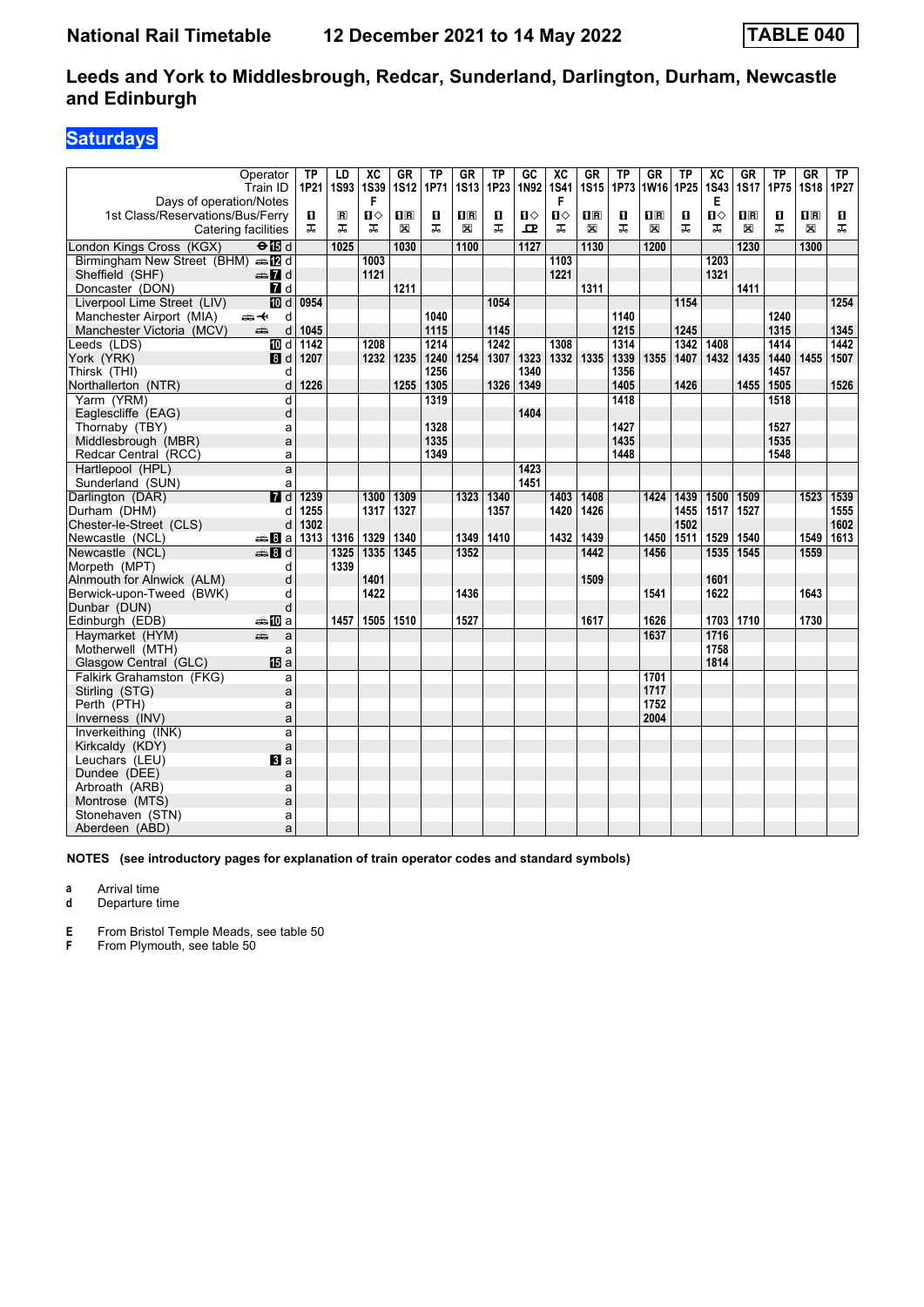**National Rail Timetable** **12 December 2021 to 14 May 2022** **TABLE 040**

## Leeds and York to Middlesbrough, Redcar, Sunderland, Darlington, Durham, Newcastle and Edinburgh

### Saturdays

| Operator | | TP | LD | XC | GR | TP | GR | TP | GC | XC | GR | TP | GR | TP | XC | GR | TP | GR | TP |
|---|---|---|---|---|---|---|---|---|---|---|---|---|---|---|---|---|---|---|---|
| Train ID | | 1P21 | 1S93 | 1S39 | 1S12 | 1P71 | 1S13 | 1P23 | 1N92 | 1S41 | 1S15 | 1P73 | 1W16 | 1P25 | 1S43 | 1S17 | 1P75 | 1S18 | 1P27 |
| Days of operation/Notes | | | | F | | | | | | F | | | | | E | | | | |
| 1st Class/Reservations/Bus/Ferry | | 1 | R | 1◇ | 1R | 1 | 1R | 1 | 1◇ | 1◇ | 1R | 1 | 1R | 1 | 1◇ | 1R | 1 | 1R | 1 |
| London Kings Cross (KGX) | d | | 1025 | | 1030 | | 1100 | | 1127 | | 1130 | | 1200 | | | 1230 | | 1300 | |
| Birmingham New Street (BHM) | d | | | 1003 | | | | | | 1103 | | | | | 1203 | | | | |
| Sheffield (SHF) | d | | | 1121 | | | | | | 1221 | | | | | 1321 | | | | |
| Doncaster (DON) | d | | | | 1211 | | | | | | 1311 | | | | | 1411 | | | |
| Liverpool Lime Street (LIV) | d | 0954 | | | | | | 1054 | | | | | | 1154 | | | | | 1254 |
| Manchester Airport (MIA) | d | | | | | 1040 | | | | | | 1140 | | | | | 1240 | | |
| Manchester Victoria (MCV) | d | 1045 | | | | 1115 | | 1145 | | | | 1215 | | 1245 | | | 1315 | | 1345 |
| Leeds (LDS) | d | 1142 | | 1208 | | 1214 | | 1242 | | 1308 | | 1314 | | 1342 | 1408 | | 1414 | | 1442 |
| York (YRK) | d | 1207 | | 1232 | 1235 | 1240 | 1254 | 1307 | 1323 | 1332 | 1335 | 1339 | 1355 | 1407 | 1432 | 1435 | 1440 | 1455 | 1507 |
| Thirsk (THI) | d | | | | | 1256 | | | 1340 | | | 1356 | | | | | 1457 | | |
| Northallerton (NTR) | d | 1226 | | | 1255 | 1305 | | 1326 | 1349 | | | 1405 | | 1426 | | 1455 | 1505 | | 1526 |
| Yarm (YRM) | d | | | | | 1319 | | | | | | 1418 | | | | | 1518 | | |
| Eaglescliffe (EAG) | d | | | | | | | | 1404 | | | | | | | | | | |
| Thornaby (TBY) | a | | | | | 1328 | | | | | | 1427 | | | | | 1527 | | |
| Middlesbrough (MBR) | a | | | | | 1335 | | | | | | 1435 | | | | | 1535 | | |
| Redcar Central (RCC) | a | | | | | 1349 | | | | | | 1448 | | | | | 1548 | | |
| Hartlepool (HPL) | a | | | | | | | | 1423 | | | | | | | | | | |
| Sunderland (SUN) | a | | | | | | | | 1451 | | | | | | | | | | |
| Darlington (DAR) | d | 1239 | | 1300 | 1309 | | 1323 | 1340 | | 1403 | 1408 | | 1424 | 1439 | 1500 | 1509 | | 1523 | 1539 |
| Durham (DHM) | d | 1255 | | 1317 | 1327 | | | 1357 | | 1420 | 1426 | | | 1455 | 1517 | 1527 | | | 1555 |
| Chester-le-Street (CLS) | d | 1302 | | | | | | | | | | | | 1502 | | | | | 1602 |
| Newcastle (NCL) | a | 1313 | 1316 | 1329 | 1340 | | 1349 | 1410 | | 1432 | 1439 | | 1450 | 1511 | 1529 | 1540 | | 1549 | 1613 |
| Newcastle (NCL) | d | | 1325 | 1335 | 1345 | | 1352 | | | | 1442 | | 1456 | | 1535 | 1545 | | 1559 | |
| Morpeth (MPT) | d | | 1339 | | | | | | | | | | | | | | | | |
| Alnmouth for Alnwick (ALM) | d | | | 1401 | | | | | | | 1509 | | | | 1601 | | | | |
| Berwick-upon-Tweed (BWK) | d | | | 1422 | | | 1436 | | | | | | 1541 | | 1622 | | | 1643 | |
| Dunbar (DUN) | d | | | | | | | | | | | | | | | | | | |
| Edinburgh (EDB) | a | | 1457 | 1505 | 1510 | | 1527 | | | | 1617 | | 1626 | | 1703 | 1710 | | 1730 | |
| Haymarket (HYM) | a | | | | | | | | | | | | 1637 | | 1716 | | | | |
| Motherwell (MTH) | a | | | | | | | | | | | | | | 1758 | | | | |
| Glasgow Central (GLC) | a | | | | | | | | | | | | | | 1814 | | | | |
| Falkirk Grahamston (FKG) | a | | | | | | | | | | | | 1701 | | | | | | |
| Stirling (STG) | a | | | | | | | | | | | | 1717 | | | | | | |
| Perth (PTH) | a | | | | | | | | | | | | 1752 | | | | | | |
| Inverness (INV) | a | | | | | | | | | | | | 2004 | | | | | | |
| Inverkeithing (INK) | a | | | | | | | | | | | | | | | | | | |
| Kirkcaldy (KDY) | a | | | | | | | | | | | | | | | | | | |
| Leuchars (LEU) | a | | | | | | | | | | | | | | | | | | |
| Dundee (DEE) | a | | | | | | | | | | | | | | | | | | |
| Arbroath (ARB) | a | | | | | | | | | | | | | | | | | | |
| Montrose (MTS) | a | | | | | | | | | | | | | | | | | | |
| Stonehaven (STN) | a | | | | | | | | | | | | | | | | | | |
| Aberdeen (ABD) | a | | | | | | | | | | | | | | | | | | |

**NOTES (see introductory pages for explanation of train operator codes and standard symbols)**

- **a** Arrival time
- **d** Departure time

- **E** From Bristol Temple Meads, see table 50
- **F** From Plymouth, see table 50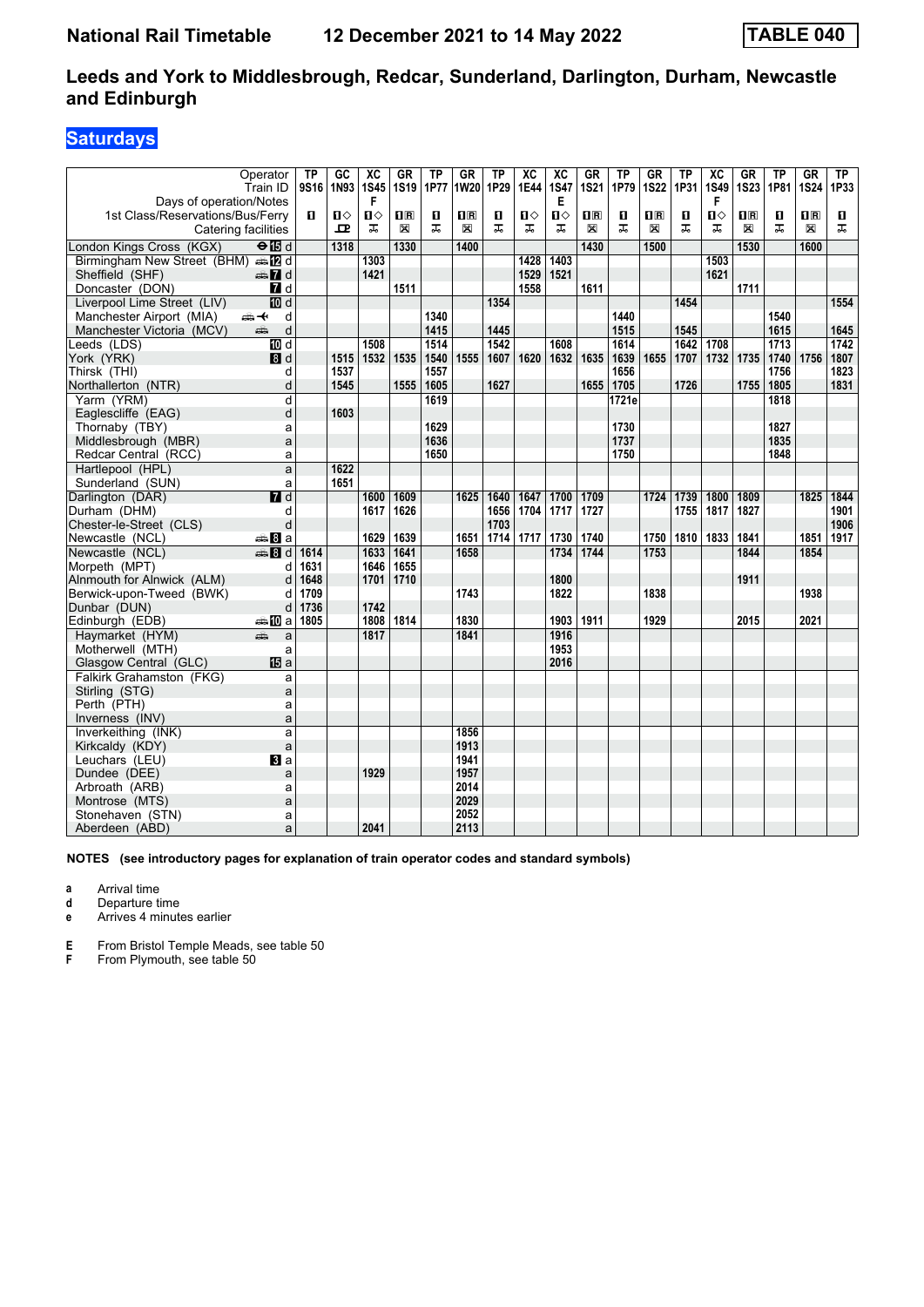# National Rail Timetable 12 December 2021 to 14 May 2022 TABLE 040

## Leeds and York to Middlesbrough, Redcar, Sunderland, Darlington, Durham, Newcastle and Edinburgh

### Saturdays

| Operator | | TP | GC | XC | GR | TP | GR | TP | XC | XC | GR | TP | GR | TP | XC | GR | TP | GR | TP |
|---|---|---|---|---|---|---|---|---|---|---|---|---|---|---|---|---|---|---|---|
| Train ID | | 9S16 | 1N93 | 1S45 | 1S19 | 1P77 | 1W20 | 1P29 | 1E44 | 1S47 | 1S21 | 1P79 | 1S22 | 1P31 | 1S49 | 1S23 | 1P81 | 1S24 | 1P33 |
| Days of operation/Notes | | | | F | | | | | | E | | | | | F | | | | |
| 1st Class/Reservations/Bus/Ferry | | 1 | 1◇ | 1◇ | 1R | 1 | 1R | 1 | 1◇ | 1◇ | 1R | 1 | 1R | 1 | 1◇ | 1R | 1 | 1R | 1 |
| Catering facilities | | | | | | | | | | | | | | | | | | | |
| London Kings Cross (KGX) | 15 d | | 1318 | | 1330 | | 1400 | | | | 1430 | | 1500 | | | 1530 | | 1600 | |
| Birmingham New Street (BHM) | 12 d | | | 1303 | | | | | 1428 | 1403 | | | | | 1503 | | | | |
| Sheffield (SHF) | 7 d | | | 1421 | | | | | 1529 | 1521 | | | | | 1621 | | | | |
| Doncaster (DON) | 7 d | | | | 1511 | | | | 1558 | | 1611 | | | | | 1711 | | | |
| Liverpool Lime Street (LIV) | 10 d | | | | | | | 1354 | | | | | | 1454 | | | | | 1554 |
| Manchester Airport (MIA) | d | | | | | 1340 | | | | | | 1440 | | | | | 1540 | | |
| Manchester Victoria (MCV) | d | | | | | 1415 | | 1445 | | | | 1515 | | 1545 | | | 1615 | | 1645 |
| Leeds (LDS) | 10 d | | | 1508 | | 1514 | | 1542 | | 1608 | | 1614 | | 1642 | 1708 | | 1713 | | 1742 |
| York (YRK) | 8 d | | 1515 | 1532 | 1535 | 1540 | 1555 | 1607 | 1620 | 1632 | 1635 | 1639 | 1655 | 1707 | 1732 | 1735 | 1740 | 1756 | 1807 |
| Thirsk (THI) | d | | 1537 | | | 1557 | | | | | | 1656 | | | | | 1756 | | 1823 |
| Northallerton (NTR) | d | | 1545 | | 1555 | 1605 | | 1627 | | | 1655 | 1705 | | 1726 | | 1755 | 1805 | | 1831 |
| Yarm (YRM) | d | | | | | 1619 | | | | | | 1721e | | | | | 1818 | | |
| Eaglescliffe (EAG) | d | | 1603 | | | | | | | | | | | | | | | | |
| Thornaby (TBY) | a | | | | | 1629 | | | | | | 1730 | | | | | 1827 | | |
| Middlesbrough (MBR) | a | | | | | 1636 | | | | | | 1737 | | | | | 1835 | | |
| Redcar Central (RCC) | a | | | | | 1650 | | | | | | 1750 | | | | | 1848 | | |
| Hartlepool (HPL) | a | | 1622 | | | | | | | | | | | | | | | | |
| Sunderland (SUN) | a | | 1651 | | | | | | | | | | | | | | | | |
| Darlington (DAR) | 7 d | | | 1600 | 1609 | | 1625 | 1640 | 1647 | 1700 | 1709 | | 1724 | 1739 | 1800 | 1809 | | 1825 | 1844 |
| Durham (DHM) | d | | | 1617 | 1626 | | | 1656 | 1704 | 1717 | 1727 | | | 1755 | 1817 | 1827 | | | 1901 |
| Chester-le-Street (CLS) | d | | | | | | | 1703 | | | | | | | | | | | 1906 |
| Newcastle (NCL) | 8 a | | | 1629 | 1639 | | 1651 | 1714 | 1717 | 1730 | 1740 | | 1750 | 1810 | 1833 | 1841 | | 1851 | 1917 |
| Newcastle (NCL) | 8 d | 1614 | | 1633 | 1641 | | 1658 | | | 1734 | 1744 | | 1753 | | | 1844 | | 1854 | |
| Morpeth (MPT) | d | 1631 | | 1646 | 1655 | | | | | | | | | | | | | | |
| Alnmouth for Alnwick (ALM) | d | 1648 | | 1701 | 1710 | | | | | 1800 | | | | | | 1911 | | | |
| Berwick-upon-Tweed (BWK) | d | 1709 | | | | | 1743 | | | 1822 | | | 1838 | | | | | 1938 | |
| Dunbar (DUN) | d | 1736 | | 1742 | | | | | | | | | | | | | | | |
| Edinburgh (EDB) | 10 a | 1805 | | 1808 | 1814 | | 1830 | | | 1903 | 1911 | | 1929 | | | 2015 | | 2021 | |
| Haymarket (HYM) | a | | | 1817 | | | 1841 | | | 1916 | | | | | | | | | |
| Motherwell (MTH) | a | | | | | | | | | 1953 | | | | | | | | | |
| Glasgow Central (GLC) | 15 a | | | | | | | | | 2016 | | | | | | | | | |
| Falkirk Grahamston (FKG) | a | | | | | | | | | | | | | | | | | | |
| Stirling (STG) | a | | | | | | | | | | | | | | | | | | |
| Perth (PTH) | a | | | | | | | | | | | | | | | | | | |
| Inverness (INV) | a | | | | | | | | | | | | | | | | | | |
| Inverkeithing (INK) | a | | | | | | 1856 | | | | | | | | | | | | |
| Kirkcaldy (KDY) | a | | | | | | 1913 | | | | | | | | | | | | |
| Leuchars (LEU) | 3 a | | | | | | 1941 | | | | | | | | | | | | |
| Dundee (DEE) | a | | | 1929 | | | 1957 | | | | | | | | | | | | |
| Arbroath (ARB) | a | | | | | | 2014 | | | | | | | | | | | | |
| Montrose (MTS) | a | | | | | | 2029 | | | | | | | | | | | | |
| Stonehaven (STN) | a | | | | | | 2052 | | | | | | | | | | | | |
| Aberdeen (ABD) | a | | | 2041 | | | 2113 | | | | | | | | | | | | |

**NOTES (see introductory pages for explanation of train operator codes and standard symbols)**

- **a** Arrival time
- **d** Departure time
- **e** Arrives 4 minutes earlier

- **E** From Bristol Temple Meads, see table 50
- **F** From Plymouth, see table 50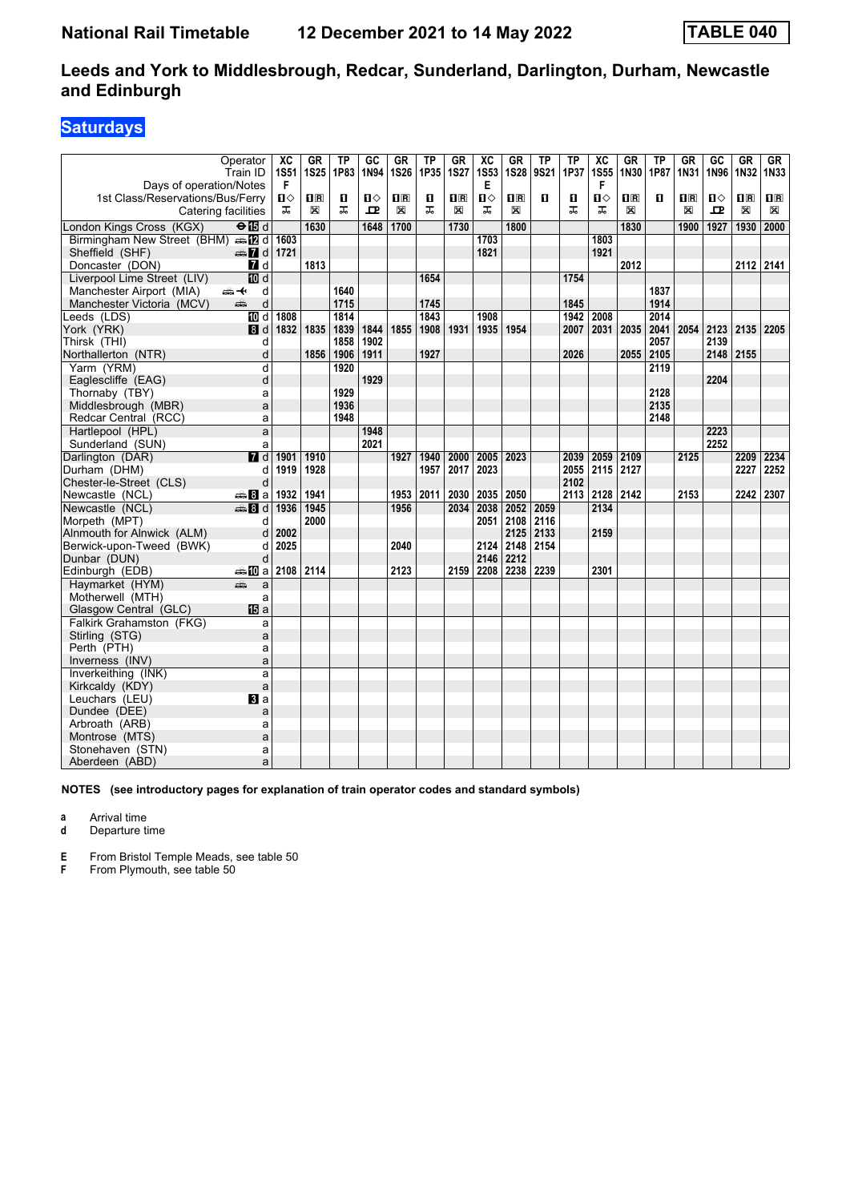# National Rail Timetable — 12 December 2021 to 14 May 2022 — TABLE 040

## Leeds and York to Middlesbrough, Redcar, Sunderland, Darlington, Durham, Newcastle and Edinburgh

### Saturdays

| Operator | | XC | GR | TP | GC | GR | TP | GR | XC | GR | TP | TP | XC | GR | TP | GR | GC | GR | GR |
|---|---|---|---|---|---|---|---|---|---|---|---|---|---|---|---|---|---|---|---|
| Train ID | | 1S51 | 1S25 | 1P83 | 1N94 | 1S26 | 1P35 | 1S27 | 1S53 | 1S28 | 9S21 | 1P37 | 1S55 | 1N30 | 1P87 | 1N31 | 1N96 | 1N32 | 1N33 |
| Days of operation/Notes | | F | | | | | | | E | | | | F | | | | | | |
| 1st Class/Reservations/Bus/Ferry | | 1◇ | 1R | 1 | 1◇ | 1R | 1 | 1R | 1◇ | 1R | 1 | 1 | 1◇ | 1R | 1 | 1R | 1◇ | 1R | 1R |
| London Kings Cross (KGX) | d | | 1630 | | 1648 | 1700 | | 1730 | | 1800 | | | | 1830 | | 1900 | 1927 | 1930 | 2000 |
| Birmingham New Street (BHM) | d | 1603 | | | | | | | 1703 | | | | 1803 | | | | | | |
| Sheffield (SHF) | d | 1721 | | | | | | | 1821 | | | | 1921 | | | | | | |
| Doncaster (DON) | d | | 1813 | | | | | | | | | | | 2012 | | | | 2112 | 2141 |
| Liverpool Lime Street (LIV) | d | | | | | | 1654 | | | | | 1754 | | | | | | | |
| Manchester Airport (MIA) | d | | | 1640 | | | | | | | | | | | 1837 | | | | |
| Manchester Victoria (MCV) | d | | | 1715 | | | 1745 | | | | | 1845 | | | 1914 | | | | |
| Leeds (LDS) | d | 1808 | | 1814 | | | 1843 | | 1908 | | | 1942 | 2008 | | 2014 | | | | |
| York (YRK) | d | 1832 | 1835 | 1839 | 1844 | 1855 | 1908 | 1931 | 1935 | 1954 | | 2007 | 2031 | 2035 | 2041 | 2054 | 2123 | 2135 | 2205 |
| Thirsk (THI) | d | | | 1858 | 1902 | | | | | | | | | | 2057 | | 2139 | | |
| Northallerton (NTR) | d | | 1856 | 1906 | 1911 | | 1927 | | | | | 2026 | | 2055 | 2105 | | 2148 | 2155 | |
| Yarm (YRM) | d | | | 1920 | | | | | | | | | | | 2119 | | | | |
| Eaglescliffe (EAG) | d | | | | 1929 | | | | | | | | | | | | 2204 | | |
| Thornaby (TBY) | a | | | 1929 | | | | | | | | | | | 2128 | | | | |
| Middlesbrough (MBR) | a | | | 1936 | | | | | | | | | | | 2135 | | | | |
| Redcar Central (RCC) | a | | | 1948 | | | | | | | | | | | 2148 | | | | |
| Hartlepool (HPL) | a | | | | 1948 | | | | | | | | | | | | 2223 | | |
| Sunderland (SUN) | a | | | | 2021 | | | | | | | | | | | | 2252 | | |
| Darlington (DAR) | d | 1901 | 1910 | | | 1927 | 1940 | 2000 | 2005 | 2023 | | 2039 | 2059 | 2109 | | 2125 | | 2209 | 2234 |
| Durham (DHM) | d | 1919 | 1928 | | | | 1957 | 2017 | 2023 | | | 2055 | 2115 | 2127 | | | | 2227 | 2252 |
| Chester-le-Street (CLS) | d | | | | | | | | | | | 2102 | | | | | | | |
| Newcastle (NCL) | a | 1932 | 1941 | | | 1953 | 2011 | 2030 | 2035 | 2050 | | 2113 | 2128 | 2142 | | 2153 | | 2242 | 2307 |
| Newcastle (NCL) | d | 1936 | 1945 | | | 1956 | | 2034 | 2038 | 2052 | 2059 | | 2134 | | | | | | |
| Morpeth (MPT) | d | | 2000 | | | | | | 2051 | 2108 | 2116 | | | | | | | | |
| Alnmouth for Alnwick (ALM) | d | 2002 | | | | | | | | 2125 | 2133 | | 2159 | | | | | | |
| Berwick-upon-Tweed (BWK) | d | 2025 | | | | 2040 | | | 2124 | 2148 | 2154 | | | | | | | | |
| Dunbar (DUN) | d | | | | | | | | 2146 | 2212 | | | | | | | | | |
| Edinburgh (EDB) | a | 2108 | 2114 | | | 2123 | | 2159 | 2208 | 2238 | 2239 | | 2301 | | | | | | |
| Haymarket (HYM) | a | | | | | | | | | | | | | | | | | | |
| Motherwell (MTH) | a | | | | | | | | | | | | | | | | | | |
| Glasgow Central (GLC) | a | | | | | | | | | | | | | | | | | | |
| Falkirk Grahamston (FKG) | a | | | | | | | | | | | | | | | | | | |
| Stirling (STG) | a | | | | | | | | | | | | | | | | | | |
| Perth (PTH) | a | | | | | | | | | | | | | | | | | | |
| Inverness (INV) | a | | | | | | | | | | | | | | | | | | |
| Inverkeithing (INK) | a | | | | | | | | | | | | | | | | | | |
| Kirkcaldy (KDY) | a | | | | | | | | | | | | | | | | | | |
| Leuchars (LEU) | a | | | | | | | | | | | | | | | | | | |
| Dundee (DEE) | a | | | | | | | | | | | | | | | | | | |
| Arbroath (ARB) | a | | | | | | | | | | | | | | | | | | |
| Montrose (MTS) | a | | | | | | | | | | | | | | | | | | |
| Stonehaven (STN) | a | | | | | | | | | | | | | | | | | | |
| Aberdeen (ABD) | a | | | | | | | | | | | | | | | | | | |

**NOTES (see introductory pages for explanation of train operator codes and standard symbols)**

- **a** Arrival time
- **d** Departure time

- **E** From Bristol Temple Meads, see table 50
- **F** From Plymouth, see table 50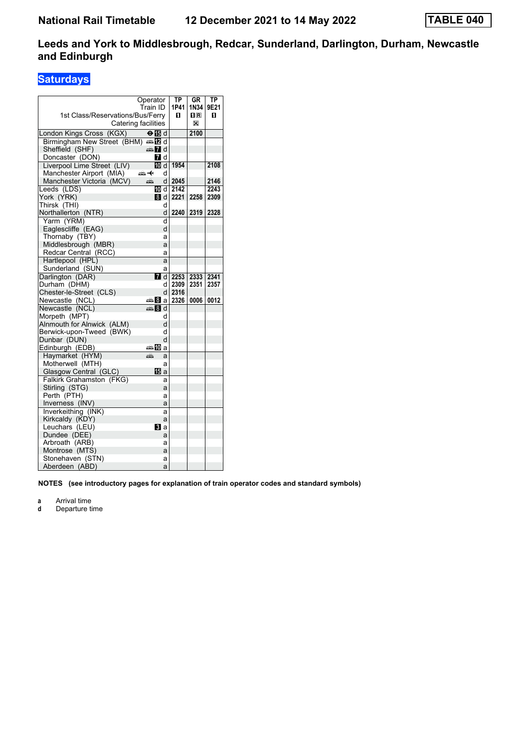National Rail Timetable    12 December 2021 to 14 May 2022    TABLE 040

# Leeds and York to Middlesbrough, Redcar, Sunderland, Darlington, Durham, Newcastle and Edinburgh

## Saturdays

| Operator | | TP | GR | TP |
|---|---|---|---|---|
| Train ID | | 1P41 | 1N34 | 9E21 |
| 1st Class/Reservations/Bus/Ferry | | 1 | 1 R | 1 |
| Catering facilities | | | ⊠ | |
| London Kings Cross (KGX) | d | | 2100 | |
| Birmingham New Street (BHM) | d | | | |
| Sheffield (SHF) | d | | | |
| Doncaster (DON) | d | | | |
| Liverpool Lime Street (LIV) | d | 1954 | | 2108 |
| Manchester Airport (MIA) | d | | | |
| Manchester Victoria (MCV) | d | 2045 | | 2146 |
| Leeds (LDS) | d | 2142 | | 2243 |
| York (YRK) | d | 2221 | 2258 | 2309 |
| Thirsk (THI) | d | | | |
| Northallerton (NTR) | d | 2240 | 2319 | 2328 |
| Yarm (YRM) | d | | | |
| Eaglescliffe (EAG) | d | | | |
| Thornaby (TBY) | a | | | |
| Middlesbrough (MBR) | a | | | |
| Redcar Central (RCC) | a | | | |
| Hartlepool (HPL) | a | | | |
| Sunderland (SUN) | a | | | |
| Darlington (DAR) | d | 2253 | 2333 | 2341 |
| Durham (DHM) | d | 2309 | 2351 | 2357 |
| Chester-le-Street (CLS) | d | 2316 | | |
| Newcastle (NCL) | a | 2326 | 0006 | 0012 |
| Newcastle (NCL) | d | | | |
| Morpeth (MPT) | d | | | |
| Alnmouth for Alnwick (ALM) | d | | | |
| Berwick-upon-Tweed (BWK) | d | | | |
| Dunbar (DUN) | d | | | |
| Edinburgh (EDB) | a | | | |
| Haymarket (HYM) | a | | | |
| Motherwell (MTH) | a | | | |
| Glasgow Central (GLC) | a | | | |
| Falkirk Grahamston (FKG) | a | | | |
| Stirling (STG) | a | | | |
| Perth (PTH) | a | | | |
| Inverness (INV) | a | | | |
| Inverkeithing (INK) | a | | | |
| Kirkcaldy (KDY) | a | | | |
| Leuchars (LEU) | a | | | |
| Dundee (DEE) | a | | | |
| Arbroath (ARB) | a | | | |
| Montrose (MTS) | a | | | |
| Stonehaven (STN) | a | | | |
| Aberdeen (ABD) | a | | | |

**NOTES (see introductory pages for explanation of train operator codes and standard symbols)**

**a** Arrival time
**d** Departure time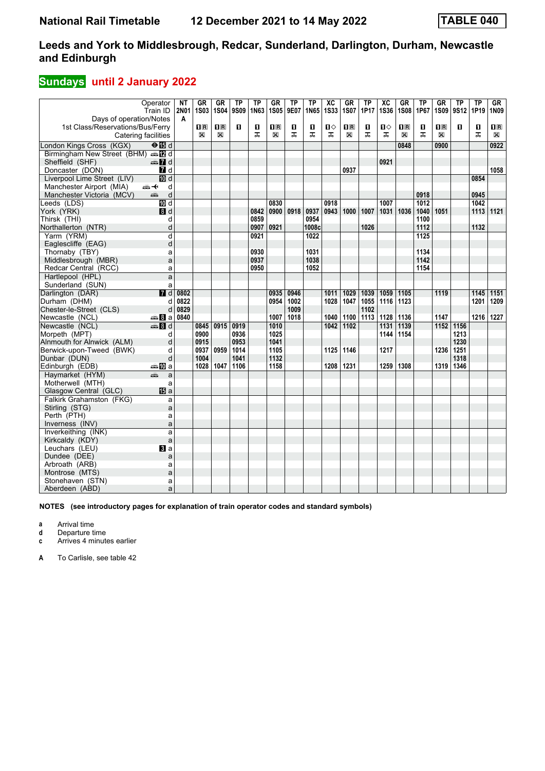National Rail Timetable — 12 December 2021 to 14 May 2022 — TABLE 040

## Leeds and York to Middlesbrough, Redcar, Sunderland, Darlington, Durham, Newcastle and Edinburgh

### Sundays until 2 January 2022

| Operator | | NT | GR | GR | TP | TP | GR | TP | TP | XC | GR | TP | XC | GR | TP | GR | TP | TP | GR |
|---|---|---|---|---|---|---|---|---|---|---|---|---|---|---|---|---|---|---|---|
| Train ID | | 2N01 | 1S03 | 1S04 | 9S09 | 1N63 | 1S05 | 9E07 | 1N65 | 1S33 | 1S07 | 1P17 | 1S36 | 1S08 | 1P67 | 1S09 | 9S12 | 1P19 | 1N09 |
| Days of operation/Notes | | A | | | | | | | | | | | | | | | | | |
| 1st Class/Reservations/Bus/Ferry | | | 1R | 1R | 1 | 1 | 1R | 1 | 1 | 1◇ | 1R | 1 | 1◇ | 1R | 1 | 1R | 1 | 1 | 1R |
| Catering facilities | | | ⊠ | ⊠ | | ⊼ | ⊠ | ⊼ | ⊼ | ⊼ | ⊠ | ⊼ | ⊼ | ⊠ | ⊼ | ⊠ | | ⊼ | ⊠ |
| London Kings Cross (KGX) | 15 d | | | | | | | | | | | | | 0848 | | 0900 | | | 0922 |
| Birmingham New Street (BHM) | 12 d | | | | | | | | | | | | | | | | | | |
| Sheffield (SHF) | 7 d | | | | | | | | | | | | 0921 | | | | | | |
| Doncaster (DON) | 7 d | | | | | | | | | | 0937 | | | | | | | | 1058 |
| Liverpool Lime Street (LIV) | 10 d | | | | | | | | | | | | | | | | | 0854 | |
| Manchester Airport (MIA) | d | | | | | | | | | | | | | | | | | | |
| Manchester Victoria (MCV) | d | | | | | | | | | | | | | | 0918 | | | 0945 | |
| Leeds (LDS) | 10 d | | | | | | 0830 | | | 0918 | | | 1007 | | 1012 | | | 1042 | |
| York (YRK) | 8 d | | | | | 0842 | 0900 | 0918 | 0937 | 0943 | 1000 | 1007 | 1031 | 1036 | 1040 | 1051 | | 1113 | 1121 |
| Thirsk (THI) | d | | | | | 0859 | | | 0954 | | | | | | 1100 | | | | |
| Northallerton (NTR) | d | | | | | 0907 | 0921 | | 1008c | | | 1026 | | | 1112 | | | 1132 | |
| Yarm (YRM) | d | | | | | 0921 | | | 1022 | | | | | | 1125 | | | | |
| Eaglescliffe (EAG) | d | | | | | | | | | | | | | | | | | | |
| Thornaby (TBY) | a | | | | | 0930 | | | 1031 | | | | | | 1134 | | | | |
| Middlesbrough (MBR) | a | | | | | 0937 | | | 1038 | | | | | | 1142 | | | | |
| Redcar Central (RCC) | a | | | | | 0950 | | | 1052 | | | | | | 1154 | | | | |
| Hartlepool (HPL) | a | | | | | | | | | | | | | | | | | | |
| Sunderland (SUN) | a | | | | | | | | | | | | | | | | | | |
| Darlington (DAR) | 7 d | 0802 | | | | | 0935 | 0946 | | 1011 | 1029 | 1039 | 1059 | 1105 | | 1119 | | 1145 | 1151 |
| Durham (DHM) | d | 0822 | | | | | 0954 | 1002 | | 1028 | 1047 | 1055 | 1116 | 1123 | | | | 1201 | 1209 |
| Chester-le-Street (CLS) | d | 0829 | | | | | | 1009 | | | | 1102 | | | | | | | |
| Newcastle (NCL) | 8 a | 0840 | | | | | 1007 | 1018 | | 1040 | 1100 | 1113 | 1128 | 1136 | | 1147 | | 1216 | 1227 |
| Newcastle (NCL) | 8 d | | 0845 | 0915 | 0919 | | 1010 | | | 1042 | 1102 | | 1131 | 1139 | | 1152 | 1156 | | |
| Morpeth (MPT) | d | | 0900 | | 0936 | | 1025 | | | | | | 1144 | 1154 | | | 1213 | | |
| Alnmouth for Alnwick (ALM) | d | | 0915 | | 0953 | | 1041 | | | | | | | | | | 1230 | | |
| Berwick-upon-Tweed (BWK) | d | | 0937 | 0959 | 1014 | | 1105 | | | 1125 | 1146 | | 1217 | | | 1236 | 1251 | | |
| Dunbar (DUN) | d | | 1004 | | 1041 | | 1132 | | | | | | | | | | 1318 | | |
| Edinburgh (EDB) | 10 a | | 1028 | 1047 | 1106 | | 1158 | | | 1208 | 1231 | | 1259 | 1308 | | 1319 | 1346 | | |
| Haymarket (HYM) | a | | | | | | | | | | | | | | | | | | |
| Motherwell (MTH) | a | | | | | | | | | | | | | | | | | | |
| Glasgow Central (GLC) | 15 a | | | | | | | | | | | | | | | | | | |
| Falkirk Grahamston (FKG) | a | | | | | | | | | | | | | | | | | | |
| Stirling (STG) | a | | | | | | | | | | | | | | | | | | |
| Perth (PTH) | a | | | | | | | | | | | | | | | | | | |
| Inverness (INV) | a | | | | | | | | | | | | | | | | | | |
| Inverkeithing (INK) | a | | | | | | | | | | | | | | | | | | |
| Kirkcaldy (KDY) | a | | | | | | | | | | | | | | | | | | |
| Leuchars (LEU) | 3 a | | | | | | | | | | | | | | | | | | |
| Dundee (DEE) | a | | | | | | | | | | | | | | | | | | |
| Arbroath (ARB) | a | | | | | | | | | | | | | | | | | | |
| Montrose (MTS) | a | | | | | | | | | | | | | | | | | | |
| Stonehaven (STN) | a | | | | | | | | | | | | | | | | | | |
| Aberdeen (ABD) | a | | | | | | | | | | | | | | | | | | |

**NOTES (see introductory pages for explanation of train operator codes and standard symbols)**

- **a** Arrival time
- **d** Departure time
- **c** Arrives 4 minutes earlier

**A** To Carlisle, see table 42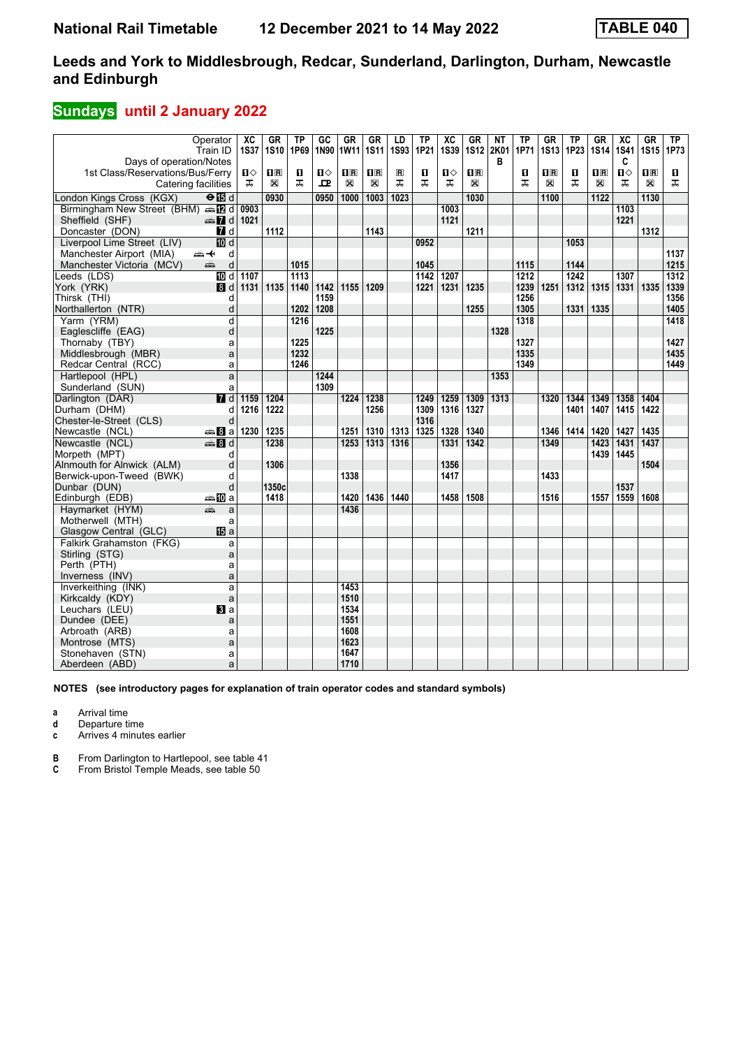# National Rail Timetable    12 December 2021 to 14 May 2022    TABLE 040

## Leeds and York to Middlesbrough, Redcar, Sunderland, Darlington, Durham, Newcastle and Edinburgh

## Sundays until 2 January 2022

| Operator | | XC | GR | TP | GC | GR | GR | LD | TP | XC | GR | NT | TP | GR | TP | GR | XC | GR | TP |
|---|---|---|---|---|---|---|---|---|---|---|---|---|---|---|---|---|---|---|---|
| Train ID | | 1S37 | 1S10 | 1P69 | 1N90 | 1W11 | 1S11 | 1S93 | 1P21 | 1S39 | 1S12 | 2K01 | 1P71 | 1S13 | 1P23 | 1S14 | 1S41 | 1S15 | 1P73 |
| Days of operation/Notes | | | | | | | | | | | | B | | | | | C | | |
| 1st Class/Reservations/Bus/Ferry | | ◇ | R | | ◇ | R | R | R | | ◇ | R | | | R | | R | ◇ | R | |
| Catering facilities | | | | | | | | | | | | | | | | | | | |
| London Kings Cross (KGX) | d | | 0930 | | 0950 | 1000 | 1003 | 1023 | | | 1030 | | | 1100 | | 1122 | | 1130 | |
| Birmingham New Street (BHM) | d | 0903 | | | | | | | | 1003 | | | | | | | 1103 | | |
| Sheffield (SHF) | d | 1021 | | | | | | | | 1121 | | | | | | | 1221 | | |
| Doncaster (DON) | d | | 1112 | | | | 1143 | | | | 1211 | | | | | | | 1312 | |
| Liverpool Lime Street (LIV) | d | | | | | | | | 0952 | | | | | | 1053 | | | | |
| Manchester Airport (MIA) | d | | | | | | | | | | | | | | | | | | 1137 |
| Manchester Victoria (MCV) | d | | | 1015 | | | | | 1045 | | | | 1115 | | 1144 | | | | 1215 |
| Leeds (LDS) | d | 1107 | | 1113 | | | | | 1142 | 1207 | | | 1212 | | 1242 | | 1307 | | 1312 |
| York (YRK) | d | 1131 | 1135 | 1140 | 1142 | 1155 | 1209 | | 1221 | 1231 | 1235 | | 1239 | 1251 | 1312 | 1315 | 1331 | 1335 | 1339 |
| Thirsk (THI) | d | | | | 1159 | | | | | | | | 1256 | | | | | | 1356 |
| Northallerton (NTR) | d | | | 1202 | 1208 | | | | | | 1255 | | 1305 | | 1331 | 1335 | | | 1405 |
| Yarm (YRM) | d | | | 1216 | | | | | | | | | 1318 | | | | | | 1418 |
| Eaglescliffe (EAG) | d | | | | 1225 | | | | | | | 1328 | | | | | | | |
| Thornaby (TBY) | a | | | 1225 | | | | | | | | | 1327 | | | | | | 1427 |
| Middlesbrough (MBR) | a | | | 1232 | | | | | | | | | 1335 | | | | | | 1435 |
| Redcar Central (RCC) | a | | | 1246 | | | | | | | | | 1349 | | | | | | 1449 |
| Hartlepool (HPL) | a | | | | 1244 | | | | | | | 1353 | | | | | | | |
| Sunderland (SUN) | a | | | | 1309 | | | | | | | | | | | | | | |
| Darlington (DAR) | d | 1159 | 1204 | | | 1224 | 1238 | | 1249 | 1259 | 1309 | 1313 | | 1320 | 1344 | 1349 | 1358 | 1404 | |
| Durham (DHM) | d | 1216 | 1222 | | | | 1256 | | 1309 | 1316 | 1327 | | | | 1401 | 1407 | 1415 | 1422 | |
| Chester-le-Street (CLS) | d | | | | | | | | 1316 | | | | | | | | | | |
| Newcastle (NCL) | a | 1230 | 1235 | | | 1251 | 1310 | 1313 | 1325 | 1328 | 1340 | | | 1346 | 1414 | 1420 | 1427 | 1435 | |
| Newcastle (NCL) | d | | 1238 | | | 1253 | 1313 | 1316 | | 1331 | 1342 | | | 1349 | | 1423 | 1431 | 1437 | |
| Morpeth (MPT) | d | | | | | | | | | | | | | | | 1439 | 1445 | | |
| Alnmouth for Alnwick (ALM) | d | | 1306 | | | | | | | 1356 | | | | | | | | 1504 | |
| Berwick-upon-Tweed (BWK) | d | | | | | 1338 | | | | 1417 | | | | 1433 | | | | | |
| Dunbar (DUN) | d | | 1350c | | | | | | | | | | | | | | 1537 | | |
| Edinburgh (EDB) | a | | 1418 | | | 1420 | 1436 | 1440 | | 1458 | 1508 | | | 1516 | | 1557 | 1559 | 1608 | |
| Haymarket (HYM) | a | | | | | 1436 | | | | | | | | | | | | | |
| Motherwell (MTH) | a | | | | | | | | | | | | | | | | | | |
| Glasgow Central (GLC) | a | | | | | | | | | | | | | | | | | | |
| Falkirk Grahamston (FKG) | a | | | | | | | | | | | | | | | | | | |
| Stirling (STG) | a | | | | | | | | | | | | | | | | | | |
| Perth (PTH) | a | | | | | | | | | | | | | | | | | | |
| Inverness (INV) | a | | | | | | | | | | | | | | | | | | |
| Inverkeithing (INK) | a | | | | | 1453 | | | | | | | | | | | | | |
| Kirkcaldy (KDY) | a | | | | | 1510 | | | | | | | | | | | | | |
| Leuchars (LEU) | a | | | | | 1534 | | | | | | | | | | | | | |
| Dundee (DEE) | a | | | | | 1551 | | | | | | | | | | | | | |
| Arbroath (ARB) | a | | | | | 1608 | | | | | | | | | | | | | |
| Montrose (MTS) | a | | | | | 1623 | | | | | | | | | | | | | |
| Stonehaven (STN) | a | | | | | 1647 | | | | | | | | | | | | | |
| Aberdeen (ABD) | a | | | | | 1710 | | | | | | | | | | | | | |

**NOTES (see introductory pages for explanation of train operator codes and standard symbols)**

- **a** Arrival time
- **d** Departure time
- **c** Arrives 4 minutes earlier

- **B** From Darlington to Hartlepool, see table 41
- **C** From Bristol Temple Meads, see table 50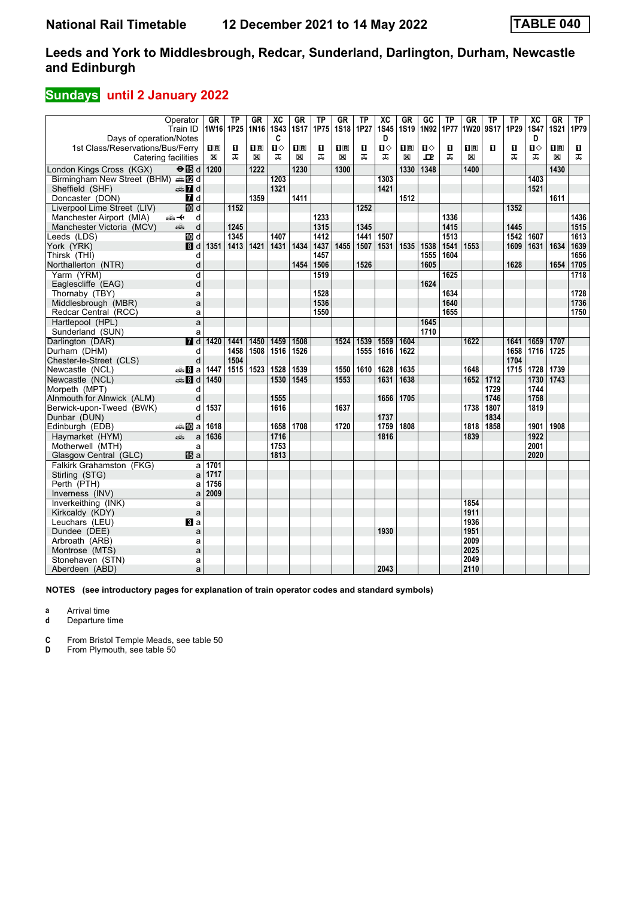# National Rail Timetable 12 December 2021 to 14 May 2022

**TABLE 040**

## Leeds and York to Middlesbrough, Redcar, Sunderland, Darlington, Durham, Newcastle and Edinburgh

### Sundays until 2 January 2022

| Operator | | GR | TP | GR | XC | GR | TP | GR | TP | XC | GR | GC | TP | GR | TP | TP | XC | GR | TP |
|---|---|---|---|---|---|---|---|---|---|---|---|---|---|---|---|---|---|---|---|
| Train ID | | 1W16 | 1P25 | 1N16 | 1S43 | 1S17 | 1P75 | 1S18 | 1P27 | 1S45 | 1S19 | 1N92 | 1P77 | 1W20 | 9S17 | 1P29 | 1S47 | 1S21 | 1P79 |
| Days of operation/Notes | | | | | C | | | | | D | | | | | | | D | | |
| 1st Class/Reservations/Bus/Ferry | | 1R | 1 | 1R | 1◇ | 1R | 1 | 1R | 1 | 1◇ | 1R | 1◇ | 1 | 1R | 1 | 1 | 1◇ | 1R | 1 |
| Catering facilities | | ☒ | ⊼ | ☒ | ⊼ | ☒ | ⊼ | ☒ | ⊼ | ⊼ | ☒ | ⊡ | ⊼ | ☒ | | ⊼ | ⊼ | ☒ | ⊼ |
| London Kings Cross (KGX) | d | 1200 | | 1222 | | 1230 | | 1300 | | | 1330 | 1348 | | 1400 | | | | 1430 | |
| Birmingham New Street (BHM) | d | | | | 1203 | | | | | 1303 | | | | | | | 1403 | | |
| Sheffield (SHF) | d | | | | 1321 | | | | | 1421 | | | | | | | 1521 | | |
| Doncaster (DON) | d | | | 1359 | | 1411 | | | | | 1512 | | | | | | | 1611 | |
| Liverpool Lime Street (LIV) | d | | 1152 | | | | | | 1252 | | | | | | | 1352 | | | |
| Manchester Airport (MIA) | d | | | | | | 1233 | | | | | | 1336 | | | | | | 1436 |
| Manchester Victoria (MCV) | d | | 1245 | | | | 1315 | | 1345 | | | | 1415 | | | 1445 | | | 1515 |
| Leeds (LDS) | d | | 1345 | | 1407 | | 1412 | | 1441 | 1507 | | | 1513 | | | 1542 | 1607 | | 1613 |
| York (YRK) | d | 1351 | 1413 | 1421 | 1431 | 1434 | 1437 | 1455 | 1507 | 1531 | 1535 | 1538 | 1541 | 1553 | | 1609 | 1631 | 1634 | 1639 |
| Thirsk (THI) | d | | | | | | 1457 | | | | | 1555 | 1604 | | | | | | 1656 |
| Northallerton (NTR) | d | | | | | 1454 | 1506 | | 1526 | | | 1605 | | | | 1628 | | 1654 | 1705 |
| Yarm (YRM) | d | | | | | | 1519 | | | | | | 1625 | | | | | | 1718 |
| Eaglescliffe (EAG) | d | | | | | | | | | | | 1624 | | | | | | | |
| Thornaby (TBY) | a | | | | | | 1528 | | | | | | 1634 | | | | | | 1728 |
| Middlesbrough (MBR) | a | | | | | | 1536 | | | | | | 1640 | | | | | | 1736 |
| Redcar Central (RCC) | a | | | | | | 1550 | | | | | | 1655 | | | | | | 1750 |
| Hartlepool (HPL) | a | | | | | | | | | | | 1645 | | | | | | | |
| Sunderland (SUN) | a | | | | | | | | | | | 1710 | | | | | | | |
| Darlington (DAR) | d | 1420 | 1441 | 1450 | 1459 | 1508 | | 1524 | 1539 | 1559 | 1604 | | | 1622 | | 1641 | 1659 | 1707 | |
| Durham (DHM) | d | | 1458 | 1508 | 1516 | 1526 | | | 1555 | 1616 | 1622 | | | | | 1658 | 1716 | 1725 | |
| Chester-le-Street (CLS) | d | | 1504 | | | | | | | | | | | | | 1704 | | | |
| Newcastle (NCL) | a | 1447 | 1515 | 1523 | 1528 | 1539 | | 1550 | 1610 | 1628 | 1635 | | | 1648 | | 1715 | 1728 | 1739 | |
| Newcastle (NCL) | d | 1450 | | | 1530 | 1545 | | 1553 | | 1631 | 1638 | | | 1652 | 1712 | | 1730 | 1743 | |
| Morpeth (MPT) | d | | | | | | | | | | | | | | 1729 | | 1744 | | |
| Alnmouth for Alnwick (ALM) | d | | | | 1555 | | | | | 1656 | 1705 | | | | 1746 | | 1758 | | |
| Berwick-upon-Tweed (BWK) | d | 1537 | | | 1616 | | | 1637 | | | | | | 1738 | 1807 | | 1819 | | |
| Dunbar (DUN) | d | | | | | | | | | 1737 | | | | | 1834 | | | | |
| Edinburgh (EDB) | a | 1618 | | | 1658 | 1708 | | 1720 | | 1759 | 1808 | | | 1818 | 1858 | | 1901 | 1908 | |
| Haymarket (HYM) | a | 1636 | | | 1716 | | | | | 1816 | | | | 1839 | | | 1922 | | |
| Motherwell (MTH) | a | | | | 1753 | | | | | | | | | | | | 2001 | | |
| Glasgow Central (GLC) | a | | | | 1813 | | | | | | | | | | | | 2020 | | |
| Falkirk Grahamston (FKG) | a | 1701 | | | | | | | | | | | | | | | | | |
| Stirling (STG) | a | 1717 | | | | | | | | | | | | | | | | | |
| Perth (PTH) | a | 1756 | | | | | | | | | | | | | | | | | |
| Inverness (INV) | a | 2009 | | | | | | | | | | | | | | | | | |
| Inverkeithing (INK) | a | | | | | | | | | | | | | 1854 | | | | | |
| Kirkcaldy (KDY) | a | | | | | | | | | | | | | 1911 | | | | | |
| Leuchars (LEU) | a | | | | | | | | | | | | | 1936 | | | | | |
| Dundee (DEE) | a | | | | | | | | | 1930 | | | | 1951 | | | | | |
| Arbroath (ARB) | a | | | | | | | | | | | | | 2009 | | | | | |
| Montrose (MTS) | a | | | | | | | | | | | | | 2025 | | | | | |
| Stonehaven (STN) | a | | | | | | | | | | | | | 2049 | | | | | |
| Aberdeen (ABD) | a | | | | | | | | | 2043 | | | | 2110 | | | | | |

**NOTES (see introductory pages for explanation of train operator codes and standard symbols)**

**a** Arrival time
**d** Departure time

**C** From Bristol Temple Meads, see table 50
**D** From Plymouth, see table 50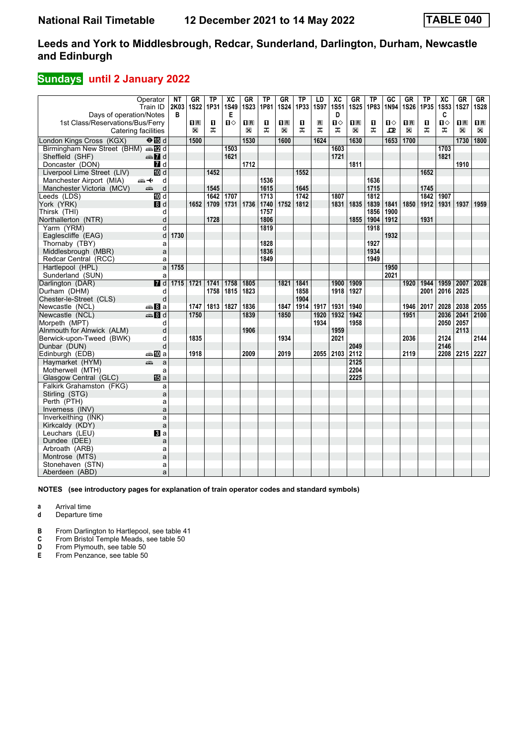# National Rail Timetable    12 December 2021 to 14 May 2022    TABLE 040

## Leeds and York to Middlesbrough, Redcar, Sunderland, Darlington, Durham, Newcastle and Edinburgh

## Sundays until 2 January 2022

| Operator | | NT | GR | TP | XC | GR | TP | GR | TP | LD | XC | GR | TP | GC | GR | TP | XC | GR | GR |
|---|---|---|---|---|---|---|---|---|---|---|---|---|---|---|---|---|---|---|---|
| Train ID | | 2K03 | 1S22 | 1P31 | 1S49 | 1S23 | 1P81 | 1S24 | 1P33 | 1S97 | 1S51 | 1S25 | 1P83 | 1N94 | 1S26 | 1P35 | 1S53 | 1S27 | 1S28 |
| Days of operation/Notes | | B | | | E | | | | | | D | | | | | | C | | |
| 1st Class/Reservations/Bus/Ferry | | | 1R | 1 | 1◇ | 1R | 1 | 1R | 1 | R | 1◇ | 1R | 1 | 1◇ | 1R | 1 | 1◇ | 1R | 1R |
| Catering facilities | | | ⊠ | ⚲ | | ⊠ | ⚲ | ⊠ | ⚲ | ⚲ | ⚲ | ⊠ | ⚲ | ꟾ | ⊠ | ⚲ | ⚲ | ⊠ | ⊠ |
| London Kings Cross (KGX) | ⊖15 d | | 1500 | | | 1530 | | 1600 | | 1624 | | 1630 | | 1653 | 1700 | | | 1730 | 1800 |
| Birmingham New Street (BHM) | 12 d | | | | 1503 | | | | | | 1603 | | | | | | 1703 | | |
| Sheffield (SHF) | 7 d | | | | 1621 | | | | | | 1721 | | | | | | 1821 | | |
| Doncaster (DON) | 7 d | | | | | 1712 | | | | | | 1811 | | | | | | 1910 | |
| Liverpool Lime Street (LIV) | 10 d | | | 1452 | | | | | 1552 | | | | | | | 1652 | | | |
| Manchester Airport (MIA) | d | | | | | | 1536 | | | | | | 1636 | | | | | | |
| Manchester Victoria (MCV) | d | | | 1545 | | | 1615 | | 1645 | | | | 1715 | | | 1745 | | | |
| Leeds (LDS) | 10 d | | | 1642 | 1707 | | 1713 | | 1742 | | 1807 | | 1812 | | | 1842 | 1907 | | |
| York (YRK) | 8 d | | 1652 | 1709 | 1731 | 1736 | 1740 | 1752 | 1812 | | 1831 | 1835 | 1839 | 1841 | 1850 | 1912 | 1931 | 1937 | 1959 |
| Thirsk (THI) | d | | | | | | 1757 | | | | | | 1856 | 1900 | | | | | |
| Northallerton (NTR) | d | | | 1728 | | | 1806 | | | | | 1855 | 1904 | 1912 | | 1931 | | | |
| Yarm (YRM) | d | | | | | | 1819 | | | | | | 1918 | | | | | | |
| Eaglescliffe (EAG) | d | 1730 | | | | | | | | | | | | 1932 | | | | | |
| Thornaby (TBY) | a | | | | | | 1828 | | | | | | 1927 | | | | | | |
| Middlesbrough (MBR) | a | | | | | | 1836 | | | | | | 1934 | | | | | | |
| Redcar Central (RCC) | a | | | | | | 1849 | | | | | | 1949 | | | | | | |
| Hartlepool (HPL) | a | 1755 | | | | | | | | | | | | 1950 | | | | | |
| Sunderland (SUN) | a | | | | | | | | | | | | | 2021 | | | | | |
| Darlington (DAR) | 7 d | 1715 | 1721 | 1741 | 1758 | 1805 | | 1821 | 1841 | | 1900 | 1909 | | | 1920 | 1944 | 1959 | 2007 | 2028 |
| Durham (DHM) | d | | | 1758 | 1815 | 1823 | | | 1858 | | 1918 | 1927 | | | | 2001 | 2016 | 2025 | |
| Chester-le-Street (CLS) | d | | | | | | | | 1904 | | | | | | | | | | |
| Newcastle (NCL) | 8 a | | 1747 | 1813 | 1827 | 1836 | | 1847 | 1914 | 1917 | 1931 | 1940 | | | 1946 | 2017 | 2028 | 2038 | 2055 |
| Newcastle (NCL) | 8 d | | 1750 | | | 1839 | | 1850 | | 1920 | 1932 | 1942 | | | 1951 | | 2036 | 2041 | 2100 |
| Morpeth (MPT) | d | | | | | | | | | 1934 | | 1958 | | | | | 2050 | 2057 | |
| Alnmouth for Alnwick (ALM) | d | | | | | 1906 | | | | | 1959 | | | | | | | 2113 | |
| Berwick-upon-Tweed (BWK) | d | | 1835 | | | | | 1934 | | | 2021 | | | | 2036 | | 2124 | | 2144 |
| Dunbar (DUN) | d | | | | | | | | | | | 2049 | | | | | 2146 | | |
| Edinburgh (EDB) | 10 a | | 1918 | | | 2009 | | 2019 | | 2055 | 2103 | 2112 | | | 2119 | | 2208 | 2215 | 2227 |
| Haymarket (HYM) | a | | | | | | | | | | | 2125 | | | | | | | |
| Motherwell (MTH) | a | | | | | | | | | | | 2204 | | | | | | | |
| Glasgow Central (GLC) | 15 a | | | | | | | | | | | 2225 | | | | | | | |
| Falkirk Grahamston (FKG) | a | | | | | | | | | | | | | | | | | | |
| Stirling (STG) | a | | | | | | | | | | | | | | | | | | |
| Perth (PTH) | a | | | | | | | | | | | | | | | | | | |
| Inverness (INV) | a | | | | | | | | | | | | | | | | | | |
| Inverkeithing (INK) | a | | | | | | | | | | | | | | | | | | |
| Kirkcaldy (KDY) | a | | | | | | | | | | | | | | | | | | |
| Leuchars (LEU) | 3 a | | | | | | | | | | | | | | | | | | |
| Dundee (DEE) | a | | | | | | | | | | | | | | | | | | |
| Arbroath (ARB) | a | | | | | | | | | | | | | | | | | | |
| Montrose (MTS) | a | | | | | | | | | | | | | | | | | | |
| Stonehaven (STN) | a | | | | | | | | | | | | | | | | | | |
| Aberdeen (ABD) | a | | | | | | | | | | | | | | | | | | |

**NOTES (see introductory pages for explanation of train operator codes and standard symbols)**

**a** Arrival time
**d** Departure time

**B** From Darlington to Hartlepool, see table 41
**C** From Bristol Temple Meads, see table 50
**D** From Plymouth, see table 50
**E** From Penzance, see table 50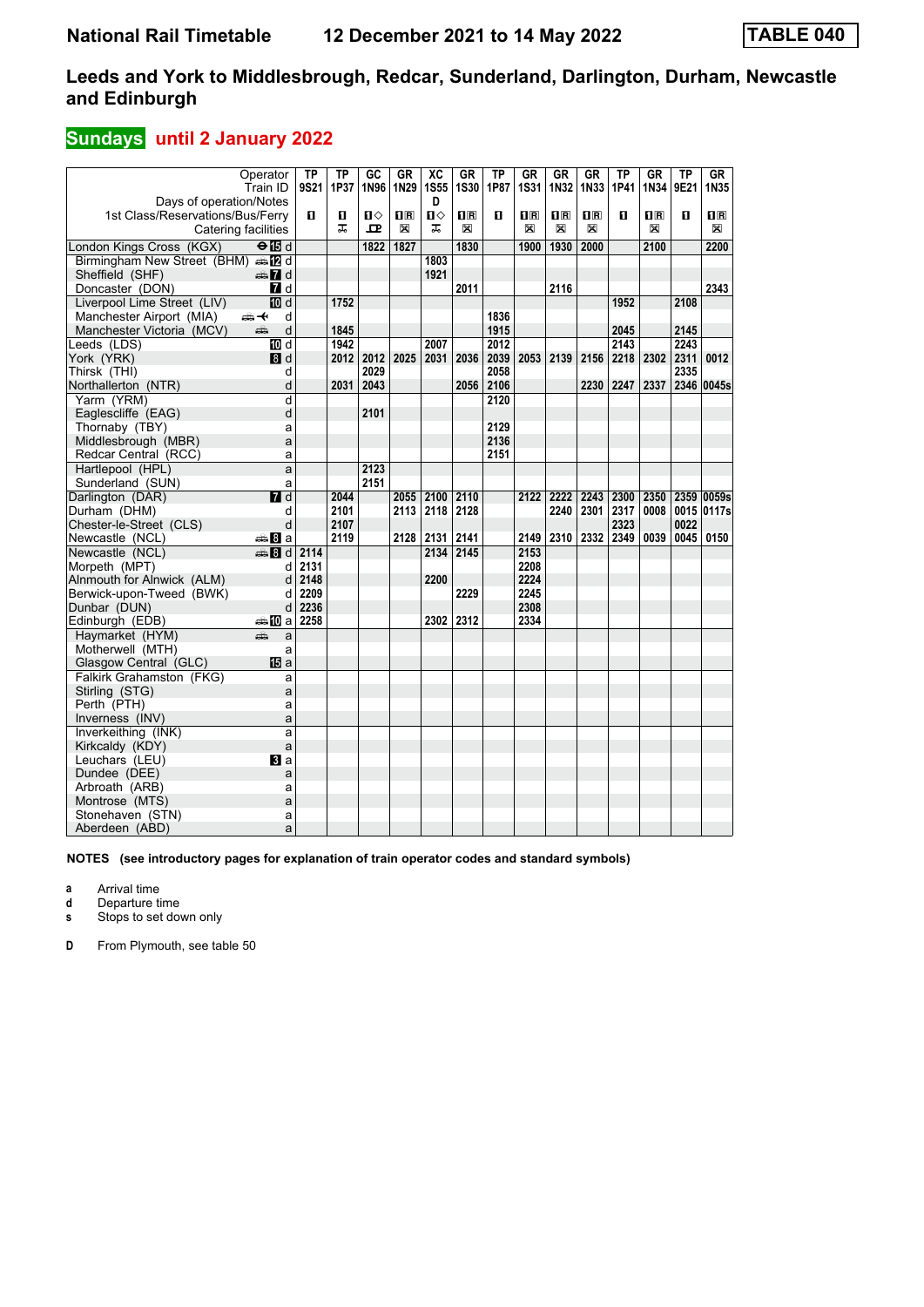# National Rail Timetable 12 December 2021 to 14 May 2022 TABLE 040

## Leeds and York to Middlesbrough, Redcar, Sunderland, Darlington, Durham, Newcastle and Edinburgh

### Sundays until 2 January 2022

| Operator | | TP | TP | GC | GR | XC | GR | TP | GR | GR | GR | TP | GR | TP | GR |
|---|---|---|---|---|---|---|---|---|---|---|---|---|---|---|---|
| Train ID | | 9S21 | 1P37 | 1N96 | 1N29 | 1S55 | 1S30 | 1P87 | 1S31 | 1N32 | 1N33 | 1P41 | 1N34 | 9E21 | 1N35 |
| Days of operation/Notes | | | | | | D | | | | | | | | | |
| 1st Class/Reservations/Bus/Ferry | | 1 | 1 | 1◇ | 1R | 1◇ | 1R | 1 | 1R | 1R | 1R | 1 | 1R | 1 | 1R |
| Catering facilities | | | | | | | | | | | | | | | |
| London Kings Cross (KGX) | 15 d | | | 1822 | 1827 | | 1830 | | 1900 | 1930 | 2000 | | 2100 | | 2200 |
| Birmingham New Street (BHM) | 12 d | | | | | 1803 | | | | | | | | | |
| Sheffield (SHF) | 7 d | | | | | 1921 | | | | | | | | | |
| Doncaster (DON) | 7 d | | | | | | 2011 | | | 2116 | | | | | 2343 |
| Liverpool Lime Street (LIV) | 10 d | | 1752 | | | | | | | | | 1952 | | 2108 | |
| Manchester Airport (MIA) | d | | | | | | | 1836 | | | | | | | |
| Manchester Victoria (MCV) | d | | 1845 | | | | | 1915 | | | | 2045 | | 2145 | |
| Leeds (LDS) | 10 d | | 1942 | | | 2007 | | 2012 | | | | 2143 | | 2243 | |
| York (YRK) | 8 d | | 2012 | 2012 | 2025 | 2031 | 2036 | 2039 | 2053 | 2139 | 2156 | 2218 | 2302 | 2311 | 0012 |
| Thirsk (THI) | d | | | 2029 | | | | 2058 | | | | | | 2335 | |
| Northallerton (NTR) | d | | 2031 | 2043 | | | 2056 | 2106 | | | 2230 | 2247 | 2337 | 2346 | 0045s |
| Yarm (YRM) | d | | | | | | | 2120 | | | | | | | |
| Eaglescliffe (EAG) | d | | | 2101 | | | | | | | | | | | |
| Thornaby (TBY) | a | | | | | | | 2129 | | | | | | | |
| Middlesbrough (MBR) | a | | | | | | | 2136 | | | | | | | |
| Redcar Central (RCC) | a | | | | | | | 2151 | | | | | | | |
| Hartlepool (HPL) | a | | | 2123 | | | | | | | | | | | |
| Sunderland (SUN) | a | | | 2151 | | | | | | | | | | | |
| Darlington (DAR) | 7 d | | 2044 | | 2055 | 2100 | 2110 | | 2122 | 2222 | 2243 | 2300 | 2350 | 2359 | 0059s |
| Durham (DHM) | d | | 2101 | | 2113 | 2118 | 2128 | | | 2240 | 2301 | 2317 | 0008 | 0015 | 0117s |
| Chester-le-Street (CLS) | d | | 2107 | | | | | | | | | 2323 | | 0022 | |
| Newcastle (NCL) | 8 a | | 2119 | | 2128 | 2131 | 2141 | | 2149 | 2310 | 2332 | 2349 | 0039 | 0045 | 0150 |
| Newcastle (NCL) | 8 d | 2114 | | | | 2134 | 2145 | | 2153 | | | | | | |
| Morpeth (MPT) | d | 2131 | | | | | | | 2208 | | | | | | |
| Alnmouth for Alnwick (ALM) | d | 2148 | | | | 2200 | | | 2224 | | | | | | |
| Berwick-upon-Tweed (BWK) | d | 2209 | | | | | 2229 | | 2245 | | | | | | |
| Dunbar (DUN) | d | 2236 | | | | | | | 2308 | | | | | | |
| Edinburgh (EDB) | 10 a | 2258 | | | | 2302 | 2312 | | 2334 | | | | | | |
| Haymarket (HYM) | a | | | | | | | | | | | | | | |
| Motherwell (MTH) | a | | | | | | | | | | | | | | |
| Glasgow Central (GLC) | 15 a | | | | | | | | | | | | | | |
| Falkirk Grahamston (FKG) | a | | | | | | | | | | | | | | |
| Stirling (STG) | a | | | | | | | | | | | | | | |
| Perth (PTH) | a | | | | | | | | | | | | | | |
| Inverness (INV) | a | | | | | | | | | | | | | | |
| Inverkeithing (INK) | a | | | | | | | | | | | | | | |
| Kirkcaldy (KDY) | a | | | | | | | | | | | | | | |
| Leuchars (LEU) | 3 a | | | | | | | | | | | | | | |
| Dundee (DEE) | a | | | | | | | | | | | | | | |
| Arbroath (ARB) | a | | | | | | | | | | | | | | |
| Montrose (MTS) | a | | | | | | | | | | | | | | |
| Stonehaven (STN) | a | | | | | | | | | | | | | | |
| Aberdeen (ABD) | a | | | | | | | | | | | | | | |

**NOTES (see introductory pages for explanation of train operator codes and standard symbols)**

- **a** Arrival time
- **d** Departure time
- **s** Stops to set down only

- **D** From Plymouth, see table 50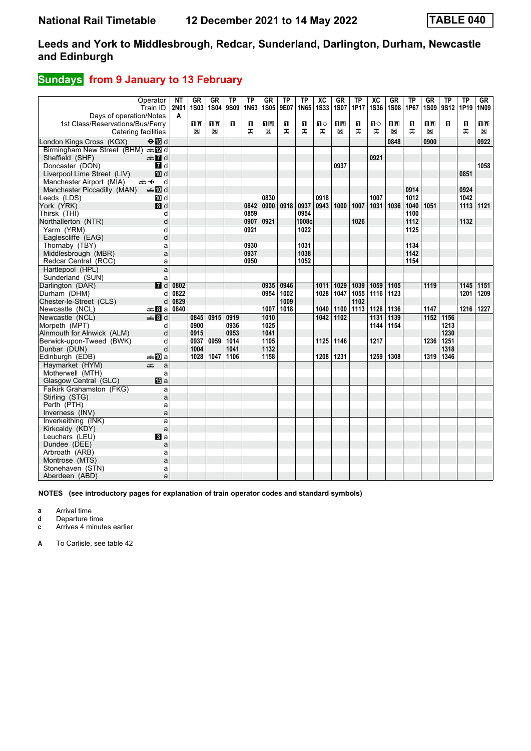# National Rail Timetable — 12 December 2021 to 14 May 2022 — TABLE 040

## Leeds and York to Middlesbrough, Redcar, Sunderland, Darlington, Durham, Newcastle and Edinburgh

### Sundays from 9 January to 13 February

| Operator | | NT | GR | GR | TP | TP | GR | TP | TP | XC | GR | TP | XC | GR | TP | GR | TP | TP | GR |
|---|---|---|---|---|---|---|---|---|---|---|---|---|---|---|---|---|---|---|---|
| Train ID | | 2N01 | 1S03 | 1S04 | 9S09 | 1N63 | 1S05 | 9E07 | 1N65 | 1S33 | 1S07 | 1P17 | 1S36 | 1S08 | 1P67 | 1S09 | 9S12 | 1P19 | 1N09 |
| Days of operation/Notes | | A | | | | | | | | | | | | | | | | | |
| 1st Class/Reservations/Bus/Ferry | | | 1R | 1R | 1 | 1 | 1R | 1 | 1 | 1◇ | 1R | 1 | 1◇ | 1R | 1 | 1R | 1 | 1 | 1R |
| Catering facilities | | | ⊠ | ⊠ | | 🛒 | ⊠ | 🛒 | 🛒 | 🛒 | ⊠ | 🛒 | 🛒 | ⊠ | 🛒 | ⊠ | | 🛒 | ⊠ |
| London Kings Cross (KGX) | 15 d | | | | | | | | | | | | | 0848 | | 0900 | | | 0922 |
| Birmingham New Street (BHM) | 12 d | | | | | | | | | | | | | | | | | | |
| Sheffield (SHF) | 7 d | | | | | | | | | | | | 0921 | | | | | | |
| Doncaster (DON) | 7 d | | | | | | | | | | 0937 | | | | | | | | 1058 |
| Liverpool Lime Street (LIV) | 10 d | | | | | | | | | | | | | | | | | 0851 | |
| Manchester Airport (MIA) | d | | | | | | | | | | | | | | | | | | |
| Manchester Piccadilly (MAN) | 10 d | | | | | | | | | | | | | | 0914 | | | 0924 | |
| Leeds (LDS) | 10 d | | | | | | 0830 | | | 0918 | | | 1007 | | 1012 | | | 1042 | |
| York (YRK) | 8 d | | | | | 0842 | 0900 | 0918 | 0937 | 0943 | 1000 | 1007 | 1031 | 1036 | 1040 | 1051 | | 1113 | 1121 |
| Thirsk (THI) | d | | | | | 0859 | | | 0954 | | | | | | 1100 | | | | |
| Northallerton (NTR) | d | | | | | 0907 | 0921 | | 1008c | | | 1026 | | | 1112 | | | 1132 | |
| Yarm (YRM) | d | | | | | 0921 | | | 1022 | | | | | | 1125 | | | | |
| Eaglescliffe (EAG) | d | | | | | | | | | | | | | | | | | | |
| Thornaby (TBY) | a | | | | | 0930 | | | 1031 | | | | | | 1134 | | | | |
| Middlesbrough (MBR) | a | | | | | 0937 | | | 1038 | | | | | | 1142 | | | | |
| Redcar Central (RCC) | a | | | | | 0950 | | | 1052 | | | | | | 1154 | | | | |
| Hartlepool (HPL) | a | | | | | | | | | | | | | | | | | | |
| Sunderland (SUN) | a | | | | | | | | | | | | | | | | | | |
| Darlington (DAR) | 7 d | 0802 | | | | | 0935 | 0946 | | 1011 | 1029 | 1039 | 1059 | 1105 | | 1119 | | 1145 | 1151 |
| Durham (DHM) | d | 0822 | | | | | 0954 | 1002 | | 1028 | 1047 | 1055 | 1116 | 1123 | | | | 1201 | 1209 |
| Chester-le-Street (CLS) | d | 0829 | | | | | | 1009 | | | | 1102 | | | | | | | |
| Newcastle (NCL) | 8 a | 0840 | | | | | 1007 | 1018 | | 1040 | 1100 | 1113 | 1128 | 1136 | | 1147 | | 1216 | 1227 |
| Newcastle (NCL) | 8 d | | 0845 | 0915 | 0919 | | 1010 | | | 1042 | 1102 | | 1131 | 1139 | | 1152 | 1156 | | |
| Morpeth (MPT) | d | | 0900 | | 0936 | | 1025 | | | | | | 1144 | 1154 | | | 1213 | | |
| Alnmouth for Alnwick (ALM) | d | | 0915 | | 0953 | | 1041 | | | | | | | | | | 1230 | | |
| Berwick-upon-Tweed (BWK) | d | | 0937 | 0959 | 1014 | | 1105 | | | 1125 | 1146 | | 1217 | | | 1236 | 1251 | | |
| Dunbar (DUN) | d | | 1004 | | 1041 | | 1132 | | | | | | | | | | 1318 | | |
| Edinburgh (EDB) | 10 a | | 1028 | 1047 | 1106 | | 1158 | | | 1208 | 1231 | | 1259 | 1308 | | 1319 | 1346 | | |
| Haymarket (HYM) | a | | | | | | | | | | | | | | | | | | |
| Motherwell (MTH) | a | | | | | | | | | | | | | | | | | | |
| Glasgow Central (GLC) | 15 a | | | | | | | | | | | | | | | | | | |
| Falkirk Grahamston (FKG) | a | | | | | | | | | | | | | | | | | | |
| Stirling (STG) | a | | | | | | | | | | | | | | | | | | |
| Perth (PTH) | a | | | | | | | | | | | | | | | | | | |
| Inverness (INV) | a | | | | | | | | | | | | | | | | | | |
| Inverkeithing (INK) | a | | | | | | | | | | | | | | | | | | |
| Kirkcaldy (KDY) | a | | | | | | | | | | | | | | | | | | |
| Leuchars (LEU) | 3 a | | | | | | | | | | | | | | | | | | |
| Dundee (DEE) | a | | | | | | | | | | | | | | | | | | |
| Arbroath (ARB) | a | | | | | | | | | | | | | | | | | | |
| Montrose (MTS) | a | | | | | | | | | | | | | | | | | | |
| Stonehaven (STN) | a | | | | | | | | | | | | | | | | | | |
| Aberdeen (ABD) | a | | | | | | | | | | | | | | | | | | |

**NOTES (see introductory pages for explanation of train operator codes and standard symbols)**

- **a** Arrival time
- **d** Departure time
- **c** Arrives 4 minutes earlier

- **A** To Carlisle, see table 42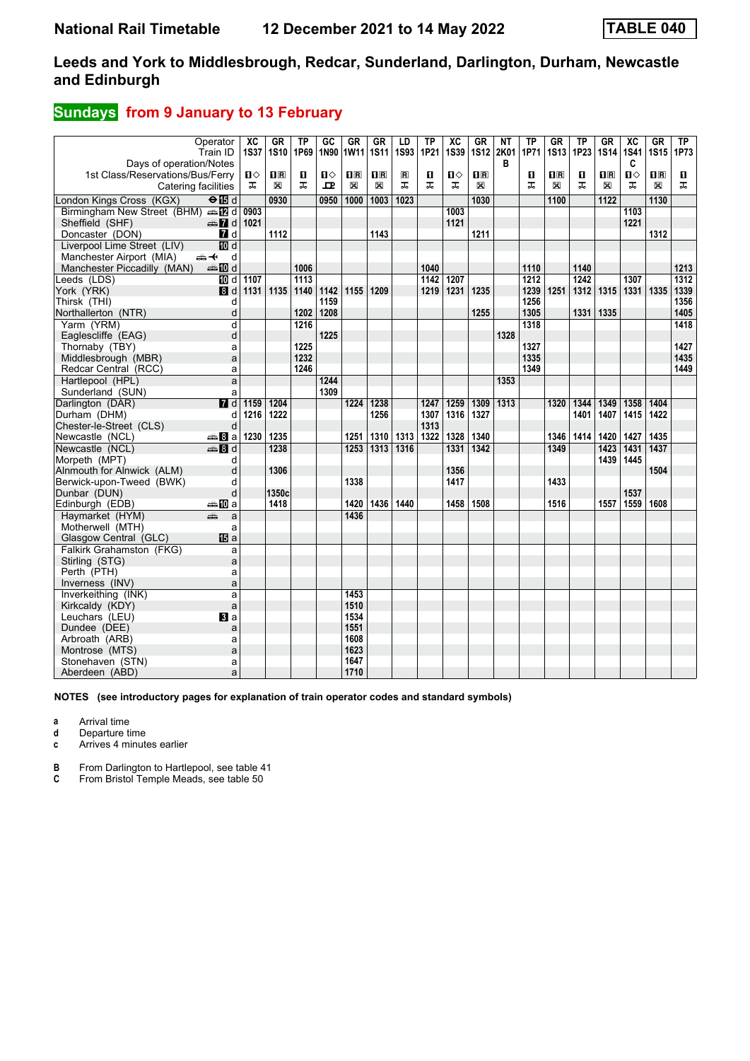**National Rail Timetable** **12 December 2021 to 14 May 2022** **TABLE 040**

## Leeds and York to Middlesbrough, Redcar, Sunderland, Darlington, Durham, Newcastle and Edinburgh

### Sundays from 9 January to 13 February

| Operator | | XC | GR | TP | GC | GR | GR | LD | TP | XC | GR | NT | TP | GR | TP | GR | XC | GR | TP |
|---|---|---|---|---|---|---|---|---|---|---|---|---|---|---|---|---|---|---|---|
| Train ID | | 1S37 | 1S10 | 1P69 | 1N90 | 1W11 | 1S11 | 1S93 | 1P21 | 1S39 | 1S12 | 2K01 | 1P71 | 1S13 | 1P23 | 1S14 | 1S41 | 1S15 | 1P73 |
| Days of operation/Notes | | | | | | | | | | | | B | | | | | C | | |
| 1st Class/Reservations/Bus/Ferry | | ■◇ | ■R | ■ | ■◇ | ■R | ■R | R | ■ | ■◇ | ■R | | ■ | ■R | ■ | ■R | ■◇ | ■R | ■ |
| Catering facilities | | | | | | | | | | | | | | | | | | | |
| London Kings Cross (KGX) | d | | 0930 | | 0950 | 1000 | 1003 | 1023 | | | 1030 | | | 1100 | | 1122 | | 1130 | |
| Birmingham New Street (BHM) | d | 0903 | | | | | | | | 1003 | | | | | | | 1103 | | |
| Sheffield (SHF) | d | 1021 | | | | | | | | 1121 | | | | | | | 1221 | | |
| Doncaster (DON) | d | | 1112 | | | | 1143 | | | | 1211 | | | | | | | 1312 | |
| Liverpool Lime Street (LIV) | d | | | | | | | | | | | | | | | | | | |
| Manchester Airport (MIA) | d | | | | | | | | | | | | | | | | | | |
| Manchester Piccadilly (MAN) | d | | | 1006 | | | | | 1040 | | | | 1110 | | 1140 | | | | 1213 |
| Leeds (LDS) | d | 1107 | | 1113 | | | | | 1142 | 1207 | | | 1212 | | 1242 | | 1307 | | 1312 |
| York (YRK) | d | 1131 | 1135 | 1140 | 1142 | 1155 | 1209 | | 1219 | 1231 | 1235 | | 1239 | 1251 | 1312 | 1315 | 1331 | 1335 | 1339 |
| Thirsk (THI) | d | | | | 1159 | | | | | | | | 1256 | | | | | | 1356 |
| Northallerton (NTR) | d | | | 1202 | 1208 | | | | | | 1255 | | 1305 | | 1331 | 1335 | | | 1405 |
| Yarm (YRM) | d | | | 1216 | | | | | | | | | 1318 | | | | | | 1418 |
| Eaglescliffe (EAG) | d | | | | 1225 | | | | | | | 1328 | | | | | | | |
| Thornaby (TBY) | a | | | 1225 | | | | | | | | | 1327 | | | | | | 1427 |
| Middlesbrough (MBR) | a | | | 1232 | | | | | | | | | 1335 | | | | | | 1435 |
| Redcar Central (RCC) | a | | | 1246 | | | | | | | | | 1349 | | | | | | 1449 |
| Hartlepool (HPL) | a | | | | 1244 | | | | | | | 1353 | | | | | | | |
| Sunderland (SUN) | a | | | | 1309 | | | | | | | | | | | | | | |
| Darlington (DAR) | d | 1159 | 1204 | | | 1224 | 1238 | | 1247 | 1259 | 1309 | 1313 | | 1320 | 1344 | 1349 | 1358 | 1404 | |
| Durham (DHM) | d | 1216 | 1222 | | | | 1256 | | 1307 | 1316 | 1327 | | | | 1401 | 1407 | 1415 | 1422 | |
| Chester-le-Street (CLS) | d | | | | | | | | 1313 | | | | | | | | | | |
| Newcastle (NCL) | a | 1230 | 1235 | | | 1251 | 1310 | 1313 | 1322 | 1328 | 1340 | | | 1346 | 1414 | 1420 | 1427 | 1435 | |
| Newcastle (NCL) | d | | 1238 | | | 1253 | 1313 | 1316 | | 1331 | 1342 | | | 1349 | | 1423 | 1431 | 1437 | |
| Morpeth (MPT) | d | | | | | | | | | | | | | | | 1439 | 1445 | | |
| Alnmouth for Alnwick (ALM) | d | | 1306 | | | | | | | 1356 | | | | | | | | 1504 | |
| Berwick-upon-Tweed (BWK) | d | | | | | 1338 | | | | 1417 | | | | 1433 | | | | | |
| Dunbar (DUN) | d | | 1350c | | | | | | | | | | | | | | 1537 | | |
| Edinburgh (EDB) | a | | 1418 | | | 1420 | 1436 | 1440 | | 1458 | 1508 | | | 1516 | | 1557 | 1559 | 1608 | |
| Haymarket (HYM) | a | | | | | 1436 | | | | | | | | | | | | | |
| Motherwell (MTH) | a | | | | | | | | | | | | | | | | | | |
| Glasgow Central (GLC) | a | | | | | | | | | | | | | | | | | | |
| Falkirk Grahamston (FKG) | a | | | | | | | | | | | | | | | | | | |
| Stirling (STG) | a | | | | | | | | | | | | | | | | | | |
| Perth (PTH) | a | | | | | | | | | | | | | | | | | | |
| Inverness (INV) | a | | | | | | | | | | | | | | | | | | |
| Inverkeithing (INK) | a | | | | | 1453 | | | | | | | | | | | | | |
| Kirkcaldy (KDY) | a | | | | | 1510 | | | | | | | | | | | | | |
| Leuchars (LEU) | a | | | | | 1534 | | | | | | | | | | | | | |
| Dundee (DEE) | a | | | | | 1551 | | | | | | | | | | | | | |
| Arbroath (ARB) | a | | | | | 1608 | | | | | | | | | | | | | |
| Montrose (MTS) | a | | | | | 1623 | | | | | | | | | | | | | |
| Stonehaven (STN) | a | | | | | 1647 | | | | | | | | | | | | | |
| Aberdeen (ABD) | a | | | | | 1710 | | | | | | | | | | | | | |

**NOTES (see introductory pages for explanation of train operator codes and standard symbols)**

- **a** Arrival time
- **d** Departure time
- **c** Arrives 4 minutes earlier

- **B** From Darlington to Hartlepool, see table 41
- **C** From Bristol Temple Meads, see table 50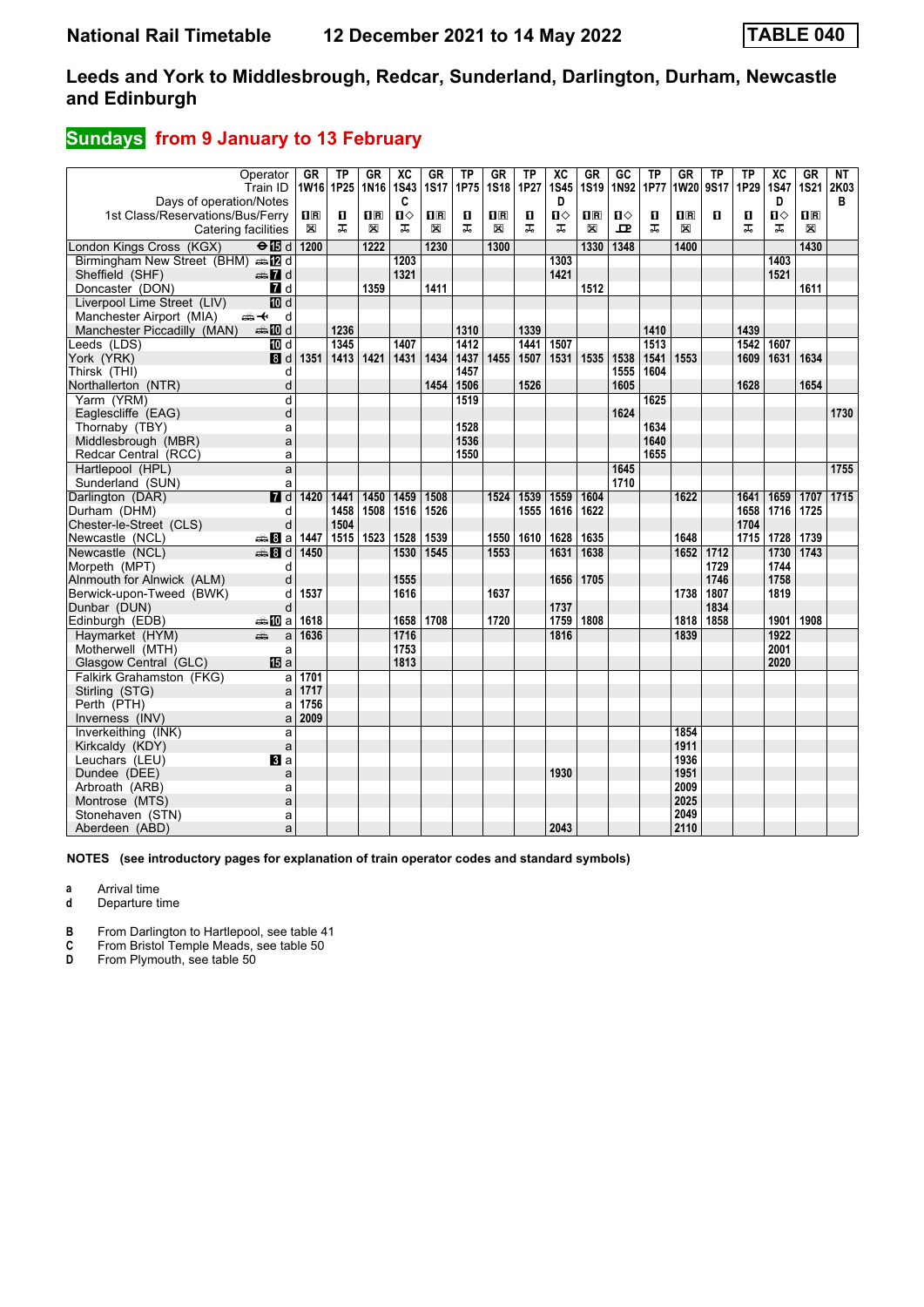# National Rail Timetable 12 December 2021 to 14 May 2022 TABLE 040

## Leeds and York to Middlesbrough, Redcar, Sunderland, Darlington, Durham, Newcastle and Edinburgh

### Sundays from 9 January to 13 February

| Operator | | GR | TP | GR | XC | GR | TP | GR | TP | XC | GR | GC | TP | GR | TP | TP | XC | GR | NT |
|---|---|---|---|---|---|---|---|---|---|---|---|---|---|---|---|---|---|---|---|
| Train ID | | 1W16 | 1P25 | 1N16 | 1S43 | 1S17 | 1P75 | 1S18 | 1P27 | 1S45 | 1S19 | 1N92 | 1P77 | 1W20 | 9S17 | 1P29 | 1S47 | 1S21 | 2K03 |
| Days of operation/Notes | | | | | C | | | | | D | | | | | | | D | | B |
| 1st Class/Reservations/Bus/Ferry | | 1R | 1 | 1R | 1◇ | 1R | 1 | 1R | 1 | 1◇ | 1R | 1◇ | 1 | 1R | 1 | 1 | 1◇ | 1R | |
| Catering facilities | | ☒ | ≖ | ☒ | ≖ | ☒ | ≖ | ☒ | ≖ | ≖ | ☒ | ⊒ | ≖ | ☒ | | ≖ | ≖ | ☒ | |
| London Kings Cross (KGX) 15 | d | 1200 | | 1222 | | 1230 | | 1300 | | | 1330 | 1348 | | 1400 | | | | 1430 | |
| Birmingham New Street (BHM) 12 | d | | | | 1203 | | | | | 1303 | | | | | | | 1403 | | |
| Sheffield (SHF) 7 | d | | | | 1321 | | | | | 1421 | | | | | | | 1521 | | |
| Doncaster (DON) 7 | d | | | 1359 | | 1411 | | | | | 1512 | | | | | | | 1611 | |
| Liverpool Lime Street (LIV) 10 | d | | | | | | | | | | | | | | | | | | |
| Manchester Airport (MIA) | d | | | | | | | | | | | | | | | | | | |
| Manchester Piccadilly (MAN) 10 | d | | 1236 | | | | 1310 | | 1339 | | | | 1410 | | | 1439 | | | |
| Leeds (LDS) 10 | d | | 1345 | | 1407 | | 1412 | | 1441 | 1507 | | | 1513 | | | 1542 | 1607 | | |
| York (YRK) 8 | d | 1351 | 1413 | 1421 | 1431 | 1434 | 1437 | 1455 | 1507 | 1531 | 1535 | 1538 | 1541 | 1553 | | 1609 | 1631 | 1634 | |
| Thirsk (THI) | d | | | | | | 1457 | | | | | 1555 | 1604 | | | | | | |
| Northallerton (NTR) | d | | | | | 1454 | 1506 | | 1526 | | | 1605 | | | | 1628 | | 1654 | |
| Yarm (YRM) | d | | | | | | 1519 | | | | | | 1625 | | | | | | |
| Eaglescliffe (EAG) | d | | | | | | | | | | | 1624 | | | | | | | 1730 |
| Thornaby (TBY) | a | | | | | | 1528 | | | | | | 1634 | | | | | | |
| Middlesbrough (MBR) | a | | | | | | 1536 | | | | | | 1640 | | | | | | |
| Redcar Central (RCC) | a | | | | | | 1550 | | | | | | 1655 | | | | | | |
| Hartlepool (HPL) | a | | | | | | | | | | | 1645 | | | | | | | 1755 |
| Sunderland (SUN) | a | | | | | | | | | | | 1710 | | | | | | | |
| Darlington (DAR) 7 | d | 1420 | 1441 | 1450 | 1459 | 1508 | | 1524 | 1539 | 1559 | 1604 | | | 1622 | | 1641 | 1659 | 1707 | 1715 |
| Durham (DHM) | d | | 1458 | 1508 | 1516 | 1526 | | | 1555 | 1616 | 1622 | | | | | 1658 | 1716 | 1725 | |
| Chester-le-Street (CLS) | d | | 1504 | | | | | | | | | | | | | 1704 | | | |
| Newcastle (NCL) 8 | a | 1447 | 1515 | 1523 | 1528 | 1539 | | 1550 | 1610 | 1628 | 1635 | | | 1648 | | 1715 | 1728 | 1739 | |
| Newcastle (NCL) 8 | d | 1450 | | | 1530 | 1545 | | 1553 | | 1631 | 1638 | | | 1652 | 1712 | | 1730 | 1743 | |
| Morpeth (MPT) | d | | | | | | | | | | | | | | 1729 | | 1744 | | |
| Alnmouth for Alnwick (ALM) | d | | | | 1555 | | | | | 1656 | 1705 | | | | 1746 | | 1758 | | |
| Berwick-upon-Tweed (BWK) | d | 1537 | | | 1616 | | | 1637 | | | | | | 1738 | 1807 | | 1819 | | |
| Dunbar (DUN) | d | | | | | | | | | 1737 | | | | | 1834 | | | | |
| Edinburgh (EDB) 10 | a | 1618 | | | 1658 | 1708 | | 1720 | | 1759 | 1808 | | | 1818 | 1858 | | 1901 | 1908 | |
| Haymarket (HYM) | a | 1636 | | | 1716 | | | | | 1816 | | | | 1839 | | | 1922 | | |
| Motherwell (MTH) | a | | | | 1753 | | | | | | | | | | | | 2001 | | |
| Glasgow Central (GLC) 15 | a | | | | 1813 | | | | | | | | | | | | 2020 | | |
| Falkirk Grahamston (FKG) | a | 1701 | | | | | | | | | | | | | | | | | |
| Stirling (STG) | a | 1717 | | | | | | | | | | | | | | | | | |
| Perth (PTH) | a | 1756 | | | | | | | | | | | | | | | | | |
| Inverness (INV) | a | 2009 | | | | | | | | | | | | | | | | | |
| Inverkeithing (INK) | a | | | | | | | | | | | | | 1854 | | | | | |
| Kirkcaldy (KDY) | a | | | | | | | | | | | | | 1911 | | | | | |
| Leuchars (LEU) 3 | a | | | | | | | | | | | | | 1936 | | | | | |
| Dundee (DEE) | a | | | | | | | | | 1930 | | | | 1951 | | | | | |
| Arbroath (ARB) | a | | | | | | | | | | | | | 2009 | | | | | |
| Montrose (MTS) | a | | | | | | | | | | | | | 2025 | | | | | |
| Stonehaven (STN) | a | | | | | | | | | | | | | 2049 | | | | | |
| Aberdeen (ABD) | a | | | | | | | | | 2043 | | | | 2110 | | | | | |

**NOTES (see introductory pages for explanation of train operator codes and standard symbols)**

- **a** Arrival time
- **d** Departure time

- **B** From Darlington to Hartlepool, see table 41
- **C** From Bristol Temple Meads, see table 50
- **D** From Plymouth, see table 50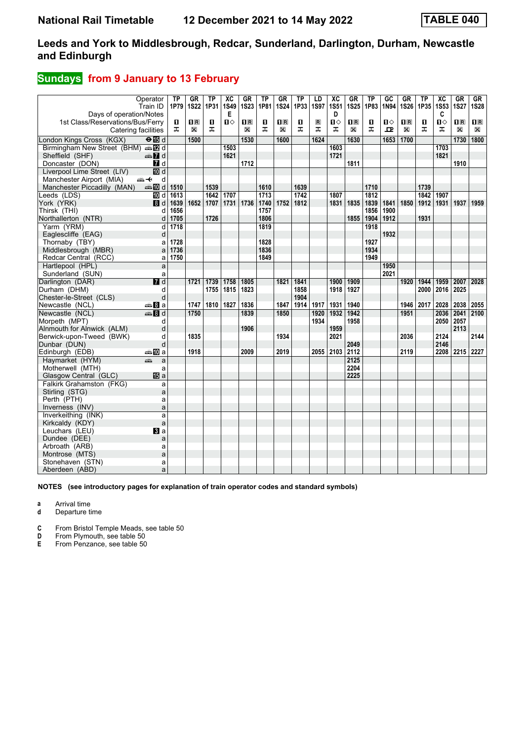# National Rail Timetable — 12 December 2021 to 14 May 2022 — TABLE 040

## Leeds and York to Middlesbrough, Redcar, Sunderland, Darlington, Durham, Newcastle and Edinburgh

## Sundays from 9 January to 13 February

| Operator | | TP | GR | TP | XC | GR | TP | GR | TP | LD | XC | GR | TP | GC | GR | TP | XC | GR | GR |
|---|---|---|---|---|---|---|---|---|---|---|---|---|---|---|---|---|---|---|---|
| Train ID | | 1P79 | 1S22 | 1P31 | 1S49 | 1S23 | 1P81 | 1S24 | 1P33 | 1S97 | 1S51 | 1S25 | 1P83 | 1N94 | 1S26 | 1P35 | 1S53 | 1S27 | 1S28 |
| Days of operation/Notes | | | | | E | | | | | | D | | | | | | C | | |
| 1st Class/Reservations/Bus/Ferry | | ■ | ■R | ■ | ■◇ | ■R | ■ | ■R | ■ | R | ■◇ | ■R | ■ | ■◇ | ■R | ■ | ■◇ | ■R | ■R |
| Catering facilities | | | | | | | | | | | | | | | | | | | |
| London Kings Cross (KGX) | d | | 1500 | | | 1530 | | 1600 | | 1624 | | 1630 | | 1653 | 1700 | | | 1730 | 1800 |
| Birmingham New Street (BHM) | d | | | | 1503 | | | | | | 1603 | | | | | | 1703 | | |
| Sheffield (SHF) | d | | | | 1621 | | | | | | 1721 | | | | | | 1821 | | |
| Doncaster (DON) | d | | | | | 1712 | | | | | | 1811 | | | | | | 1910 | |
| Liverpool Lime Street (LIV) | d | | | | | | | | | | | | | | | | | | |
| Manchester Airport (MIA) | d | | | | | | | | | | | | | | | | | | |
| Manchester Piccadilly (MAN) | d | 1510 | | 1539 | | | 1610 | | 1639 | | | | 1710 | | | 1739 | | | |
| Leeds (LDS) | d | 1613 | | 1642 | 1707 | | 1713 | | 1742 | | 1807 | | 1812 | | | 1842 | 1907 | | |
| York (YRK) | d | 1639 | 1652 | 1707 | 1731 | 1736 | 1740 | 1752 | 1812 | | 1831 | 1835 | 1839 | 1841 | 1850 | 1912 | 1931 | 1937 | 1959 |
| Thirsk (THI) | d | 1656 | | | | | 1757 | | | | | | 1856 | 1900 | | | | | |
| Northallerton (NTR) | d | 1705 | | 1726 | | | 1806 | | | | | 1855 | 1904 | 1912 | | 1931 | | | |
| Yarm (YRM) | d | 1718 | | | | | 1819 | | | | | | 1918 | | | | | | |
| Eaglescliffe (EAG) | d | | | | | | | | | | | | | 1932 | | | | | |
| Thornaby (TBY) | a | 1728 | | | | | 1828 | | | | | | 1927 | | | | | | |
| Middlesbrough (MBR) | a | 1736 | | | | | 1836 | | | | | | 1934 | | | | | | |
| Redcar Central (RCC) | a | 1750 | | | | | 1849 | | | | | | 1949 | | | | | | |
| Hartlepool (HPL) | a | | | | | | | | | | | | | 1950 | | | | | |
| Sunderland (SUN) | a | | | | | | | | | | | | | 2021 | | | | | |
| Darlington (DAR) | d | | 1721 | 1739 | 1758 | 1805 | | 1821 | 1841 | | 1900 | 1909 | | | 1920 | 1944 | 1959 | 2007 | 2028 |
| Durham (DHM) | d | | | 1755 | 1815 | 1823 | | | 1858 | | 1918 | 1927 | | | | 2000 | 2016 | 2025 | |
| Chester-le-Street (CLS) | d | | | | | | | | 1904 | | | | | | | | | | |
| Newcastle (NCL) | a | | 1747 | 1810 | 1827 | 1836 | | 1847 | 1914 | 1917 | 1931 | 1940 | | | 1946 | 2017 | 2028 | 2038 | 2055 |
| Newcastle (NCL) | d | | 1750 | | | 1839 | | 1850 | | 1920 | 1932 | 1942 | | | 1951 | | 2036 | 2041 | 2100 |
| Morpeth (MPT) | d | | | | | | | | | 1934 | | 1958 | | | | | 2050 | 2057 | |
| Alnmouth for Alnwick (ALM) | d | | | | | 1906 | | | | | 1959 | | | | | | | 2113 | |
| Berwick-upon-Tweed (BWK) | d | | 1835 | | | | | 1934 | | | 2021 | | | | 2036 | | 2124 | | 2144 |
| Dunbar (DUN) | d | | | | | | | | | | | 2049 | | | | | 2146 | | |
| Edinburgh (EDB) | a | | 1918 | | | 2009 | | 2019 | | 2055 | 2103 | 2112 | | | 2119 | | 2208 | 2215 | 2227 |
| Haymarket (HYM) | a | | | | | | | | | | | 2125 | | | | | | | |
| Motherwell (MTH) | a | | | | | | | | | | | 2204 | | | | | | | |
| Glasgow Central (GLC) | a | | | | | | | | | | | 2225 | | | | | | | |
| Falkirk Grahamston (FKG) | a | | | | | | | | | | | | | | | | | | |
| Stirling (STG) | a | | | | | | | | | | | | | | | | | | |
| Perth (PTH) | a | | | | | | | | | | | | | | | | | | |
| Inverness (INV) | a | | | | | | | | | | | | | | | | | | |
| Inverkeithing (INK) | a | | | | | | | | | | | | | | | | | | |
| Kirkcaldy (KDY) | a | | | | | | | | | | | | | | | | | | |
| Leuchars (LEU) | a | | | | | | | | | | | | | | | | | | |
| Dundee (DEE) | a | | | | | | | | | | | | | | | | | | |
| Arbroath (ARB) | a | | | | | | | | | | | | | | | | | | |
| Montrose (MTS) | a | | | | | | | | | | | | | | | | | | |
| Stonehaven (STN) | a | | | | | | | | | | | | | | | | | | |
| Aberdeen (ABD) | a | | | | | | | | | | | | | | | | | | |

**NOTES (see introductory pages for explanation of train operator codes and standard symbols)**

- **a** Arrival time
- **d** Departure time

- **C** From Bristol Temple Meads, see table 50
- **D** From Plymouth, see table 50
- **E** From Penzance, see table 50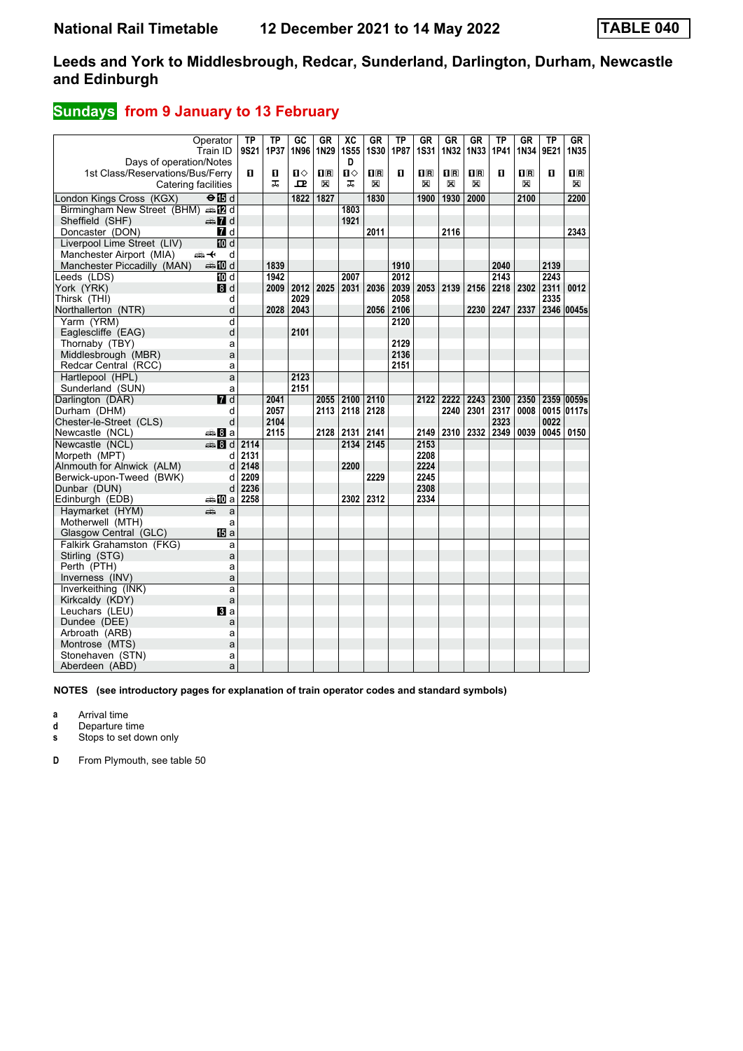# National Rail Timetable    12 December 2021 to 14 May 2022    TABLE 040

## Leeds and York to Middlesbrough, Redcar, Sunderland, Darlington, Durham, Newcastle and Edinburgh

### Sundays from 9 January to 13 February

| Operator | | TP | TP | GC | GR | XC | GR | TP | GR | GR | GR | TP | GR | TP | GR |
|---|---|---|---|---|---|---|---|---|---|---|---|---|---|---|---|
| Train ID | | 9S21 | 1P37 | 1N96 | 1N29 | 1S55 | 1S30 | 1P87 | 1S31 | 1N32 | 1N33 | 1P41 | 1N34 | 9E21 | 1N35 |
| Days of operation/Notes | | | | | | D | | | | | | | | | |
| 1st Class/Reservations/Bus/Ferry | | 1 | 1 | 1◇ | 1R | 1◇ | 1R | 1 | 1R | 1R | 1R | 1 | 1R | 1 | 1R |
| Catering facilities | | | | | | | | | | | | | | | |
| London Kings Cross (KGX) | d | | | 1822 | 1827 | | 1830 | | 1900 | 1930 | 2000 | | 2100 | | 2200 |
| Birmingham New Street (BHM) | d | | | | | 1803 | | | | | | | | | |
| Sheffield (SHF) | d | | | | | 1921 | | | | | | | | | |
| Doncaster (DON) | d | | | | | | 2011 | | | 2116 | | | | | 2343 |
| Liverpool Lime Street (LIV) | d | | | | | | | | | | | | | | |
| Manchester Airport (MIA) | d | | | | | | | | | | | | | | |
| Manchester Piccadilly (MAN) | d | | 1839 | | | | | 1910 | | | | 2040 | | 2139 | |
| Leeds (LDS) | d | | 1942 | | | 2007 | | 2012 | | | | 2143 | | 2243 | |
| York (YRK) | d | | 2009 | 2012 | 2025 | 2031 | 2036 | 2039 | 2053 | 2139 | 2156 | 2218 | 2302 | 2311 | 0012 |
| Thirsk (THI) | d | | | 2029 | | | | 2058 | | | | | | 2335 | |
| Northallerton (NTR) | d | | 2028 | 2043 | | | 2056 | 2106 | | | 2230 | 2247 | 2337 | 2346 | 0045s |
| Yarm (YRM) | d | | | | | | | 2120 | | | | | | | |
| Eaglescliffe (EAG) | d | | | 2101 | | | | | | | | | | | |
| Thornaby (TBY) | a | | | | | | | 2129 | | | | | | | |
| Middlesbrough (MBR) | a | | | | | | | 2136 | | | | | | | |
| Redcar Central (RCC) | a | | | | | | | 2151 | | | | | | | |
| Hartlepool (HPL) | a | | | 2123 | | | | | | | | | | | |
| Sunderland (SUN) | a | | | 2151 | | | | | | | | | | | |
| Darlington (DAR) | d | | 2041 | | 2055 | 2100 | 2110 | | 2122 | 2222 | 2243 | 2300 | 2350 | 2359 | 0059s |
| Durham (DHM) | d | | 2057 | | 2113 | 2118 | 2128 | | | 2240 | 2301 | 2317 | 0008 | 0015 | 0117s |
| Chester-le-Street (CLS) | d | | 2104 | | | | | | | | | 2323 | | 0022 | |
| Newcastle (NCL) | a | | 2115 | | 2128 | 2131 | 2141 | | 2149 | 2310 | 2332 | 2349 | 0039 | 0045 | 0150 |
| Newcastle (NCL) | d | 2114 | | | | 2134 | 2145 | | 2153 | | | | | | |
| Morpeth (MPT) | d | 2131 | | | | | | | 2208 | | | | | | |
| Alnmouth for Alnwick (ALM) | d | 2148 | | | | 2200 | | | 2224 | | | | | | |
| Berwick-upon-Tweed (BWK) | d | 2209 | | | | | 2229 | | 2245 | | | | | | |
| Dunbar (DUN) | d | 2236 | | | | | | | 2308 | | | | | | |
| Edinburgh (EDB) | a | 2258 | | | | 2302 | 2312 | | 2334 | | | | | | |
| Haymarket (HYM) | a | | | | | | | | | | | | | | |
| Motherwell (MTH) | a | | | | | | | | | | | | | | |
| Glasgow Central (GLC) | a | | | | | | | | | | | | | | |
| Falkirk Grahamston (FKG) | a | | | | | | | | | | | | | | |
| Stirling (STG) | a | | | | | | | | | | | | | | |
| Perth (PTH) | a | | | | | | | | | | | | | | |
| Inverness (INV) | a | | | | | | | | | | | | | | |
| Inverkeithing (INK) | a | | | | | | | | | | | | | | |
| Kirkcaldy (KDY) | a | | | | | | | | | | | | | | |
| Leuchars (LEU) | a | | | | | | | | | | | | | | |
| Dundee (DEE) | a | | | | | | | | | | | | | | |
| Arbroath (ARB) | a | | | | | | | | | | | | | | |
| Montrose (MTS) | a | | | | | | | | | | | | | | |
| Stonehaven (STN) | a | | | | | | | | | | | | | | |
| Aberdeen (ABD) | a | | | | | | | | | | | | | | |

**NOTES (see introductory pages for explanation of train operator codes and standard symbols)**

- **a** Arrival time
- **d** Departure time
- **s** Stops to set down only

**D** From Plymouth, see table 50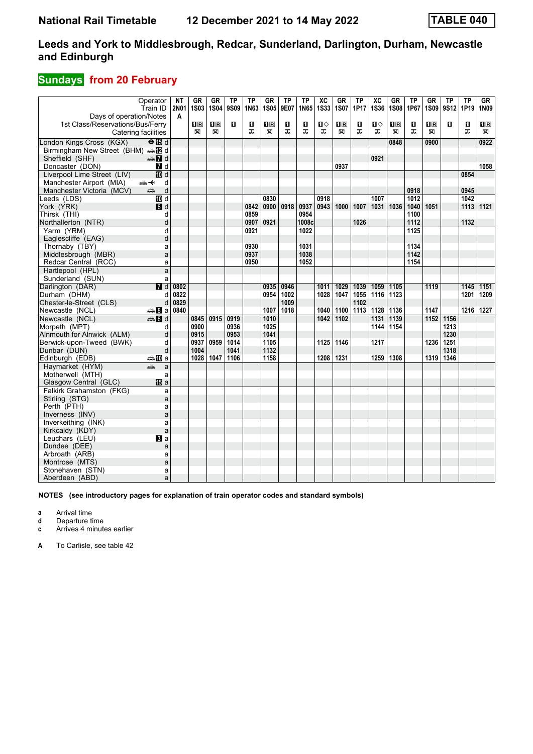# National Rail Timetable 12 December 2021 to 14 May 2022 TABLE 040

## Leeds and York to Middlesbrough, Redcar, Sunderland, Darlington, Durham, Newcastle and Edinburgh

### Sundays from 20 February

| Operator | | NT | GR | GR | TP | TP | GR | TP | TP | XC | GR | TP | XC | GR | TP | GR | TP | TP | GR |
|---|---|---|---|---|---|---|---|---|---|---|---|---|---|---|---|---|---|---|---|
| Train ID | | 2N01 | 1S03 | 1S04 | 9S09 | 1N63 | 1S05 | 9E07 | 1N65 | 1S33 | 1S07 | 1P17 | 1S36 | 1S08 | 1P67 | 1S09 | 9S12 | 1P19 | 1N09 |
| Days of operation/Notes | | A | | | | | | | | | | | | | | | | | |
| 1st Class/Reservations/Bus/Ferry | | | ■R | ■R | ■ | ■ | ■R | ■ | ■ | ■◇ | ■R | ■ | ■◇ | ■R | ■ | ■R | ■ | ■ | ■R |
| Catering facilities | | | ☒ | ☒ | | ⊼ | ☒ | ⊼ | ⊼ | ⊼ | ☒ | ⊼ | ⊼ | ☒ | ⊼ | ☒ | | ⊼ | ☒ |
| London Kings Cross (KGX) | d | | | | | | | | | | | | | 0848 | | 0900 | | | 0922 |
| Birmingham New Street (BHM) | d | | | | | | | | | | | | | | | | | | |
| Sheffield (SHF) | d | | | | | | | | | | | | 0921 | | | | | | |
| Doncaster (DON) | d | | | | | | | | | | 0937 | | | | | | | | 1058 |
| Liverpool Lime Street (LIV) | d | | | | | | | | | | | | | | | | | 0854 | |
| Manchester Airport (MIA) | d | | | | | | | | | | | | | | | | | | |
| Manchester Victoria (MCV) | d | | | | | | | | | | | | | | 0918 | | | 0945 | |
| Leeds (LDS) | d | | | | | | 0830 | | | 0918 | | | 1007 | | 1012 | | | 1042 | |
| York (YRK) | d | | | | | 0842 | 0900 | 0918 | 0937 | 0943 | 1000 | 1007 | 1031 | 1036 | 1040 | 1051 | | 1113 | 1121 |
| Thirsk (THI) | d | | | | | 0859 | | | 0954 | | | | | | 1100 | | | | |
| Northallerton (NTR) | d | | | | | 0907 | 0921 | | 1008c | | | 1026 | | | 1112 | | | 1132 | |
| Yarm (YRM) | d | | | | | 0921 | | | 1022 | | | | | | 1125 | | | | |
| Eaglescliffe (EAG) | d | | | | | | | | | | | | | | | | | | |
| Thornaby (TBY) | a | | | | | 0930 | | | 1031 | | | | | | 1134 | | | | |
| Middlesbrough (MBR) | a | | | | | 0937 | | | 1038 | | | | | | 1142 | | | | |
| Redcar Central (RCC) | a | | | | | 0950 | | | 1052 | | | | | | 1154 | | | | |
| Hartlepool (HPL) | a | | | | | | | | | | | | | | | | | | |
| Sunderland (SUN) | a | | | | | | | | | | | | | | | | | | |
| Darlington (DAR) | d | 0802 | | | | | 0935 | 0946 | | 1011 | 1029 | 1039 | 1059 | 1105 | | 1119 | | 1145 | 1151 |
| Durham (DHM) | d | 0822 | | | | | 0954 | 1002 | | 1028 | 1047 | 1055 | 1116 | 1123 | | | | 1201 | 1209 |
| Chester-le-Street (CLS) | d | 0829 | | | | | | 1009 | | | | 1102 | | | | | | | |
| Newcastle (NCL) | a | 0840 | | | | | 1007 | 1018 | | 1040 | 1100 | 1113 | 1128 | 1136 | | 1147 | | 1216 | 1227 |
| Newcastle (NCL) | d | | 0845 | 0915 | 0919 | | 1010 | | | 1042 | 1102 | | 1131 | 1139 | | 1152 | 1156 | | |
| Morpeth (MPT) | d | | 0900 | | 0936 | | 1025 | | | | | | 1144 | 1154 | | | 1213 | | |
| Alnmouth for Alnwick (ALM) | d | | 0915 | | 0953 | | 1041 | | | | | | | | | | 1230 | | |
| Berwick-upon-Tweed (BWK) | d | | 0937 | 0959 | 1014 | | 1105 | | | 1125 | 1146 | | 1217 | | | 1236 | 1251 | | |
| Dunbar (DUN) | d | | 1004 | | 1041 | | 1132 | | | | | | | | | | 1318 | | |
| Edinburgh (EDB) | a | | 1028 | 1047 | 1106 | | 1158 | | | 1208 | 1231 | | 1259 | 1308 | | 1319 | 1346 | | |
| Haymarket (HYM) | a | | | | | | | | | | | | | | | | | | |
| Motherwell (MTH) | a | | | | | | | | | | | | | | | | | | |
| Glasgow Central (GLC) | a | | | | | | | | | | | | | | | | | | |
| Falkirk Grahamston (FKG) | a | | | | | | | | | | | | | | | | | | |
| Stirling (STG) | a | | | | | | | | | | | | | | | | | | |
| Perth (PTH) | a | | | | | | | | | | | | | | | | | | |
| Inverness (INV) | a | | | | | | | | | | | | | | | | | | |
| Inverkeithing (INK) | a | | | | | | | | | | | | | | | | | | |
| Kirkcaldy (KDY) | a | | | | | | | | | | | | | | | | | | |
| Leuchars (LEU) | a | | | | | | | | | | | | | | | | | | |
| Dundee (DEE) | a | | | | | | | | | | | | | | | | | | |
| Arbroath (ARB) | a | | | | | | | | | | | | | | | | | | |
| Montrose (MTS) | a | | | | | | | | | | | | | | | | | | |
| Stonehaven (STN) | a | | | | | | | | | | | | | | | | | | |
| Aberdeen (ABD) | a | | | | | | | | | | | | | | | | | | |

**NOTES (see introductory pages for explanation of train operator codes and standard symbols)**

- **a** Arrival time
- **d** Departure time
- **c** Arrives 4 minutes earlier

**A** To Carlisle, see table 42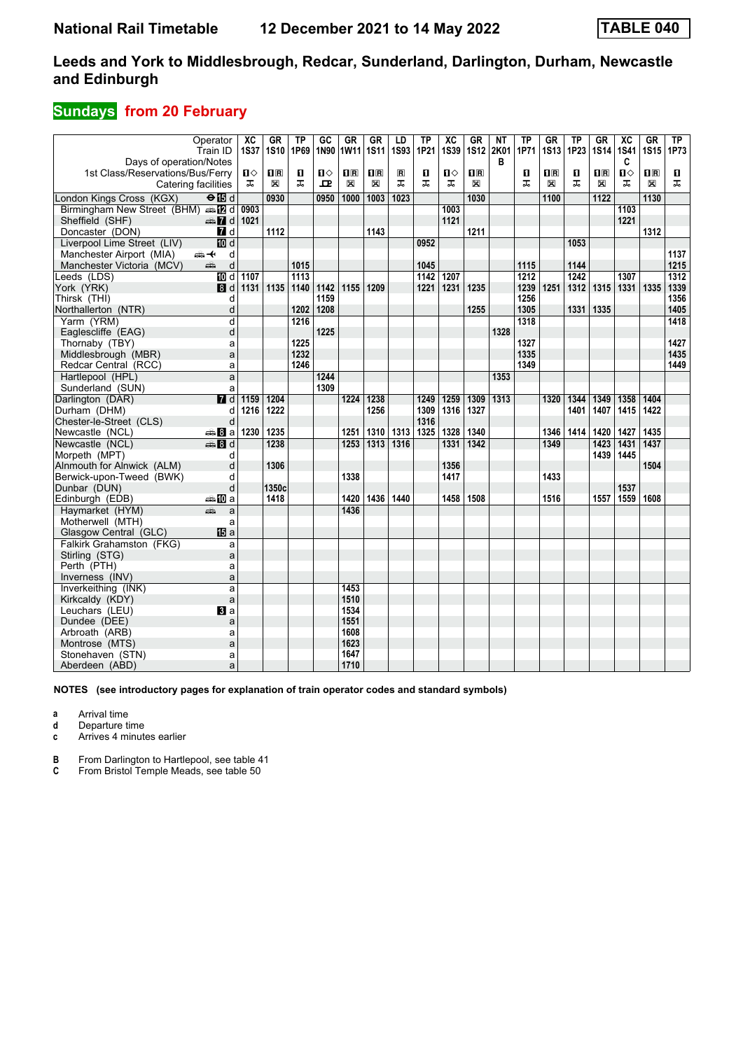# National Rail Timetable 12 December 2021 to 14 May 2022 TABLE 040

## Leeds and York to Middlesbrough, Redcar, Sunderland, Darlington, Durham, Newcastle and Edinburgh

### Sundays from 20 February

| Operator | | XC | GR | TP | GC | GR | GR | LD | TP | XC | GR | NT | TP | GR | TP | GR | XC | GR | TP |
|---|---|---|---|---|---|---|---|---|---|---|---|---|---|---|---|---|---|---|---|
| Train ID | | 1S37 | 1S10 | 1P69 | 1N90 | 1W11 | 1S11 | 1S93 | 1P21 | 1S39 | 1S12 | 2K01 | 1P71 | 1S13 | 1P23 | 1S14 | 1S41 | 1S15 | 1P73 |
| Days of operation/Notes | | | | | | | | | | | | B | | | | | C | | |
| London Kings Cross (KGX) | d | | 0930 | | 0950 | 1000 | 1003 | 1023 | | | 1030 | | | 1100 | | 1122 | | 1130 | |
| Birmingham New Street (BHM) | d | 0903 | | | | | | | | 1003 | | | | | | | 1103 | | |
| Sheffield (SHF) | d | 1021 | | | | | | | | 1121 | | | | | | | 1221 | | |
| Doncaster (DON) | d | | 1112 | | | | 1143 | | | | 1211 | | | | | | | 1312 | |
| Liverpool Lime Street (LIV) | d | | | | | | | | 0952 | | | | | | 1053 | | | | |
| Manchester Airport (MIA) | d | | | | | | | | | | | | | | | | | | 1137 |
| Manchester Victoria (MCV) | d | | | 1015 | | | | | 1045 | | | | 1115 | | 1144 | | | | 1215 |
| Leeds (LDS) | d | 1107 | | 1113 | | | | | 1142 | 1207 | | | 1212 | | 1242 | | 1307 | | 1312 |
| York (YRK) | d | 1131 | 1135 | 1140 | 1142 | 1155 | 1209 | | 1221 | 1231 | 1235 | | 1239 | 1251 | 1312 | 1315 | 1331 | 1335 | 1339 |
| Thirsk (THI) | d | | | | 1159 | | | | | | | | 1256 | | | | | | 1356 |
| Northallerton (NTR) | d | | | 1202 | 1208 | | | | | | 1255 | | 1305 | | 1331 | 1335 | | | 1405 |
| Yarm (YRM) | d | | | 1216 | | | | | | | | | 1318 | | | | | | 1418 |
| Eaglescliffe (EAG) | d | | | | 1225 | | | | | | | 1328 | | | | | | | |
| Thornaby (TBY) | a | | | 1225 | | | | | | | | | 1327 | | | | | | 1427 |
| Middlesbrough (MBR) | a | | | 1232 | | | | | | | | | 1335 | | | | | | 1435 |
| Redcar Central (RCC) | a | | | 1246 | | | | | | | | | 1349 | | | | | | 1449 |
| Hartlepool (HPL) | a | | | | 1244 | | | | | | | 1353 | | | | | | | |
| Sunderland (SUN) | a | | | | 1309 | | | | | | | | | | | | | | |
| Darlington (DAR) | d | 1159 | 1204 | | | 1224 | 1238 | | 1249 | 1259 | 1309 | 1313 | | 1320 | 1344 | 1349 | 1358 | 1404 | |
| Durham (DHM) | d | 1216 | 1222 | | | | 1256 | | 1309 | 1316 | 1327 | | | | 1401 | 1407 | 1415 | 1422 | |
| Chester-le-Street (CLS) | d | | | | | | | | 1316 | | | | | | | | | | |
| Newcastle (NCL) | a | 1230 | 1235 | | | 1251 | 1310 | 1313 | 1325 | 1328 | 1340 | | | 1346 | 1414 | 1420 | 1427 | 1435 | |
| Newcastle (NCL) | d | | 1238 | | | 1253 | 1313 | 1316 | | 1331 | 1342 | | | 1349 | | 1423 | 1431 | 1437 | |
| Morpeth (MPT) | d | | | | | | | | | | | | | | | 1439 | 1445 | | |
| Alnmouth for Alnwick (ALM) | d | | 1306 | | | | | | | 1356 | | | | | | | | 1504 | |
| Berwick-upon-Tweed (BWK) | d | | | | | 1338 | | | | 1417 | | | | 1433 | | | | | |
| Dunbar (DUN) | d | | 1350c | | | | | | | | | | | | | | 1537 | | |
| Edinburgh (EDB) | a | | 1418 | | | 1420 | 1436 | 1440 | | 1458 | 1508 | | | 1516 | | 1557 | 1559 | 1608 | |
| Haymarket (HYM) | a | | | | | 1436 | | | | | | | | | | | | | |
| Motherwell (MTH) | a | | | | | | | | | | | | | | | | | | |
| Glasgow Central (GLC) | a | | | | | | | | | | | | | | | | | | |
| Falkirk Grahamston (FKG) | a | | | | | | | | | | | | | | | | | | |
| Stirling (STG) | a | | | | | | | | | | | | | | | | | | |
| Perth (PTH) | a | | | | | | | | | | | | | | | | | | |
| Inverness (INV) | a | | | | | | | | | | | | | | | | | | |
| Inverkeithing (INK) | a | | | | | 1453 | | | | | | | | | | | | | |
| Kirkcaldy (KDY) | a | | | | | 1510 | | | | | | | | | | | | | |
| Leuchars (LEU) | a | | | | | 1534 | | | | | | | | | | | | | |
| Dundee (DEE) | a | | | | | 1551 | | | | | | | | | | | | | |
| Arbroath (ARB) | a | | | | | 1608 | | | | | | | | | | | | | |
| Montrose (MTS) | a | | | | | 1623 | | | | | | | | | | | | | |
| Stonehaven (STN) | a | | | | | 1647 | | | | | | | | | | | | | |
| Aberdeen (ABD) | a | | | | | 1710 | | | | | | | | | | | | | |

**NOTES (see introductory pages for explanation of train operator codes and standard symbols)**

- **a** Arrival time
- **d** Departure time
- **c** Arrives 4 minutes earlier

- **B** From Darlington to Hartlepool, see table 41
- **C** From Bristol Temple Meads, see table 50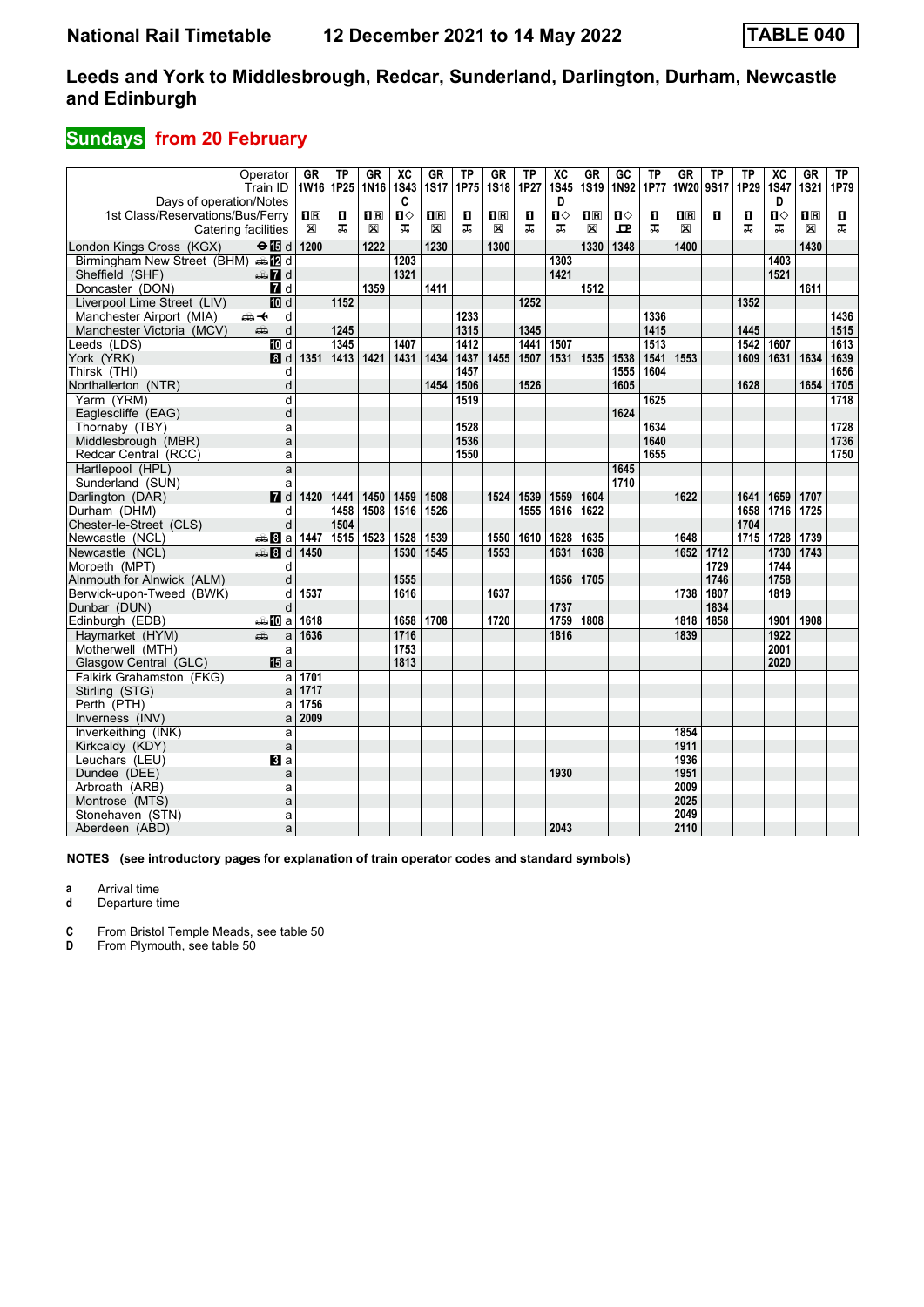# National Rail Timetable — 12 December 2021 to 14 May 2022 — TABLE 040

## Leeds and York to Middlesbrough, Redcar, Sunderland, Darlington, Durham, Newcastle and Edinburgh

### Sundays from 20 February

| Operator | | GR | TP | GR | XC | GR | TP | GR | TP | XC | GR | GC | TP | GR | TP | TP | XC | GR | TP |
|---|---|---|---|---|---|---|---|---|---|---|---|---|---|---|---|---|---|---|---|
| Train ID | | 1W16 | 1P25 | 1N16 | 1S43 | 1S17 | 1P75 | 1S18 | 1P27 | 1S45 | 1S19 | 1N92 | 1P77 | 1W20 | 9S17 | 1P29 | 1S47 | 1S21 | 1P79 |
| Days of operation/Notes | | | | | C | | | | | D | | | | | | | D | | |
| 1st Class/Reservations/Bus/Ferry | | 1R | 1 | 1R | 1◇ | 1R | 1 | 1R | 1 | 1◇ | 1R | 1◇ | 1 | 1R | 1 | 1 | 1◇ | 1R | 1 |
| Catering facilities | | ⊠ | ⚲ | ⊠ | ⚲ | ⊠ | ⚲ | ⊠ | ⚲ | ⚲ | ⊠ | ꟼ | ⚲ | ⊠ | | ⚲ | ⚲ | ⊠ | ⚲ |
| London Kings Cross (KGX) | d | 1200 | | 1222 | | 1230 | | 1300 | | | 1330 | 1348 | | 1400 | | | | 1430 | |
| Birmingham New Street (BHM) | d | | | | 1203 | | | | | 1303 | | | | | | | 1403 | | |
| Sheffield (SHF) | d | | | | 1321 | | | | | 1421 | | | | | | | 1521 | | |
| Doncaster (DON) | d | | | 1359 | | 1411 | | | | | 1512 | | | | | | | 1611 | |
| Liverpool Lime Street (LIV) | d | | 1152 | | | | | | 1252 | | | | | | | 1352 | | | |
| Manchester Airport (MIA) | d | | | | | | 1233 | | | | | | 1336 | | | | | | 1436 |
| Manchester Victoria (MCV) | d | | 1245 | | | | 1315 | | 1345 | | | | 1415 | | | 1445 | | | 1515 |
| Leeds (LDS) | d | | 1345 | | 1407 | | 1412 | | 1441 | 1507 | | | 1513 | | | 1542 | 1607 | | 1613 |
| York (YRK) | d | 1351 | 1413 | 1421 | 1431 | 1434 | 1437 | 1455 | 1507 | 1531 | 1535 | 1538 | 1541 | 1553 | | 1609 | 1631 | 1634 | 1639 |
| Thirsk (THI) | d | | | | | | 1457 | | | | | 1555 | 1604 | | | | | | 1656 |
| Northallerton (NTR) | d | | | | | 1454 | 1506 | | 1526 | | | 1605 | | | | 1628 | | 1654 | 1705 |
| Yarm (YRM) | d | | | | | | 1519 | | | | | | 1625 | | | | | | 1718 |
| Eaglescliffe (EAG) | d | | | | | | | | | | | 1624 | | | | | | | |
| Thornaby (TBY) | a | | | | | | 1528 | | | | | | 1634 | | | | | | 1728 |
| Middlesbrough (MBR) | a | | | | | | 1536 | | | | | | 1640 | | | | | | 1736 |
| Redcar Central (RCC) | a | | | | | | 1550 | | | | | | 1655 | | | | | | 1750 |
| Hartlepool (HPL) | a | | | | | | | | | | | 1645 | | | | | | | |
| Sunderland (SUN) | a | | | | | | | | | | | 1710 | | | | | | | |
| Darlington (DAR) | d | 1420 | 1441 | 1450 | 1459 | 1508 | | 1524 | 1539 | 1559 | 1604 | | | 1622 | | 1641 | 1659 | 1707 | |
| Durham (DHM) | d | | 1458 | 1508 | 1516 | 1526 | | | 1555 | 1616 | 1622 | | | | | 1658 | 1716 | 1725 | |
| Chester-le-Street (CLS) | d | | 1504 | | | | | | | | | | | | | 1704 | | | |
| Newcastle (NCL) | a | 1447 | 1515 | 1523 | 1528 | 1539 | | 1550 | 1610 | 1628 | 1635 | | | 1648 | | 1715 | 1728 | 1739 | |
| Newcastle (NCL) | d | 1450 | | | 1530 | 1545 | | 1553 | | 1631 | 1638 | | | 1652 | 1712 | | 1730 | 1743 | |
| Morpeth (MPT) | d | | | | | | | | | | | | | | 1729 | | 1744 | | |
| Alnmouth for Alnwick (ALM) | d | | | | 1555 | | | | | 1656 | 1705 | | | | 1746 | | 1758 | | |
| Berwick-upon-Tweed (BWK) | d | 1537 | | | 1616 | | | 1637 | | | | | | 1738 | 1807 | | 1819 | | |
| Dunbar (DUN) | d | | | | | | | | | 1737 | | | | | 1834 | | | | |
| Edinburgh (EDB) | a | 1618 | | | 1658 | 1708 | | 1720 | | 1759 | 1808 | | | 1818 | 1858 | | 1901 | 1908 | |
| Haymarket (HYM) | a | 1636 | | | 1716 | | | | | 1816 | | | | 1839 | | | 1922 | | |
| Motherwell (MTH) | a | | | | 1753 | | | | | | | | | | | | 2001 | | |
| Glasgow Central (GLC) | a | | | | 1813 | | | | | | | | | | | | 2020 | | |
| Falkirk Grahamston (FKG) | a | 1701 | | | | | | | | | | | | | | | | | |
| Stirling (STG) | a | 1717 | | | | | | | | | | | | | | | | | |
| Perth (PTH) | a | 1756 | | | | | | | | | | | | | | | | | |
| Inverness (INV) | a | 2009 | | | | | | | | | | | | | | | | | |
| Inverkeithing (INK) | a | | | | | | | | | | | | | 1854 | | | | | |
| Kirkcaldy (KDY) | a | | | | | | | | | | | | | 1911 | | | | | |
| Leuchars (LEU) | a | | | | | | | | | | | | | 1936 | | | | | |
| Dundee (DEE) | a | | | | | | | | | 1930 | | | | 1951 | | | | | |
| Arbroath (ARB) | a | | | | | | | | | | | | | 2009 | | | | | |
| Montrose (MTS) | a | | | | | | | | | | | | | 2025 | | | | | |
| Stonehaven (STN) | a | | | | | | | | | | | | | 2049 | | | | | |
| Aberdeen (ABD) | a | | | | | | | | | 2043 | | | | 2110 | | | | | |

**NOTES (see introductory pages for explanation of train operator codes and standard symbols)**

**a** Arrival time
**d** Departure time

**C** From Bristol Temple Meads, see table 50
**D** From Plymouth, see table 50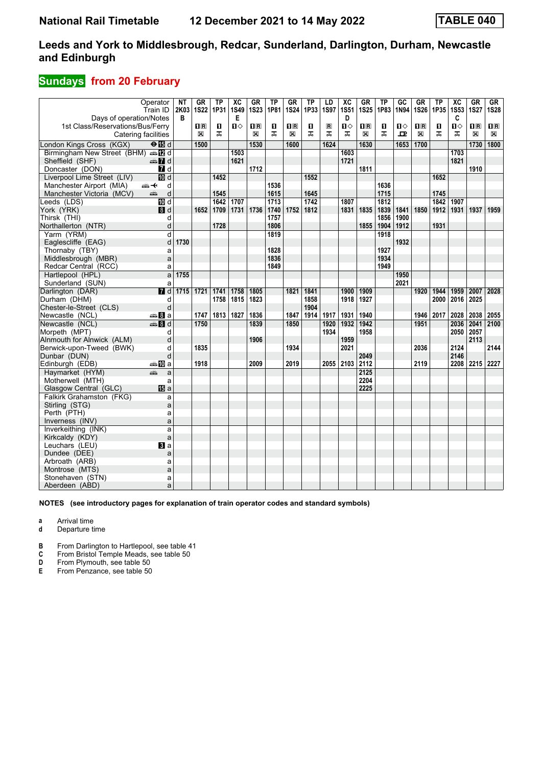# National Rail Timetable 12 December 2021 to 14 May 2022 TABLE 040

## Leeds and York to Middlesbrough, Redcar, Sunderland, Darlington, Durham, Newcastle and Edinburgh

### Sundays from 20 February

| Operator | | NT | GR | TP | XC | GR | TP | GR | TP | LD | XC | GR | TP | GC | GR | TP | XC | GR | GR |
|---|---|---|---|---|---|---|---|---|---|---|---|---|---|---|---|---|---|---|---|
| Train ID | | 2K03 | 1S22 | 1P31 | 1S49 | 1S23 | 1P81 | 1S24 | 1P33 | 1S97 | 1S51 | 1S25 | 1P83 | 1N94 | 1S26 | 1P35 | 1S53 | 1S27 | 1S28 |
| Days of operation/Notes | | B | | | E | | | | | | D | | | | | | C | | |
| 1st Class/Reservations/Bus/Ferry | | | 1R | 1 | 1◇ | 1R | 1 | 1R | 1 | R | 1◇ | 1R | 1 | 1◇ | 1R | 1 | 1◇ | 1R | 1R |
| London Kings Cross (KGX) | d | | 1500 | | | 1530 | | 1600 | | 1624 | | 1630 | | 1653 | 1700 | | | 1730 | 1800 |
| Birmingham New Street (BHM) | d | | | | 1503 | | | | | | 1603 | | | | | | 1703 | | |
| Sheffield (SHF) | d | | | | 1621 | | | | | | 1721 | | | | | | 1821 | | |
| Doncaster (DON) | d | | | | | 1712 | | | | | | 1811 | | | | | | 1910 | |
| Liverpool Lime Street (LIV) | d | | | 1452 | | | | | 1552 | | | | | | | 1652 | | | |
| Manchester Airport (MIA) | d | | | | | | 1536 | | | | | | 1636 | | | | | | |
| Manchester Victoria (MCV) | d | | | 1545 | | | 1615 | | 1645 | | | | 1715 | | | 1745 | | | |
| Leeds (LDS) | d | | | 1642 | 1707 | | 1713 | | 1742 | | 1807 | | 1812 | | | 1842 | 1907 | | |
| York (YRK) | d | | 1652 | 1709 | 1731 | 1736 | 1740 | 1752 | 1812 | | 1831 | 1835 | 1839 | 1841 | 1850 | 1912 | 1931 | 1937 | 1959 |
| Thirsk (THI) | d | | | | | | 1757 | | | | | | 1856 | 1900 | | | | | |
| Northallerton (NTR) | d | | | 1728 | | | 1806 | | | | | 1855 | 1904 | 1912 | | 1931 | | | |
| Yarm (YRM) | d | | | | | | 1819 | | | | | | 1918 | | | | | | |
| Eaglescliffe (EAG) | d | 1730 | | | | | | | | | | | | 1932 | | | | | |
| Thornaby (TBY) | a | | | | | | 1828 | | | | | | 1927 | | | | | | |
| Middlesbrough (MBR) | a | | | | | | 1836 | | | | | | 1934 | | | | | | |
| Redcar Central (RCC) | a | | | | | | 1849 | | | | | | 1949 | | | | | | |
| Hartlepool (HPL) | a | 1755 | | | | | | | | | | | | 1950 | | | | | |
| Sunderland (SUN) | a | | | | | | | | | | | | | 2021 | | | | | |
| Darlington (DAR) | d | 1715 | 1721 | 1741 | 1758 | 1805 | | 1821 | 1841 | | 1900 | 1909 | | | 1920 | 1944 | 1959 | 2007 | 2028 |
| Durham (DHM) | d | | | 1758 | 1815 | 1823 | | | 1858 | | 1918 | 1927 | | | | 2000 | 2016 | 2025 | |
| Chester-le-Street (CLS) | d | | | | | | | | 1904 | | | | | | | | | | |
| Newcastle (NCL) | a | | 1747 | 1813 | 1827 | 1836 | | 1847 | 1914 | 1917 | 1931 | 1940 | | | 1946 | 2017 | 2028 | 2038 | 2055 |
| Newcastle (NCL) | d | | 1750 | | | 1839 | | 1850 | | 1920 | 1932 | 1942 | | | 1951 | | 2036 | 2041 | 2100 |
| Morpeth (MPT) | d | | | | | | | | | 1934 | | 1958 | | | | | 2050 | 2057 | |
| Alnmouth for Alnwick (ALM) | d | | | | | 1906 | | | | | 1959 | | | | | | | 2113 | |
| Berwick-upon-Tweed (BWK) | d | | 1835 | | | | | 1934 | | | 2021 | | | | 2036 | | 2124 | | 2144 |
| Dunbar (DUN) | d | | | | | | | | | | | 2049 | | | | | 2146 | | |
| Edinburgh (EDB) | a | | 1918 | | | 2009 | | 2019 | | 2055 | 2103 | 2112 | | | 2119 | | 2208 | 2215 | 2227 |
| Haymarket (HYM) | a | | | | | | | | | | | 2125 | | | | | | | |
| Motherwell (MTH) | a | | | | | | | | | | | 2204 | | | | | | | |
| Glasgow Central (GLC) | a | | | | | | | | | | | 2225 | | | | | | | |
| Falkirk Grahamston (FKG) | a | | | | | | | | | | | | | | | | | | |
| Stirling (STG) | a | | | | | | | | | | | | | | | | | | |
| Perth (PTH) | a | | | | | | | | | | | | | | | | | | |
| Inverness (INV) | a | | | | | | | | | | | | | | | | | | |
| Inverkeithing (INK) | a | | | | | | | | | | | | | | | | | | |
| Kirkcaldy (KDY) | a | | | | | | | | | | | | | | | | | | |
| Leuchars (LEU) | a | | | | | | | | | | | | | | | | | | |
| Dundee (DEE) | a | | | | | | | | | | | | | | | | | | |
| Arbroath (ARB) | a | | | | | | | | | | | | | | | | | | |
| Montrose (MTS) | a | | | | | | | | | | | | | | | | | | |
| Stonehaven (STN) | a | | | | | | | | | | | | | | | | | | |
| Aberdeen (ABD) | a | | | | | | | | | | | | | | | | | | |

**NOTES (see introductory pages for explanation of train operator codes and standard symbols)**

- **a** Arrival time
- **d** Departure time

- **B** From Darlington to Hartlepool, see table 41
- **C** From Bristol Temple Meads, see table 50
- **D** From Plymouth, see table 50
- **E** From Penzance, see table 50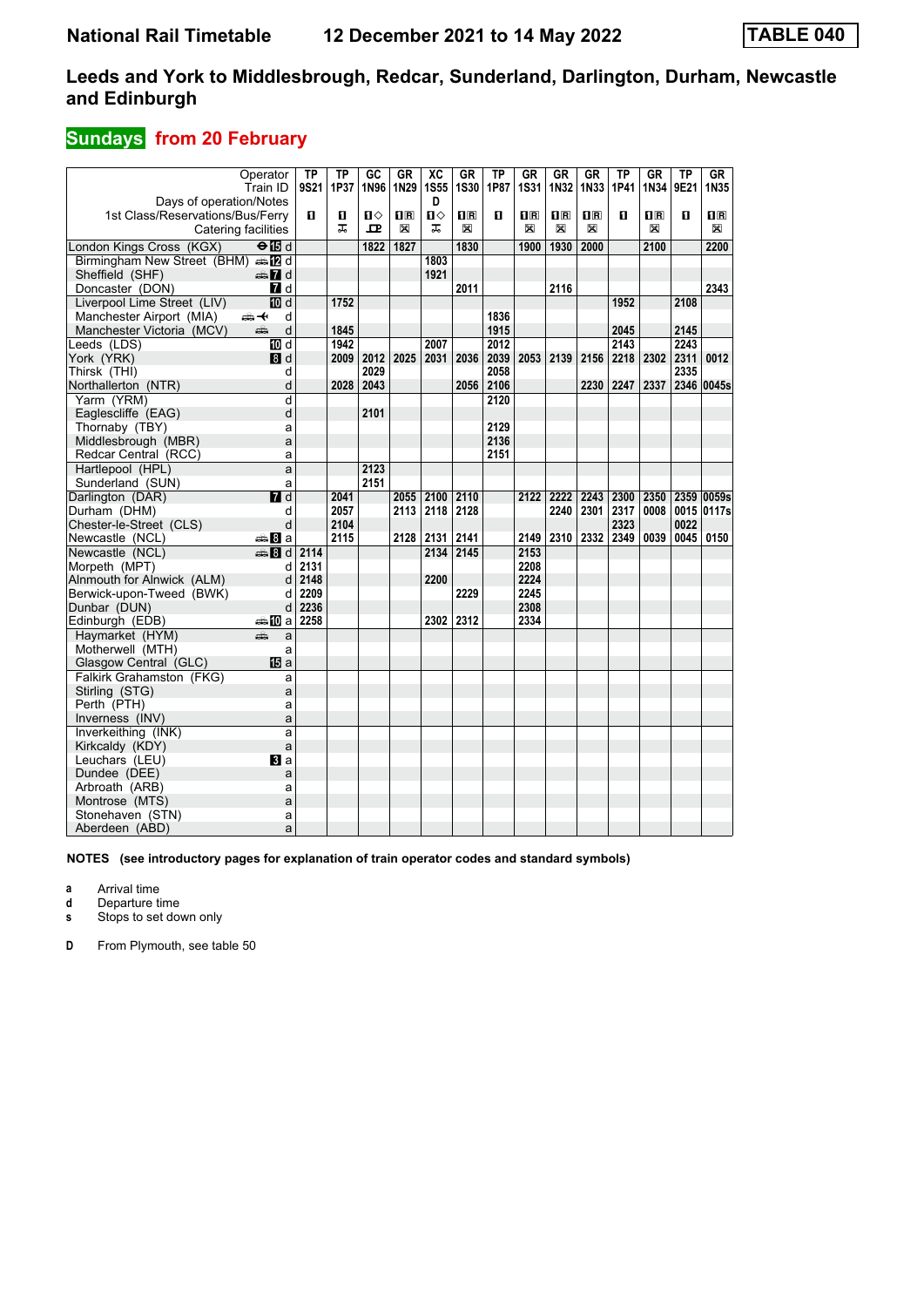# National Rail Timetable    12 December 2021 to 14 May 2022    TABLE 040

## Leeds and York to Middlesbrough, Redcar, Sunderland, Darlington, Durham, Newcastle and Edinburgh

### Sundays from 20 February

| Operator | | TP | TP | GC | GR | XC | GR | TP | GR | GR | GR | TP | GR | TP | GR |
|---|---|---|---|---|---|---|---|---|---|---|---|---|---|---|---|
| Train ID | | 9S21 | 1P37 | 1N96 | 1N29 | 1S55 | 1S30 | 1P87 | 1S31 | 1N32 | 1N33 | 1P41 | 1N34 | 9E21 | 1N35 |
| Days of operation/Notes | | | | | | D | | | | | | | | | |
| 1st Class/Reservations/Bus/Ferry | | 1 | 1 | 1◇ | 1R | 1◇ | 1R | 1 | 1R | 1R | 1R | 1 | 1R | 1 | 1R |
| Catering facilities | | | ⊼ | ⊡ | ⊠ | ⊼ | ⊠ | | ⊠ | ⊠ | ⊠ | | ⊠ | | ⊠ |
| London Kings Cross (KGX) | 15 d | | | 1822 | 1827 | | 1830 | | 1900 | 1930 | 2000 | | 2100 | | 2200 |
| Birmingham New Street (BHM) | 12 d | | | | | 1803 | | | | | | | | | |
| Sheffield (SHF) | 7 d | | | | | 1921 | | | | | | | | | |
| Doncaster (DON) | 7 d | | | | | | 2011 | | | 2116 | | | | | 2343 |
| Liverpool Lime Street (LIV) | 10 d | | 1752 | | | | | | | | | 1952 | | 2108 | |
| Manchester Airport (MIA) | d | | | | | | | 1836 | | | | | | | |
| Manchester Victoria (MCV) | d | | 1845 | | | | | 1915 | | | | 2045 | | 2145 | |
| Leeds (LDS) | 10 d | | 1942 | | | 2007 | | 2012 | | | | 2143 | | 2243 | |
| York (YRK) | 8 d | | 2009 | 2012 | 2025 | 2031 | 2036 | 2039 | 2053 | 2139 | 2156 | 2218 | 2302 | 2311 | 0012 |
| Thirsk (THI) | d | | | 2029 | | | | 2058 | | | | | | 2335 | |
| Northallerton (NTR) | d | | 2028 | 2043 | | | 2056 | 2106 | | | 2230 | 2247 | 2337 | 2346 | 0045s |
| Yarm (YRM) | d | | | | | | | 2120 | | | | | | | |
| Eaglescliffe (EAG) | d | | | 2101 | | | | | | | | | | | |
| Thornaby (TBY) | a | | | | | | | 2129 | | | | | | | |
| Middlesbrough (MBR) | a | | | | | | | 2136 | | | | | | | |
| Redcar Central (RCC) | a | | | | | | | 2151 | | | | | | | |
| Hartlepool (HPL) | a | | | 2123 | | | | | | | | | | | |
| Sunderland (SUN) | a | | | 2151 | | | | | | | | | | | |
| Darlington (DAR) | 7 d | | 2041 | | 2055 | 2100 | 2110 | | 2122 | 2222 | 2243 | 2300 | 2350 | 2359 | 0059s |
| Durham (DHM) | d | | 2057 | | 2113 | 2118 | 2128 | | | 2240 | 2301 | 2317 | 0008 | 0015 | 0117s |
| Chester-le-Street (CLS) | d | | 2104 | | | | | | | | | 2323 | | 0022 | |
| Newcastle (NCL) | 8 a | | 2115 | | 2128 | 2131 | 2141 | | 2149 | 2310 | 2332 | 2349 | 0039 | 0045 | 0150 |
| Newcastle (NCL) | 8 d | 2114 | | | | 2134 | 2145 | | 2153 | | | | | | |
| Morpeth (MPT) | d | 2131 | | | | | | | 2208 | | | | | | |
| Alnmouth for Alnwick (ALM) | d | 2148 | | | | 2200 | | | 2224 | | | | | | |
| Berwick-upon-Tweed (BWK) | d | 2209 | | | | | 2229 | | 2245 | | | | | | |
| Dunbar (DUN) | d | 2236 | | | | | | | 2308 | | | | | | |
| Edinburgh (EDB) | 10 a | 2258 | | | | 2302 | 2312 | | 2334 | | | | | | |
| Haymarket (HYM) | a | | | | | | | | | | | | | | |
| Motherwell (MTH) | a | | | | | | | | | | | | | | |
| Glasgow Central (GLC) | 15 a | | | | | | | | | | | | | | |
| Falkirk Grahamston (FKG) | a | | | | | | | | | | | | | | |
| Stirling (STG) | a | | | | | | | | | | | | | | |
| Perth (PTH) | a | | | | | | | | | | | | | | |
| Inverness (INV) | a | | | | | | | | | | | | | | |
| Inverkeithing (INK) | a | | | | | | | | | | | | | | |
| Kirkcaldy (KDY) | a | | | | | | | | | | | | | | |
| Leuchars (LEU) | 3 a | | | | | | | | | | | | | | |
| Dundee (DEE) | a | | | | | | | | | | | | | | |
| Arbroath (ARB) | a | | | | | | | | | | | | | | |
| Montrose (MTS) | a | | | | | | | | | | | | | | |
| Stonehaven (STN) | a | | | | | | | | | | | | | | |
| Aberdeen (ABD) | a | | | | | | | | | | | | | | |

**NOTES (see introductory pages for explanation of train operator codes and standard symbols)**

- **a** Arrival time
- **d** Departure time
- **s** Stops to set down only

**D** From Plymouth, see table 50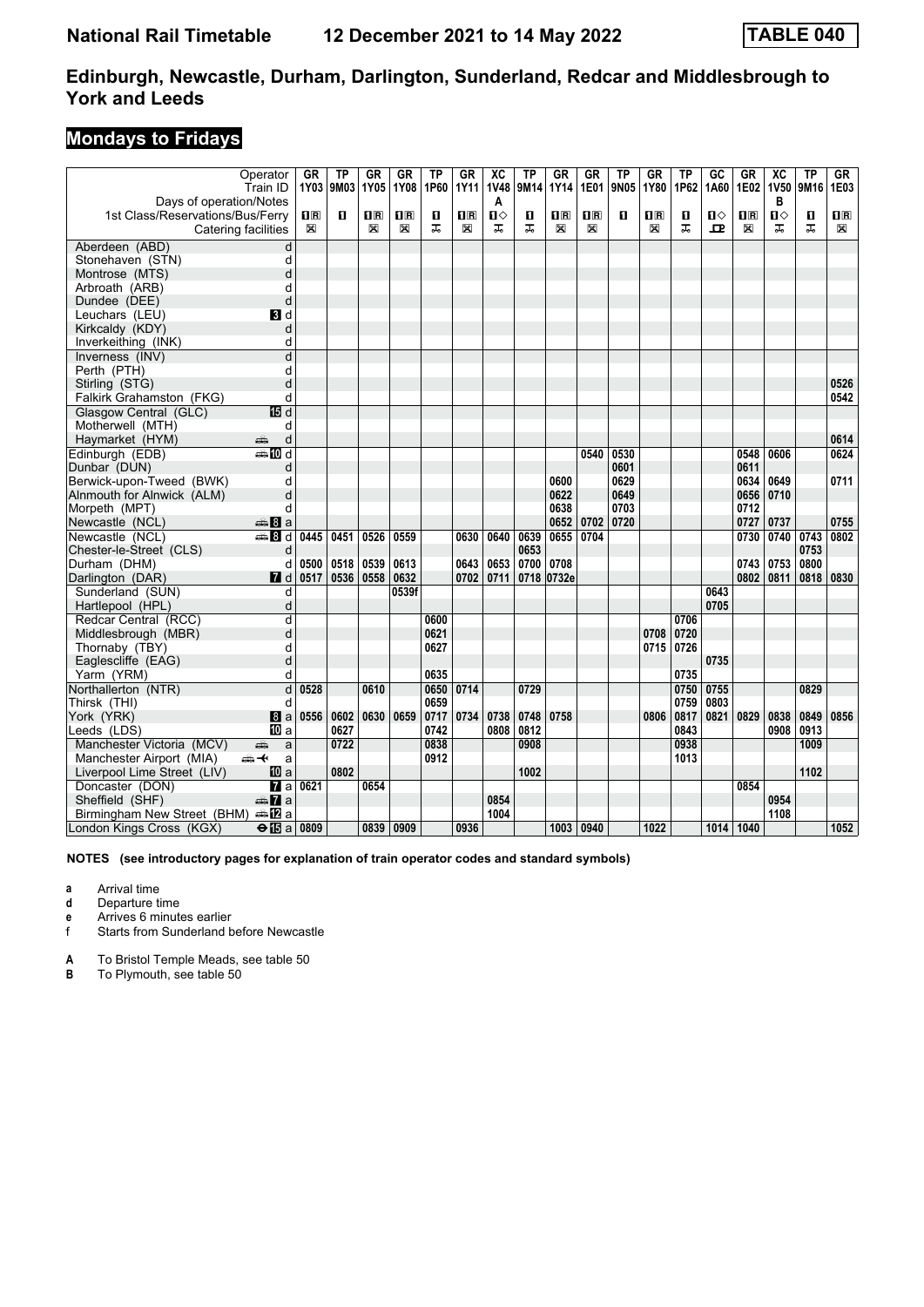# National Rail Timetable — 12 December 2021 to 14 May 2022 — TABLE 040

## Edinburgh, Newcastle, Durham, Darlington, Sunderland, Redcar and Middlesbrough to York and Leeds

### Mondays to Fridays

| Operator | | GR | TP | GR | GR | TP | GR | XC | TP | GR | GR | TP | GR | TP | GC | GR | XC | TP | GR |
|---|---|---|---|---|---|---|---|---|---|---|---|---|---|---|---|---|---|---|---|
| Train ID | | 1Y03 | 9M03 | 1Y05 | 1Y08 | 1P60 | 1Y11 | 1V48 | 9M14 | 1Y14 | 1E01 | 9N05 | 1Y80 | 1P62 | 1A60 | 1E02 | 1V50 | 9M16 | 1E03 |
| Days of operation/Notes | | | | | | | | A | | | | | | | | | B | | |
| 1st Class/Reservations/Bus/Ferry | | 1R | 1 | 1R | 1R | 1 | 1R | 1◇ | 1 | 1R | 1R | 1 | 1R | 1 | 1◇ | 1R | 1◇ | 1 | 1R |
| Catering facilities | | ⊠ | | ⊠ | ⊠ | ⊼ | ⊠ | ⊼ | ⊼ | ⊠ | ⊠ | | ⊠ | ⊼ | ⊡ | ⊠ | ⊼ | ⊼ | ⊠ |
| Aberdeen (ABD) | d | | | | | | | | | | | | | | | | | | |
| Stonehaven (STN) | d | | | | | | | | | | | | | | | | | | |
| Montrose (MTS) | d | | | | | | | | | | | | | | | | | | |
| Arbroath (ARB) | d | | | | | | | | | | | | | | | | | | |
| Dundee (DEE) | d | | | | | | | | | | | | | | | | | | |
| Leuchars (LEU) | 3 d | | | | | | | | | | | | | | | | | | |
| Kirkcaldy (KDY) | d | | | | | | | | | | | | | | | | | | |
| Inverkeithing (INK) | d | | | | | | | | | | | | | | | | | | |
| Inverness (INV) | d | | | | | | | | | | | | | | | | | | |
| Perth (PTH) | d | | | | | | | | | | | | | | | | | | |
| Stirling (STG) | d | | | | | | | | | | | | | | | | | | 0526 |
| Falkirk Grahamston (FKG) | d | | | | | | | | | | | | | | | | | | 0542 |
| Glasgow Central (GLC) | 15 d | | | | | | | | | | | | | | | | | | |
| Motherwell (MTH) | d | | | | | | | | | | | | | | | | | | |
| Haymarket (HYM) | d | | | | | | | | | | | | | | | | | | 0614 |
| Edinburgh (EDB) | 10 d | | | | | | | | | | 0540 | 0530 | | | | 0548 | 0606 | | 0624 |
| Dunbar (DUN) | d | | | | | | | | | | | 0601 | | | | 0611 | | | |
| Berwick-upon-Tweed (BWK) | d | | | | | | | | | 0600 | | 0629 | | | | 0634 | 0649 | | 0711 |
| Alnmouth for Alnwick (ALM) | d | | | | | | | | | 0622 | | 0649 | | | | 0656 | 0710 | | |
| Morpeth (MPT) | d | | | | | | | | | 0638 | | 0703 | | | | 0712 | | | |
| Newcastle (NCL) | 8 a | | | | | | | | | 0652 | 0702 | 0720 | | | | 0727 | 0737 | | 0755 |
| Newcastle (NCL) | 8 d | 0445 | 0451 | 0526 | 0559 | | 0630 | 0640 | 0639 | 0655 | 0704 | | | | | 0730 | 0740 | 0743 | 0802 |
| Chester-le-Street (CLS) | d | | | | | | | | 0653 | | | | | | | | | 0753 | |
| Durham (DHM) | d | 0500 | 0518 | 0539 | 0613 | | 0643 | 0653 | 0700 | 0708 | | | | | | 0743 | 0753 | 0800 | |
| Darlington (DAR) | 7 d | 0517 | 0536 | 0558 | 0632 | | 0702 | 0711 | 0718 | 0732e | | | | | | 0802 | 0811 | 0818 | 0830 |
| Sunderland (SUN) | d | | | | 0539f | | | | | | | | | | 0643 | | | | |
| Hartlepool (HPL) | d | | | | | | | | | | | | | | 0705 | | | | |
| Redcar Central (RCC) | d | | | | | 0600 | | | | | | | | 0706 | | | | | |
| Middlesbrough (MBR) | d | | | | | 0621 | | | | | | | 0708 | 0720 | | | | | |
| Thornaby (TBY) | d | | | | | 0627 | | | | | | | 0715 | 0726 | | | | | |
| Eaglescliffe (EAG) | d | | | | | | | | | | | | | | 0735 | | | | |
| Yarm (YRM) | d | | | | | 0635 | | | | | | | | 0735 | | | | | |
| Northallerton (NTR) | d | 0528 | | 0610 | | 0650 | 0714 | | 0729 | | | | | 0750 | 0755 | | | 0829 | |
| Thirsk (THI) | d | | | | | 0659 | | | | | | | | 0759 | 0803 | | | | |
| York (YRK) | 8 a | 0556 | 0602 | 0630 | 0659 | 0717 | 0734 | 0738 | 0748 | 0758 | | | 0806 | 0817 | 0821 | 0829 | 0838 | 0849 | 0856 |
| Leeds (LDS) | 10 a | | 0627 | | | 0742 | | 0808 | 0812 | | | | | 0843 | | | 0908 | 0913 | |
| Manchester Victoria (MCV) | a | | 0722 | | | 0838 | | | 0908 | | | | | 0938 | | | | 1009 | |
| Manchester Airport (MIA) | a | | | | | 0912 | | | | | | | | 1013 | | | | | |
| Liverpool Lime Street (LIV) | 10 a | | 0802 | | | | | | 1002 | | | | | | | | | 1102 | |
| Doncaster (DON) | 7 a | 0621 | | 0654 | | | | | | | | | | | | 0854 | | | |
| Sheffield (SHF) | 7 a | | | | | | | 0854 | | | | | | | | | 0954 | | |
| Birmingham New Street (BHM) | 12 a | | | | | | | 1004 | | | | | | | | | 1108 | | |
| London Kings Cross (KGX) | 15 a | 0809 | | 0839 | 0909 | | 0936 | | | 1003 | 0940 | | 1022 | | 1014 | 1040 | | | 1052 |

**NOTES (see introductory pages for explanation of train operator codes and standard symbols)**

- **a** Arrival time
- **d** Departure time
- **e** Arrives 6 minutes earlier
- **f** Starts from Sunderland before Newcastle

- **A** To Bristol Temple Meads, see table 50
- **B** To Plymouth, see table 50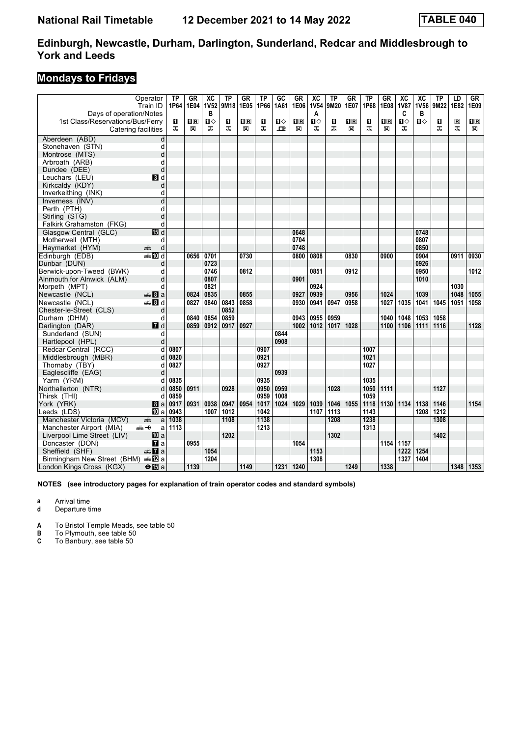# National Rail Timetable 12 December 2021 to 14 May 2022 TABLE 040

## Edinburgh, Newcastle, Durham, Darlington, Sunderland, Redcar and Middlesbrough to York and Leeds

### Mondays to Fridays

| Operator | | TP | GR | XC | TP | GR | TP | GC | GR | XC | TP | GR | TP | GR | XC | XC | TP | LD | GR |
|---|---|---|---|---|---|---|---|---|---|---|---|---|---|---|---|---|---|---|---|
| Train ID | | 1P64 | 1E04 | 1V52 | 9M18 | 1E05 | 1P66 | 1A61 | 1E06 | 1V54 | 9M20 | 1E07 | 1P68 | 1E08 | 1V87 | 1V56 | 9M22 | 1E82 | 1E09 |
| Days of operation/Notes | | | | B | | | | | | A | | | | | C | B | | | |
| 1st Class/Reservations/Bus/Ferry | | ■ | ■R | ■◇ | ■ | ■R | ■ | ■◇ | ■R | ■◇ | ■ | ■R | ■ | ■R | ■◇ | ■◇ | ■ | R | ■R |
| Catering facilities | | ⊼ | ⊠ | ⊼ | ⊼ | ⊠ | ⊼ | Ꝑ | ⊠ | ⊼ | ⊼ | ⊠ | ⊼ | ⊠ | ⊼ | | ⊼ | ⊼ | ⊠ |
| Aberdeen (ABD) | d | | | | | | | | | | | | | | | | | | |
| Stonehaven (STN) | d | | | | | | | | | | | | | | | | | | |
| Montrose (MTS) | d | | | | | | | | | | | | | | | | | | |
| Arbroath (ARB) | d | | | | | | | | | | | | | | | | | | |
| Dundee (DEE) | d | | | | | | | | | | | | | | | | | | |
| Leuchars (LEU) | 3 d | | | | | | | | | | | | | | | | | | |
| Kirkcaldy (KDY) | d | | | | | | | | | | | | | | | | | | |
| Inverkeithing (INK) | d | | | | | | | | | | | | | | | | | | |
| Inverness (INV) | d | | | | | | | | | | | | | | | | | | |
| Perth (PTH) | d | | | | | | | | | | | | | | | | | | |
| Stirling (STG) | d | | | | | | | | | | | | | | | | | | |
| Falkirk Grahamston (FKG) | d | | | | | | | | | | | | | | | | | | |
| Glasgow Central (GLC) | 15 d | | | | | | | | 0648 | | | | | | | 0748 | | | |
| Motherwell (MTH) | d | | | | | | | | 0704 | | | | | | | 0807 | | | |
| Haymarket (HYM) | d | | | | | | | | 0748 | | | | | | | 0850 | | | |
| Edinburgh (EDB) | 10 d | | 0656 | 0701 | | 0730 | | | 0800 | 0808 | | 0830 | | 0900 | | 0904 | | 0911 | 0930 |
| Dunbar (DUN) | d | | | 0723 | | | | | | | | | | | | 0926 | | | |
| Berwick-upon-Tweed (BWK) | d | | | 0746 | | 0812 | | | | 0851 | | 0912 | | | | 0950 | | | 1012 |
| Alnmouth for Alnwick (ALM) | d | | | 0807 | | | | | 0901 | | | | | | | 1010 | | | |
| Morpeth (MPT) | d | | | 0821 | | | | | | 0924 | | | | | | | | 1030 | |
| Newcastle (NCL) | 8 a | | 0824 | 0835 | | 0855 | | | 0927 | 0939 | | 0956 | | 1024 | | 1039 | | 1048 | 1055 |
| Newcastle (NCL) | 8 d | | 0827 | 0840 | 0843 | 0858 | | | 0930 | 0941 | 0947 | 0958 | | 1027 | 1035 | 1041 | 1045 | 1051 | 1058 |
| Chester-le-Street (CLS) | d | | | | 0852 | | | | | | | | | | | | | | |
| Durham (DHM) | d | | 0840 | 0854 | 0859 | | | | 0943 | 0955 | 0959 | | | 1040 | 1048 | 1053 | 1058 | | |
| Darlington (DAR) | 7 d | | 0859 | 0912 | 0917 | 0927 | | | 1002 | 1012 | 1017 | 1028 | | 1100 | 1106 | 1111 | 1116 | | 1128 |
| Sunderland (SUN) | d | | | | | | | 0844 | | | | | | | | | | | |
| Hartlepool (HPL) | d | | | | | | | 0908 | | | | | | | | | | | |
| Redcar Central (RCC) | d | 0807 | | | | | 0907 | | | | | | 1007 | | | | | | |
| Middlesbrough (MBR) | d | 0820 | | | | | 0921 | | | | | | 1021 | | | | | | |
| Thornaby (TBY) | d | 0827 | | | | | 0927 | | | | | | 1027 | | | | | | |
| Eaglescliffe (EAG) | d | | | | | | | 0939 | | | | | | | | | | | |
| Yarm (YRM) | d | 0835 | | | | | 0935 | | | | | | 1035 | | | | | | |
| Northallerton (NTR) | d | 0850 | 0911 | | 0928 | | 0950 | 0959 | | | 1028 | | 1050 | 1111 | | | 1127 | | |
| Thirsk (THI) | d | 0859 | | | | | 0959 | 1008 | | | | | 1059 | | | | | | |
| York (YRK) | 8 a | 0917 | 0931 | 0938 | 0947 | 0954 | 1017 | 1024 | 1029 | 1039 | 1046 | 1055 | 1118 | 1130 | 1134 | 1138 | 1146 | | 1154 |
| Leeds (LDS) | 10 a | 0943 | | 1007 | 1012 | | 1042 | | | 1107 | 1113 | | 1143 | | | 1208 | 1212 | | |
| Manchester Victoria (MCV) | a | 1038 | | | 1108 | | 1138 | | | | 1208 | | 1238 | | | | 1308 | | |
| Manchester Airport (MIA) | a | 1113 | | | | | 1213 | | | | | | 1313 | | | | | | |
| Liverpool Lime Street (LIV) | 10 a | | | | 1202 | | | | | | 1302 | | | | | | 1402 | | |
| Doncaster (DON) | 7 a | | 0955 | | | | | | 1054 | | | | | 1154 | 1157 | | | | |
| Sheffield (SHF) | 7 a | | | 1054 | | | | | | 1153 | | | | | 1222 | 1254 | | | |
| Birmingham New Street (BHM) | 12 a | | | 1204 | | | | | | 1308 | | | | | 1327 | 1404 | | | |
| London Kings Cross (KGX) | 15 a | | 1139 | | | 1149 | | 1231 | 1240 | | | 1249 | | 1338 | | | | 1348 | 1353 |

**NOTES (see introductory pages for explanation of train operator codes and standard symbols)**

**a** Arrival time
**d** Departure time

**A** To Bristol Temple Meads, see table 50
**B** To Plymouth, see table 50
**C** To Banbury, see table 50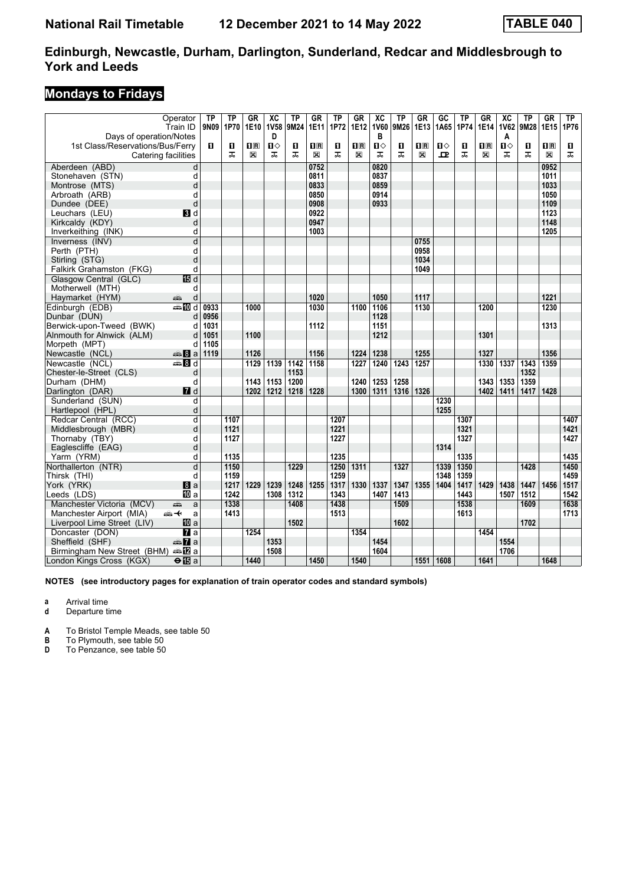# National Rail Timetable 12 December 2021 to 14 May 2022 TABLE 040

## Edinburgh, Newcastle, Durham, Darlington, Sunderland, Redcar and Middlesbrough to York and Leeds

## Mondays to Fridays

| Operator | | TP | TP | GR | XC | TP | GR | TP | GR | XC | TP | GR | GC | TP | GR | XC | TP | GR | TP |
|---|---|---|---|---|---|---|---|---|---|---|---|---|---|---|---|---|---|---|---|
| Train ID | | 9N09 | 1P70 | 1E10 | 1V58 | 9M24 | 1E11 | 1P72 | 1E12 | 1V60 | 9M26 | 1E13 | 1A65 | 1P74 | 1E14 | 1V62 | 9M28 | 1E15 | 1P76 |
| Days of operation/Notes | | | | | D | | | | | B | | | | | | A | | | |
| 1st Class/Reservations/Bus/Ferry | | 1 | 1 | 1R | 1◇ | 1 | 1R | 1 | 1R | 1◇ | 1 | 1R | 1◇ | 1 | 1R | 1◇ | 1 | 1R | 1 |
| Catering facilities | | | | | | | | | | | | | | | | | | | |
| Aberdeen (ABD) | d | | | | | | 0752 | | | 0820 | | | | | | | | 0952 | |
| Stonehaven (STN) | d | | | | | | 0811 | | | 0837 | | | | | | | | 1011 | |
| Montrose (MTS) | d | | | | | | 0833 | | | 0859 | | | | | | | | 1033 | |
| Arbroath (ARB) | d | | | | | | 0850 | | | 0914 | | | | | | | | 1050 | |
| Dundee (DEE) | d | | | | | | 0908 | | | 0933 | | | | | | | | 1109 | |
| Leuchars (LEU) | 3 d | | | | | | 0922 | | | | | | | | | | | 1123 | |
| Kirkcaldy (KDY) | d | | | | | | 0947 | | | | | | | | | | | 1148 | |
| Inverkeithing (INK) | d | | | | | | 1003 | | | | | | | | | | | 1205 | |
| Inverness (INV) | d | | | | | | | | | | | 0755 | | | | | | | |
| Perth (PTH) | d | | | | | | | | | | | 0958 | | | | | | | |
| Stirling (STG) | d | | | | | | | | | | | 1034 | | | | | | | |
| Falkirk Grahamston (FKG) | d | | | | | | | | | | | 1049 | | | | | | | |
| Glasgow Central (GLC) | 15 d | | | | | | | | | | | | | | | | | | |
| Motherwell (MTH) | d | | | | | | | | | | | | | | | | | | |
| Haymarket (HYM) | d | | | | | | 1020 | | | 1050 | | 1117 | | | | | | 1221 | |
| Edinburgh (EDB) | 10 d | 0933 | | 1000 | | | 1030 | | 1100 | 1106 | | 1130 | | | 1200 | | | 1230 | |
| Dunbar (DUN) | d | 0956 | | | | | | | | 1128 | | | | | | | | | |
| Berwick-upon-Tweed (BWK) | d | 1031 | | | | | 1112 | | | 1151 | | | | | | | | 1313 | |
| Alnmouth for Alnwick (ALM) | d | 1051 | | 1100 | | | | | | 1212 | | | | | 1301 | | | | |
| Morpeth (MPT) | d | 1105 | | | | | | | | | | | | | | | | | |
| Newcastle (NCL) | 8 a | 1119 | | 1126 | | | 1156 | | 1224 | 1238 | | 1255 | | | 1327 | | | 1356 | |
| Newcastle (NCL) | 8 d | | | 1129 | 1139 | 1142 | 1158 | | 1227 | 1240 | 1243 | 1257 | | | 1330 | 1337 | 1343 | 1359 | |
| Chester-le-Street (CLS) | d | | | | | 1153 | | | | | | | | | | | 1352 | | |
| Durham (DHM) | d | | | 1143 | 1153 | 1200 | | | 1240 | 1253 | 1258 | | | | 1343 | 1353 | 1359 | | |
| Darlington (DAR) | 7 d | | | 1202 | 1212 | 1218 | 1228 | | 1300 | 1311 | 1316 | 1326 | | | 1402 | 1411 | 1417 | 1428 | |
| Sunderland (SUN) | d | | | | | | | | | | | | 1230 | | | | | | |
| Hartlepool (HPL) | d | | | | | | | | | | | | 1255 | | | | | | |
| Redcar Central (RCC) | d | | 1107 | | | | | 1207 | | | | | | 1307 | | | | | 1407 |
| Middlesbrough (MBR) | d | | 1121 | | | | | 1221 | | | | | | 1321 | | | | | 1421 |
| Thornaby (TBY) | d | | 1127 | | | | | 1227 | | | | | | 1327 | | | | | 1427 |
| Eaglescliffe (EAG) | d | | | | | | | | | | | | 1314 | | | | | | |
| Yarm (YRM) | d | | 1135 | | | | | 1235 | | | | | | 1335 | | | | | 1435 |
| Northallerton (NTR) | d | | 1150 | | | 1229 | | 1250 | 1311 | | 1327 | | 1339 | 1350 | | | 1428 | | 1450 |
| Thirsk (THI) | d | | 1159 | | | | | 1259 | | | | | 1348 | 1359 | | | | | 1459 |
| York (YRK) | 8 a | | 1217 | 1229 | 1239 | 1248 | 1255 | 1317 | 1330 | 1337 | 1347 | 1355 | 1404 | 1417 | 1429 | 1438 | 1447 | 1456 | 1517 |
| Leeds (LDS) | 10 a | | 1242 | | 1308 | 1312 | | 1343 | | 1407 | 1413 | | | 1443 | | 1507 | 1512 | | 1542 |
| Manchester Victoria (MCV) | a | | 1338 | | | 1408 | | 1438 | | | 1509 | | | 1538 | | | 1609 | | 1638 |
| Manchester Airport (MIA) | a | | 1413 | | | | | 1513 | | | | | | 1613 | | | | | 1713 |
| Liverpool Lime Street (LIV) | 10 a | | | | | 1502 | | | | | 1602 | | | | | | 1702 | | |
| Doncaster (DON) | 7 a | | | 1254 | | | | | 1354 | | | | | | 1454 | | | | |
| Sheffield (SHF) | 7 a | | | | 1353 | | | | | 1454 | | | | | | 1554 | | | |
| Birmingham New Street (BHM) | 12 a | | | | 1508 | | | | | 1604 | | | | | | 1706 | | | |
| London Kings Cross (KGX) | 15 a | | | 1440 | | | 1450 | | 1540 | | | 1551 | 1608 | | 1641 | | | 1648 | |

**NOTES (see introductory pages for explanation of train operator codes and standard symbols)**

**a** Arrival time
**d** Departure time

**A** To Bristol Temple Meads, see table 50
**B** To Plymouth, see table 50
**D** To Penzance, see table 50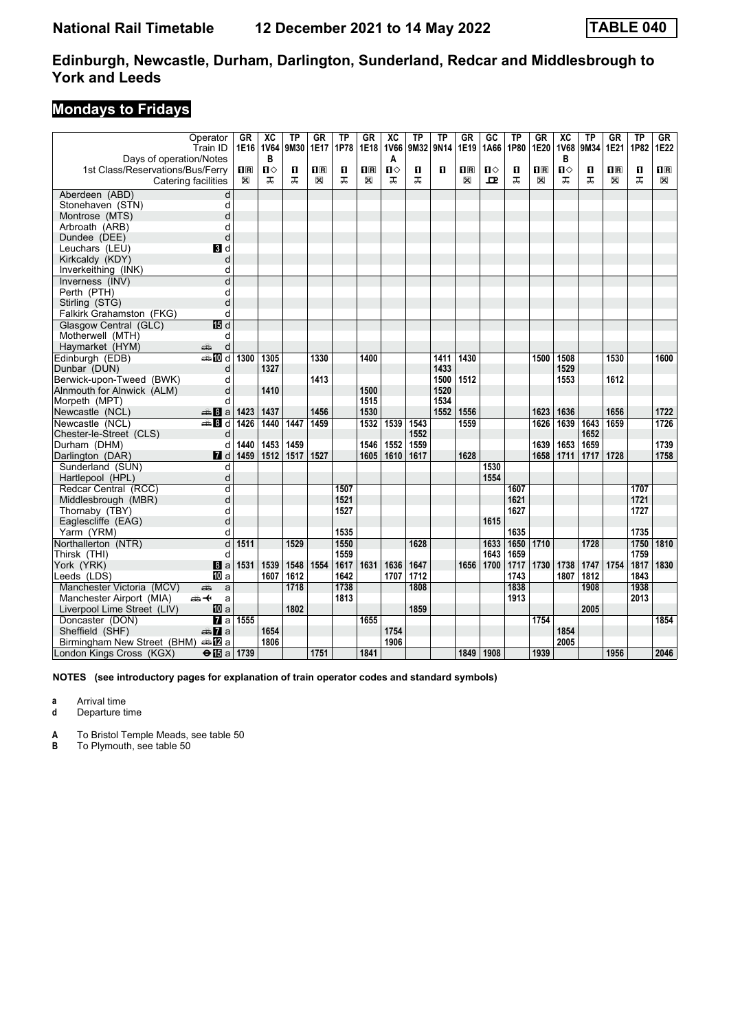# National Rail Timetable 12 December 2021 to 14 May 2022 TABLE 040

## Edinburgh, Newcastle, Durham, Darlington, Sunderland, Redcar and Middlesbrough to York and Leeds

## Mondays to Fridays

| Operator | | GR | XC | TP | GR | TP | GR | XC | TP | TP | GR | GC | TP | GR | XC | TP | GR | TP | GR |
|---|---|---|---|---|---|---|---|---|---|---|---|---|---|---|---|---|---|---|---|
| Train ID | | 1E16 | 1V64 | 9M30 | 1E17 | 1P78 | 1E18 | 1V66 | 9M32 | 9N14 | 1E19 | 1A66 | 1P80 | 1E20 | 1V68 | 9M34 | 1E21 | 1P82 | 1E22 |
| Days of operation/Notes | | | B | | | | | A | | | | | | | B | | | | |
| 1st Class/Reservations/Bus/Ferry | | 1R | 1◇ | 1 | 1R | 1 | 1R | 1◇ | 1 | 1 | 1R | 1◇ | 1 | 1R | 1◇ | 1 | 1R | 1 | 1R |
| Catering facilities | | ☒ | ᖷ | ᖷ | ☒ | ᖷ | ☒ | ᖷ | ᖷ | | ☒ | ⊡ | ᖷ | ☒ | ᖷ | ᖷ | ☒ | ᖷ | ☒ |
| Aberdeen (ABD) | d | | | | | | | | | | | | | | | | | | |
| Stonehaven (STN) | d | | | | | | | | | | | | | | | | | | |
| Montrose (MTS) | d | | | | | | | | | | | | | | | | | | |
| Arbroath (ARB) | d | | | | | | | | | | | | | | | | | | |
| Dundee (DEE) | d | | | | | | | | | | | | | | | | | | |
| Leuchars (LEU) | 3 d | | | | | | | | | | | | | | | | | | |
| Kirkcaldy (KDY) | d | | | | | | | | | | | | | | | | | | |
| Inverkeithing (INK) | d | | | | | | | | | | | | | | | | | | |
| Inverness (INV) | d | | | | | | | | | | | | | | | | | | |
| Perth (PTH) | d | | | | | | | | | | | | | | | | | | |
| Stirling (STG) | d | | | | | | | | | | | | | | | | | | |
| Falkirk Grahamston (FKG) | d | | | | | | | | | | | | | | | | | | |
| Glasgow Central (GLC) | 15 d | | | | | | | | | | | | | | | | | | |
| Motherwell (MTH) | d | | | | | | | | | | | | | | | | | | |
| Haymarket (HYM) | d | | | | | | | | | | | | | | | | | | |
| Edinburgh (EDB) | 10 d | 1300 | 1305 | | 1330 | | 1400 | | | 1411 | 1430 | | | 1500 | 1508 | | 1530 | | 1600 |
| Dunbar (DUN) | d | | 1327 | | | | | | | 1433 | | | | | 1529 | | | | |
| Berwick-upon-Tweed (BWK) | d | | | | 1413 | | | | | 1500 | 1512 | | | | 1553 | | 1612 | | |
| Alnmouth for Alnwick (ALM) | d | | 1410 | | | | 1500 | | | 1520 | | | | | | | | | |
| Morpeth (MPT) | d | | | | | | 1515 | | | 1534 | | | | | | | | | |
| Newcastle (NCL) | 8 a | 1423 | 1437 | | 1456 | | 1530 | | | 1552 | 1556 | | | 1623 | 1636 | | 1656 | | 1722 |
| Newcastle (NCL) | 8 d | 1426 | 1440 | 1447 | 1459 | | 1532 | 1539 | 1543 | | 1559 | | | 1626 | 1639 | 1643 | 1659 | | 1726 |
| Chester-le-Street (CLS) | d | | | | | | | | 1552 | | | | | | | 1652 | | | |
| Durham (DHM) | d | 1440 | 1453 | 1459 | | | 1546 | 1552 | 1559 | | | | | 1639 | 1653 | 1659 | | | 1739 |
| Darlington (DAR) | 7 d | 1459 | 1512 | 1517 | 1527 | | 1605 | 1610 | 1617 | | 1628 | | | 1658 | 1711 | 1717 | 1728 | | 1758 |
| Sunderland (SUN) | d | | | | | | | | | | | 1530 | | | | | | | |
| Hartlepool (HPL) | d | | | | | | | | | | | 1554 | | | | | | | |
| Redcar Central (RCC) | d | | | | | 1507 | | | | | | | 1607 | | | | | 1707 | |
| Middlesbrough (MBR) | d | | | | | 1521 | | | | | | | 1621 | | | | | 1721 | |
| Thornaby (TBY) | d | | | | | 1527 | | | | | | | 1627 | | | | | 1727 | |
| Eaglescliffe (EAG) | d | | | | | | | | | | | 1615 | | | | | | | |
| Yarm (YRM) | d | | | | | 1535 | | | | | | | 1635 | | | | | 1735 | |
| Northallerton (NTR) | d | 1511 | | 1529 | | 1550 | | | 1628 | | | 1633 | 1650 | 1710 | | 1728 | | 1750 | 1810 |
| Thirsk (THI) | d | | | | | 1559 | | | | | | 1643 | 1659 | | | | | 1759 | |
| York (YRK) | 8 a | 1531 | 1539 | 1548 | 1554 | 1617 | 1631 | 1636 | 1647 | | 1656 | 1700 | 1717 | 1730 | 1738 | 1747 | 1754 | 1817 | 1830 |
| Leeds (LDS) | 10 a | | 1607 | 1612 | | 1642 | | 1707 | 1712 | | | | 1743 | | 1807 | 1812 | | 1843 | |
| Manchester Victoria (MCV) | a | | | 1718 | | 1738 | | | 1808 | | | | 1838 | | | 1908 | | 1938 | |
| Manchester Airport (MIA) | a | | | | | 1813 | | | | | | | 1913 | | | | | 2013 | |
| Liverpool Lime Street (LIV) | 10 a | | | 1802 | | | | | 1859 | | | | | | | 2005 | | | |
| Doncaster (DON) | 7 a | 1555 | | | | | 1655 | | | | | | | 1754 | | | | | 1854 |
| Sheffield (SHF) | 7 a | | 1654 | | | | | 1754 | | | | | | | 1854 | | | | |
| Birmingham New Street (BHM) | 12 a | | 1806 | | | | | 1906 | | | | | | | 2005 | | | | |
| London Kings Cross (KGX) | 15 a | 1739 | | | 1751 | | 1841 | | | | 1849 | 1908 | | 1939 | | | 1956 | | 2046 |

**NOTES (see introductory pages for explanation of train operator codes and standard symbols)**

**a** Arrival time
**d** Departure time

**A** To Bristol Temple Meads, see table 50
**B** To Plymouth, see table 50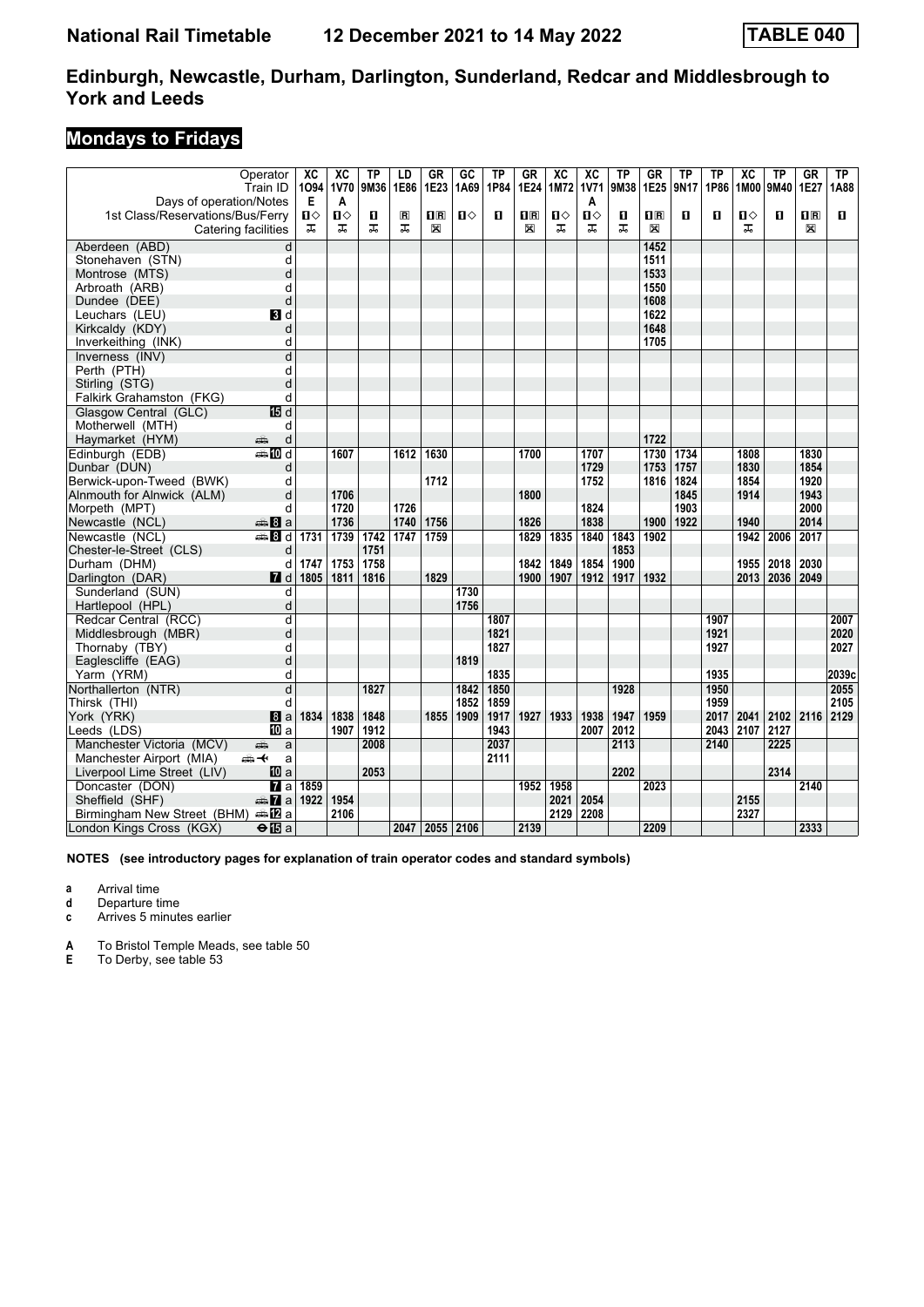# National Rail Timetable 12 December 2021 to 14 May 2022 TABLE 040

## Edinburgh, Newcastle, Durham, Darlington, Sunderland, Redcar and Middlesbrough to York and Leeds

## Mondays to Fridays

| Operator | | XC | XC | TP | LD | GR | GC | TP | GR | XC | XC | TP | GR | TP | TP | XC | TP | GR | TP |
|---|---|---|---|---|---|---|---|---|---|---|---|---|---|---|---|---|---|---|---|
| Train ID | | 1O94 | 1V70 | 9M36 | 1E86 | 1E23 | 1A69 | 1P84 | 1E24 | 1M72 | 1V71 | 9M38 | 1E25 | 9N17 | 1P86 | 1M00 | 9M40 | 1E27 | 1A88 |
| Days of operation/Notes | | E | A | | | | | | | | A | | | | | | | | |
| 1st Class/Reservations/Bus/Ferry | | 1◇ | 1◇ | 1 | R | 1R | 1◇ | 1 | 1R | 1◇ | 1◇ | 1 | 1R | 1 | 1 | 1◇ | 1 | 1R | 1 |
| Catering facilities | | | | | | | | | | | | | | | | | | | |
| Aberdeen (ABD) | d | | | | | | | | | | | | 1452 | | | | | | |
| Stonehaven (STN) | d | | | | | | | | | | | | 1511 | | | | | | |
| Montrose (MTS) | d | | | | | | | | | | | | 1533 | | | | | | |
| Arbroath (ARB) | d | | | | | | | | | | | | 1550 | | | | | | |
| Dundee (DEE) | d | | | | | | | | | | | | 1608 | | | | | | |
| Leuchars (LEU) | 3 d | | | | | | | | | | | | 1622 | | | | | | |
| Kirkcaldy (KDY) | d | | | | | | | | | | | | 1648 | | | | | | |
| Inverkeithing (INK) | d | | | | | | | | | | | | 1705 | | | | | | |
| Inverness (INV) | d | | | | | | | | | | | | | | | | | | |
| Perth (PTH) | d | | | | | | | | | | | | | | | | | | |
| Stirling (STG) | d | | | | | | | | | | | | | | | | | | |
| Falkirk Grahamston (FKG) | d | | | | | | | | | | | | | | | | | | |
| Glasgow Central (GLC) | 15 d | | | | | | | | | | | | | | | | | | |
| Motherwell (MTH) | d | | | | | | | | | | | | | | | | | | |
| Haymarket (HYM) | d | | | | | | | | | | | | 1722 | | | | | | |
| Edinburgh (EDB) | 10 d | | 1607 | | 1612 | 1630 | | | 1700 | | 1707 | | 1730 | 1734 | | 1808 | | 1830 | |
| Dunbar (DUN) | d | | | | | | | | | | 1729 | | 1753 | 1757 | | 1830 | | 1854 | |
| Berwick-upon-Tweed (BWK) | d | | | | | 1712 | | | | | 1752 | | 1816 | 1824 | | 1854 | | 1920 | |
| Alnmouth for Alnwick (ALM) | d | | 1706 | | | | | | 1800 | | | | | 1845 | | 1914 | | 1943 | |
| Morpeth (MPT) | d | | 1720 | | 1726 | | | | | | 1824 | | | 1903 | | | | 2000 | |
| Newcastle (NCL) | 8 a | | 1736 | | 1740 | 1756 | | | 1826 | | 1838 | | 1900 | 1922 | | 1940 | | 2014 | |
| Newcastle (NCL) | 8 d | 1731 | 1739 | 1742 | 1747 | 1759 | | | 1829 | 1835 | 1840 | 1843 | 1902 | | | 1942 | 2006 | 2017 | |
| Chester-le-Street (CLS) | d | | | 1751 | | | | | | | | 1853 | | | | | | | |
| Durham (DHM) | d | 1747 | 1753 | 1758 | | | | | 1842 | 1849 | 1854 | 1900 | | | | 1955 | 2018 | 2030 | |
| Darlington (DAR) | 7 d | 1805 | 1811 | 1816 | | 1829 | | | 1900 | 1907 | 1912 | 1917 | 1932 | | | 2013 | 2036 | 2049 | |
| Sunderland (SUN) | d | | | | | | 1730 | | | | | | | | | | | | |
| Hartlepool (HPL) | d | | | | | | 1756 | | | | | | | | | | | | |
| Redcar Central (RCC) | d | | | | | | | 1807 | | | | | | | 1907 | | | | 2007 |
| Middlesbrough (MBR) | d | | | | | | | 1821 | | | | | | | 1921 | | | | 2020 |
| Thornaby (TBY) | d | | | | | | | 1827 | | | | | | | 1927 | | | | 2027 |
| Eaglescliffe (EAG) | d | | | | | | 1819 | | | | | | | | | | | | |
| Yarm (YRM) | d | | | | | | | 1835 | | | | | | | 1935 | | | | 2039c |
| Northallerton (NTR) | d | | | 1827 | | | 1842 | 1850 | | | | 1928 | | | 1950 | | | | 2055 |
| Thirsk (THI) | d | | | | | | 1852 | 1859 | | | | | | | 1959 | | | | 2105 |
| York (YRK) | 8 a | 1834 | 1838 | 1848 | | 1855 | 1909 | 1917 | 1927 | 1933 | 1938 | 1947 | 1959 | | 2017 | 2041 | 2102 | 2116 | 2129 |
| Leeds (LDS) | 10 a | | 1907 | 1912 | | | | 1943 | | | 2007 | 2012 | | | 2043 | 2107 | 2127 | | |
| Manchester Victoria (MCV) | a | | | 2008 | | | | 2037 | | | | 2113 | | | 2140 | | 2225 | | |
| Manchester Airport (MIA) | a | | | | | | | 2111 | | | | | | | | | | | |
| Liverpool Lime Street (LIV) | 10 a | | | 2053 | | | | | | | | 2202 | | | | | 2314 | | |
| Doncaster (DON) | 7 a | 1859 | | | | | | | 1952 | 1958 | | | 2023 | | | | | 2140 | |
| Sheffield (SHF) | 7 a | 1922 | 1954 | | | | | | | 2021 | 2054 | | | | | 2155 | | | |
| Birmingham New Street (BHM) | 12 a | | 2106 | | | | | | | 2129 | 2208 | | | | | 2327 | | | |
| London Kings Cross (KGX) | 15 a | | | | 2047 | 2055 | 2106 | | 2139 | | | | 2209 | | | | | 2333 | |

**NOTES (see introductory pages for explanation of train operator codes and standard symbols)**

- **a** Arrival time
- **d** Departure time
- **c** Arrives 5 minutes earlier

- **A** To Bristol Temple Meads, see table 50
- **E** To Derby, see table 53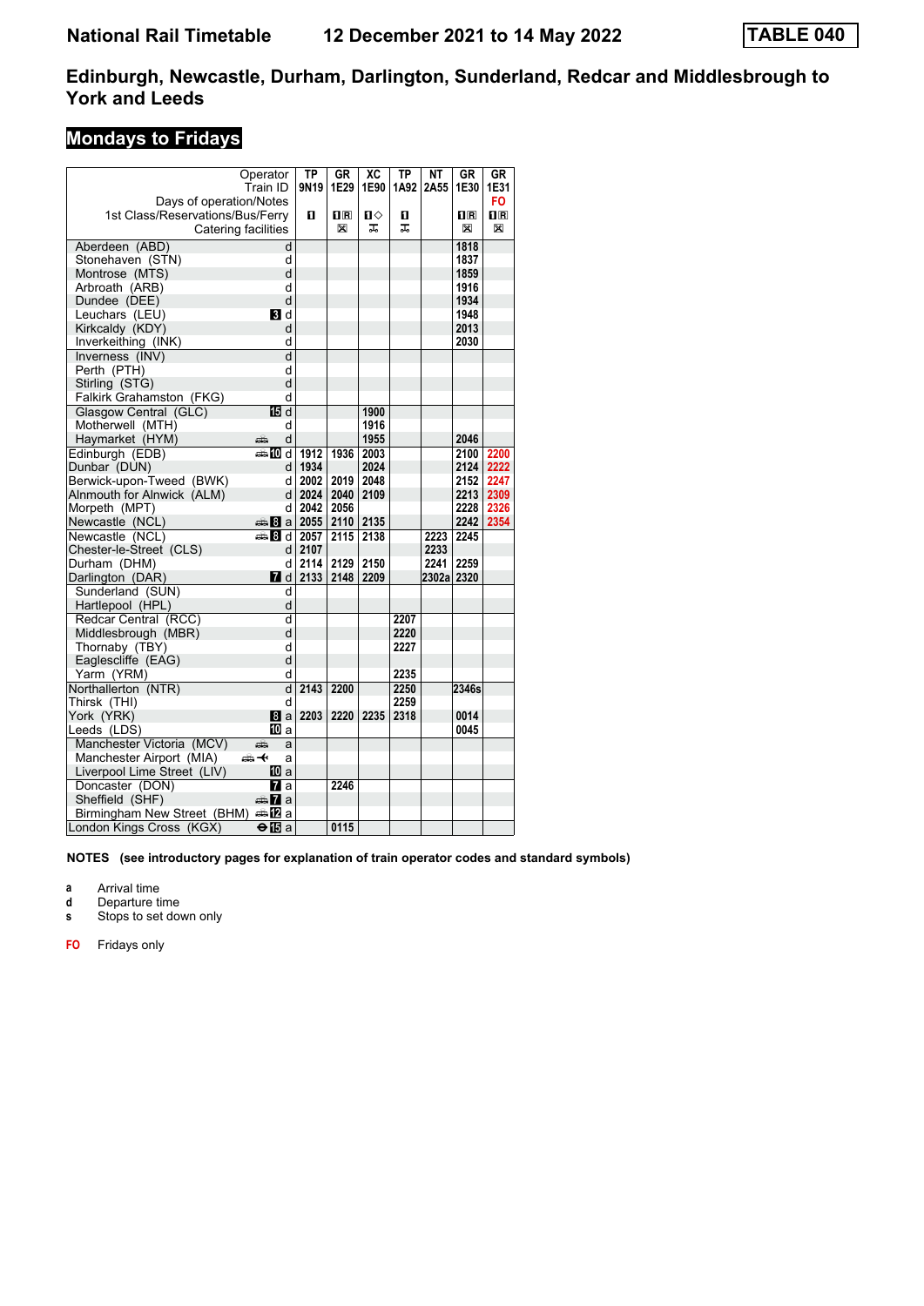# National Rail Timetable — 12 December 2021 to 14 May 2022 — TABLE 040

## Edinburgh, Newcastle, Durham, Darlington, Sunderland, Redcar and Middlesbrough to York and Leeds

### Mondays to Fridays

| Operator | | TP | GR | XC | TP | NT | GR | GR |
|---|---|---|---|---|---|---|---|---|
| Train ID | | 9N19 | 1E29 | 1E90 | 1A92 | 2A55 | 1E30 | 1E31 |
| Days of operation/Notes | | | | | | | | FO |
| 1st Class/Reservations/Bus/Ferry | | 1 | 1R | 1◇ | 1 | | 1R | 1R |
| Catering facilities | | | ☒ | ⚲ | ⚲ | | ☒ | ☒ |
| Aberdeen (ABD) | d | | | | | | 1818 | |
| Stonehaven (STN) | d | | | | | | 1837 | |
| Montrose (MTS) | d | | | | | | 1859 | |
| Arbroath (ARB) | d | | | | | | 1916 | |
| Dundee (DEE) | d | | | | | | 1934 | |
| Leuchars (LEU) | 3 d | | | | | | 1948 | |
| Kirkcaldy (KDY) | d | | | | | | 2013 | |
| Inverkeithing (INK) | d | | | | | | 2030 | |
| Inverness (INV) | d | | | | | | | |
| Perth (PTH) | d | | | | | | | |
| Stirling (STG) | d | | | | | | | |
| Falkirk Grahamston (FKG) | d | | | | | | | |
| Glasgow Central (GLC) | 15 d | | | 1900 | | | | |
| Motherwell (MTH) | d | | | 1916 | | | | |
| Haymarket (HYM) | d | | | 1955 | | | 2046 | |
| Edinburgh (EDB) | 10 d | 1912 | 1936 | 2003 | | | 2100 | 2200 |
| Dunbar (DUN) | d | 1934 | | 2024 | | | 2124 | 2222 |
| Berwick-upon-Tweed (BWK) | d | 2002 | 2019 | 2048 | | | 2152 | 2247 |
| Alnmouth for Alnwick (ALM) | d | 2024 | 2040 | 2109 | | | 2213 | 2309 |
| Morpeth (MPT) | d | 2042 | 2056 | | | | 2228 | 2326 |
| Newcastle (NCL) | 8 a | 2055 | 2110 | 2135 | | | 2242 | 2354 |
| Newcastle (NCL) | 8 d | 2057 | 2115 | 2138 | | 2223 | 2245 | |
| Chester-le-Street (CLS) | d | 2107 | | | | 2233 | | |
| Durham (DHM) | d | 2114 | 2129 | 2150 | | 2241 | 2259 | |
| Darlington (DAR) | 7 d | 2133 | 2148 | 2209 | | 2302a | 2320 | |
| Sunderland (SUN) | d | | | | | | | |
| Hartlepool (HPL) | d | | | | | | | |
| Redcar Central (RCC) | d | | | | 2207 | | | |
| Middlesbrough (MBR) | d | | | | 2220 | | | |
| Thornaby (TBY) | d | | | | 2227 | | | |
| Eaglescliffe (EAG) | d | | | | | | | |
| Yarm (YRM) | d | | | | 2235 | | | |
| Northallerton (NTR) | d | 2143 | 2200 | | 2250 | | 2346s | |
| Thirsk (THI) | d | | | | 2259 | | | |
| York (YRK) | 8 a | 2203 | 2220 | 2235 | 2318 | | 0014 | |
| Leeds (LDS) | 10 a | | | | | | 0045 | |
| Manchester Victoria (MCV) | a | | | | | | | |
| Manchester Airport (MIA) | a | | | | | | | |
| Liverpool Lime Street (LIV) | 10 a | | | | | | | |
| Doncaster (DON) | 7 a | | 2246 | | | | | |
| Sheffield (SHF) | 7 a | | | | | | | |
| Birmingham New Street (BHM) | 12 a | | | | | | | |
| London Kings Cross (KGX) | 15 a | | 0115 | | | | | |

**NOTES (see introductory pages for explanation of train operator codes and standard symbols)**

- **a** Arrival time
- **d** Departure time
- **s** Stops to set down only

**FO** Fridays only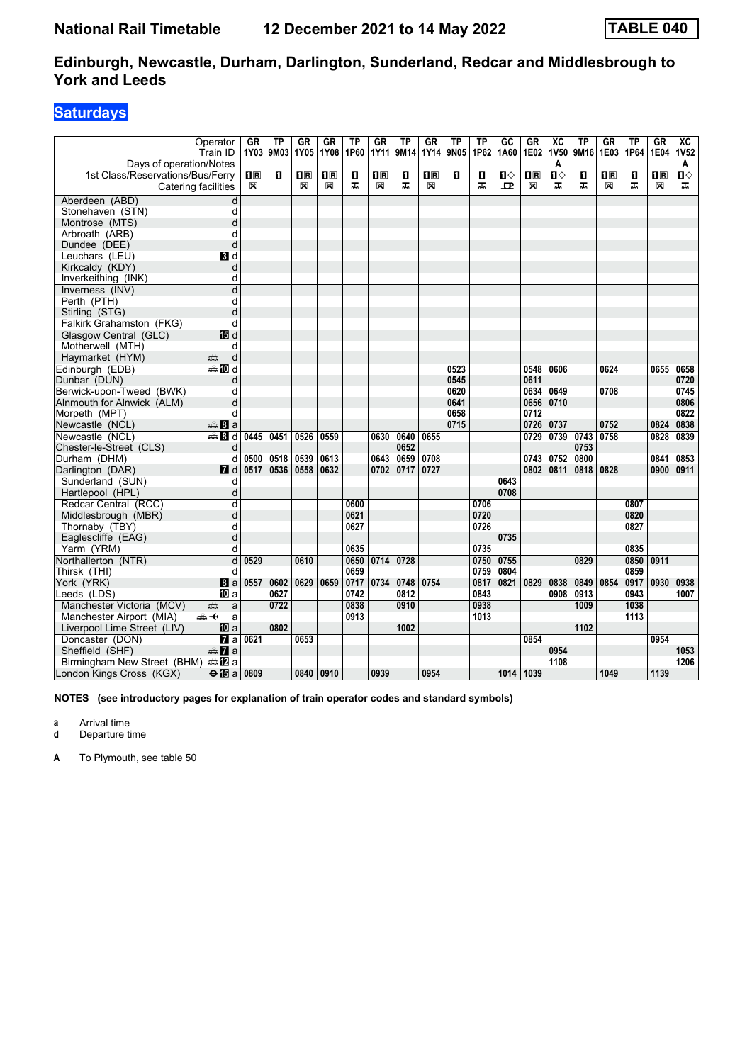# National Rail Timetable 12 December 2021 to 14 May 2022 TABLE 040

## Edinburgh, Newcastle, Durham, Darlington, Sunderland, Redcar and Middlesbrough to York and Leeds

### Saturdays

| Operator | | GR | TP | GR | GR | TP | GR | TP | GR | TP | TP | GC | GR | XC | TP | GR | TP | GR | XC |
|---|---|---|---|---|---|---|---|---|---|---|---|---|---|---|---|---|---|---|---|
| Train ID | | 1Y03 | 9M03 | 1Y05 | 1Y08 | 1P60 | 1Y11 | 9M14 | 1Y14 | 9N05 | 1P62 | 1A60 | 1E02 | 1V50 | 9M16 | 1E03 | 1P64 | 1E04 | 1V52 |
| Days of operation/Notes | | | | | | | | | | | | | | A | | | | | A |
| 1st Class/Reservations/Bus/Ferry | | 1R | 1 | 1R | 1R | 1 | 1R | 1 | 1R | 1 | 1 | 1◇ | 1R | 1◇ | 1 | 1R | 1 | 1R | 1◇ |
| Catering facilities | | ⊠ | | ⊠ | ⊠ | 🍴 | ⊠ | 🍴 | ⊠ | | 🍴 | 🍴 | ⊠ | 🍴 | 🍴 | ⊠ | 🍴 | ⊠ | 🍴 |
| Aberdeen (ABD) | d | | | | | | | | | | | | | | | | | | |
| Stonehaven (STN) | d | | | | | | | | | | | | | | | | | | |
| Montrose (MTS) | d | | | | | | | | | | | | | | | | | | |
| Arbroath (ARB) | d | | | | | | | | | | | | | | | | | | |
| Dundee (DEE) | d | | | | | | | | | | | | | | | | | | |
| Leuchars (LEU) | 3 d | | | | | | | | | | | | | | | | | | |
| Kirkcaldy (KDY) | d | | | | | | | | | | | | | | | | | | |
| Inverkeithing (INK) | d | | | | | | | | | | | | | | | | | | |
| Inverness (INV) | d | | | | | | | | | | | | | | | | | | |
| Perth (PTH) | d | | | | | | | | | | | | | | | | | | |
| Stirling (STG) | d | | | | | | | | | | | | | | | | | | |
| Falkirk Grahamston (FKG) | d | | | | | | | | | | | | | | | | | | |
| Glasgow Central (GLC) | 15 d | | | | | | | | | | | | | | | | | | |
| Motherwell (MTH) | d | | | | | | | | | | | | | | | | | | |
| Haymarket (HYM) | d | | | | | | | | | | | | | | | | | | |
| Edinburgh (EDB) | 10 d | | | | | | | | | 0523 | | | 0548 | 0606 | | 0624 | | 0655 | 0658 |
| Dunbar (DUN) | d | | | | | | | | | 0545 | | | 0611 | | | | | | 0720 |
| Berwick-upon-Tweed (BWK) | d | | | | | | | | | 0620 | | | 0634 | 0649 | | 0708 | | | 0745 |
| Alnmouth for Alnwick (ALM) | d | | | | | | | | | 0641 | | | 0656 | 0710 | | | | | 0806 |
| Morpeth (MPT) | d | | | | | | | | | 0658 | | | 0712 | | | | | | 0822 |
| Newcastle (NCL) | 8 a | | | | | | | | | 0715 | | | 0726 | 0737 | | 0752 | | 0824 | 0838 |
| Newcastle (NCL) | 8 d | 0445 | 0451 | 0526 | 0559 | | 0630 | 0640 | 0655 | | | | 0729 | 0739 | 0743 | 0758 | | 0828 | 0839 |
| Chester-le-Street (CLS) | d | | | | | | | 0652 | | | | | | | 0753 | | | | |
| Durham (DHM) | d | 0500 | 0518 | 0539 | 0613 | | 0643 | 0659 | 0708 | | | | 0743 | 0752 | 0800 | | | 0841 | 0853 |
| Darlington (DAR) | 7 d | 0517 | 0536 | 0558 | 0632 | | 0702 | 0717 | 0727 | | | | 0802 | 0811 | 0818 | 0828 | | 0900 | 0911 |
| Sunderland (SUN) | d | | | | | | | | | | | 0643 | | | | | | | |
| Hartlepool (HPL) | d | | | | | | | | | | | 0708 | | | | | | | |
| Redcar Central (RCC) | d | | | | | 0600 | | | | | 0706 | | | | | | 0807 | | |
| Middlesbrough (MBR) | d | | | | | 0621 | | | | | 0720 | | | | | | 0820 | | |
| Thornaby (TBY) | d | | | | | 0627 | | | | | 0726 | | | | | | 0827 | | |
| Eaglescliffe (EAG) | d | | | | | | | | | | | 0735 | | | | | | | |
| Yarm (YRM) | d | | | | | 0635 | | | | | 0735 | | | | | | 0835 | | |
| Northallerton (NTR) | d | 0529 | | 0610 | | 0650 | 0714 | 0728 | | | 0750 | 0755 | | | 0829 | | 0850 | 0911 | |
| Thirsk (THI) | d | | | | | 0659 | | | | | 0759 | 0804 | | | | | 0859 | | |
| York (YRK) | 8 a | 0557 | 0602 | 0629 | 0659 | 0717 | 0734 | 0748 | 0754 | | 0817 | 0821 | 0829 | 0838 | 0849 | 0854 | 0917 | 0930 | 0938 |
| Leeds (LDS) | 10 a | | 0627 | | | 0742 | | 0812 | | | 0843 | | | 0908 | 0913 | | 0943 | | 1007 |
| Manchester Victoria (MCV) | a | | 0722 | | | 0838 | | 0910 | | | 0938 | | | | 1009 | | 1038 | | |
| Manchester Airport (MIA) | a | | | | | 0913 | | | | | 1013 | | | | | | 1113 | | |
| Liverpool Lime Street (LIV) | 10 a | | 0802 | | | | | 1002 | | | | | | | 1102 | | | | |
| Doncaster (DON) | 7 a | 0621 | | 0653 | | | | | | | | | 0854 | | | | | 0954 | |
| Sheffield (SHF) | 7 a | | | | | | | | | | | | | 0954 | | | | | 1053 |
| Birmingham New Street (BHM) | 12 a | | | | | | | | | | | | | 1108 | | | | | 1206 |
| London Kings Cross (KGX) | 15 a | 0809 | | 0840 | 0910 | | 0939 | | 0954 | | | 1014 | 1039 | | | 1049 | | 1139 | |

**NOTES (see introductory pages for explanation of train operator codes and standard symbols)**

**a** Arrival time
**d** Departure time

**A** To Plymouth, see table 50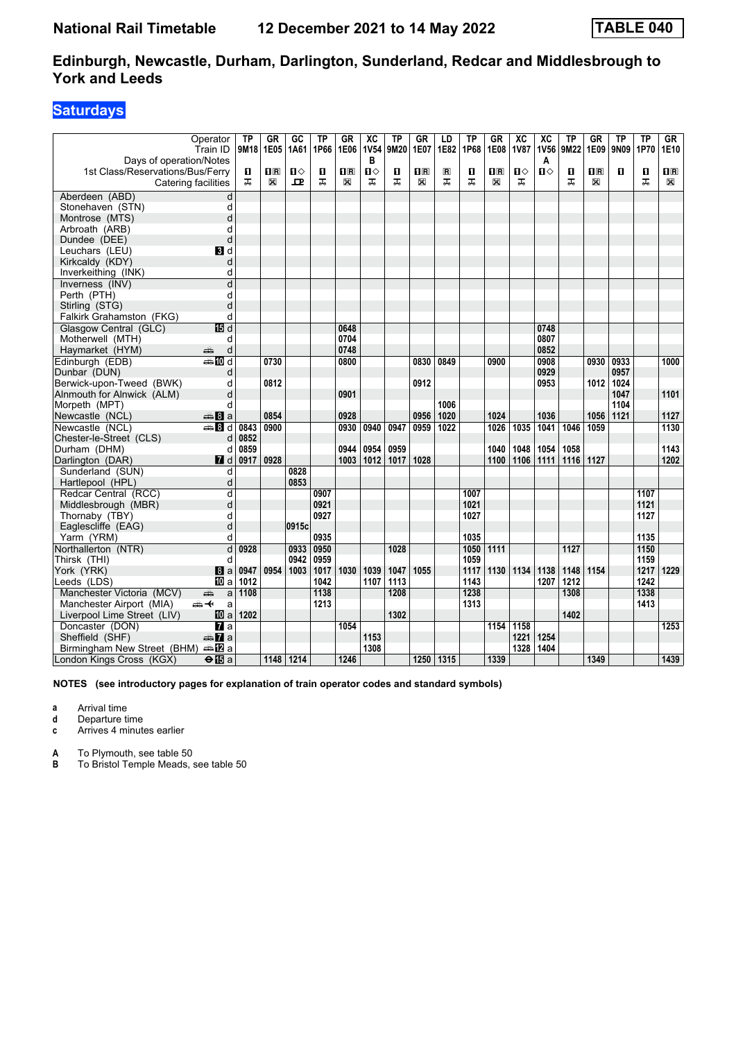# National Rail Timetable — 12 December 2021 to 14 May 2022 — TABLE 040

## Edinburgh, Newcastle, Durham, Darlington, Sunderland, Redcar and Middlesbrough to York and Leeds

**Saturdays**

| Operator | | TP | GR | GC | TP | GR | XC | TP | GR | LD | TP | GR | XC | XC | TP | GR | TP | TP | GR |
|---|---|---|---|---|---|---|---|---|---|---|---|---|---|---|---|---|---|---|---|
| Train ID | | 9M18 | 1E05 | 1A61 | 1P66 | 1E06 | 1V54 | 9M20 | 1E07 | 1E82 | 1P68 | 1E08 | 1V87 | 1V56 | 9M22 | 1E09 | 9N09 | 1P70 | 1E10 |
| Days of operation/Notes | | | | | | | B | | | | | | | A | | | | | |
| 1st Class/Reservations/Bus/Ferry | | 1 | 1R | 1◇ | 1 | 1R | 1◇ | 1 | 1R | R | 1 | 1R | 1◇ | 1◇ | 1 | 1R | 1 | 1 | 1R |
| Catering facilities | | | | | | | | | | | | | | | | | | | |
| Aberdeen (ABD) | d | | | | | | | | | | | | | | | | | | |
| Stonehaven (STN) | d | | | | | | | | | | | | | | | | | | |
| Montrose (MTS) | d | | | | | | | | | | | | | | | | | | |
| Arbroath (ARB) | d | | | | | | | | | | | | | | | | | | |
| Dundee (DEE) | d | | | | | | | | | | | | | | | | | | |
| Leuchars (LEU) | 3 d | | | | | | | | | | | | | | | | | | |
| Kirkcaldy (KDY) | d | | | | | | | | | | | | | | | | | | |
| Inverkeithing (INK) | d | | | | | | | | | | | | | | | | | | |
| Inverness (INV) | d | | | | | | | | | | | | | | | | | | |
| Perth (PTH) | d | | | | | | | | | | | | | | | | | | |
| Stirling (STG) | d | | | | | | | | | | | | | | | | | | |
| Falkirk Grahamston (FKG) | d | | | | | | | | | | | | | | | | | | |
| Glasgow Central (GLC) | 15 d | | | | | 0648 | | | | | | | | 0748 | | | | | |
| Motherwell (MTH) | d | | | | | 0704 | | | | | | | | 0807 | | | | | |
| Haymarket (HYM) | d | | | | | 0748 | | | | | | | | 0852 | | | | | |
| Edinburgh (EDB) | 10 d | | 0730 | | | 0800 | | | 0830 | 0849 | | 0900 | | 0908 | | 0930 | 0933 | | 1000 |
| Dunbar (DUN) | d | | | | | | | | | | | | | 0929 | | | 0957 | | |
| Berwick-upon-Tweed (BWK) | d | | 0812 | | | | | | 0912 | | | | | 0953 | | 1012 | 1024 | | |
| Alnmouth for Alnwick (ALM) | d | | | | | 0901 | | | | | | | | | | | 1047 | | 1101 |
| Morpeth (MPT) | d | | | | | | | | | 1006 | | | | | | | 1104 | | |
| Newcastle (NCL) | 8 a | | 0854 | | | 0928 | | | 0956 | 1020 | | 1024 | | 1036 | | 1056 | 1121 | | 1127 |
| Newcastle (NCL) | 8 d | 0843 | 0900 | | | 0930 | 0940 | 0947 | 0959 | 1022 | | 1026 | 1035 | 1041 | 1046 | 1059 | | | 1130 |
| Chester-le-Street (CLS) | d | 0852 | | | | | | | | | | | | | | | | | |
| Durham (DHM) | d | 0859 | | | | 0944 | 0954 | 0959 | | | | 1040 | 1048 | 1054 | 1058 | | | | 1143 |
| Darlington (DAR) | 7 d | 0917 | 0928 | | | 1003 | 1012 | 1017 | 1028 | | | 1100 | 1106 | 1111 | 1116 | 1127 | | | 1202 |
| Sunderland (SUN) | d | | | 0828 | | | | | | | | | | | | | | | |
| Hartlepool (HPL) | d | | | 0853 | | | | | | | | | | | | | | | |
| Redcar Central (RCC) | d | | | | 0907 | | | | | | 1007 | | | | | | | 1107 | |
| Middlesbrough (MBR) | d | | | | 0921 | | | | | | 1021 | | | | | | | 1121 | |
| Thornaby (TBY) | d | | | | 0927 | | | | | | 1027 | | | | | | | 1127 | |
| Eaglescliffe (EAG) | d | | | 0915c | | | | | | | | | | | | | | | |
| Yarm (YRM) | d | | | | 0935 | | | | | | 1035 | | | | | | | 1135 | |
| Northallerton (NTR) | d | 0928 | | 0933 | 0950 | | | 1028 | | | 1050 | 1111 | | | 1127 | | | 1150 | |
| Thirsk (THI) | d | | | 0942 | 0959 | | | | | | 1059 | | | | | | | 1159 | |
| York (YRK) | 8 a | 0947 | 0954 | 1003 | 1017 | 1030 | 1039 | 1047 | 1055 | | 1117 | 1130 | 1134 | 1138 | 1148 | 1154 | | 1217 | 1229 |
| Leeds (LDS) | 10 a | 1012 | | | 1042 | | 1107 | 1113 | | | 1143 | | | 1207 | 1212 | | | 1242 | |
| Manchester Victoria (MCV) | a | 1108 | | | 1138 | | | 1208 | | | 1238 | | | | 1308 | | | 1338 | |
| Manchester Airport (MIA) | a | | | | 1213 | | | | | | 1313 | | | | | | | 1413 | |
| Liverpool Lime Street (LIV) | 10 a | 1202 | | | | | | 1302 | | | | | | | 1402 | | | | |
| Doncaster (DON) | 7 a | | | | | 1054 | | | | | | 1154 | 1158 | | | | | | 1253 |
| Sheffield (SHF) | 7 a | | | | | | 1153 | | | | | | 1221 | 1254 | | | | | |
| Birmingham New Street (BHM) | 12 a | | | | | | 1308 | | | | | | 1328 | 1404 | | | | | |
| London Kings Cross (KGX) | 15 a | | 1148 | 1214 | | 1246 | | | 1250 | 1315 | | 1339 | | | | 1349 | | | 1439 |

**NOTES (see introductory pages for explanation of train operator codes and standard symbols)**

- **a** Arrival time
- **d** Departure time
- **c** Arrives 4 minutes earlier

- **A** To Plymouth, see table 50
- **B** To Bristol Temple Meads, see table 50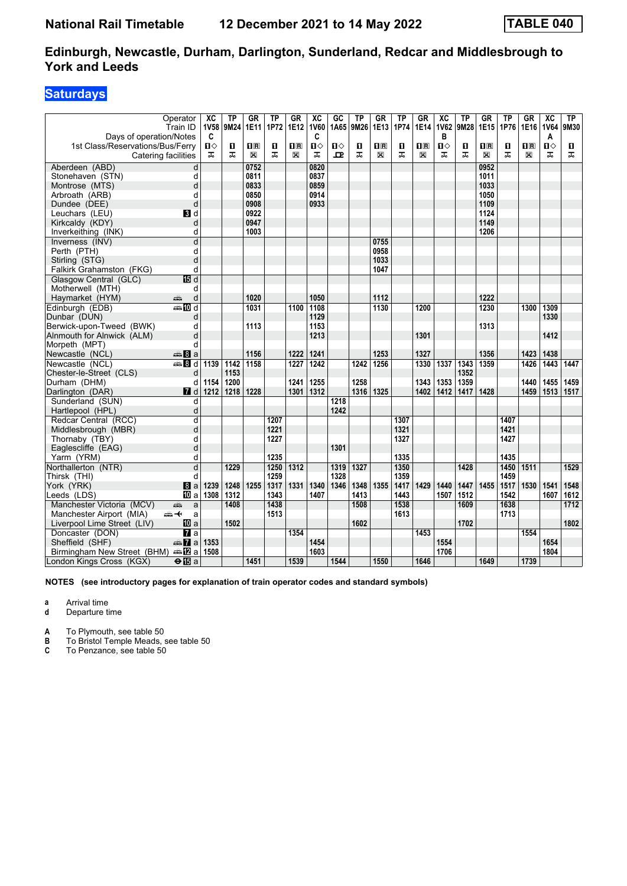# National Rail Timetable    12 December 2021 to 14 May 2022    TABLE 040

## Edinburgh, Newcastle, Durham, Darlington, Sunderland, Redcar and Middlesbrough to York and Leeds

### Saturdays

| Operator | | XC | TP | GR | TP | GR | XC | GC | TP | GR | TP | GR | XC | TP | GR | TP | GR | XC | TP |
|---|---|---|---|---|---|---|---|---|---|---|---|---|---|---|---|---|---|---|---|
| Train ID | | 1V58 | 9M24 | 1E11 | 1P72 | 1E12 | 1V60 | 1A65 | 9M26 | 1E13 | 1P74 | 1E14 | 1V62 | 9M28 | 1E15 | 1P76 | 1E16 | 1V64 | 9M30 |
| Days of operation/Notes | | C | | | | | C | | | | | | B | | | | | A | |
| 1st Class/Reservations/Bus/Ferry | | 1◇ | 1 | 1R | 1 | 1R | 1◇ | 1◇ | 1 | 1R | 1 | 1R | 1◇ | 1 | 1R | 1 | 1R | 1◇ | 1 |
| Catering facilities | | | | | | | | | | | | | | | | | | | |
| Aberdeen (ABD) | d | | | 0752 | | | 0820 | | | | | | | | 0952 | | | | |
| Stonehaven (STN) | d | | | 0811 | | | 0837 | | | | | | | | 1011 | | | | |
| Montrose (MTS) | d | | | 0833 | | | 0859 | | | | | | | | 1033 | | | | |
| Arbroath (ARB) | d | | | 0850 | | | 0914 | | | | | | | | 1050 | | | | |
| Dundee (DEE) | d | | | 0908 | | | 0933 | | | | | | | | 1109 | | | | |
| Leuchars (LEU) | 3 d | | | 0922 | | | | | | | | | | | 1124 | | | | |
| Kirkcaldy (KDY) | d | | | 0947 | | | | | | | | | | | 1149 | | | | |
| Inverkeithing (INK) | d | | | 1003 | | | | | | | | | | | 1206 | | | | |
| Inverness (INV) | d | | | | | | | | | 0755 | | | | | | | | | |
| Perth (PTH) | d | | | | | | | | | 0958 | | | | | | | | | |
| Stirling (STG) | d | | | | | | | | | 1033 | | | | | | | | | |
| Falkirk Grahamston (FKG) | d | | | | | | | | | 1047 | | | | | | | | | |
| Glasgow Central (GLC) | 15 d | | | | | | | | | | | | | | | | | | |
| Motherwell (MTH) | d | | | | | | | | | | | | | | | | | | |
| Haymarket (HYM) | d | | | 1020 | | | 1050 | | | 1112 | | | | | 1222 | | | | |
| Edinburgh (EDB) | 10 d | | | 1031 | | 1100 | 1108 | | | 1130 | | 1200 | | | 1230 | | 1300 | 1309 | |
| Dunbar (DUN) | d | | | | | | 1129 | | | | | | | | | | | 1330 | |
| Berwick-upon-Tweed (BWK) | d | | | 1113 | | | 1153 | | | | | | | | 1313 | | | | |
| Alnmouth for Alnwick (ALM) | d | | | | | | 1213 | | | | | 1301 | | | | | | 1412 | |
| Morpeth (MPT) | d | | | | | | | | | | | | | | | | | | |
| Newcastle (NCL) | 8 a | | | 1156 | | 1222 | 1241 | | | 1253 | | 1327 | | | 1356 | | 1423 | 1438 | |
| Newcastle (NCL) | 8 d | 1139 | 1142 | 1158 | | 1227 | 1242 | | 1242 | 1256 | | 1330 | 1337 | 1343 | 1359 | | 1426 | 1443 | 1447 |
| Chester-le-Street (CLS) | d | | 1153 | | | | | | | | | | | 1352 | | | | | |
| Durham (DHM) | d | 1154 | 1200 | | | 1241 | 1255 | | 1258 | | | 1343 | 1353 | 1359 | | | 1440 | 1455 | 1459 |
| Darlington (DAR) | 7 d | 1212 | 1218 | 1228 | | 1301 | 1312 | | 1316 | 1325 | | 1402 | 1412 | 1417 | 1428 | | 1459 | 1513 | 1517 |
| Sunderland (SUN) | d | | | | | | | 1218 | | | | | | | | | | | |
| Hartlepool (HPL) | d | | | | | | | 1242 | | | | | | | | | | | |
| Redcar Central (RCC) | d | | | | 1207 | | | | | | 1307 | | | | | 1407 | | | |
| Middlesbrough (MBR) | d | | | | 1221 | | | | | | 1321 | | | | | 1421 | | | |
| Thornaby (TBY) | d | | | | 1227 | | | | | | 1327 | | | | | 1427 | | | |
| Eaglescliffe (EAG) | d | | | | | | | 1301 | | | | | | | | | | | |
| Yarm (YRM) | d | | | | 1235 | | | | | | 1335 | | | | | 1435 | | | |
| Northallerton (NTR) | d | | 1229 | | 1250 | 1312 | | 1319 | 1327 | | 1350 | | | 1428 | | 1450 | 1511 | | 1529 |
| Thirsk (THI) | d | | | | 1259 | | | 1328 | | | 1359 | | | | | 1459 | | | |
| York (YRK) | 8 a | 1239 | 1248 | 1255 | 1317 | 1331 | 1340 | 1346 | 1348 | 1355 | 1417 | 1429 | 1440 | 1447 | 1455 | 1517 | 1530 | 1541 | 1548 |
| Leeds (LDS) | 10 a | 1308 | 1312 | | 1343 | | 1407 | | 1413 | | 1443 | | 1507 | 1512 | | 1542 | | 1607 | 1612 |
| Manchester Victoria (MCV) | a | | 1408 | | 1438 | | | | 1508 | | 1538 | | | 1609 | | 1638 | | | 1712 |
| Manchester Airport (MIA) | a | | | | 1513 | | | | | | 1613 | | | | | 1713 | | | |
| Liverpool Lime Street (LIV) | 10 a | | 1502 | | | | | | 1602 | | | | | 1702 | | | | | 1802 |
| Doncaster (DON) | 7 a | | | | | 1354 | | | | | | 1453 | | | | | 1554 | | |
| Sheffield (SHF) | 7 a | 1353 | | | | | 1454 | | | | | | 1554 | | | | | 1654 | |
| Birmingham New Street (BHM) | 12 a | 1508 | | | | | 1603 | | | | | | 1706 | | | | | 1804 | |
| London Kings Cross (KGX) | 15 a | | | 1451 | | 1539 | | 1544 | | 1550 | | 1646 | | | 1649 | | 1739 | | |

**NOTES (see introductory pages for explanation of train operator codes and standard symbols)**

**a** Arrival time
**d** Departure time

**A** To Plymouth, see table 50
**B** To Bristol Temple Meads, see table 50
**C** To Penzance, see table 50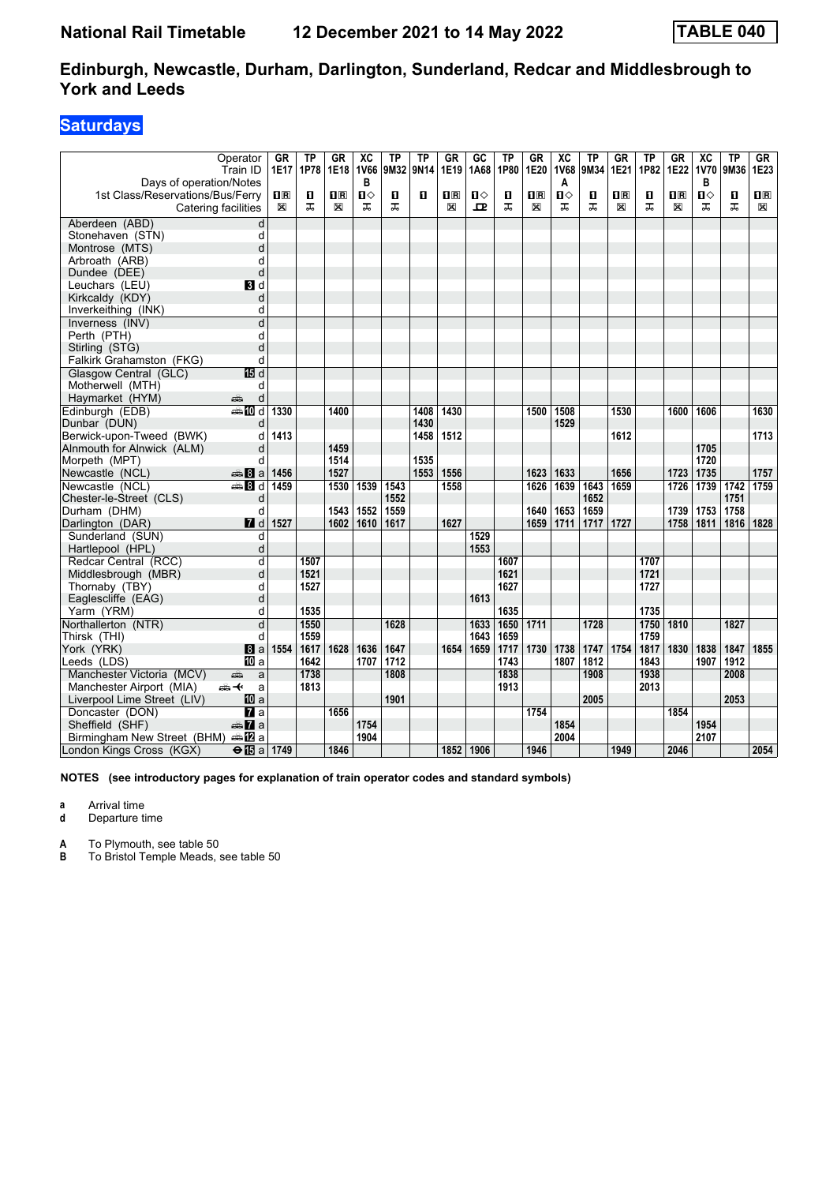# National Rail Timetable 12 December 2021 to 14 May 2022 TABLE 040

## Edinburgh, Newcastle, Durham, Darlington, Sunderland, Redcar and Middlesbrough to York and Leeds

### Saturdays

| Operator | | GR | TP | GR | XC | TP | TP | GR | GC | TP | GR | XC | TP | GR | TP | GR | XC | TP | GR |
|---|---|---|---|---|---|---|---|---|---|---|---|---|---|---|---|---|---|---|---|
| Train ID | | 1E17 | 1P78 | 1E18 | 1V66 | 9M32 | 9N14 | 1E19 | 1A68 | 1P80 | 1E20 | 1V68 | 9M34 | 1E21 | 1P82 | 1E22 | 1V70 | 9M36 | 1E23 |
| Days of operation/Notes | | | | | B | | | | | | | A | | | | | B | | |
| 1st Class/Reservations/Bus/Ferry | | 1R | 1 | 1R | 1◇ | 1 | 1 | 1R | 1◇ | 1 | 1R | 1◇ | 1 | 1R | 1 | 1R | 1◇ | 1 | 1R |
| Catering facilities | | ⊠ | ⚹ | ⊠ | ⚹ | ⚹ | | ⊠ | ⊡ | ⚹ | ⊠ | ⚹ | ⚹ | ⊠ | ⚹ | ⊠ | ⚹ | ⚹ | ⊠ |
| Aberdeen (ABD) | d | | | | | | | | | | | | | | | | | | |
| Stonehaven (STN) | d | | | | | | | | | | | | | | | | | | |
| Montrose (MTS) | d | | | | | | | | | | | | | | | | | | |
| Arbroath (ARB) | d | | | | | | | | | | | | | | | | | | |
| Dundee (DEE) | d | | | | | | | | | | | | | | | | | | |
| Leuchars (LEU) | 3 d | | | | | | | | | | | | | | | | | | |
| Kirkcaldy (KDY) | d | | | | | | | | | | | | | | | | | | |
| Inverkeithing (INK) | d | | | | | | | | | | | | | | | | | | |
| Inverness (INV) | d | | | | | | | | | | | | | | | | | | |
| Perth (PTH) | d | | | | | | | | | | | | | | | | | | |
| Stirling (STG) | d | | | | | | | | | | | | | | | | | | |
| Falkirk Grahamston (FKG) | d | | | | | | | | | | | | | | | | | | |
| Glasgow Central (GLC) | 15 d | | | | | | | | | | | | | | | | | | |
| Motherwell (MTH) | d | | | | | | | | | | | | | | | | | | |
| Haymarket (HYM) | d | | | | | | | | | | | | | | | | | | |
| Edinburgh (EDB) | 10 d | 1330 | | 1400 | | | 1408 | 1430 | | | 1500 | 1508 | | 1530 | | 1600 | 1606 | | 1630 |
| Dunbar (DUN) | d | | | | | | 1430 | | | | | 1529 | | | | | | | |
| Berwick-upon-Tweed (BWK) | d | 1413 | | | | | 1458 | 1512 | | | | | | 1612 | | | | | 1713 |
| Alnmouth for Alnwick (ALM) | d | | | 1459 | | | | | | | | | | | | | 1705 | | |
| Morpeth (MPT) | d | | | 1514 | | | 1535 | | | | | | | | | | 1720 | | |
| Newcastle (NCL) | 8 a | 1456 | | 1527 | | | 1553 | 1556 | | | 1623 | 1633 | | 1656 | | 1723 | 1735 | | 1757 |
| Newcastle (NCL) | 8 d | 1459 | | 1530 | 1539 | 1543 | | 1558 | | | 1626 | 1639 | 1643 | 1659 | | 1726 | 1739 | 1742 | 1759 |
| Chester-le-Street (CLS) | d | | | | | 1552 | | | | | | | 1652 | | | | | 1751 | |
| Durham (DHM) | d | | | 1543 | 1552 | 1559 | | | | | 1640 | 1653 | 1659 | | | 1739 | 1753 | 1758 | |
| Darlington (DAR) | 7 d | 1527 | | 1602 | 1610 | 1617 | | 1627 | | | 1659 | 1711 | 1717 | 1727 | | 1758 | 1811 | 1816 | 1828 |
| Sunderland (SUN) | d | | | | | | | | 1529 | | | | | | | | | | |
| Hartlepool (HPL) | d | | | | | | | | 1553 | | | | | | | | | | |
| Redcar Central (RCC) | d | | 1507 | | | | | | | 1607 | | | | | 1707 | | | | |
| Middlesbrough (MBR) | d | | 1521 | | | | | | | 1621 | | | | | 1721 | | | | |
| Thornaby (TBY) | d | | 1527 | | | | | | | 1627 | | | | | 1727 | | | | |
| Eaglescliffe (EAG) | d | | | | | | | | 1613 | | | | | | | | | | |
| Yarm (YRM) | d | | 1535 | | | | | | | 1635 | | | | | 1735 | | | | |
| Northallerton (NTR) | d | | 1550 | | | 1628 | | | 1633 | 1650 | 1711 | | 1728 | | 1750 | 1810 | | 1827 | |
| Thirsk (THI) | d | | 1559 | | | | | | 1643 | 1659 | | | | | 1759 | | | | |
| York (YRK) | 8 a | 1554 | 1617 | 1628 | 1636 | 1647 | | 1654 | 1659 | 1717 | 1730 | 1738 | 1747 | 1754 | 1817 | 1830 | 1838 | 1847 | 1855 |
| Leeds (LDS) | 10 a | | 1642 | | 1707 | 1712 | | | | 1743 | | 1807 | 1812 | | 1843 | | 1907 | 1912 | |
| Manchester Victoria (MCV) | a | | 1738 | | | 1808 | | | | 1838 | | | 1908 | | 1938 | | | 2008 | |
| Manchester Airport (MIA) | a | | 1813 | | | | | | | 1913 | | | | | 2013 | | | | |
| Liverpool Lime Street (LIV) | 10 a | | | | | 1901 | | | | | | | 2005 | | | | | 2053 | |
| Doncaster (DON) | 7 a | | | 1656 | | | | | | | 1754 | | | | | 1854 | | | |
| Sheffield (SHF) | 7 a | | | | 1754 | | | | | | | 1854 | | | | | 1954 | | |
| Birmingham New Street (BHM) | 12 a | | | | 1904 | | | | | | | 2004 | | | | | 2107 | | |
| London Kings Cross (KGX) | 15 a | 1749 | | 1846 | | | | 1852 | 1906 | | 1946 | | | 1949 | | 2046 | | | 2054 |

**NOTES (see introductory pages for explanation of train operator codes and standard symbols)**

- **a** Arrival time
- **d** Departure time

- **A** To Plymouth, see table 50
- **B** To Bristol Temple Meads, see table 50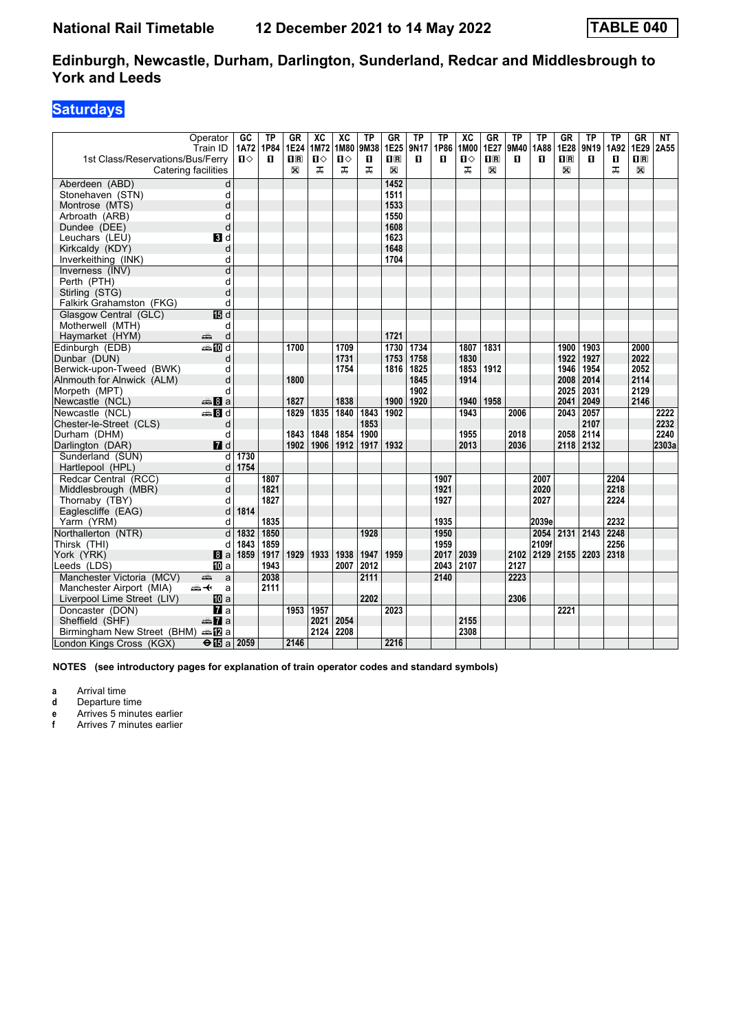# National Rail Timetable    12 December 2021 to 14 May 2022    TABLE 040

## Edinburgh, Newcastle, Durham, Darlington, Sunderland, Redcar and Middlesbrough to York and Leeds

### Saturdays

| Operator | | GC | TP | GR | XC | XC | TP | GR | TP | TP | XC | GR | TP | TP | GR | TP | TP | GR | NT |
|---|---|---|---|---|---|---|---|---|---|---|---|---|---|---|---|---|---|---|---|
| Train ID | | 1A72 | 1P84 | 1E24 | 1M72 | 1M80 | 9M38 | 1E25 | 9N17 | 1P86 | 1M00 | 1E27 | 9M40 | 1A88 | 1E28 | 9N19 | 1A92 | 1E29 | 2A55 |
| 1st Class/Reservations/Bus/Ferry | | 1◇ | 1 | 1R | 1◇ | 1◇ | 1 | 1R | 1 | 1 | 1◇ | 1R | 1 | 1 | 1R | 1 | 1 | 1R | |
| Catering facilities | | | | ✕ | ⚍ | ⚍ | ⚍ | ✕ | | | ⚍ | ✕ | | | ✕ | | ⚍ | ✕ | |
| Aberdeen (ABD) | d | | | | | | | 1452 | | | | | | | | | | | |
| Stonehaven (STN) | d | | | | | | | 1511 | | | | | | | | | | | |
| Montrose (MTS) | d | | | | | | | 1533 | | | | | | | | | | | |
| Arbroath (ARB) | d | | | | | | | 1550 | | | | | | | | | | | |
| Dundee (DEE) | d | | | | | | | 1608 | | | | | | | | | | | |
| Leuchars (LEU) | 3 d | | | | | | | 1623 | | | | | | | | | | | |
| Kirkcaldy (KDY) | d | | | | | | | 1648 | | | | | | | | | | | |
| Inverkeithing (INK) | d | | | | | | | 1704 | | | | | | | | | | | |
| Inverness (INV) | d | | | | | | | | | | | | | | | | | | |
| Perth (PTH) | d | | | | | | | | | | | | | | | | | | |
| Stirling (STG) | d | | | | | | | | | | | | | | | | | | |
| Falkirk Grahamston (FKG) | d | | | | | | | | | | | | | | | | | | |
| Glasgow Central (GLC) | 15 d | | | | | | | | | | | | | | | | | | |
| Motherwell (MTH) | d | | | | | | | | | | | | | | | | | | |
| Haymarket (HYM) | d | | | | | | | 1721 | | | | | | | | | | | |
| Edinburgh (EDB) | 10 d | | | 1700 | | 1709 | | 1730 | 1734 | | 1807 | 1831 | | | 1900 | 1903 | | 2000 | |
| Dunbar (DUN) | d | | | | | 1731 | | 1753 | 1758 | | 1830 | | | | 1922 | 1927 | | 2022 | |
| Berwick-upon-Tweed (BWK) | d | | | | | 1754 | | 1816 | 1825 | | 1853 | 1912 | | | 1946 | 1954 | | 2052 | |
| Alnmouth for Alnwick (ALM) | d | | | 1800 | | | | | 1845 | | 1914 | | | | 2008 | 2014 | | 2114 | |
| Morpeth (MPT) | d | | | | | | | | 1902 | | | | | | 2025 | 2031 | | 2129 | |
| Newcastle (NCL) | 8 a | | | 1827 | | 1838 | | 1900 | 1920 | | 1940 | 1958 | | | 2041 | 2049 | | 2146 | |
| Newcastle (NCL) | 8 d | | | 1829 | 1835 | 1840 | 1843 | 1902 | | | 1943 | | 2006 | | 2043 | 2057 | | | 2222 |
| Chester-le-Street (CLS) | d | | | | | | 1853 | | | | | | | | | 2107 | | | 2232 |
| Durham (DHM) | d | | | 1843 | 1848 | 1854 | 1900 | | | | 1955 | | 2018 | | 2058 | 2114 | | | 2240 |
| Darlington (DAR) | 7 d | | | 1902 | 1906 | 1912 | 1917 | 1932 | | | 2013 | | 2036 | | 2118 | 2132 | | | 2303a |
| Sunderland (SUN) | d | 1730 | | | | | | | | | | | | | | | | | |
| Hartlepool (HPL) | d | 1754 | | | | | | | | | | | | | | | | | |
| Redcar Central (RCC) | d | | 1807 | | | | | | | 1907 | | | | 2007 | | | 2204 | | |
| Middlesbrough (MBR) | d | | 1821 | | | | | | | 1921 | | | | 2020 | | | 2218 | | |
| Thornaby (TBY) | d | | 1827 | | | | | | | 1927 | | | | 2027 | | | 2224 | | |
| Eaglescliffe (EAG) | d | 1814 | | | | | | | | | | | | | | | | | |
| Yarm (YRM) | d | | 1835 | | | | | | | 1935 | | | | 2039e | | | 2232 | | |
| Northallerton (NTR) | d | 1832 | 1850 | | | | 1928 | | | 1950 | | | | 2054 | 2131 | 2143 | 2248 | | |
| Thirsk (THI) | d | 1843 | 1859 | | | | | | | 1959 | | | | 2109f | | | 2256 | | |
| York (YRK) | 8 a | 1859 | 1917 | 1929 | 1933 | 1938 | 1947 | 1959 | | 2017 | 2039 | | 2102 | 2129 | 2155 | 2203 | 2318 | | |
| Leeds (LDS) | 10 a | | 1943 | | | 2007 | 2012 | | | 2043 | 2107 | | 2127 | | | | | | |
| Manchester Victoria (MCV) | a | | 2038 | | | | 2111 | | | 2140 | | | 2223 | | | | | | |
| Manchester Airport (MIA) | a | | 2111 | | | | | | | | | | | | | | | | |
| Liverpool Lime Street (LIV) | 10 a | | | | | | 2202 | | | | | | 2306 | | | | | | |
| Doncaster (DON) | 7 a | | | 1953 | 1957 | | | 2023 | | | | | | | 2221 | | | | |
| Sheffield (SHF) | 7 a | | | | 2021 | 2054 | | | | | 2155 | | | | | | | | |
| Birmingham New Street (BHM) | 12 a | | | | 2124 | 2208 | | | | | 2308 | | | | | | | | |
| London Kings Cross (KGX) | 15 a | 2059 | | 2146 | | | | 2216 | | | | | | | | | | | |

**NOTES (see introductory pages for explanation of train operator codes and standard symbols)**

- **a** Arrival time
- **d** Departure time
- **e** Arrives 5 minutes earlier
- **f** Arrives 7 minutes earlier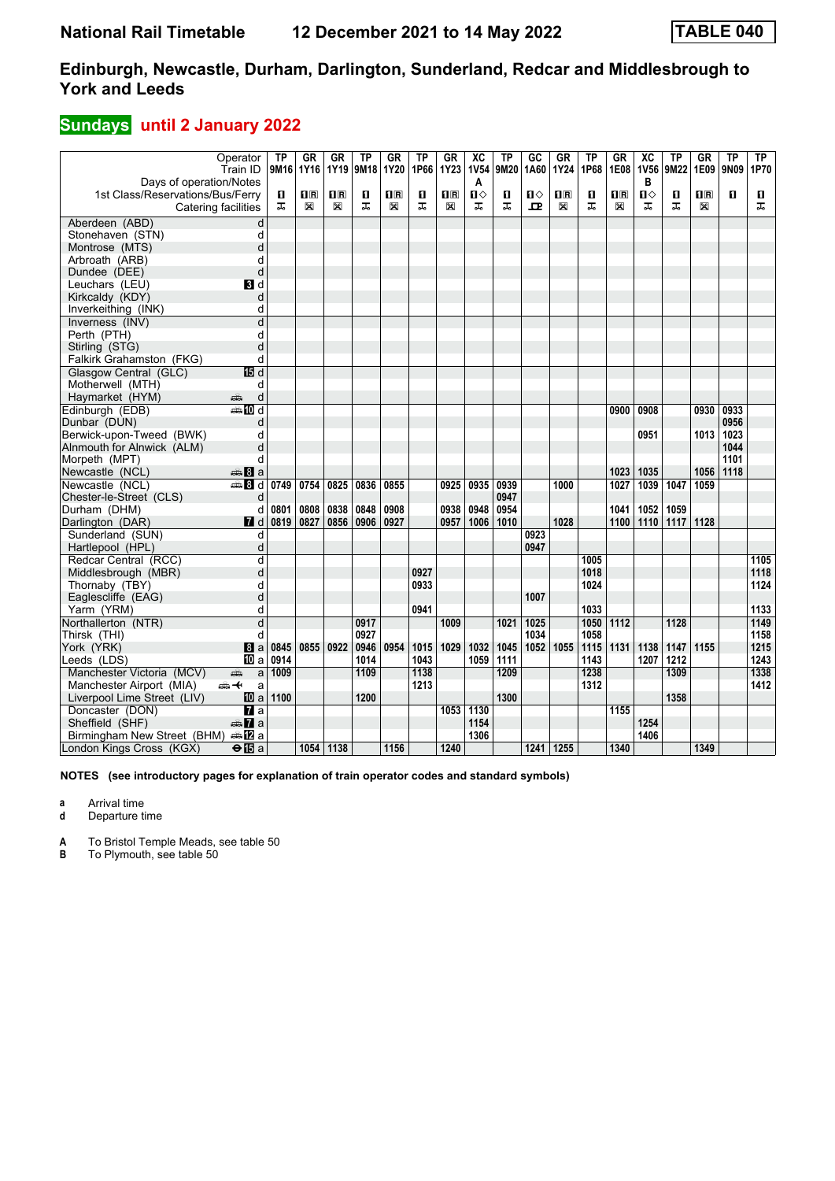# National Rail Timetable 12 December 2021 to 14 May 2022 TABLE 040

## Edinburgh, Newcastle, Durham, Darlington, Sunderland, Redcar and Middlesbrough to York and Leeds

### Sundays until 2 January 2022

| Operator | | TP | GR | GR | TP | GR | TP | GR | XC | TP | GC | GR | TP | GR | XC | TP | GR | TP | TP |
|---|---|---|---|---|---|---|---|---|---|---|---|---|---|---|---|---|---|---|---|
| Train ID | | 9M16 | 1Y16 | 1Y19 | 9M18 | 1Y20 | 1P66 | 1Y23 | 1V54 | 9M20 | 1A60 | 1Y24 | 1P68 | 1E08 | 1V56 | 9M22 | 1E09 | 9N09 | 1P70 |
| Days of operation/Notes | | | | | | | | | A | | | | | | B | | | | |
| Aberdeen (ABD) | d | | | | | | | | | | | | | | | | | | |
| Stonehaven (STN) | d | | | | | | | | | | | | | | | | | | |
| Montrose (MTS) | d | | | | | | | | | | | | | | | | | | |
| Arbroath (ARB) | d | | | | | | | | | | | | | | | | | | |
| Dundee (DEE) | d | | | | | | | | | | | | | | | | | | |
| Leuchars (LEU) | d | | | | | | | | | | | | | | | | | | |
| Kirkcaldy (KDY) | d | | | | | | | | | | | | | | | | | | |
| Inverkeithing (INK) | d | | | | | | | | | | | | | | | | | | |
| Inverness (INV) | d | | | | | | | | | | | | | | | | | | |
| Perth (PTH) | d | | | | | | | | | | | | | | | | | | |
| Stirling (STG) | d | | | | | | | | | | | | | | | | | | |
| Falkirk Grahamston (FKG) | d | | | | | | | | | | | | | | | | | | |
| Glasgow Central (GLC) | d | | | | | | | | | | | | | | | | | | |
| Motherwell (MTH) | d | | | | | | | | | | | | | | | | | | |
| Haymarket (HYM) | d | | | | | | | | | | | | | | | | | | |
| Edinburgh (EDB) | d | | | | | | | | | | | | | 0900 | 0908 | | 0930 | 0933 | |
| Dunbar (DUN) | d | | | | | | | | | | | | | | | | | 0956 | |
| Berwick-upon-Tweed (BWK) | d | | | | | | | | | | | | | | 0951 | | 1013 | 1023 | |
| Alnmouth for Alnwick (ALM) | d | | | | | | | | | | | | | | | | | 1044 | |
| Morpeth (MPT) | d | | | | | | | | | | | | | | | | | 1101 | |
| Newcastle (NCL) | a | | | | | | | | | | | | | 1023 | 1035 | | 1056 | 1118 | |
| Newcastle (NCL) | d | 0749 | 0754 | 0825 | 0836 | 0855 | | 0925 | 0935 | 0939 | | 1000 | | 1027 | 1039 | 1047 | 1059 | | |
| Chester-le-Street (CLS) | d | | | | | | | | | 0947 | | | | | | | | | |
| Durham (DHM) | d | 0801 | 0808 | 0838 | 0848 | 0908 | | 0938 | 0948 | 0954 | | | | 1041 | 1052 | 1059 | | | |
| Darlington (DAR) | d | 0819 | 0827 | 0856 | 0906 | 0927 | | 0957 | 1006 | 1010 | | 1028 | | 1100 | 1110 | 1117 | 1128 | | |
| Sunderland (SUN) | d | | | | | | | | | | 0923 | | | | | | | | |
| Hartlepool (HPL) | d | | | | | | | | | | 0947 | | | | | | | | |
| Redcar Central (RCC) | d | | | | | | | | | | | | 1005 | | | | | | 1105 |
| Middlesbrough (MBR) | d | | | | | | 0927 | | | | | | 1018 | | | | | | 1118 |
| Thornaby (TBY) | d | | | | | | 0933 | | | | | | 1024 | | | | | | 1124 |
| Eaglescliffe (EAG) | d | | | | | | | | | | 1007 | | | | | | | | |
| Yarm (YRM) | d | | | | | | 0941 | | | | | | 1033 | | | | | | 1133 |
| Northallerton (NTR) | d | | | | 0917 | | | 1009 | | 1021 | 1025 | | 1050 | 1112 | | 1128 | | | 1149 |
| Thirsk (THI) | d | | | | 0927 | | | | | | 1034 | | 1058 | | | | | | 1158 |
| York (YRK) | a | 0845 | 0855 | 0922 | 0946 | 0954 | 1015 | 1029 | 1032 | 1045 | 1052 | 1055 | 1115 | 1131 | 1138 | 1147 | 1155 | | 1215 |
| Leeds (LDS) | a | 0914 | | | 1014 | | 1043 | | 1059 | 1111 | | | 1143 | | 1207 | 1212 | | | 1243 |
| Manchester Victoria (MCV) | a | 1009 | | | 1109 | | 1138 | | | 1209 | | | 1238 | | | 1309 | | | 1338 |
| Manchester Airport (MIA) | a | | | | | | 1213 | | | | | | 1312 | | | | | | 1412 |
| Liverpool Lime Street (LIV) | a | 1100 | | | 1200 | | | | | 1300 | | | | | | 1358 | | | |
| Doncaster (DON) | a | | | | | | | 1053 | 1130 | | | | | 1155 | | | | | |
| Sheffield (SHF) | a | | | | | | | | 1154 | | | | | | 1254 | | | | |
| Birmingham New Street (BHM) | a | | | | | | | | 1306 | | | | | | 1406 | | | | |
| London Kings Cross (KGX) | a | | 1054 | 1138 | | 1156 | | 1240 | | | 1241 | 1255 | | 1340 | | | 1349 | | |

**NOTES (see introductory pages for explanation of train operator codes and standard symbols)**

- **a** Arrival time
- **d** Departure time

- **A** To Bristol Temple Meads, see table 50
- **B** To Plymouth, see table 50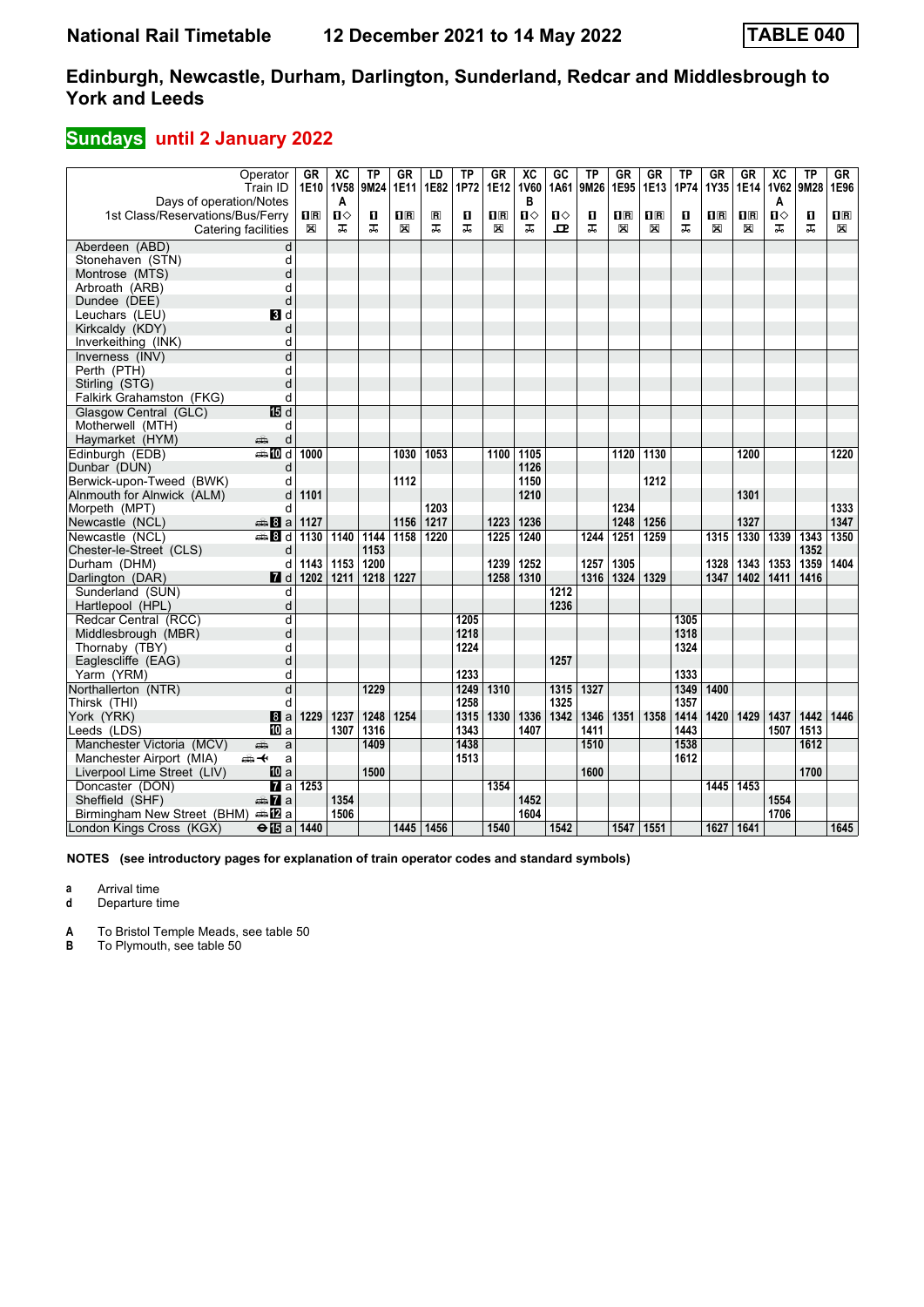**National Rail Timetable** **12 December 2021 to 14 May 2022** **TABLE 040**

## Edinburgh, Newcastle, Durham, Darlington, Sunderland, Redcar and Middlesbrough to York and Leeds

### Sundays until 2 January 2022

| Operator | | GR | XC | TP | GR | LD | TP | GR | XC | GC | TP | GR | GR | TP | GR | GR | XC | TP | GR |
|---|---|---|---|---|---|---|---|---|---|---|---|---|---|---|---|---|---|---|---|
| Train ID | | 1E10 | 1V58 | 9M24 | 1E11 | 1E82 | 1P72 | 1E12 | 1V60 | 1A61 | 9M26 | 1E95 | 1E13 | 1P74 | 1Y35 | 1E14 | 1V62 | 9M28 | 1E96 |
| Days of operation/Notes | | | A | | | | | | B | | | | | | | | A | | |
| 1st Class/Reservations/Bus/Ferry | | 1R | 1◇ | 1 | 1R | R | 1 | 1R | 1◇ | 1◇ | 1 | 1R | 1R | 1 | 1R | 1R | 1◇ | 1 | 1R |
| Catering facilities | | ☒ | ⚻ | ⚻ | ☒ | ⚻ | ⚻ | ☒ | ⚻ | ꝏ | ⚻ | ☒ | ☒ | ⚻ | ☒ | ☒ | ⚻ | ⚻ | ☒ |
| Aberdeen (ABD) | d | | | | | | | | | | | | | | | | | | |
| Stonehaven (STN) | d | | | | | | | | | | | | | | | | | | |
| Montrose (MTS) | d | | | | | | | | | | | | | | | | | | |
| Arbroath (ARB) | d | | | | | | | | | | | | | | | | | | |
| Dundee (DEE) | d | | | | | | | | | | | | | | | | | | |
| Leuchars (LEU) | 3 d | | | | | | | | | | | | | | | | | | |
| Kirkcaldy (KDY) | d | | | | | | | | | | | | | | | | | | |
| Inverkeithing (INK) | d | | | | | | | | | | | | | | | | | | |
| Inverness (INV) | d | | | | | | | | | | | | | | | | | | |
| Perth (PTH) | d | | | | | | | | | | | | | | | | | | |
| Stirling (STG) | d | | | | | | | | | | | | | | | | | | |
| Falkirk Grahamston (FKG) | d | | | | | | | | | | | | | | | | | | |
| Glasgow Central (GLC) | 15 d | | | | | | | | | | | | | | | | | | |
| Motherwell (MTH) | d | | | | | | | | | | | | | | | | | | |
| Haymarket (HYM) | d | | | | | | | | | | | | | | | | | | |
| Edinburgh (EDB) | 10 d | 1000 | | | 1030 | 1053 | | 1100 | 1105 | | | 1120 | 1130 | | | 1200 | | | 1220 |
| Dunbar (DUN) | d | | | | | | | | 1126 | | | | | | | | | | |
| Berwick-upon-Tweed (BWK) | d | | | | 1112 | | | | 1150 | | | | 1212 | | | | | | |
| Alnmouth for Alnwick (ALM) | d | 1101 | | | | | | | 1210 | | | | | | | 1301 | | | |
| Morpeth (MPT) | d | | | | | 1203 | | | | | | 1234 | | | | | | | 1333 |
| Newcastle (NCL) | 8 a | 1127 | | | 1156 | 1217 | | 1223 | 1236 | | | 1248 | 1256 | | | 1327 | | | 1347 |
| Newcastle (NCL) | 8 d | 1130 | 1140 | 1144 | 1158 | 1220 | | 1225 | 1240 | | 1244 | 1251 | 1259 | | 1315 | 1330 | 1339 | 1343 | 1350 |
| Chester-le-Street (CLS) | d | | | 1153 | | | | | | | | | | | | | | 1352 | |
| Durham (DHM) | d | 1143 | 1153 | 1200 | | | | 1239 | 1252 | | 1257 | 1305 | | | 1328 | 1343 | 1353 | 1359 | 1404 |
| Darlington (DAR) | 7 d | 1202 | 1211 | 1218 | 1227 | | | 1258 | 1310 | | 1316 | 1324 | 1329 | | 1347 | 1402 | 1411 | 1416 | |
| Sunderland (SUN) | d | | | | | | | | | 1212 | | | | | | | | | |
| Hartlepool (HPL) | d | | | | | | | | | 1236 | | | | | | | | | |
| Redcar Central (RCC) | d | | | | | | 1205 | | | | | | | 1305 | | | | | |
| Middlesbrough (MBR) | d | | | | | | 1218 | | | | | | | 1318 | | | | | |
| Thornaby (TBY) | d | | | | | | 1224 | | | | | | | 1324 | | | | | |
| Eaglescliffe (EAG) | d | | | | | | | | | 1257 | | | | | | | | | |
| Yarm (YRM) | d | | | | | | 1233 | | | | | | | 1333 | | | | | |
| Northallerton (NTR) | d | | | 1229 | | | 1249 | 1310 | | 1315 | 1327 | | | 1349 | 1400 | | | | |
| Thirsk (THI) | d | | | | | | 1258 | | | 1325 | | | | 1357 | | | | | |
| York (YRK) | 8 a | 1229 | 1237 | 1248 | 1254 | | 1315 | 1330 | 1336 | 1342 | 1346 | 1351 | 1358 | 1414 | 1420 | 1429 | 1437 | 1442 | 1446 |
| Leeds (LDS) | 10 a | | 1307 | 1316 | | | 1343 | | 1407 | | 1411 | | | 1443 | | | 1507 | 1513 | |
| Manchester Victoria (MCV) | a | | | 1409 | | | 1438 | | | | 1510 | | | 1538 | | | | 1612 | |
| Manchester Airport (MIA) | a | | | | | | 1513 | | | | | | | 1612 | | | | | |
| Liverpool Lime Street (LIV) | 10 a | | | 1500 | | | | | | | 1600 | | | | | | | 1700 | |
| Doncaster (DON) | 7 a | 1253 | | | | | | 1354 | | | | | | | 1445 | 1453 | | | |
| Sheffield (SHF) | 7 a | | 1354 | | | | | | 1452 | | | | | | | | 1554 | | |
| Birmingham New Street (BHM) | 12 a | | 1506 | | | | | | 1604 | | | | | | | | 1706 | | |
| London Kings Cross (KGX) | 15 a | 1440 | | | 1445 | 1456 | | 1540 | | 1542 | | 1547 | 1551 | | 1627 | 1641 | | | 1645 |

**NOTES (see introductory pages for explanation of train operator codes and standard symbols)**

**a** Arrival time
**d** Departure time

**A** To Bristol Temple Meads, see table 50
**B** To Plymouth, see table 50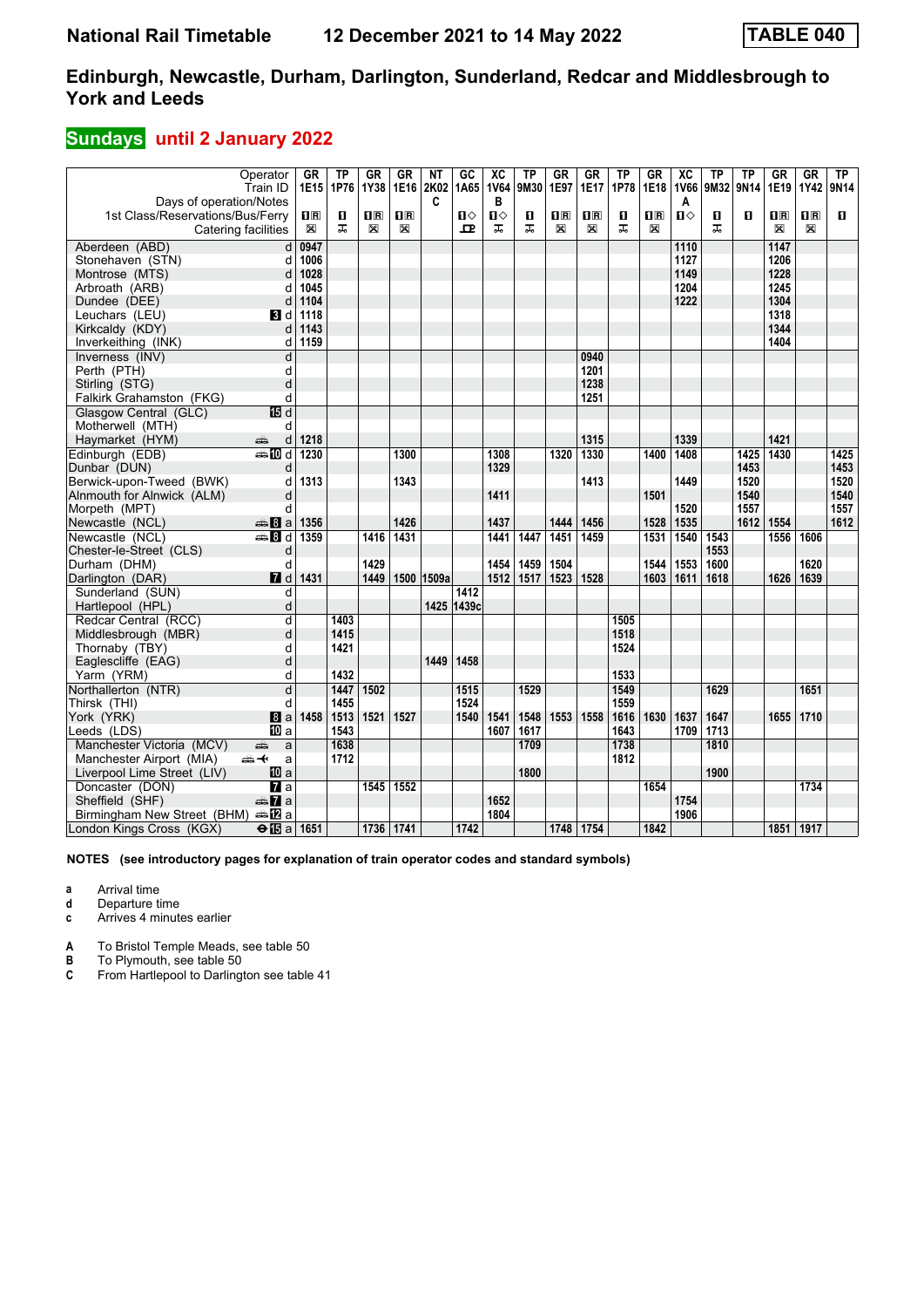# National Rail Timetable    12 December 2021 to 14 May 2022    TABLE 040

## Edinburgh, Newcastle, Durham, Darlington, Sunderland, Redcar and Middlesbrough to York and Leeds

## Sundays until 2 January 2022

| Operator | | GR | TP | GR | GR | NT | GC | XC | TP | GR | GR | TP | GR | XC | TP | TP | GR | GR | TP |
|---|---|---|---|---|---|---|---|---|---|---|---|---|---|---|---|---|---|---|---|
| Train ID | | 1E15 | 1P76 | 1Y38 | 1E16 | 2K02 | 1A65 | 1V64 | 9M30 | 1E97 | 1E17 | 1P78 | 1E18 | 1V66 | 9M32 | 9N14 | 1E19 | 1Y42 | 9N14 |
| Days of operation/Notes | | | | | | C | | B | | | | | | A | | | | | |
| 1st Class/Reservations/Bus/Ferry | | ■R | ■ | ■R | ■R | | ■◇ | ■◇ | ■ | ■R | ■R | ■ | ■R | ■◇ | ■ | ■ | ■R | ■R | ■ |
| Catering facilities | | ☒ | ♿ | ☒ | ☒ | | ⊡ | ♿ | ♿ | ☒ | ☒ | ♿ | ☒ | | ♿ | | ☒ | ☒ | |
| Aberdeen (ABD) | d | 0947 | | | | | | | | | | | | 1110 | | | 1147 | | |
| Stonehaven (STN) | d | 1006 | | | | | | | | | | | | 1127 | | | 1206 | | |
| Montrose (MTS) | d | 1028 | | | | | | | | | | | | 1149 | | | 1228 | | |
| Arbroath (ARB) | d | 1045 | | | | | | | | | | | | 1204 | | | 1245 | | |
| Dundee (DEE) | d | 1104 | | | | | | | | | | | | 1222 | | | 1304 | | |
| Leuchars (LEU) | 3 d | 1118 | | | | | | | | | | | | | | | 1318 | | |
| Kirkcaldy (KDY) | d | 1143 | | | | | | | | | | | | | | | 1344 | | |
| Inverkeithing (INK) | d | 1159 | | | | | | | | | | | | | | | 1404 | | |
| Inverness (INV) | d | | | | | | | | | | 0940 | | | | | | | | |
| Perth (PTH) | d | | | | | | | | | | 1201 | | | | | | | | |
| Stirling (STG) | d | | | | | | | | | | 1238 | | | | | | | | |
| Falkirk Grahamston (FKG) | d | | | | | | | | | | 1251 | | | | | | | | |
| Glasgow Central (GLC) | 15 d | | | | | | | | | | | | | | | | | | |
| Motherwell (MTH) | d | | | | | | | | | | | | | | | | | | |
| Haymarket (HYM) | 🚌 d | 1218 | | | | | | | | | 1315 | | | 1339 | | | 1421 | | |
| Edinburgh (EDB) | 🚌 10 d | 1230 | | | 1300 | | | 1308 | | 1320 | 1330 | | 1400 | 1408 | | 1425 | 1430 | | 1425 |
| Dunbar (DUN) | d | | | | | | | 1329 | | | | | | | | 1453 | | | 1453 |
| Berwick-upon-Tweed (BWK) | d | 1313 | | | 1343 | | | | | | 1413 | | | 1449 | | 1520 | | | 1520 |
| Alnmouth for Alnwick (ALM) | d | | | | | | | 1411 | | | | | 1501 | | | 1540 | | | 1540 |
| Morpeth (MPT) | d | | | | | | | | | | | | | 1520 | | 1557 | | | 1557 |
| Newcastle (NCL) | 🚌 8 a | 1356 | | | 1426 | | | 1437 | | 1444 | 1456 | | 1528 | 1535 | | 1612 | 1554 | | 1612 |
| Newcastle (NCL) | 🚌 8 d | 1359 | | 1416 | 1431 | | | 1441 | 1447 | 1451 | 1459 | | 1531 | 1540 | 1543 | | 1556 | 1606 | |
| Chester-le-Street (CLS) | d | | | | | | | | | | | | | | 1553 | | | | |
| Durham (DHM) | d | | | 1429 | | | | 1454 | 1459 | 1504 | | | 1544 | 1553 | 1600 | | | 1620 | |
| Darlington (DAR) | 7 d | 1431 | | 1449 | 1500 | 1509a | | 1512 | 1517 | 1523 | 1528 | | 1603 | 1611 | 1618 | | 1626 | 1639 | |
| Sunderland (SUN) | d | | | | | | 1412 | | | | | | | | | | | | |
| Hartlepool (HPL) | d | | | | | 1425 | 1439c | | | | | | | | | | | | |
| Redcar Central (RCC) | d | | 1403 | | | | | | | | | 1505 | | | | | | | |
| Middlesbrough (MBR) | d | | 1415 | | | | | | | | | 1518 | | | | | | | |
| Thornaby (TBY) | d | | 1421 | | | | | | | | | 1524 | | | | | | | |
| Eaglescliffe (EAG) | d | | | | | 1449 | 1458 | | | | | | | | | | | | |
| Yarm (YRM) | d | | 1432 | | | | | | | | | 1533 | | | | | | | |
| Northallerton (NTR) | d | | 1447 | 1502 | | | 1515 | | 1529 | | | 1549 | | | 1629 | | | 1651 | |
| Thirsk (THI) | d | | 1455 | | | | 1524 | | | | | 1559 | | | | | | | |
| York (YRK) | 8 a | 1458 | 1513 | 1521 | 1527 | | 1540 | 1541 | 1548 | 1553 | 1558 | 1616 | 1630 | 1637 | 1647 | | 1655 | 1710 | |
| Leeds (LDS) | 10 a | | 1543 | | | | | 1607 | 1617 | | | 1643 | | 1709 | 1713 | | | | |
| Manchester Victoria (MCV) | 🚌 a | | 1638 | | | | | | 1709 | | | 1738 | | | 1810 | | | | |
| Manchester Airport (MIA) | 🚌✈ a | | 1712 | | | | | | | | | 1812 | | | | | | | |
| Liverpool Lime Street (LIV) | 10 a | | | | | | | | 1800 | | | | | | 1900 | | | | |
| Doncaster (DON) | 7 a | | | 1545 | 1552 | | | | | | | | 1654 | | | | | 1734 | |
| Sheffield (SHF) | 🚌 7 a | | | | | | | 1652 | | | | | | 1754 | | | | | |
| Birmingham New Street (BHM) | 🚌 12 a | | | | | | | 1804 | | | | | | 1906 | | | | | |
| London Kings Cross (KGX) | ⊖ 15 a | 1651 | | 1736 | 1741 | | 1742 | | | 1748 | 1754 | | 1842 | | | | 1851 | 1917 | |

**NOTES (see introductory pages for explanation of train operator codes and standard symbols)**

- **a** Arrival time
- **d** Departure time
- **c** Arrives 4 minutes earlier

- **A** To Bristol Temple Meads, see table 50
- **B** To Plymouth, see table 50
- **C** From Hartlepool to Darlington see table 41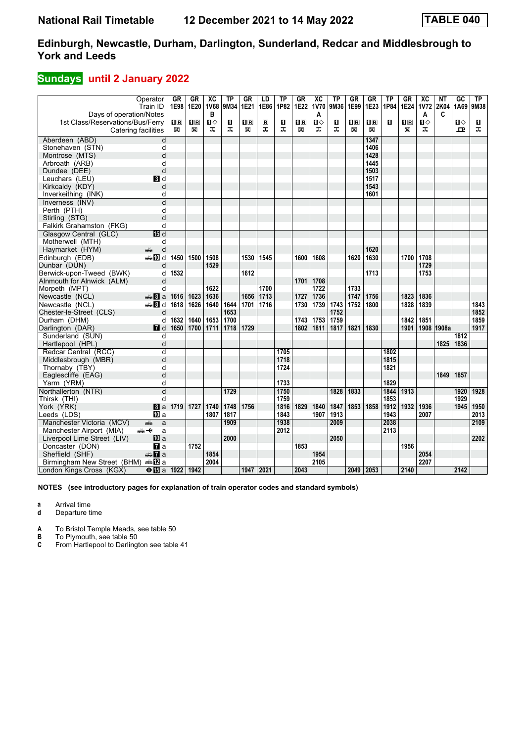# National Rail Timetable 12 December 2021 to 14 May 2022 TABLE 040

## Edinburgh, Newcastle, Durham, Darlington, Sunderland, Redcar and Middlesbrough to York and Leeds

### Sundays until 2 January 2022

| Operator | | GR | GR | XC | TP | GR | LD | TP | GR | XC | TP | GR | GR | TP | GR | XC | NT | GC | TP |
|---|---|---|---|---|---|---|---|---|---|---|---|---|---|---|---|---|---|---|---|
| Train ID | | 1E98 | 1E20 | 1V68 | 9M34 | 1E21 | 1E86 | 1P82 | 1E22 | 1V70 | 9M36 | 1E99 | 1E23 | 1P84 | 1E24 | 1V72 | 2K04 | 1A69 | 9M38 |
| Days of operation/Notes | | | | B | | | | | | A | | | | | | A | C | | |
| 1st Class/Reservations/Bus/Ferry | | 1R | 1R | 1◇ | 1 | 1R | R | 1 | 1R | 1◇ | 1 | 1R | 1R | 1 | 1R | 1◇ | | 1◇ | 1 |
| Catering facilities | | ✕ | ✕ | ⚲ | ⚲ | ✕ | ⚲ | ⚲ | ✕ | ⚲ | ⚲ | ✕ | ✕ | | ✕ | ⚲ | | ⚲ | ⚲ |
| Aberdeen (ABD) | d | | | | | | | | | | | | 1347 | | | | | | |
| Stonehaven (STN) | d | | | | | | | | | | | | 1406 | | | | | | |
| Montrose (MTS) | d | | | | | | | | | | | | 1428 | | | | | | |
| Arbroath (ARB) | d | | | | | | | | | | | | 1445 | | | | | | |
| Dundee (DEE) | d | | | | | | | | | | | | 1503 | | | | | | |
| Leuchars (LEU) | 3 d | | | | | | | | | | | | 1517 | | | | | | |
| Kirkcaldy (KDY) | d | | | | | | | | | | | | 1543 | | | | | | |
| Inverkeithing (INK) | d | | | | | | | | | | | | 1601 | | | | | | |
| Inverness (INV) | d | | | | | | | | | | | | | | | | | | |
| Perth (PTH) | d | | | | | | | | | | | | | | | | | | |
| Stirling (STG) | d | | | | | | | | | | | | | | | | | | |
| Falkirk Grahamston (FKG) | d | | | | | | | | | | | | | | | | | | |
| Glasgow Central (GLC) | 15 d | | | | | | | | | | | | | | | | | | |
| Motherwell (MTH) | d | | | | | | | | | | | | | | | | | | |
| Haymarket (HYM) | d | | | | | | | | | | | | 1620 | | | | | | |
| Edinburgh (EDB) | 10 d | 1450 | 1500 | 1508 | | 1530 | 1545 | | 1600 | 1608 | | 1620 | 1630 | | 1700 | 1708 | | | |
| Dunbar (DUN) | d | | | 1529 | | | | | | | | | | | | 1729 | | | |
| Berwick-upon-Tweed (BWK) | d | 1532 | | | | 1612 | | | | | | | 1713 | | | 1753 | | | |
| Alnmouth for Alnwick (ALM) | d | | | | | | | | 1701 | 1708 | | | | | | | | | |
| Morpeth (MPT) | d | | | 1622 | | | 1700 | | | 1722 | | 1733 | | | | | | | |
| Newcastle (NCL) | 8 a | 1616 | 1623 | 1636 | | 1656 | 1713 | | 1727 | 1736 | | 1747 | 1756 | | 1823 | 1836 | | | |
| Newcastle (NCL) | 8 d | 1618 | 1626 | 1640 | 1644 | 1701 | 1716 | | 1730 | 1739 | 1743 | 1752 | 1800 | | 1828 | 1839 | | | 1843 |
| Chester-le-Street (CLS) | d | | | | 1653 | | | | | | 1752 | | | | | | | | 1852 |
| Durham (DHM) | d | 1632 | 1640 | 1653 | 1700 | | | | 1743 | 1753 | 1759 | | | | 1842 | 1851 | | | 1859 |
| Darlington (DAR) | 7 d | 1650 | 1700 | 1711 | 1718 | 1729 | | | 1802 | 1811 | 1817 | 1821 | 1830 | | 1901 | 1908 | 1908a | | 1917 |
| Sunderland (SUN) | d | | | | | | | | | | | | | | | | | 1812 | |
| Hartlepool (HPL) | d | | | | | | | | | | | | | | | | 1825 | 1836 | |
| Redcar Central (RCC) | d | | | | | | | 1705 | | | | | | 1802 | | | | | |
| Middlesbrough (MBR) | d | | | | | | | 1718 | | | | | | 1815 | | | | | |
| Thornaby (TBY) | d | | | | | | | 1724 | | | | | | 1821 | | | | | |
| Eaglescliffe (EAG) | d | | | | | | | | | | | | | | | | 1849 | 1857 | |
| Yarm (YRM) | d | | | | | | | 1733 | | | | | | 1829 | | | | | |
| Northallerton (NTR) | d | | | | 1729 | | | 1750 | | | 1828 | 1833 | | 1844 | 1913 | | | 1920 | 1928 |
| Thirsk (THI) | d | | | | | | | 1759 | | | | | | 1853 | | | | 1929 | |
| York (YRK) | 8 a | 1719 | 1727 | 1740 | 1748 | 1756 | | 1816 | 1829 | 1840 | 1847 | 1853 | 1858 | 1912 | 1932 | 1936 | | 1945 | 1950 |
| Leeds (LDS) | 10 a | | | 1807 | 1817 | | | 1843 | | 1907 | 1913 | | | 1943 | | 2007 | | | 2013 |
| Manchester Victoria (MCV) | a | | | | 1909 | | | 1938 | | | 2009 | | | 2038 | | | | | 2109 |
| Manchester Airport (MIA) | a | | | | | | | 2012 | | | | | | 2113 | | | | | |
| Liverpool Lime Street (LIV) | 10 a | | | | 2000 | | | | | | 2050 | | | | | | | | 2202 |
| Doncaster (DON) | 7 a | | 1752 | | | | | | 1853 | | | | | | 1956 | | | | |
| Sheffield (SHF) | 7 a | | | 1854 | | | | | | 1954 | | | | | | 2054 | | | |
| Birmingham New Street (BHM) | 12 a | | | 2004 | | | | | | 2105 | | | | | | 2207 | | | |
| London Kings Cross (KGX) | 15 a | 1922 | 1942 | | | 1947 | 2021 | | 2043 | | | 2049 | 2053 | | 2140 | | | 2142 | |

**NOTES (see introductory pages for explanation of train operator codes and standard symbols)**

- **a** Arrival time
- **d** Departure time

- **A** To Bristol Temple Meads, see table 50
- **B** To Plymouth, see table 50
- **C** From Hartlepool to Darlington see table 41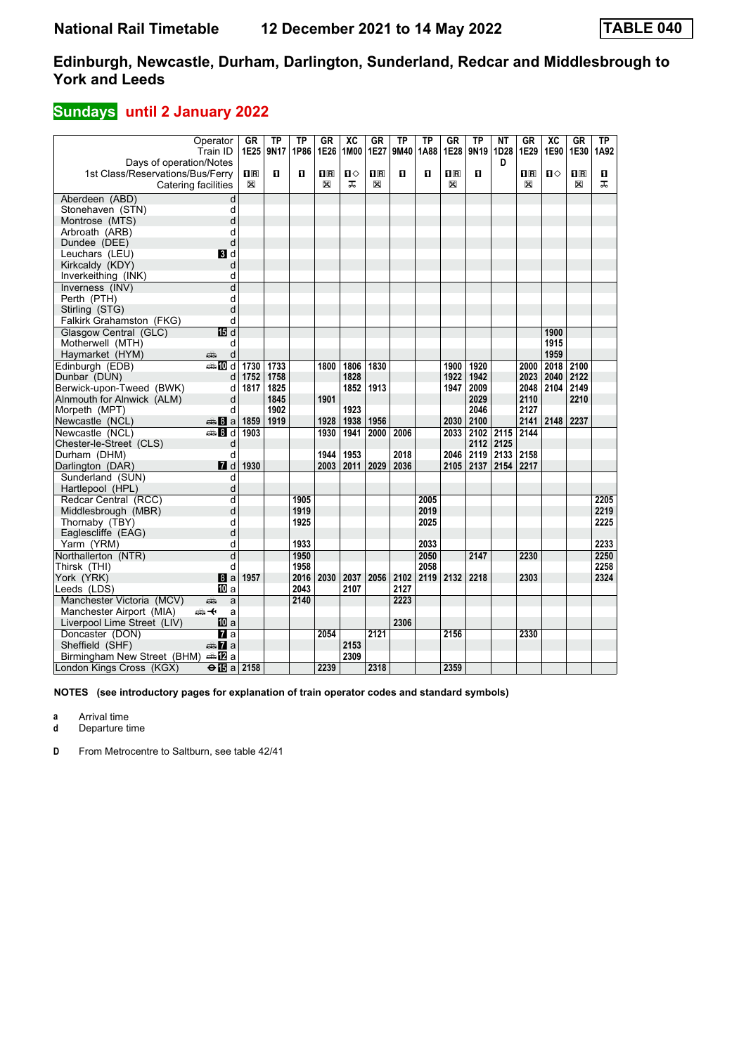# Edinburgh, Newcastle, Durham, Darlington, Sunderland, Redcar and Middlesbrough to York and Leeds

## Sundays until 2 January 2022

| Operator | | GR | TP | TP | GR | XC | GR | TP | TP | GR | TP | NT | GR | XC | GR | TP |
|---|---|---|---|---|---|---|---|---|---|---|---|---|---|---|---|---|
| Train ID | | 1E25 | 9N17 | 1P86 | 1E26 | 1M00 | 1E27 | 9M40 | 1A88 | 1E28 | 9N19 | 1D28 | 1E29 | 1E90 | 1E30 | 1A92 |
| Days of operation/Notes | | | | | | | | | | | | D | | | | |
| 1st Class/Reservations/Bus/Ferry | | ■R | ■ | ■ | ■R | ■◇ | ■R | ■ | ■ | ■R | ■ | | ■R | ■◇ | ■R | ■ |
| Catering facilities | | ✕ | | | ✕ | 🛒 | ✕ | | | ✕ | | | ✕ | | ✕ | 🛒 |
| Aberdeen (ABD) | d | | | | | | | | | | | | | | | |
| Stonehaven (STN) | d | | | | | | | | | | | | | | | |
| Montrose (MTS) | d | | | | | | | | | | | | | | | |
| Arbroath (ARB) | d | | | | | | | | | | | | | | | |
| Dundee (DEE) | d | | | | | | | | | | | | | | | |
| Leuchars (LEU) | 3 d | | | | | | | | | | | | | | | |
| Kirkcaldy (KDY) | d | | | | | | | | | | | | | | | |
| Inverkeithing (INK) | d | | | | | | | | | | | | | | | |
| Inverness (INV) | d | | | | | | | | | | | | | | | |
| Perth (PTH) | d | | | | | | | | | | | | | | | |
| Stirling (STG) | d | | | | | | | | | | | | | | | |
| Falkirk Grahamston (FKG) | d | | | | | | | | | | | | | | | |
| Glasgow Central (GLC) | 15 d | | | | | | | | | | | | | 1900 | | |
| Motherwell (MTH) | d | | | | | | | | | | | | | 1915 | | |
| Haymarket (HYM) | 🚌 d | | | | | | | | | | | | | 1959 | | |
| Edinburgh (EDB) | 🚌 10 d | 1730 | 1733 | | 1800 | 1806 | 1830 | | | 1900 | 1920 | | 2000 | 2018 | 2100 | |
| Dunbar (DUN) | d | 1752 | 1758 | | | 1828 | | | | 1922 | 1942 | | 2023 | 2040 | 2122 | |
| Berwick-upon-Tweed (BWK) | d | 1817 | 1825 | | | 1852 | 1913 | | | 1947 | 2009 | | 2048 | 2104 | 2149 | |
| Alnmouth for Alnwick (ALM) | d | | 1845 | | 1901 | | | | | | 2029 | | 2110 | | 2210 | |
| Morpeth (MPT) | d | | 1902 | | | 1923 | | | | | 2046 | | 2127 | | | |
| Newcastle (NCL) | 🚌 8 a | 1859 | 1919 | | 1928 | 1938 | 1956 | | | 2030 | 2100 | | 2141 | 2148 | 2237 | |
| Newcastle (NCL) | 🚌 8 d | 1903 | | | 1930 | 1941 | 2000 | 2006 | | 2033 | 2102 | 2115 | 2144 | | | |
| Chester-le-Street (CLS) | d | | | | | | | | | | 2112 | 2125 | | | | |
| Durham (DHM) | d | | | | 1944 | 1953 | | 2018 | | 2046 | 2119 | 2133 | 2158 | | | |
| Darlington (DAR) | 7 d | 1930 | | | 2003 | 2011 | 2029 | 2036 | | 2105 | 2137 | 2154 | 2217 | | | |
| Sunderland (SUN) | d | | | | | | | | | | | | | | | |
| Hartlepool (HPL) | d | | | | | | | | | | | | | | | |
| Redcar Central (RCC) | d | | | 1905 | | | | | 2005 | | | | | | | 2205 |
| Middlesbrough (MBR) | d | | | 1919 | | | | | 2019 | | | | | | | 2219 |
| Thornaby (TBY) | d | | | 1925 | | | | | 2025 | | | | | | | 2225 |
| Eaglescliffe (EAG) | d | | | | | | | | | | | | | | | |
| Yarm (YRM) | d | | | 1933 | | | | | 2033 | | | | | | | 2233 |
| Northallerton (NTR) | d | | | 1950 | | | | | 2050 | | 2147 | | 2230 | | | 2250 |
| Thirsk (THI) | d | | | 1958 | | | | | 2058 | | | | | | | 2258 |
| York (YRK) | 8 a | 1957 | | 2016 | 2030 | 2037 | 2056 | 2102 | 2119 | 2132 | 2218 | | 2303 | | | 2324 |
| Leeds (LDS) | 10 a | | | 2043 | | 2107 | | 2127 | | | | | | | | |
| Manchester Victoria (MCV) | 🚌 a | | | 2140 | | | | 2223 | | | | | | | | |
| Manchester Airport (MIA) | 🚌✈ a | | | | | | | | | | | | | | | |
| Liverpool Lime Street (LIV) | 10 a | | | | | | | 2306 | | | | | | | | |
| Doncaster (DON) | 7 a | | | | 2054 | | 2121 | | | 2156 | | | 2330 | | | |
| Sheffield (SHF) | 🚌 7 a | | | | | 2153 | | | | | | | | | | |
| Birmingham New Street (BHM) | 🚌 12 a | | | | | 2309 | | | | | | | | | | |
| London Kings Cross (KGX) | ⊖ 15 a | 2158 | | | 2239 | | 2318 | | | 2359 | | | | | | |

**NOTES (see introductory pages for explanation of train operator codes and standard symbols)**

**a** Arrival time
**d** Departure time

**D** From Metrocentre to Saltburn, see table 42/41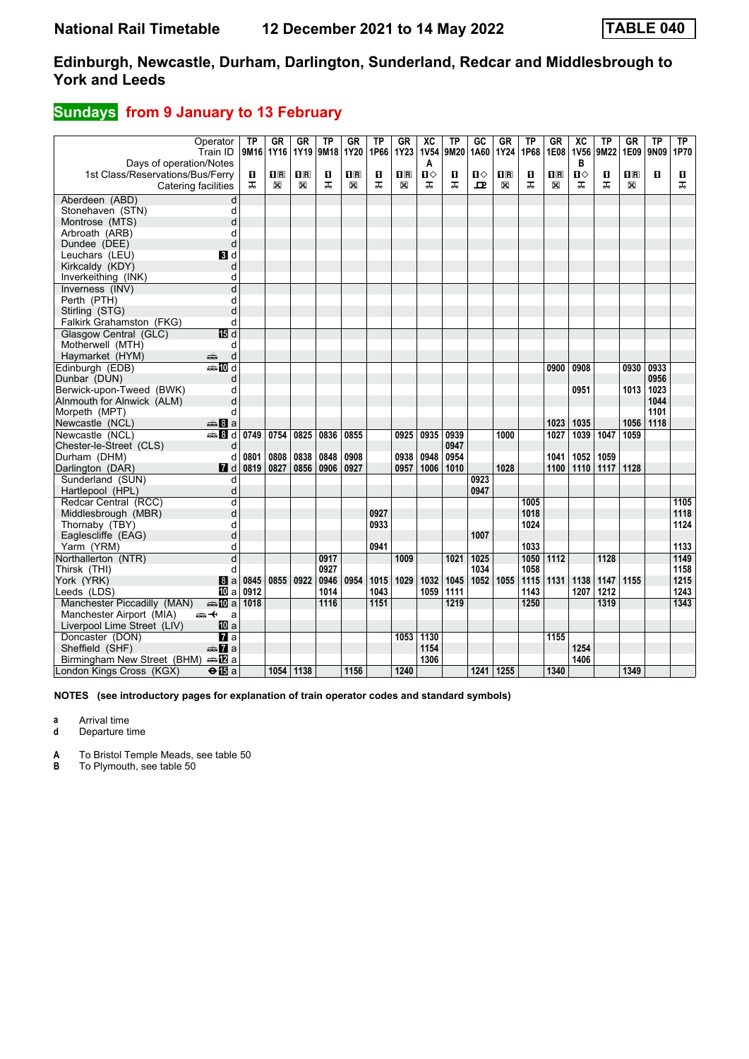# National Rail Timetable — 12 December 2021 to 14 May 2022 — TABLE 040

## Edinburgh, Newcastle, Durham, Darlington, Sunderland, Redcar and Middlesbrough to York and Leeds

### Sundays from 9 January to 13 February

| Operator | | TP | GR | GR | TP | GR | TP | GR | XC | TP | GC | GR | TP | GR | XC | TP | GR | TP | TP |
|---|---|---|---|---|---|---|---|---|---|---|---|---|---|---|---|---|---|---|---|
| Train ID | | 9M16 | 1Y16 | 1Y19 | 9M18 | 1Y20 | 1P66 | 1Y23 | 1V54 | 9M20 | 1A60 | 1Y24 | 1P68 | 1E08 | 1V56 | 9M22 | 1E09 | 9N09 | 1P70 |
| Days of operation/Notes | | | | | | | | | A | | | | | | B | | | | |
| 1st Class/Reservations/Bus/Ferry | | 1 | 1R | 1R | 1 | 1R | 1 | 1R | 1◇ | 1 | 1◇ | 1R | 1 | 1R | 1◇ | 1 | 1R | 1 | 1 |
| Catering facilities | | ⊼ | ✕ | ✕ | ⊼ | ✕ | ⊼ | ✕ | ⊼ | ⊼ | ⊡ | ✕ | ⊼ | ✕ | ⊼ | ⊼ | ✕ | | ⊼ |
| Aberdeen (ABD) | d | | | | | | | | | | | | | | | | | | |
| Stonehaven (STN) | d | | | | | | | | | | | | | | | | | | |
| Montrose (MTS) | d | | | | | | | | | | | | | | | | | | |
| Arbroath (ARB) | d | | | | | | | | | | | | | | | | | | |
| Dundee (DEE) | d | | | | | | | | | | | | | | | | | | |
| Leuchars (LEU) | 3 d | | | | | | | | | | | | | | | | | | |
| Kirkcaldy (KDY) | d | | | | | | | | | | | | | | | | | | |
| Inverkeithing (INK) | d | | | | | | | | | | | | | | | | | | |
| Inverness (INV) | d | | | | | | | | | | | | | | | | | | |
| Perth (PTH) | d | | | | | | | | | | | | | | | | | | |
| Stirling (STG) | d | | | | | | | | | | | | | | | | | | |
| Falkirk Grahamston (FKG) | d | | | | | | | | | | | | | | | | | | |
| Glasgow Central (GLC) | 15 d | | | | | | | | | | | | | | | | | | |
| Motherwell (MTH) | d | | | | | | | | | | | | | | | | | | |
| Haymarket (HYM) | d | | | | | | | | | | | | | | | | | | |
| Edinburgh (EDB) | 10 d | | | | | | | | | | | | | 0900 | 0908 | | 0930 | 0933 | |
| Dunbar (DUN) | d | | | | | | | | | | | | | | | | | 0956 | |
| Berwick-upon-Tweed (BWK) | d | | | | | | | | | | | | | | 0951 | | 1013 | 1023 | |
| Alnmouth for Alnwick (ALM) | d | | | | | | | | | | | | | | | | | 1044 | |
| Morpeth (MPT) | d | | | | | | | | | | | | | | | | | 1101 | |
| Newcastle (NCL) | 8 a | | | | | | | | | | | | | 1023 | 1035 | | 1056 | 1118 | |
| Newcastle (NCL) | 8 d | 0749 | 0754 | 0825 | 0836 | 0855 | | 0925 | 0935 | 0939 | | 1000 | | 1027 | 1039 | 1047 | 1059 | | |
| Chester-le-Street (CLS) | d | | | | | | | | | 0947 | | | | | | | | | |
| Durham (DHM) | d | 0801 | 0808 | 0838 | 0848 | 0908 | | 0938 | 0948 | 0954 | | | | 1041 | 1052 | 1059 | | | |
| Darlington (DAR) | 7 d | 0819 | 0827 | 0856 | 0906 | 0927 | | 0957 | 1006 | 1010 | | 1028 | | 1100 | 1110 | 1117 | 1128 | | |
| Sunderland (SUN) | d | | | | | | | | | | 0923 | | | | | | | | |
| Hartlepool (HPL) | d | | | | | | | | | | 0947 | | | | | | | | |
| Redcar Central (RCC) | d | | | | | | | | | | | | 1005 | | | | | | 1105 |
| Middlesbrough (MBR) | d | | | | | | 0927 | | | | | | 1018 | | | | | | 1118 |
| Thornaby (TBY) | d | | | | | | 0933 | | | | | | 1024 | | | | | | 1124 |
| Eaglescliffe (EAG) | d | | | | | | | | | | 1007 | | | | | | | | |
| Yarm (YRM) | d | | | | | | 0941 | | | | | | 1033 | | | | | | 1133 |
| Northallerton (NTR) | d | | | | 0917 | | | 1009 | | 1021 | 1025 | | 1050 | 1112 | | 1128 | | | 1149 |
| Thirsk (THI) | d | | | | 0927 | | | | | | 1034 | | 1058 | | | | | | 1158 |
| York (YRK) | 8 a | 0845 | 0855 | 0922 | 0946 | 0954 | 1015 | 1029 | 1032 | 1045 | 1052 | 1055 | 1115 | 1131 | 1138 | 1147 | 1155 | | 1215 |
| Leeds (LDS) | 10 a | 0912 | | | 1014 | | 1043 | | 1059 | 1111 | | | 1143 | | 1207 | 1212 | | | 1243 |
| Manchester Piccadilly (MAN) | 10 a | 1018 | | | 1116 | | 1151 | | | 1219 | | | 1250 | | | 1319 | | | 1343 |
| Manchester Airport (MIA) | a | | | | | | | | | | | | | | | | | | |
| Liverpool Lime Street (LIV) | 10 a | | | | | | | | | | | | | | | | | | |
| Doncaster (DON) | 7 a | | | | | | | 1053 | 1130 | | | | | 1155 | | | | | |
| Sheffield (SHF) | 7 a | | | | | | | | 1154 | | | | | | 1254 | | | | |
| Birmingham New Street (BHM) | 12 a | | | | | | | | 1306 | | | | | | 1406 | | | | |
| London Kings Cross (KGX) | 15 a | | 1054 | 1138 | | 1156 | | 1240 | | | 1241 | 1255 | | 1340 | | | 1349 | | |

**NOTES (see introductory pages for explanation of train operator codes and standard symbols)**

- **a** Arrival time
- **d** Departure time

- **A** To Bristol Temple Meads, see table 50
- **B** To Plymouth, see table 50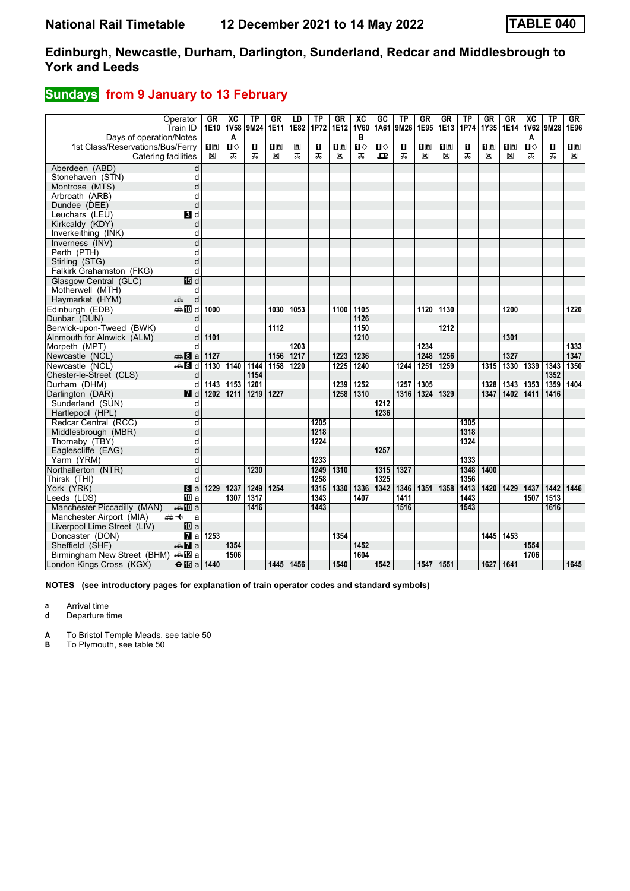# National Rail Timetable — 12 December 2021 to 14 May 2022 — TABLE 040

## Edinburgh, Newcastle, Durham, Darlington, Sunderland, Redcar and Middlesbrough to York and Leeds

### Sundays from 9 January to 13 February

| Operator | | GR | XC | TP | GR | LD | TP | GR | XC | GC | TP | GR | GR | TP | GR | GR | XC | TP | GR |
|---|---|---|---|---|---|---|---|---|---|---|---|---|---|---|---|---|---|---|---|
| Train ID | | 1E10 | 1V58 | 9M24 | 1E11 | 1E82 | 1P72 | 1E12 | 1V60 | 1A61 | 9M26 | 1E95 | 1E13 | 1P74 | 1Y35 | 1E14 | 1V62 | 9M28 | 1E96 |
| Days of operation/Notes | | | A | | | | | | B | | | | | | | | A | | |
| 1st Class/Reservations/Bus/Ferry | | 1R | 1◇ | 1 | 1R | R | 1 | 1R | 1◇ | 1◇ | 1 | 1R | 1R | 1 | 1R | 1R | 1◇ | 1 | 1R |
| Catering facilities | | ☒ | ⚹ | ⚹ | ☒ | ⚹ | ⚹ | ☒ | ⚹ | ⚹ | ⚹ | ☒ | ☒ | ⚹ | ☒ | ☒ | ⚹ | ⚹ | ☒ |
| Aberdeen (ABD) | d | | | | | | | | | | | | | | | | | | |
| Stonehaven (STN) | d | | | | | | | | | | | | | | | | | | |
| Montrose (MTS) | d | | | | | | | | | | | | | | | | | | |
| Arbroath (ARB) | d | | | | | | | | | | | | | | | | | | |
| Dundee (DEE) | d | | | | | | | | | | | | | | | | | | |
| Leuchars (LEU) | 3 d | | | | | | | | | | | | | | | | | | |
| Kirkcaldy (KDY) | d | | | | | | | | | | | | | | | | | | |
| Inverkeithing (INK) | d | | | | | | | | | | | | | | | | | | |
| Inverness (INV) | d | | | | | | | | | | | | | | | | | | |
| Perth (PTH) | d | | | | | | | | | | | | | | | | | | |
| Stirling (STG) | d | | | | | | | | | | | | | | | | | | |
| Falkirk Grahamston (FKG) | d | | | | | | | | | | | | | | | | | | |
| Glasgow Central (GLC) | 15 d | | | | | | | | | | | | | | | | | | |
| Motherwell (MTH) | d | | | | | | | | | | | | | | | | | | |
| Haymarket (HYM) | d | | | | | | | | | | | | | | | | | | |
| Edinburgh (EDB) | 10 d | 1000 | | | 1030 | 1053 | | 1100 | 1105 | | | 1120 | 1130 | | | 1200 | | | 1220 |
| Dunbar (DUN) | d | | | | | | | | 1126 | | | | | | | | | | |
| Berwick-upon-Tweed (BWK) | d | | | | 1112 | | | | 1150 | | | | 1212 | | | | | | |
| Alnmouth for Alnwick (ALM) | d | 1101 | | | | | | | 1210 | | | | | | | 1301 | | | |
| Morpeth (MPT) | d | | | | | 1203 | | | | | | 1234 | | | | | | | 1333 |
| Newcastle (NCL) | 8 a | 1127 | | | 1156 | 1217 | | 1223 | 1236 | | | 1248 | 1256 | | | 1327 | | | 1347 |
| Newcastle (NCL) | 8 d | 1130 | 1140 | 1144 | 1158 | 1220 | | 1225 | 1240 | | 1244 | 1251 | 1259 | | 1315 | 1330 | 1339 | 1343 | 1350 |
| Chester-le-Street (CLS) | d | | | 1154 | | | | | | | | | | | | | | 1352 | |
| Durham (DHM) | d | 1143 | 1153 | 1201 | | | | 1239 | 1252 | | 1257 | 1305 | | | 1328 | 1343 | 1353 | 1359 | 1404 |
| Darlington (DAR) | 7 d | 1202 | 1211 | 1219 | 1227 | | | 1258 | 1310 | | 1316 | 1324 | 1329 | | 1347 | 1402 | 1411 | 1416 | |
| Sunderland (SUN) | d | | | | | | | | | 1212 | | | | | | | | | |
| Hartlepool (HPL) | d | | | | | | | | | 1236 | | | | | | | | | |
| Redcar Central (RCC) | d | | | | | | 1205 | | | | | | | 1305 | | | | | |
| Middlesbrough (MBR) | d | | | | | | 1218 | | | | | | | 1318 | | | | | |
| Thornaby (TBY) | d | | | | | | 1224 | | | | | | | 1324 | | | | | |
| Eaglescliffe (EAG) | d | | | | | | | | | 1257 | | | | | | | | | |
| Yarm (YRM) | d | | | | | | 1233 | | | | | | | 1333 | | | | | |
| Northallerton (NTR) | d | | | 1230 | | | 1249 | 1310 | | 1315 | 1327 | | | 1348 | 1400 | | | | |
| Thirsk (THI) | d | | | | | | 1258 | | | 1325 | | | | 1356 | | | | | |
| York (YRK) | 8 a | 1229 | 1237 | 1249 | 1254 | | 1315 | 1330 | 1336 | 1342 | 1346 | 1351 | 1358 | 1413 | 1420 | 1429 | 1437 | 1442 | 1446 |
| Leeds (LDS) | 10 a | | 1307 | 1317 | | | 1343 | | 1407 | | 1411 | | | 1443 | | | 1507 | 1513 | |
| Manchester Piccadilly (MAN) | 10 a | | | 1416 | | | 1443 | | | | 1516 | | | 1543 | | | | 1616 | |
| Manchester Airport (MIA) | a | | | | | | | | | | | | | | | | | | |
| Liverpool Lime Street (LIV) | 10 a | | | | | | | | | | | | | | | | | | |
| Doncaster (DON) | 7 a | 1253 | | | | | | 1354 | | | | | | | 1445 | 1453 | | | |
| Sheffield (SHF) | 7 a | | 1354 | | | | | | 1452 | | | | | | | | 1554 | | |
| Birmingham New Street (BHM) | 12 a | | 1506 | | | | | | 1604 | | | | | | | | 1706 | | |
| London Kings Cross (KGX) | 15 a | 1440 | | | 1445 | 1456 | | 1540 | | 1542 | | 1547 | 1551 | | 1627 | 1641 | | | 1645 |

**NOTES (see introductory pages for explanation of train operator codes and standard symbols)**

- **a** Arrival time
- **d** Departure time

- **A** To Bristol Temple Meads, see table 50
- **B** To Plymouth, see table 50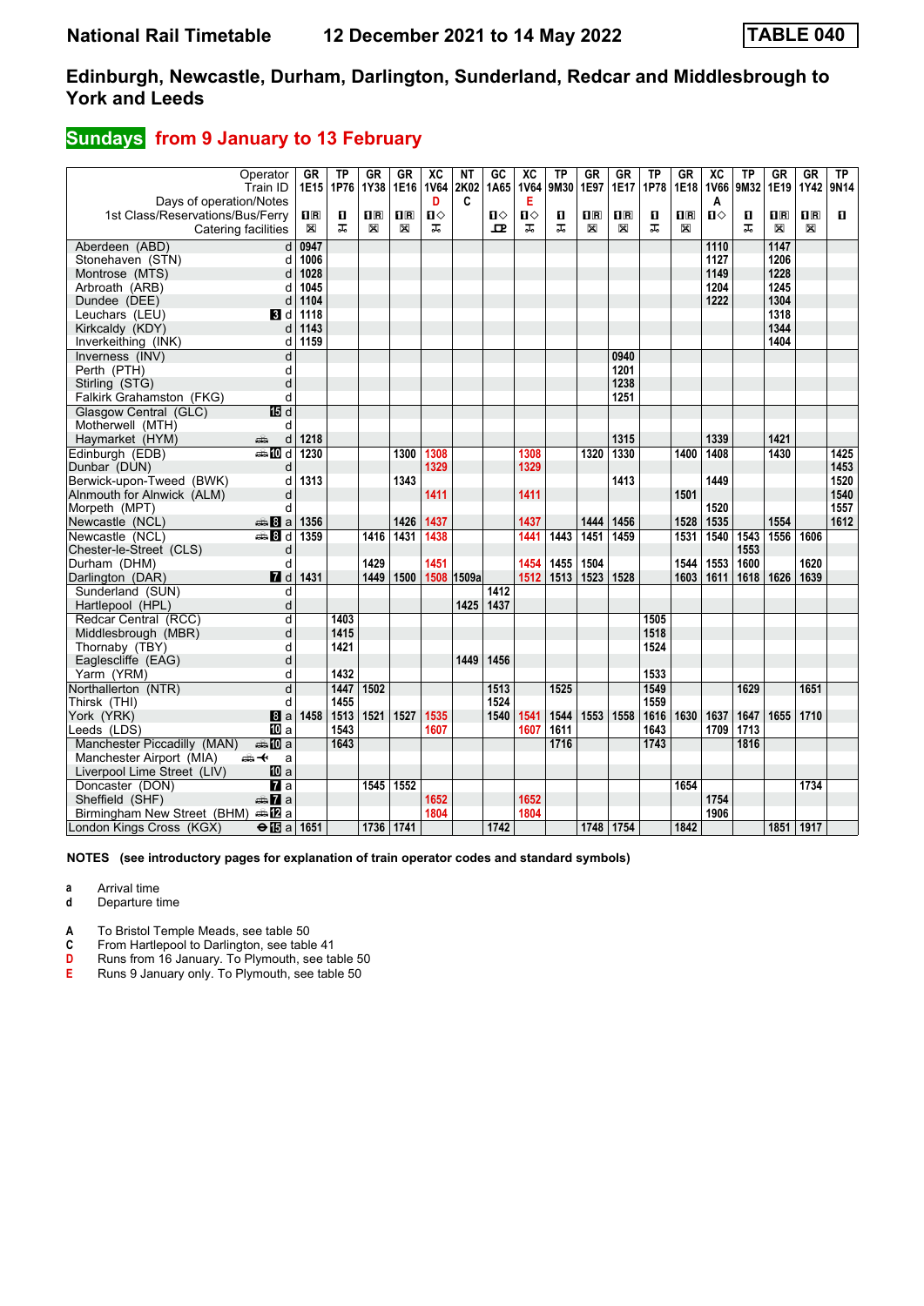# National Rail Timetable 12 December 2021 to 14 May 2022 TABLE 040

## Edinburgh, Newcastle, Durham, Darlington, Sunderland, Redcar and Middlesbrough to York and Leeds

### Sundays from 9 January to 13 February

| Operator | | GR | TP | GR | GR | XC | NT | GC | XC | TP | GR | GR | TP | GR | XC | TP | GR | GR | TP |
|---|---|---|---|---|---|---|---|---|---|---|---|---|---|---|---|---|---|---|---|
| Train ID | | 1E15 | 1P76 | 1Y38 | 1E16 | 1V64 | 2K02 | 1A65 | 1V64 | 9M30 | 1E97 | 1E17 | 1P78 | 1E18 | 1V66 | 9M32 | 1E19 | 1Y42 | 9N14 |
| Days of operation/Notes | | | | | | D | C | | E | | | | | | A | | | | |
| 1st Class/Reservations/Bus/Ferry | | 1R | 1 | 1R | 1R | 1◇ | | 1◇ | 1◇ | 1 | 1R | 1R | 1 | 1R | 1◇ | 1 | 1R | 1R | 1 |
| Catering facilities | | ⊠ | ⚲ | ⊠ | ⊠ | ⚲ | | ⚲ | ⚲ | ⚲ | ⊠ | ⊠ | ⚲ | ⊠ | | ⚲ | ⊠ | ⊠ | |
| Aberdeen (ABD) | d | 0947 | | | | | | | | | | | | | 1110 | | 1147 | | |
| Stonehaven (STN) | d | 1006 | | | | | | | | | | | | | 1127 | | 1206 | | |
| Montrose (MTS) | d | 1028 | | | | | | | | | | | | | 1149 | | 1228 | | |
| Arbroath (ARB) | d | 1045 | | | | | | | | | | | | | 1204 | | 1245 | | |
| Dundee (DEE) | d | 1104 | | | | | | | | | | | | | 1222 | | 1304 | | |
| Leuchars (LEU) | 3 d | 1118 | | | | | | | | | | | | | | | 1318 | | |
| Kirkcaldy (KDY) | d | 1143 | | | | | | | | | | | | | | | 1344 | | |
| Inverkeithing (INK) | d | 1159 | | | | | | | | | | | | | | | 1404 | | |
| Inverness (INV) | d | | | | | | | | | | | 0940 | | | | | | | |
| Perth (PTH) | d | | | | | | | | | | | 1201 | | | | | | | |
| Stirling (STG) | d | | | | | | | | | | | 1238 | | | | | | | |
| Falkirk Grahamston (FKG) | d | | | | | | | | | | | 1251 | | | | | | | |
| Glasgow Central (GLC) | 15 d | | | | | | | | | | | | | | | | | | |
| Motherwell (MTH) | d | | | | | | | | | | | | | | | | | | |
| Haymarket (HYM) | d | 1218 | | | | | | | | | | 1315 | | | 1339 | | 1421 | | |
| Edinburgh (EDB) | 10 d | 1230 | | | 1300 | 1308 | | | 1308 | | 1320 | 1330 | | 1400 | 1408 | | 1430 | | 1425 |
| Dunbar (DUN) | d | | | | | 1329 | | | 1329 | | | | | | | | | | 1453 |
| Berwick-upon-Tweed (BWK) | d | 1313 | | | 1343 | | | | | | | 1413 | | | 1449 | | | | 1520 |
| Alnmouth for Alnwick (ALM) | d | | | | | 1411 | | | 1411 | | | | | 1501 | | | | | 1540 |
| Morpeth (MPT) | d | | | | | | | | | | | | | | 1520 | | | | 1557 |
| Newcastle (NCL) | 8 a | 1356 | | | 1426 | 1437 | | | 1437 | | 1444 | 1456 | | 1528 | 1535 | | 1554 | | 1612 |
| Newcastle (NCL) | 8 d | 1359 | | 1416 | 1431 | 1438 | | | 1441 | 1443 | 1451 | 1459 | | 1531 | 1540 | 1543 | 1556 | 1606 | |
| Chester-le-Street (CLS) | d | | | | | | | | | | | | | | | 1553 | | | |
| Durham (DHM) | d | | | 1429 | | 1451 | | | 1454 | 1455 | 1504 | | | 1544 | 1553 | 1600 | | 1620 | |
| Darlington (DAR) | 7 d | 1431 | | 1449 | 1500 | 1508 | 1509a | | 1512 | 1513 | 1523 | 1528 | | 1603 | 1611 | 1618 | 1626 | 1639 | |
| Sunderland (SUN) | d | | | | | | | 1412 | | | | | | | | | | | |
| Hartlepool (HPL) | d | | | | | | 1425 | 1437 | | | | | | | | | | | |
| Redcar Central (RCC) | d | | 1403 | | | | | | | | | | 1505 | | | | | | |
| Middlesbrough (MBR) | d | | 1415 | | | | | | | | | | 1518 | | | | | | |
| Thornaby (TBY) | d | | 1421 | | | | | | | | | | 1524 | | | | | | |
| Eaglescliffe (EAG) | d | | | | | | 1449 | 1456 | | | | | | | | | | | |
| Yarm (YRM) | d | | 1432 | | | | | | | | | | 1533 | | | | | | |
| Northallerton (NTR) | d | | 1447 | 1502 | | | | 1513 | | 1525 | | | 1549 | | | 1629 | | 1651 | |
| Thirsk (THI) | d | | 1455 | | | | | 1524 | | | | | 1559 | | | | | | |
| York (YRK) | 8 a | 1458 | 1513 | 1521 | 1527 | 1535 | | 1540 | 1541 | 1544 | 1553 | 1558 | 1616 | 1630 | 1637 | 1647 | 1655 | 1710 | |
| Leeds (LDS) | 10 a | | 1543 | | | 1607 | | | 1607 | 1611 | | | 1643 | | 1709 | 1713 | | | |
| Manchester Piccadilly (MAN) | 10 a | | 1643 | | | | | | | 1716 | | | 1743 | | | 1816 | | | |
| Manchester Airport (MIA) | a | | | | | | | | | | | | | | | | | | |
| Liverpool Lime Street (LIV) | 10 a | | | | | | | | | | | | | | | | | | |
| Doncaster (DON) | 7 a | | | 1545 | 1552 | | | | | | | | | 1654 | | | | 1734 | |
| Sheffield (SHF) | 7 a | | | | | 1652 | | | 1652 | | | | | | 1754 | | | | |
| Birmingham New Street (BHM) | 12 a | | | | | 1804 | | | 1804 | | | | | | 1906 | | | | |
| London Kings Cross (KGX) | 15 a | 1651 | | 1736 | 1741 | | | 1742 | | | 1748 | 1754 | | 1842 | | | 1851 | 1917 | |

**NOTES (see introductory pages for explanation of train operator codes and standard symbols)**

- **a** Arrival time
- **d** Departure time

- **A** To Bristol Temple Meads, see table 50
- **C** From Hartlepool to Darlington, see table 41
- **D** Runs from 16 January. To Plymouth, see table 50
- **E** Runs 9 January only. To Plymouth, see table 50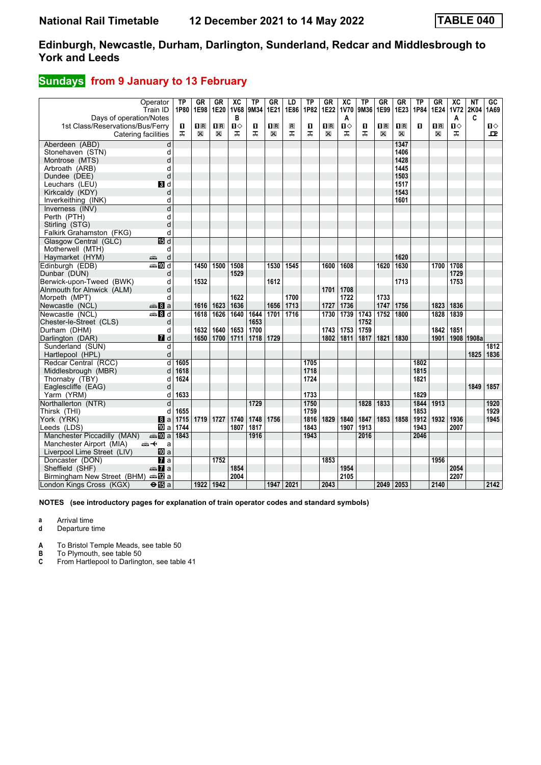# National Rail Timetable — 12 December 2021 to 14 May 2022 — TABLE 040

## Edinburgh, Newcastle, Durham, Darlington, Sunderland, Redcar and Middlesbrough to York and Leeds

## Sundays from 9 January to 13 February

| Operator | | TP | GR | GR | XC | TP | GR | LD | TP | GR | XC | TP | GR | GR | TP | GR | XC | NT | GC |
|---|---|---|---|---|---|---|---|---|---|---|---|---|---|---|---|---|---|---|---|
| Train ID | | 1P80 | 1E98 | 1E20 | 1V68 | 9M34 | 1E21 | 1E86 | 1P82 | 1E22 | 1V70 | 9M36 | 1E99 | 1E23 | 1P84 | 1E24 | 1V72 | 2K04 | 1A69 |
| Days of operation/Notes | | | | | B | | | | | | A | | | | | | A | C | |
| 1st Class/Reservations/Bus/Ferry | | 1 | 1R | 1R | 1◇ | 1 | 1R | R | 1 | 1R | 1◇ | 1 | 1R | 1R | 1 | 1R | 1◇ | | 1◇ |
| Catering facilities | | | | | | | | | | | | | | | | | | | |
| Aberdeen (ABD) | d | | | | | | | | | | | | | 1347 | | | | | |
| Stonehaven (STN) | d | | | | | | | | | | | | | 1406 | | | | | |
| Montrose (MTS) | d | | | | | | | | | | | | | 1428 | | | | | |
| Arbroath (ARB) | d | | | | | | | | | | | | | 1445 | | | | | |
| Dundee (DEE) | d | | | | | | | | | | | | | 1503 | | | | | |
| Leuchars (LEU) | 3 d | | | | | | | | | | | | | 1517 | | | | | |
| Kirkcaldy (KDY) | d | | | | | | | | | | | | | 1543 | | | | | |
| Inverkeithing (INK) | d | | | | | | | | | | | | | 1601 | | | | | |
| Inverness (INV) | d | | | | | | | | | | | | | | | | | | |
| Perth (PTH) | d | | | | | | | | | | | | | | | | | | |
| Stirling (STG) | d | | | | | | | | | | | | | | | | | | |
| Falkirk Grahamston (FKG) | d | | | | | | | | | | | | | | | | | | |
| Glasgow Central (GLC) | 15 d | | | | | | | | | | | | | | | | | | |
| Motherwell (MTH) | d | | | | | | | | | | | | | | | | | | |
| Haymarket (HYM) | d | | | | | | | | | | | | | 1620 | | | | | |
| Edinburgh (EDB) | 10 d | | 1450 | 1500 | 1508 | | 1530 | 1545 | | 1600 | 1608 | | 1620 | 1630 | | 1700 | 1708 | | |
| Dunbar (DUN) | d | | | | 1529 | | | | | | | | | | | | 1729 | | |
| Berwick-upon-Tweed (BWK) | d | | 1532 | | | | 1612 | | | | | | | 1713 | | | 1753 | | |
| Alnmouth for Alnwick (ALM) | d | | | | | | | | | 1701 | 1708 | | | | | | | | |
| Morpeth (MPT) | d | | | | 1622 | | | 1700 | | | 1722 | | 1733 | | | | | | |
| Newcastle (NCL) | 8 a | | 1616 | 1623 | 1636 | | 1656 | 1713 | | 1727 | 1736 | | 1747 | 1756 | | 1823 | 1836 | | |
| Newcastle (NCL) | 8 d | | 1618 | 1626 | 1640 | 1644 | 1701 | 1716 | | 1730 | 1739 | 1743 | 1752 | 1800 | | 1828 | 1839 | | |
| Chester-le-Street (CLS) | d | | | | | 1653 | | | | | | 1752 | | | | | | | |
| Durham (DHM) | d | | 1632 | 1640 | 1653 | 1700 | | | | 1743 | 1753 | 1759 | | | | 1842 | 1851 | | |
| Darlington (DAR) | 7 d | | 1650 | 1700 | 1711 | 1718 | 1729 | | | 1802 | 1811 | 1817 | 1821 | 1830 | | 1901 | 1908 | 1908a | |
| Sunderland (SUN) | d | | | | | | | | | | | | | | | | | | 1812 |
| Hartlepool (HPL) | d | | | | | | | | | | | | | | | | | 1825 | 1836 |
| Redcar Central (RCC) | d | 1605 | | | | | | | 1705 | | | | | | 1802 | | | | |
| Middlesbrough (MBR) | d | 1618 | | | | | | | 1718 | | | | | | 1815 | | | | |
| Thornaby (TBY) | d | 1624 | | | | | | | 1724 | | | | | | 1821 | | | | |
| Eaglescliffe (EAG) | d | | | | | | | | | | | | | | | | | 1849 | 1857 |
| Yarm (YRM) | d | 1633 | | | | | | | 1733 | | | | | | 1829 | | | | |
| Northallerton (NTR) | d | | | | | 1729 | | | 1750 | | | 1828 | 1833 | | 1844 | 1913 | | | 1920 |
| Thirsk (THI) | d | 1655 | | | | | | | 1759 | | | | | | 1853 | | | | 1929 |
| York (YRK) | 8 a | 1715 | 1719 | 1727 | 1740 | 1748 | 1756 | | 1816 | 1829 | 1840 | 1847 | 1853 | 1858 | 1912 | 1932 | 1936 | | 1945 |
| Leeds (LDS) | 10 a | 1744 | | | 1807 | 1817 | | | 1843 | | 1907 | 1913 | | | 1943 | | 2007 | | |
| Manchester Piccadilly (MAN) | 10 a | 1843 | | | | 1916 | | | 1943 | | | 2016 | | | 2046 | | | | |
| Manchester Airport (MIA) | a | | | | | | | | | | | | | | | | | | |
| Liverpool Lime Street (LIV) | 10 a | | | | | | | | | | | | | | | | | | |
| Doncaster (DON) | 7 a | | | 1752 | | | | | | 1853 | | | | | | 1956 | | | |
| Sheffield (SHF) | 7 a | | | | 1854 | | | | | | 1954 | | | | | | 2054 | | |
| Birmingham New Street (BHM) | 12 a | | | | 2004 | | | | | | 2105 | | | | | | 2207 | | |
| London Kings Cross (KGX) | 15 a | | 1922 | 1942 | | | 1947 | 2021 | | 2043 | | | 2049 | 2053 | | 2140 | | | 2142 |

**NOTES (see introductory pages for explanation of train operator codes and standard symbols)**

- **a** Arrival time
- **d** Departure time

- **A** To Bristol Temple Meads, see table 50
- **B** To Plymouth, see table 50
- **C** From Hartlepool to Darlington, see table 41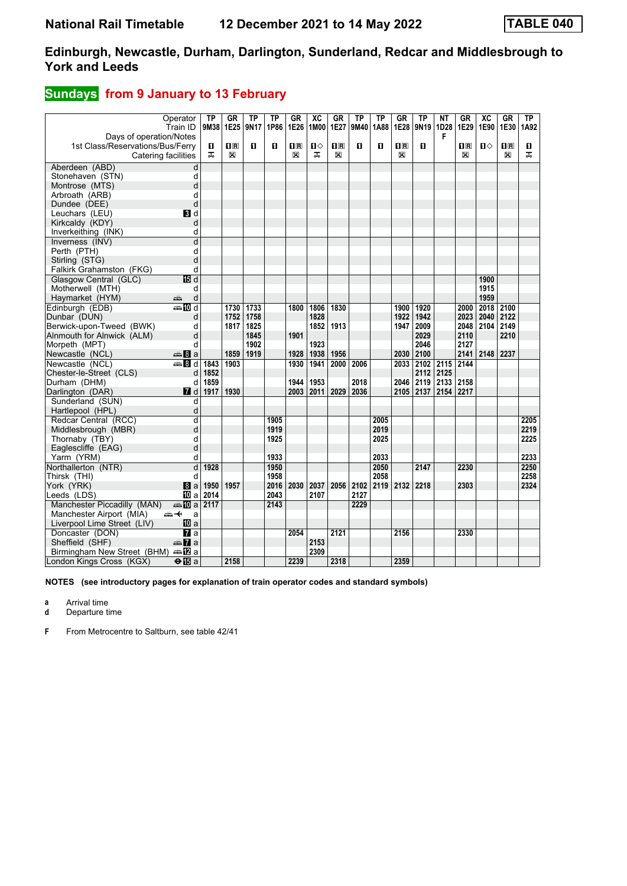# National Rail Timetable 12 December 2021 to 14 May 2022 TABLE 040

## Edinburgh, Newcastle, Durham, Darlington, Sunderland, Redcar and Middlesbrough to York and Leeds

### Sundays from 9 January to 13 February

| Operator | | TP | GR | TP | TP | GR | XC | GR | TP | TP | GR | TP | NT | GR | XC | GR | TP |
|---|---|---|---|---|---|---|---|---|---|---|---|---|---|---|---|---|---|
| Train ID | | 9M38 | 1E25 | 9N17 | 1P86 | 1E26 | 1M00 | 1E27 | 9M40 | 1A88 | 1E28 | 9N19 | 1D28 | 1E29 | 1E90 | 1E30 | 1A92 |
| Days of operation/Notes | | | | | | | | | | | | | F | | | | |
| 1st Class/Reservations/Bus/Ferry | | 1 | 1R | 1 | 1 | 1R | 1◇ | 1R | 1 | 1 | 1R | 1 | | 1R | 1◇ | 1R | 1 |
| Catering facilities | | | | | | | | | | | | | | | | | |
| Aberdeen (ABD) | d | | | | | | | | | | | | | | | | |
| Stonehaven (STN) | d | | | | | | | | | | | | | | | | |
| Montrose (MTS) | d | | | | | | | | | | | | | | | | |
| Arbroath (ARB) | d | | | | | | | | | | | | | | | | |
| Dundee (DEE) | d | | | | | | | | | | | | | | | | |
| Leuchars (LEU) | 3 d | | | | | | | | | | | | | | | | |
| Kirkcaldy (KDY) | d | | | | | | | | | | | | | | | | |
| Inverkeithing (INK) | d | | | | | | | | | | | | | | | | |
| Inverness (INV) | d | | | | | | | | | | | | | | | | |
| Perth (PTH) | d | | | | | | | | | | | | | | | | |
| Stirling (STG) | d | | | | | | | | | | | | | | | | |
| Falkirk Grahamston (FKG) | d | | | | | | | | | | | | | | | | |
| Glasgow Central (GLC) | 15 d | | | | | | | | | | | | | | 1900 | | |
| Motherwell (MTH) | d | | | | | | | | | | | | | | 1915 | | |
| Haymarket (HYM) | d | | | | | | | | | | | | | | 1959 | | |
| Edinburgh (EDB) | 10 d | | 1730 | 1733 | | 1800 | 1806 | 1830 | | | 1900 | 1920 | | 2000 | 2018 | 2100 | |
| Dunbar (DUN) | d | | 1752 | 1758 | | | 1828 | | | | 1922 | 1942 | | 2023 | 2040 | 2122 | |
| Berwick-upon-Tweed (BWK) | d | | 1817 | 1825 | | | 1852 | 1913 | | | 1947 | 2009 | | 2048 | 2104 | 2149 | |
| Alnmouth for Alnwick (ALM) | d | | | 1845 | | 1901 | | | | | | 2029 | | 2110 | | 2210 | |
| Morpeth (MPT) | d | | | 1902 | | | 1923 | | | | | 2046 | | 2127 | | | |
| Newcastle (NCL) | 8 a | | 1859 | 1919 | | 1928 | 1938 | 1956 | | | 2030 | 2100 | | 2141 | 2148 | 2237 | |
| Newcastle (NCL) | 8 d | 1843 | 1903 | | | 1930 | 1941 | 2000 | 2006 | | 2033 | 2102 | 2115 | 2144 | | | |
| Chester-le-Street (CLS) | d | 1852 | | | | | | | | | | 2112 | 2125 | | | | |
| Durham (DHM) | d | 1859 | | | | 1944 | 1953 | | 2018 | | 2046 | 2119 | 2133 | 2158 | | | |
| Darlington (DAR) | 7 d | 1917 | 1930 | | | 2003 | 2011 | 2029 | 2036 | | 2105 | 2137 | 2154 | 2217 | | | |
| Sunderland (SUN) | d | | | | | | | | | | | | | | | | |
| Hartlepool (HPL) | d | | | | | | | | | | | | | | | | |
| Redcar Central (RCC) | d | | | | 1905 | | | | | 2005 | | | | | | | 2205 |
| Middlesbrough (MBR) | d | | | | 1919 | | | | | 2019 | | | | | | | 2219 |
| Thornaby (TBY) | d | | | | 1925 | | | | | 2025 | | | | | | | 2225 |
| Eaglescliffe (EAG) | d | | | | | | | | | | | | | | | | |
| Yarm (YRM) | d | | | | 1933 | | | | | 2033 | | | | | | | 2233 |
| Northallerton (NTR) | d | 1928 | | | 1950 | | | | | 2050 | | 2147 | | 2230 | | | 2250 |
| Thirsk (THI) | d | | | | 1958 | | | | | 2058 | | | | | | | 2258 |
| York (YRK) | 8 a | 1950 | 1957 | | 2016 | 2030 | 2037 | 2056 | 2102 | 2119 | 2132 | 2218 | | 2303 | | | 2324 |
| Leeds (LDS) | 10 a | 2014 | | | 2043 | | 2107 | | 2127 | | | | | | | | |
| Manchester Piccadilly (MAN) | 10 a | 2117 | | | 2143 | | | | 2229 | | | | | | | | |
| Manchester Airport (MIA) | a | | | | | | | | | | | | | | | | |
| Liverpool Lime Street (LIV) | 10 a | | | | | | | | | | | | | | | | |
| Doncaster (DON) | 7 a | | | | | 2054 | | 2121 | | | 2156 | | | 2330 | | | |
| Sheffield (SHF) | 7 a | | | | | | 2153 | | | | | | | | | | |
| Birmingham New Street (BHM) | 12 a | | | | | | 2309 | | | | | | | | | | |
| London Kings Cross (KGX) | 15 a | | 2158 | | | 2239 | | 2318 | | | 2359 | | | | | | |

**NOTES (see introductory pages for explanation of train operator codes and standard symbols)**

**a** Arrival time
**d** Departure time

**F** From Metrocentre to Saltburn, see table 42/41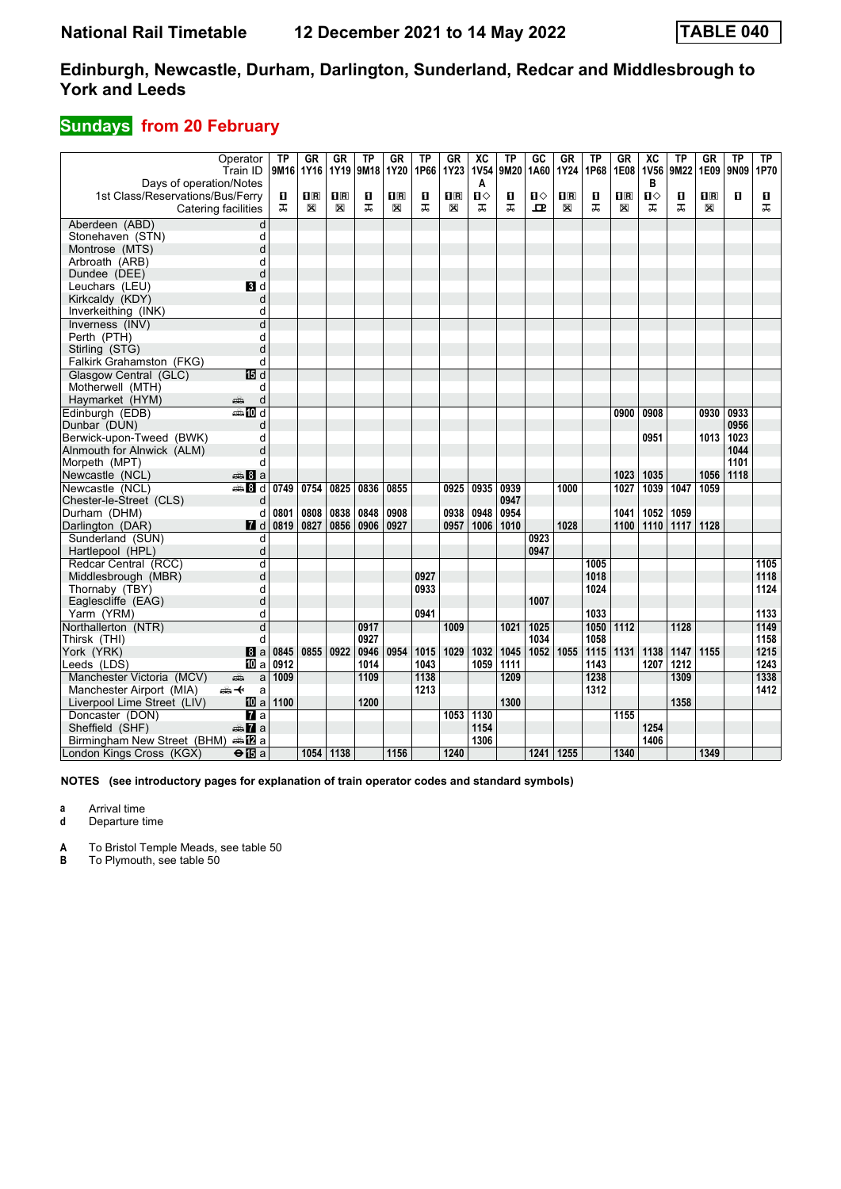# National Rail Timetable    12 December 2021 to 14 May 2022    TABLE 040

## Edinburgh, Newcastle, Durham, Darlington, Sunderland, Redcar and Middlesbrough to York and Leeds

### Sundays from 20 February

| Operator | | TP | GR | GR | TP | GR | TP | GR | XC | TP | GC | GR | TP | GR | XC | TP | GR | TP | TP |
|---|---|---|---|---|---|---|---|---|---|---|---|---|---|---|---|---|---|---|---|
| Train ID | | 9M16 | 1Y16 | 1Y19 | 9M18 | 1Y20 | 1P66 | 1Y23 | 1V54 | 9M20 | 1A60 | 1Y24 | 1P68 | 1E08 | 1V56 | 9M22 | 1E09 | 9N09 | 1P70 |
| Days of operation/Notes | | | | | | | | | A | | | | | | B | | | | |
| 1st Class/Reservations/Bus/Ferry | | 1 | 1R | 1R | 1 | 1R | 1 | 1R | 1◇ | 1 | 1◇ | 1R | 1 | 1R | 1◇ | 1 | 1R | 1 | 1 |
| Catering facilities | | | | | | | | | | | | | | | | | | | |
| Aberdeen (ABD) | d | | | | | | | | | | | | | | | | | | |
| Stonehaven (STN) | d | | | | | | | | | | | | | | | | | | |
| Montrose (MTS) | d | | | | | | | | | | | | | | | | | | |
| Arbroath (ARB) | d | | | | | | | | | | | | | | | | | | |
| Dundee (DEE) | d | | | | | | | | | | | | | | | | | | |
| Leuchars (LEU) | 3 d | | | | | | | | | | | | | | | | | | |
| Kirkcaldy (KDY) | d | | | | | | | | | | | | | | | | | | |
| Inverkeithing (INK) | d | | | | | | | | | | | | | | | | | | |
| Inverness (INV) | d | | | | | | | | | | | | | | | | | | |
| Perth (PTH) | d | | | | | | | | | | | | | | | | | | |
| Stirling (STG) | d | | | | | | | | | | | | | | | | | | |
| Falkirk Grahamston (FKG) | d | | | | | | | | | | | | | | | | | | |
| Glasgow Central (GLC) | 15 d | | | | | | | | | | | | | | | | | | |
| Motherwell (MTH) | d | | | | | | | | | | | | | | | | | | |
| Haymarket (HYM) | d | | | | | | | | | | | | | | | | | | |
| Edinburgh (EDB) | 10 d | | | | | | | | | | | | | 0900 | 0908 | | 0930 | 0933 | |
| Dunbar (DUN) | d | | | | | | | | | | | | | | | | | 0956 | |
| Berwick-upon-Tweed (BWK) | d | | | | | | | | | | | | | | 0951 | | 1013 | 1023 | |
| Alnmouth for Alnwick (ALM) | d | | | | | | | | | | | | | | | | | 1044 | |
| Morpeth (MPT) | d | | | | | | | | | | | | | | | | | 1101 | |
| Newcastle (NCL) | 8 a | | | | | | | | | | | | | 1023 | 1035 | | 1056 | 1118 | |
| Newcastle (NCL) | 8 d | 0749 | 0754 | 0825 | 0836 | 0855 | | 0925 | 0935 | 0939 | | 1000 | | 1027 | 1039 | 1047 | 1059 | | |
| Chester-le-Street (CLS) | d | | | | | | | | | 0947 | | | | | | | | | |
| Durham (DHM) | d | 0801 | 0808 | 0838 | 0848 | 0908 | | 0938 | 0948 | 0954 | | | | 1041 | 1052 | 1059 | | | |
| Darlington (DAR) | 7 d | 0819 | 0827 | 0856 | 0906 | 0927 | | 0957 | 1006 | 1010 | | 1028 | | 1100 | 1110 | 1117 | 1128 | | |
| Sunderland (SUN) | d | | | | | | | | | | 0923 | | | | | | | | |
| Hartlepool (HPL) | d | | | | | | | | | | 0947 | | | | | | | | |
| Redcar Central (RCC) | d | | | | | | | | | | | | 1005 | | | | | | 1105 |
| Middlesbrough (MBR) | d | | | | | | 0927 | | | | | | 1018 | | | | | | 1118 |
| Thornaby (TBY) | d | | | | | | 0933 | | | | | | 1024 | | | | | | 1124 |
| Eaglescliffe (EAG) | d | | | | | | | | | | 1007 | | | | | | | | |
| Yarm (YRM) | d | | | | | | 0941 | | | | | | 1033 | | | | | | 1133 |
| Northallerton (NTR) | d | | | | 0917 | | | 1009 | | 1021 | 1025 | | 1050 | 1112 | | 1128 | | | 1149 |
| Thirsk (THI) | d | | | | 0927 | | | | | | 1034 | | 1058 | | | | | | 1158 |
| York (YRK) | 8 a | 0845 | 0855 | 0922 | 0946 | 0954 | 1015 | 1029 | 1032 | 1045 | 1052 | 1055 | 1115 | 1131 | 1138 | 1147 | 1155 | | 1215 |
| Leeds (LDS) | 10 a | 0912 | | | 1014 | | 1043 | | 1059 | 1111 | | | 1143 | | 1207 | 1212 | | | 1243 |
| Manchester Victoria (MCV) | a | 1009 | | | 1109 | | 1138 | | | 1209 | | | 1238 | | | 1309 | | | 1338 |
| Manchester Airport (MIA) | a | | | | | | 1213 | | | | | | 1312 | | | | | | 1412 |
| Liverpool Lime Street (LIV) | 10 a | 1100 | | | 1200 | | | | | 1300 | | | | | | 1358 | | | |
| Doncaster (DON) | 7 a | | | | | | | 1053 | 1130 | | | | | 1155 | | | | | |
| Sheffield (SHF) | 7 a | | | | | | | | 1154 | | | | | | 1254 | | | | |
| Birmingham New Street (BHM) | 12 a | | | | | | | | 1306 | | | | | | 1406 | | | | |
| London Kings Cross (KGX) | 15 a | | 1054 | 1138 | | 1156 | | 1240 | | | 1241 | 1255 | | 1340 | | | 1349 | | |

**NOTES (see introductory pages for explanation of train operator codes and standard symbols)**

- **a** Arrival time
- **d** Departure time

- **A** To Bristol Temple Meads, see table 50
- **B** To Plymouth, see table 50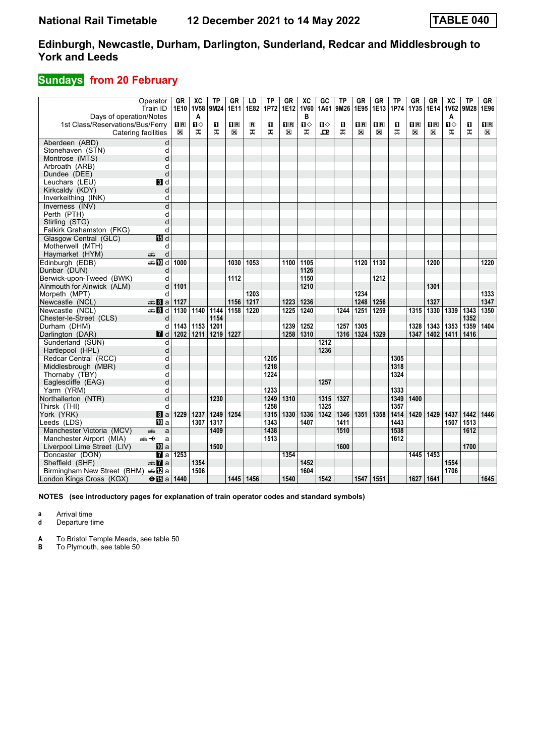# National Rail Timetable 12 December 2021 to 14 May 2022 TABLE 040

## Edinburgh, Newcastle, Durham, Darlington, Sunderland, Redcar and Middlesbrough to York and Leeds

### Sundays from 20 February

| Operator | | GR | XC | TP | GR | LD | TP | GR | XC | GC | TP | GR | GR | TP | GR | GR | XC | TP | GR |
|---|---|---|---|---|---|---|---|---|---|---|---|---|---|---|---|---|---|---|---|
| Train ID | | 1E10 | 1V58 | 9M24 | 1E11 | 1E82 | 1P72 | 1E12 | 1V60 | 1A61 | 9M26 | 1E95 | 1E13 | 1P74 | 1Y35 | 1E14 | 1V62 | 9M28 | 1E96 |
| Days of operation/Notes | | | A | | | | | | B | | | | | | | | A | | |
| 1st Class/Reservations/Bus/Ferry | | 1R | 1◇ | 1 | 1R | R | 1 | 1R | 1◇ | 1◇ | 1 | 1R | 1R | 1 | 1R | 1R | 1◇ | 1 | 1R |
| Catering facilities | | ✕ | ⚲ | ⚲ | ✕ | ⚲ | ⚲ | ✕ | ⚲ | ⊡ | ⚲ | ✕ | ✕ | ⚲ | ✕ | ✕ | ⚲ | ⚲ | ✕ |
| Aberdeen (ABD) | d | | | | | | | | | | | | | | | | | | |
| Stonehaven (STN) | d | | | | | | | | | | | | | | | | | | |
| Montrose (MTS) | d | | | | | | | | | | | | | | | | | | |
| Arbroath (ARB) | d | | | | | | | | | | | | | | | | | | |
| Dundee (DEE) | d | | | | | | | | | | | | | | | | | | |
| Leuchars (LEU) | 3 d | | | | | | | | | | | | | | | | | | |
| Kirkcaldy (KDY) | d | | | | | | | | | | | | | | | | | | |
| Inverkeithing (INK) | d | | | | | | | | | | | | | | | | | | |
| Inverness (INV) | d | | | | | | | | | | | | | | | | | | |
| Perth (PTH) | d | | | | | | | | | | | | | | | | | | |
| Stirling (STG) | d | | | | | | | | | | | | | | | | | | |
| Falkirk Grahamston (FKG) | d | | | | | | | | | | | | | | | | | | |
| Glasgow Central (GLC) | 15 d | | | | | | | | | | | | | | | | | | |
| Motherwell (MTH) | d | | | | | | | | | | | | | | | | | | |
| Haymarket (HYM) | d | | | | | | | | | | | | | | | | | | |
| Edinburgh (EDB) | 10 d | 1000 | | | 1030 | 1053 | | 1100 | 1105 | | | 1120 | 1130 | | | 1200 | | | 1220 |
| Dunbar (DUN) | d | | | | | | | | 1126 | | | | | | | | | | |
| Berwick-upon-Tweed (BWK) | d | | | | 1112 | | | | 1150 | | | | 1212 | | | | | | |
| Alnmouth for Alnwick (ALM) | d | 1101 | | | | | | | 1210 | | | | | | | 1301 | | | |
| Morpeth (MPT) | d | | | | | 1203 | | | | | | 1234 | | | | | | | 1333 |
| Newcastle (NCL) | 8 a | 1127 | | | 1156 | 1217 | | 1223 | 1236 | | | 1248 | 1256 | | | 1327 | | | 1347 |
| Newcastle (NCL) | 8 d | 1130 | 1140 | 1144 | 1158 | 1220 | | 1225 | 1240 | | 1244 | 1251 | 1259 | | 1315 | 1330 | 1339 | 1343 | 1350 |
| Chester-le-Street (CLS) | d | | | 1154 | | | | | | | | | | | | | | 1352 | |
| Durham (DHM) | d | 1143 | 1153 | 1201 | | | | 1239 | 1252 | | 1257 | 1305 | | | 1328 | 1343 | 1353 | 1359 | 1404 |
| Darlington (DAR) | 7 d | 1202 | 1211 | 1219 | 1227 | | | 1258 | 1310 | | 1316 | 1324 | 1329 | | 1347 | 1402 | 1411 | 1416 | |
| Sunderland (SUN) | d | | | | | | | | | 1212 | | | | | | | | | |
| Hartlepool (HPL) | d | | | | | | | | | 1236 | | | | | | | | | |
| Redcar Central (RCC) | d | | | | | | 1205 | | | | | | | 1305 | | | | | |
| Middlesbrough (MBR) | d | | | | | | 1218 | | | | | | | 1318 | | | | | |
| Thornaby (TBY) | d | | | | | | 1224 | | | | | | | 1324 | | | | | |
| Eaglescliffe (EAG) | d | | | | | | | | | 1257 | | | | | | | | | |
| Yarm (YRM) | d | | | | | | 1233 | | | | | | | 1333 | | | | | |
| Northallerton (NTR) | d | | | 1230 | | | 1249 | 1310 | | 1315 | 1327 | | | 1349 | 1400 | | | | |
| Thirsk (THI) | d | | | | | | 1258 | | | 1325 | | | | 1357 | | | | | |
| York (YRK) | 8 a | 1229 | 1237 | 1249 | 1254 | | 1315 | 1330 | 1336 | 1342 | 1346 | 1351 | 1358 | 1414 | 1420 | 1429 | 1437 | 1442 | 1446 |
| Leeds (LDS) | 10 a | | 1307 | 1317 | | | 1343 | | 1407 | | 1411 | | | 1443 | | | 1507 | 1513 | |
| Manchester Victoria (MCV) | a | | | 1409 | | | 1438 | | | | 1510 | | | 1538 | | | | 1612 | |
| Manchester Airport (MIA) | a | | | | | | 1513 | | | | | | | 1612 | | | | | |
| Liverpool Lime Street (LIV) | 10 a | | | 1500 | | | | | | | 1600 | | | | | | | 1700 | |
| Doncaster (DON) | 7 a | 1253 | | | | | | 1354 | | | | | | | 1445 | 1453 | | | |
| Sheffield (SHF) | 7 a | | 1354 | | | | | | 1452 | | | | | | | | 1554 | | |
| Birmingham New Street (BHM) | 12 a | | 1506 | | | | | | 1604 | | | | | | | | 1706 | | |
| London Kings Cross (KGX) | 15 a | 1440 | | | 1445 | 1456 | | 1540 | | 1542 | | 1547 | 1551 | | 1627 | 1641 | | | 1645 |

**NOTES (see introductory pages for explanation of train operator codes and standard symbols)**

**a** Arrival time
**d** Departure time

**A** To Bristol Temple Meads, see table 50
**B** To Plymouth, see table 50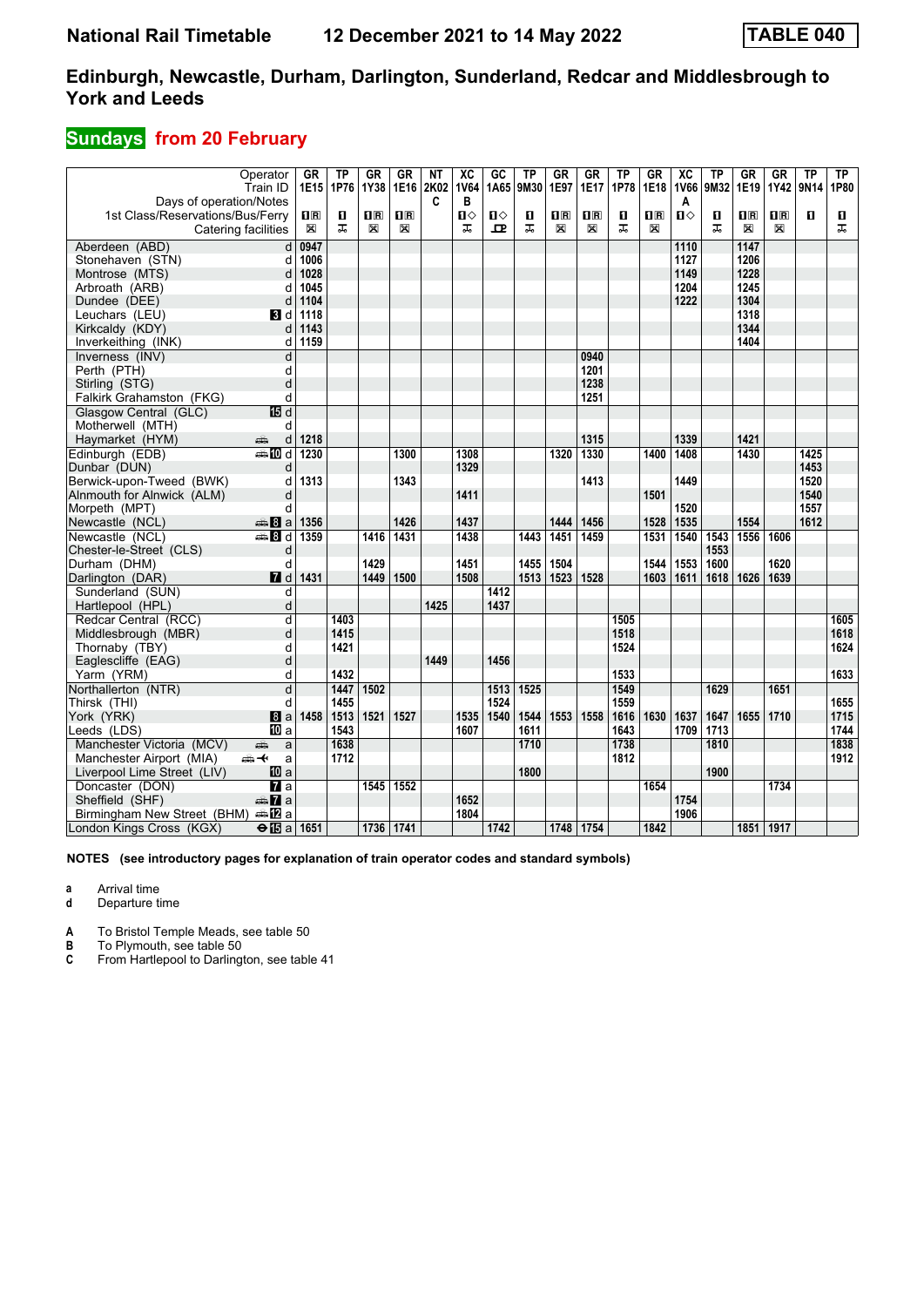National Rail Timetable 12 December 2021 to 14 May 2022 **TABLE 040**

# Edinburgh, Newcastle, Durham, Darlington, Sunderland, Redcar and Middlesbrough to York and Leeds

## Sundays from 20 February

| Operator | | GR | TP | GR | GR | NT | XC | GC | TP | GR | GR | TP | GR | XC | TP | GR | GR | TP | TP |
|---|---|---|---|---|---|---|---|---|---|---|---|---|---|---|---|---|---|---|---|
| Train ID | | 1E15 | 1P76 | 1Y38 | 1E16 | 2K02 | 1V64 | 1A65 | 9M30 | 1E97 | 1E17 | 1P78 | 1E18 | 1V66 | 9M32 | 1E19 | 1Y42 | 9N14 | 1P80 |
| Days of operation/Notes | | | | | | C | B | | | | | | | A | | | | | |
| 1st Class/Reservations/Bus/Ferry | | 1R | 1 | 1R | 1R | | 1◇ | 1◇ | 1 | 1R | 1R | 1 | 1R | 1◇ | 1 | 1R | 1R | 1 | 1 |
| Catering facilities | | ✕ | ⚌ | ✕ | ✕ | | ⚌ | ⚌ | ⚌ | ✕ | ✕ | ⚌ | ✕ | | ⚌ | ✕ | ✕ | | ⚌ |
| Aberdeen (ABD) | d | 0947 | | | | | | | | | | | | 1110 | | 1147 | | | |
| Stonehaven (STN) | d | 1006 | | | | | | | | | | | | 1127 | | 1206 | | | |
| Montrose (MTS) | d | 1028 | | | | | | | | | | | | 1149 | | 1228 | | | |
| Arbroath (ARB) | d | 1045 | | | | | | | | | | | | 1204 | | 1245 | | | |
| Dundee (DEE) | d | 1104 | | | | | | | | | | | | 1222 | | 1304 | | | |
| Leuchars (LEU) | 3 d | 1118 | | | | | | | | | | | | | | 1318 | | | |
| Kirkcaldy (KDY) | d | 1143 | | | | | | | | | | | | | | 1344 | | | |
| Inverkeithing (INK) | d | 1159 | | | | | | | | | | | | | | 1404 | | | |
| Inverness (INV) | d | | | | | | | | | | 0940 | | | | | | | | |
| Perth (PTH) | d | | | | | | | | | | 1201 | | | | | | | | |
| Stirling (STG) | d | | | | | | | | | | 1238 | | | | | | | | |
| Falkirk Grahamston (FKG) | d | | | | | | | | | | 1251 | | | | | | | | |
| Glasgow Central (GLC) | 15 d | | | | | | | | | | | | | | | | | | |
| Motherwell (MTH) | d | | | | | | | | | | | | | | | | | | |
| Haymarket (HYM) | d | 1218 | | | | | | | | | 1315 | | | 1339 | | 1421 | | | |
| Edinburgh (EDB) | 10 d | 1230 | | | 1300 | | 1308 | | | 1320 | 1330 | | 1400 | 1408 | | 1430 | | 1425 | |
| Dunbar (DUN) | d | | | | | | 1329 | | | | | | | | | | | 1453 | |
| Berwick-upon-Tweed (BWK) | d | 1313 | | | 1343 | | | | | | 1413 | | | 1449 | | | | 1520 | |
| Alnmouth for Alnwick (ALM) | d | | | | | | 1411 | | | | | | 1501 | | | | | 1540 | |
| Morpeth (MPT) | d | | | | | | | | | | | | | 1520 | | | | 1557 | |
| Newcastle (NCL) | 8 a | 1356 | | | 1426 | | 1437 | | | 1444 | 1456 | | 1528 | 1535 | | 1554 | | 1612 | |
| Newcastle (NCL) | 8 d | 1359 | | 1416 | 1431 | | 1438 | | 1443 | 1451 | 1459 | | 1531 | 1540 | 1543 | 1556 | 1606 | | |
| Chester-le-Street (CLS) | d | | | | | | | | | | | | | | 1553 | | | | |
| Durham (DHM) | d | | | 1429 | | | 1451 | | 1455 | 1504 | | | 1544 | 1553 | 1600 | | 1620 | | |
| Darlington (DAR) | 7 d | 1431 | | 1449 | 1500 | | 1508 | | 1513 | 1523 | 1528 | | 1603 | 1611 | 1618 | 1626 | 1639 | | |
| Sunderland (SUN) | d | | | | | | | 1412 | | | | | | | | | | | |
| Hartlepool (HPL) | d | | | | | 1425 | | 1437 | | | | | | | | | | | |
| Redcar Central (RCC) | d | | 1403 | | | | | | | | | 1505 | | | | | | | 1605 |
| Middlesbrough (MBR) | d | | 1415 | | | | | | | | | 1518 | | | | | | | 1618 |
| Thornaby (TBY) | d | | 1421 | | | | | | | | | 1524 | | | | | | | 1624 |
| Eaglescliffe (EAG) | d | | | | | 1449 | | 1456 | | | | | | | | | | | |
| Yarm (YRM) | d | | 1432 | | | | | | | | | 1533 | | | | | | | 1633 |
| Northallerton (NTR) | d | | 1447 | 1502 | | | | 1513 | 1525 | | | 1549 | | | 1629 | | 1651 | | |
| Thirsk (THI) | d | | 1455 | | | | | 1524 | | | | 1559 | | | | | | | 1655 |
| York (YRK) | 8 a | 1458 | 1513 | 1521 | 1527 | | 1535 | 1540 | 1544 | 1553 | 1558 | 1616 | 1630 | 1637 | 1647 | 1655 | 1710 | | 1715 |
| Leeds (LDS) | 10 a | | 1543 | | | | 1607 | | 1611 | | | 1643 | | 1709 | 1713 | | | | 1744 |
| Manchester Victoria (MCV) | a | | 1638 | | | | | | 1710 | | | 1738 | | | 1810 | | | | 1838 |
| Manchester Airport (MIA) | a | | 1712 | | | | | | | | | 1812 | | | | | | | 1912 |
| Liverpool Lime Street (LIV) | 10 a | | | | | | | | 1800 | | | | | | 1900 | | | | |
| Doncaster (DON) | 7 a | | | 1545 | 1552 | | | | | | | | 1654 | | | | 1734 | | |
| Sheffield (SHF) | 7 a | | | | | | 1652 | | | | | | | 1754 | | | | | |
| Birmingham New Street (BHM) | 12 a | | | | | | 1804 | | | | | | | 1906 | | | | | |
| London Kings Cross (KGX) | 15 a | 1651 | | 1736 | 1741 | | | 1742 | | 1748 | 1754 | | 1842 | | | 1851 | 1917 | | |

**NOTES (see introductory pages for explanation of train operator codes and standard symbols)**

- **a** Arrival time
- **d** Departure time

- **A** To Bristol Temple Meads, see table 50
- **B** To Plymouth, see table 50
- **C** From Hartlepool to Darlington, see table 41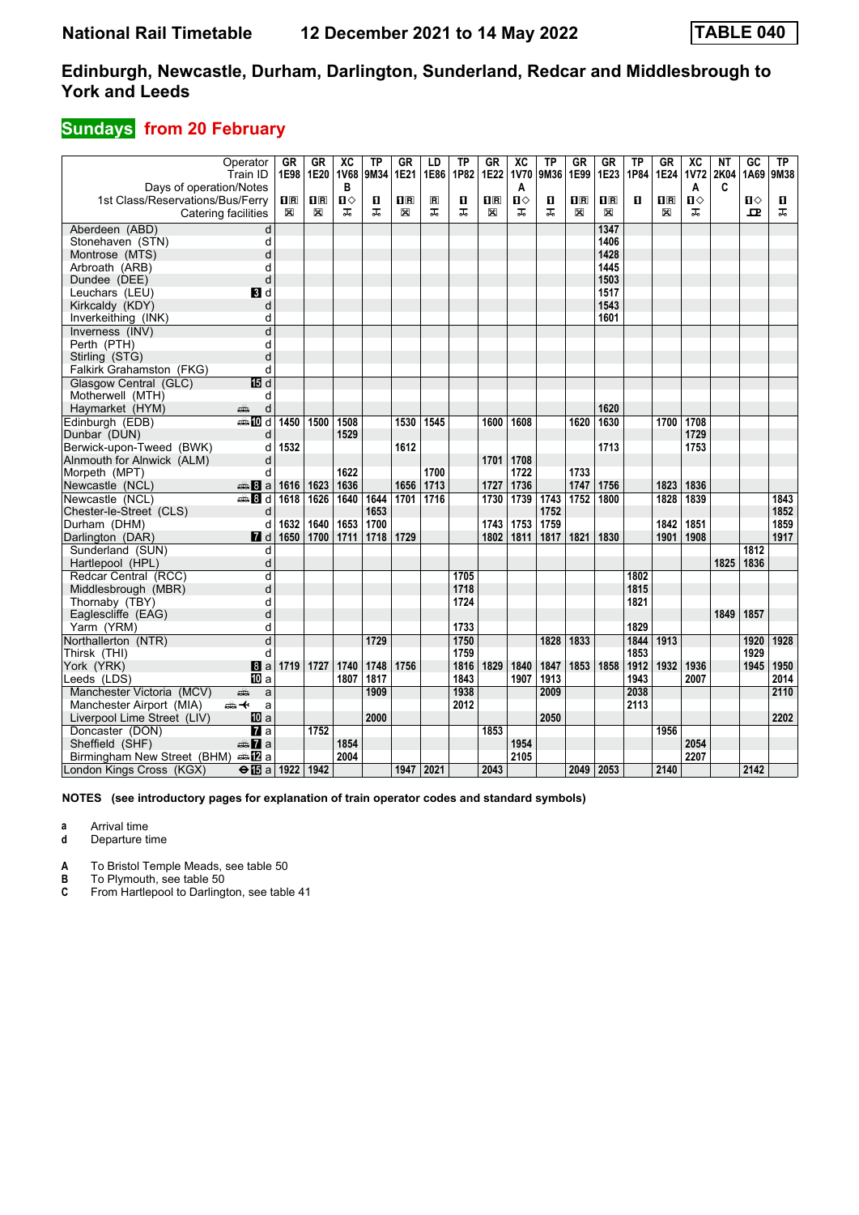# National Rail Timetable — 12 December 2021 to 14 May 2022 — TABLE 040

## Edinburgh, Newcastle, Durham, Darlington, Sunderland, Redcar and Middlesbrough to York and Leeds

### Sundays from 20 February

| Operator | | GR | GR | XC | TP | GR | LD | TP | GR | XC | TP | GR | GR | TP | GR | XC | NT | GC | TP |
|---|---|---|---|---|---|---|---|---|---|---|---|---|---|---|---|---|---|---|---|
| Train ID | | 1E98 | 1E20 | 1V68 | 9M34 | 1E21 | 1E86 | 1P82 | 1E22 | 1V70 | 9M36 | 1E99 | 1E23 | 1P84 | 1E24 | 1V72 | 2K04 | 1A69 | 9M38 |
| Days of operation/Notes | | | | B | | | | | | A | | | | | | A | C | | |
| 1st Class/Reservations/Bus/Ferry | | 1R | 1R | 1◇ | 1 | 1R | R | 1 | 1R | 1◇ | 1 | 1R | 1R | 1 | 1R | 1◇ | | 1◇ | 1 |
| Catering facilities | | ⊠ | ⊠ | ⚲ | ⚲ | ⊠ | ⚲ | ⚲ | ⊠ | ⚲ | ⚲ | ⊠ | ⊠ | | ⊠ | ⚲ | | ⊡ | ⚲ |
| Aberdeen (ABD) | d | | | | | | | | | | | | 1347 | | | | | | |
| Stonehaven (STN) | d | | | | | | | | | | | | 1406 | | | | | | |
| Montrose (MTS) | d | | | | | | | | | | | | 1428 | | | | | | |
| Arbroath (ARB) | d | | | | | | | | | | | | 1445 | | | | | | |
| Dundee (DEE) | d | | | | | | | | | | | | 1503 | | | | | | |
| Leuchars (LEU) | 3 d | | | | | | | | | | | | 1517 | | | | | | |
| Kirkcaldy (KDY) | d | | | | | | | | | | | | 1543 | | | | | | |
| Inverkeithing (INK) | d | | | | | | | | | | | | 1601 | | | | | | |
| Inverness (INV) | d | | | | | | | | | | | | | | | | | | |
| Perth (PTH) | d | | | | | | | | | | | | | | | | | | |
| Stirling (STG) | d | | | | | | | | | | | | | | | | | | |
| Falkirk Grahamston (FKG) | d | | | | | | | | | | | | | | | | | | |
| Glasgow Central (GLC) | 15 d | | | | | | | | | | | | | | | | | | |
| Motherwell (MTH) | d | | | | | | | | | | | | | | | | | | |
| Haymarket (HYM) | d | | | | | | | | | | | | 1620 | | | | | | |
| Edinburgh (EDB) | 10 d | 1450 | 1500 | 1508 | | 1530 | 1545 | | 1600 | 1608 | | 1620 | 1630 | | 1700 | 1708 | | | |
| Dunbar (DUN) | d | | | 1529 | | | | | | | | | | | | 1729 | | | |
| Berwick-upon-Tweed (BWK) | d | 1532 | | | | 1612 | | | | | | | 1713 | | | 1753 | | | |
| Alnmouth for Alnwick (ALM) | d | | | | | | | | 1701 | 1708 | | | | | | | | | |
| Morpeth (MPT) | d | | | 1622 | | | 1700 | | | 1722 | | 1733 | | | | | | | |
| Newcastle (NCL) | 8 a | 1616 | 1623 | 1636 | | 1656 | 1713 | | 1727 | 1736 | | 1747 | 1756 | | 1823 | 1836 | | | |
| Newcastle (NCL) | 8 d | 1618 | 1626 | 1640 | 1644 | 1701 | 1716 | | 1730 | 1739 | 1743 | 1752 | 1800 | | 1828 | 1839 | | | 1843 |
| Chester-le-Street (CLS) | d | | | | 1653 | | | | | | 1752 | | | | | | | | 1852 |
| Durham (DHM) | d | 1632 | 1640 | 1653 | 1700 | | | | 1743 | 1753 | 1759 | | | | 1842 | 1851 | | | 1859 |
| Darlington (DAR) | 7 d | 1650 | 1700 | 1711 | 1718 | 1729 | | | 1802 | 1811 | 1817 | 1821 | 1830 | | 1901 | 1908 | | | 1917 |
| Sunderland (SUN) | d | | | | | | | | | | | | | | | | | 1812 | |
| Hartlepool (HPL) | d | | | | | | | | | | | | | | | | 1825 | 1836 | |
| Redcar Central (RCC) | d | | | | | | | 1705 | | | | | | 1802 | | | | | |
| Middlesbrough (MBR) | d | | | | | | | 1718 | | | | | | 1815 | | | | | |
| Thornaby (TBY) | d | | | | | | | 1724 | | | | | | 1821 | | | | | |
| Eaglescliffe (EAG) | d | | | | | | | | | | | | | | | | 1849 | 1857 | |
| Yarm (YRM) | d | | | | | | | 1733 | | | | | | 1829 | | | | | |
| Northallerton (NTR) | d | | | | 1729 | | | 1750 | | | 1828 | 1833 | | 1844 | 1913 | | | 1920 | 1928 |
| Thirsk (THI) | d | | | | | | | 1759 | | | | | | 1853 | | | | 1929 | |
| York (YRK) | 8 a | 1719 | 1727 | 1740 | 1748 | 1756 | | 1816 | 1829 | 1840 | 1847 | 1853 | 1858 | 1912 | 1932 | 1936 | | 1945 | 1950 |
| Leeds (LDS) | 10 a | | | 1807 | 1817 | | | 1843 | | 1907 | 1913 | | | 1943 | | 2007 | | | 2014 |
| Manchester Victoria (MCV) | a | | | | 1909 | | | 1938 | | | 2009 | | | 2038 | | | | | 2110 |
| Manchester Airport (MIA) | a | | | | | | | 2012 | | | | | | 2113 | | | | | |
| Liverpool Lime Street (LIV) | 10 a | | | | 2000 | | | | | | 2050 | | | | | | | | 2202 |
| Doncaster (DON) | 7 a | | 1752 | | | | | | 1853 | | | | | | 1956 | | | | |
| Sheffield (SHF) | 7 a | | | 1854 | | | | | | 1954 | | | | | | 2054 | | | |
| Birmingham New Street (BHM) | 12 a | | | 2004 | | | | | | 2105 | | | | | | 2207 | | | |
| London Kings Cross (KGX) | 15 a | 1922 | 1942 | | | 1947 | 2021 | | 2043 | | | 2049 | 2053 | | 2140 | | | 2142 | |

**NOTES (see introductory pages for explanation of train operator codes and standard symbols)**

- **a** Arrival time
- **d** Departure time

- **A** To Bristol Temple Meads, see table 50
- **B** To Plymouth, see table 50
- **C** From Hartlepool to Darlington, see table 41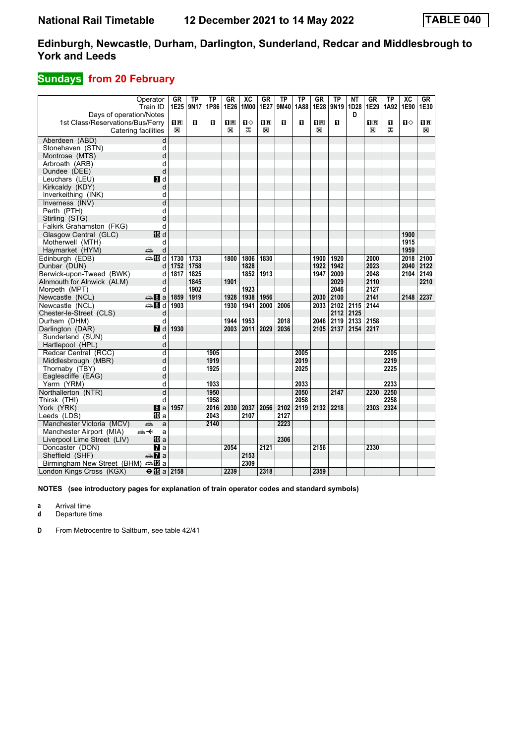# National Rail Timetable — 12 December 2021 to 14 May 2022 — TABLE 040

## Edinburgh, Newcastle, Durham, Darlington, Sunderland, Redcar and Middlesbrough to York and Leeds

### Sundays from 20 February

| Operator | | GR | TP | TP | GR | XC | GR | TP | TP | GR | TP | NT | GR | TP | XC | GR |
|---|---|---|---|---|---|---|---|---|---|---|---|---|---|---|---|---|
| Train ID | | 1E25 | 9N17 | 1P86 | 1E26 | 1M00 | 1E27 | 9M40 | 1A88 | 1E28 | 9N19 | 1D28 | 1E29 | 1A92 | 1E90 | 1E30 |
| Days of operation/Notes | | | | | | | | | | | | D | | | | |
| 1st Class/Reservations/Bus/Ferry | | 1R | 1 | 1 | 1R | 1◇ | 1R | 1 | 1 | 1R | 1 | | 1R | 1 | 1◇ | 1R |
| Catering facilities | | ⊠ | | | ⊠ | ⚹ | ⊠ | | | ⊠ | | | ⊠ | ⚹ | | ⊠ |
| Aberdeen (ABD) | d | | | | | | | | | | | | | | | |
| Stonehaven (STN) | d | | | | | | | | | | | | | | | |
| Montrose (MTS) | d | | | | | | | | | | | | | | | |
| Arbroath (ARB) | d | | | | | | | | | | | | | | | |
| Dundee (DEE) | d | | | | | | | | | | | | | | | |
| Leuchars (LEU) | 3 d | | | | | | | | | | | | | | | |
| Kirkcaldy (KDY) | d | | | | | | | | | | | | | | | |
| Inverkeithing (INK) | d | | | | | | | | | | | | | | | |
| Inverness (INV) | d | | | | | | | | | | | | | | | |
| Perth (PTH) | d | | | | | | | | | | | | | | | |
| Stirling (STG) | d | | | | | | | | | | | | | | | |
| Falkirk Grahamston (FKG) | d | | | | | | | | | | | | | | | |
| Glasgow Central (GLC) | 15 d | | | | | | | | | | | | | | 1900 | |
| Motherwell (MTH) | d | | | | | | | | | | | | | | 1915 | |
| Haymarket (HYM) | d | | | | | | | | | | | | | | 1959 | |
| Edinburgh (EDB) | 10 d | 1730 | 1733 | | 1800 | 1806 | 1830 | | | 1900 | 1920 | | 2000 | | 2018 | 2100 |
| Dunbar (DUN) | d | 1752 | 1758 | | | 1828 | | | | 1922 | 1942 | | 2023 | | 2040 | 2122 |
| Berwick-upon-Tweed (BWK) | d | 1817 | 1825 | | | 1852 | 1913 | | | 1947 | 2009 | | 2048 | | 2104 | 2149 |
| Alnmouth for Alnwick (ALM) | d | | 1845 | | 1901 | | | | | | 2029 | | 2110 | | | 2210 |
| Morpeth (MPT) | d | | 1902 | | | 1923 | | | | | 2046 | | 2127 | | | |
| Newcastle (NCL) | 8 a | 1859 | 1919 | | 1928 | 1938 | 1956 | | | 2030 | 2100 | | 2141 | | 2148 | 2237 |
| Newcastle (NCL) | 8 d | 1903 | | | 1930 | 1941 | 2000 | 2006 | | 2033 | 2102 | 2115 | 2144 | | | |
| Chester-le-Street (CLS) | d | | | | | | | | | | 2112 | 2125 | | | | |
| Durham (DHM) | d | | | | 1944 | 1953 | | 2018 | | 2046 | 2119 | 2133 | 2158 | | | |
| Darlington (DAR) | 7 d | 1930 | | | 2003 | 2011 | 2029 | 2036 | | 2105 | 2137 | 2154 | 2217 | | | |
| Sunderland (SUN) | d | | | | | | | | | | | | | | | |
| Hartlepool (HPL) | d | | | | | | | | | | | | | | | |
| Redcar Central (RCC) | d | | | 1905 | | | | | 2005 | | | | | 2205 | | |
| Middlesbrough (MBR) | d | | | 1919 | | | | | 2019 | | | | | 2219 | | |
| Thornaby (TBY) | d | | | 1925 | | | | | 2025 | | | | | 2225 | | |
| Eaglescliffe (EAG) | d | | | | | | | | | | | | | | | |
| Yarm (YRM) | d | | | 1933 | | | | | 2033 | | | | | 2233 | | |
| Northallerton (NTR) | d | | | 1950 | | | | | 2050 | | 2147 | | 2230 | 2250 | | |
| Thirsk (THI) | d | | | 1958 | | | | | 2058 | | | | | 2258 | | |
| York (YRK) | 8 a | 1957 | | 2016 | 2030 | 2037 | 2056 | 2102 | 2119 | 2132 | 2218 | | 2303 | 2324 | | |
| Leeds (LDS) | 10 a | | | 2043 | | 2107 | | 2127 | | | | | | | | |
| Manchester Victoria (MCV) | a | | | 2140 | | | | 2223 | | | | | | | | |
| Manchester Airport (MIA) | a | | | | | | | | | | | | | | | |
| Liverpool Lime Street (LIV) | 10 a | | | | | | | 2306 | | | | | | | | |
| Doncaster (DON) | 7 a | | | | 2054 | | 2121 | | | 2156 | | | 2330 | | | |
| Sheffield (SHF) | 7 a | | | | | 2153 | | | | | | | | | | |
| Birmingham New Street (BHM) | 12 a | | | | | 2309 | | | | | | | | | | |
| London Kings Cross (KGX) | 15 a | 2158 | | | 2239 | | 2318 | | | 2359 | | | | | | |

**NOTES (see introductory pages for explanation of train operator codes and standard symbols)**

- **a** Arrival time
- **d** Departure time

**D** From Metrocentre to Saltburn, see table 42/41